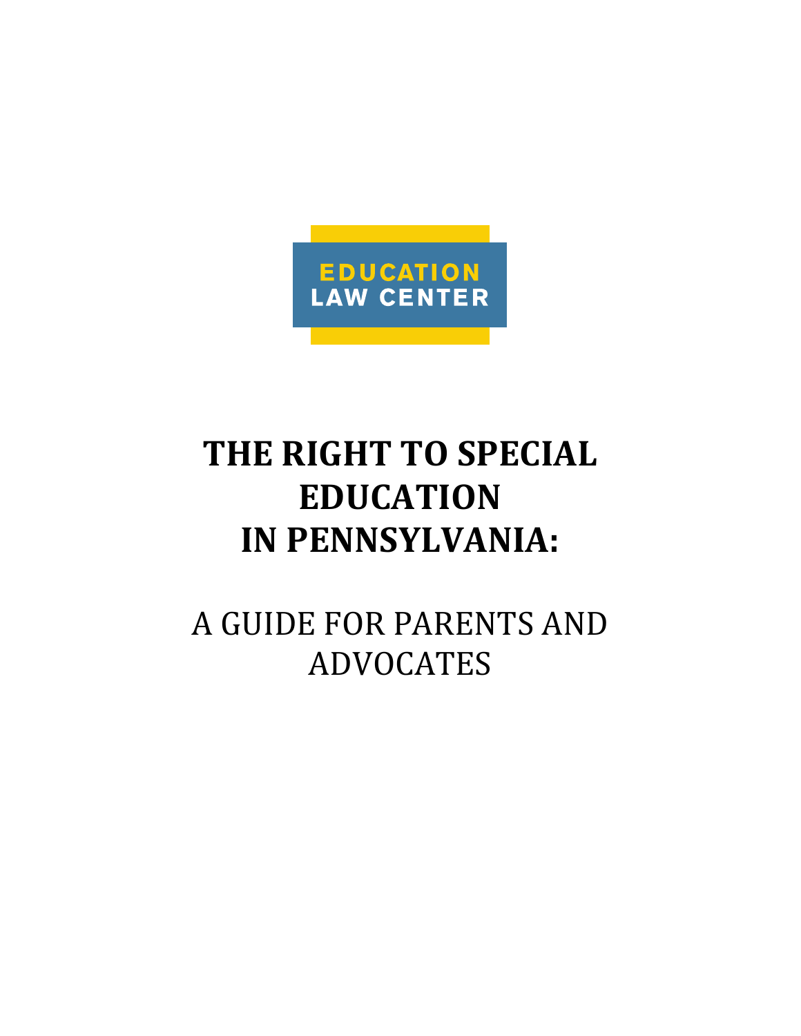EDUCATION
LAW CENTER

# THE RIGHT TO SPECIAL EDUCATION IN PENNSYLVANIA:

## A GUIDE FOR PARENTS AND ADVOCATES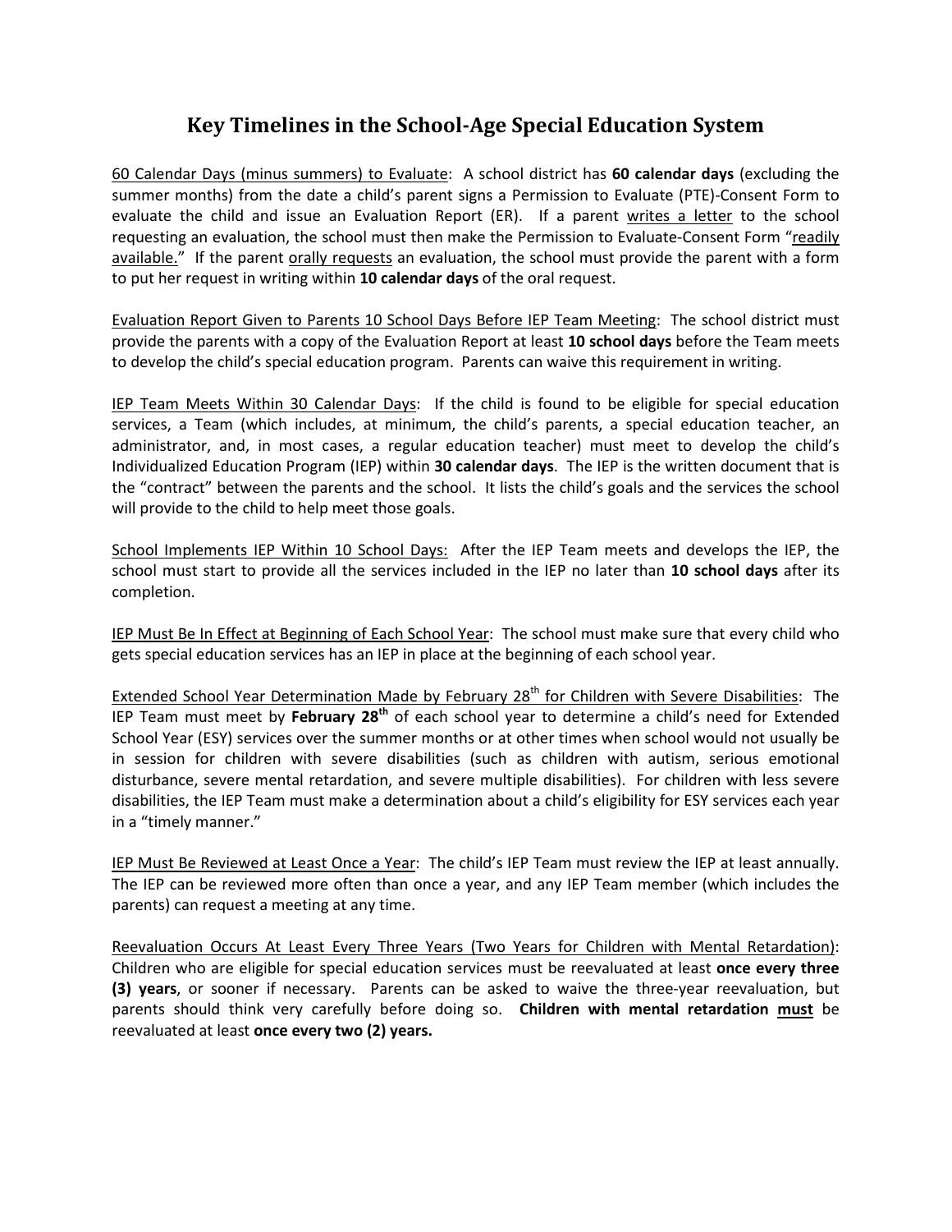# Key Timelines in the School-Age Special Education System

60 Calendar Days (minus summers) to Evaluate: A school district has **60 calendar days** (excluding the summer months) from the date a child's parent signs a Permission to Evaluate (PTE)-Consent Form to evaluate the child and issue an Evaluation Report (ER). If a parent writes a letter to the school requesting an evaluation, the school must then make the Permission to Evaluate-Consent Form "readily available." If the parent orally requests an evaluation, the school must provide the parent with a form to put her request in writing within **10 calendar days** of the oral request.

Evaluation Report Given to Parents 10 School Days Before IEP Team Meeting: The school district must provide the parents with a copy of the Evaluation Report at least **10 school days** before the Team meets to develop the child's special education program. Parents can waive this requirement in writing.

IEP Team Meets Within 30 Calendar Days: If the child is found to be eligible for special education services, a Team (which includes, at minimum, the child's parents, a special education teacher, an administrator, and, in most cases, a regular education teacher) must meet to develop the child's Individualized Education Program (IEP) within **30 calendar days**. The IEP is the written document that is the "contract" between the parents and the school. It lists the child's goals and the services the school will provide to the child to help meet those goals.

School Implements IEP Within 10 School Days: After the IEP Team meets and develops the IEP, the school must start to provide all the services included in the IEP no later than **10 school days** after its completion.

IEP Must Be In Effect at Beginning of Each School Year: The school must make sure that every child who gets special education services has an IEP in place at the beginning of each school year.

Extended School Year Determination Made by February 28th for Children with Severe Disabilities: The IEP Team must meet by **February 28th** of each school year to determine a child's need for Extended School Year (ESY) services over the summer months or at other times when school would not usually be in session for children with severe disabilities (such as children with autism, serious emotional disturbance, severe mental retardation, and severe multiple disabilities). For children with less severe disabilities, the IEP Team must make a determination about a child's eligibility for ESY services each year in a "timely manner."

IEP Must Be Reviewed at Least Once a Year: The child's IEP Team must review the IEP at least annually. The IEP can be reviewed more often than once a year, and any IEP Team member (which includes the parents) can request a meeting at any time.

Reevaluation Occurs At Least Every Three Years (Two Years for Children with Mental Retardation): Children who are eligible for special education services must be reevaluated at least **once every three (3) years**, or sooner if necessary. Parents can be asked to waive the three-year reevaluation, but parents should think very carefully before doing so. **Children with mental retardation must** be reevaluated at least **once every two (2) years.**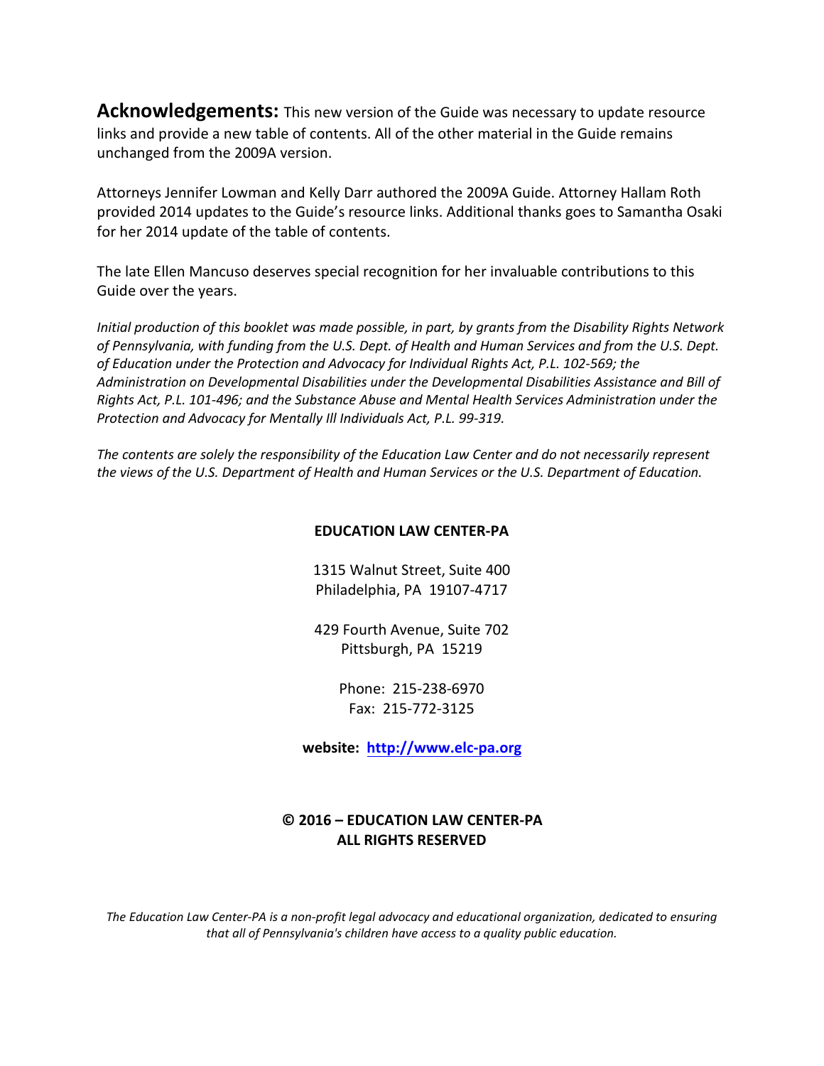**Acknowledgements:** This new version of the Guide was necessary to update resource links and provide a new table of contents. All of the other material in the Guide remains unchanged from the 2009A version.

Attorneys Jennifer Lowman and Kelly Darr authored the 2009A Guide. Attorney Hallam Roth provided 2014 updates to the Guide's resource links. Additional thanks goes to Samantha Osaki for her 2014 update of the table of contents.

The late Ellen Mancuso deserves special recognition for her invaluable contributions to this Guide over the years.

*Initial production of this booklet was made possible, in part, by grants from the Disability Rights Network of Pennsylvania, with funding from the U.S. Dept. of Health and Human Services and from the U.S. Dept. of Education under the Protection and Advocacy for Individual Rights Act, P.L. 102-569; the Administration on Developmental Disabilities under the Developmental Disabilities Assistance and Bill of Rights Act, P.L. 101-496; and the Substance Abuse and Mental Health Services Administration under the Protection and Advocacy for Mentally Ill Individuals Act, P.L. 99-319.*

*The contents are solely the responsibility of the Education Law Center and do not necessarily represent the views of the U.S. Department of Health and Human Services or the U.S. Department of Education.*

**EDUCATION LAW CENTER-PA**

1315 Walnut Street, Suite 400
Philadelphia, PA 19107-4717

429 Fourth Avenue, Suite 702
Pittsburgh, PA 15219

Phone: 215-238-6970
Fax: 215-772-3125

**website: http://www.elc-pa.org**

**© 2016 – EDUCATION LAW CENTER-PA**
**ALL RIGHTS RESERVED**

*The Education Law Center-PA is a non-profit legal advocacy and educational organization, dedicated to ensuring that all of Pennsylvania's children have access to a quality public education.*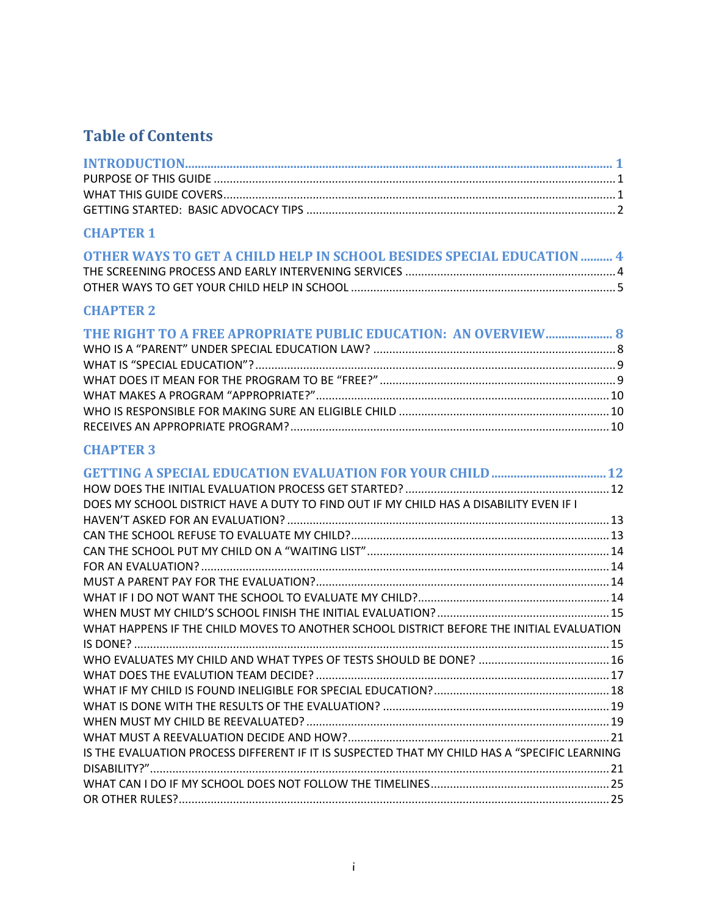# Table of Contents

**INTRODUCTION** ..... **1**
PURPOSE OF THIS GUIDE ..... 1
WHAT THIS GUIDE COVERS ..... 1
GETTING STARTED: BASIC ADVOCACY TIPS ..... 2

## CHAPTER 1

**OTHER WAYS TO GET A CHILD HELP IN SCHOOL BESIDES SPECIAL EDUCATION** ..... **4**
THE SCREENING PROCESS AND EARLY INTERVENING SERVICES ..... 4
OTHER WAYS TO GET YOUR CHILD HELP IN SCHOOL ..... 5

## CHAPTER 2

**THE RIGHT TO A FREE APROPRIATE PUBLIC EDUCATION: AN OVERVIEW** ..... **8**
WHO IS A "PARENT" UNDER SPECIAL EDUCATION LAW? ..... 8
WHAT IS "SPECIAL EDUCATION"? ..... 9
WHAT DOES IT MEAN FOR THE PROGRAM TO BE "FREE?" ..... 9
WHAT MAKES A PROGRAM "APPROPRIATE?" ..... 10
WHO IS RESPONSIBLE FOR MAKING SURE AN ELIGIBLE CHILD ..... 10
RECEIVES AN APPROPRIATE PROGRAM? ..... 10

## CHAPTER 3

**GETTING A SPECIAL EDUCATION EVALUATION FOR YOUR CHILD** ..... **12**
HOW DOES THE INITIAL EVALUATION PROCESS GET STARTED? ..... 12
DOES MY SCHOOL DISTRICT HAVE A DUTY TO FIND OUT IF MY CHILD HAS A DISABILITY EVEN IF I HAVEN'T ASKED FOR AN EVALUATION? ..... 13
CAN THE SCHOOL REFUSE TO EVALUATE MY CHILD? ..... 13
CAN THE SCHOOL PUT MY CHILD ON A "WAITING LIST" ..... 14
FOR AN EVALUATION? ..... 14
MUST A PARENT PAY FOR THE EVALUATION? ..... 14
WHAT IF I DO NOT WANT THE SCHOOL TO EVALUATE MY CHILD? ..... 14
WHEN MUST MY CHILD'S SCHOOL FINISH THE INITIAL EVALUATION? ..... 15
WHAT HAPPENS IF THE CHILD MOVES TO ANOTHER SCHOOL DISTRICT BEFORE THE INITIAL EVALUATION IS DONE? ..... 15
WHO EVALUATES MY CHILD AND WHAT TYPES OF TESTS SHOULD BE DONE? ..... 16
WHAT DOES THE EVALUTION TEAM DECIDE? ..... 17
WHAT IF MY CHILD IS FOUND INELIGIBLE FOR SPECIAL EDUCATION? ..... 18
WHAT IS DONE WITH THE RESULTS OF THE EVALUATION? ..... 19
WHEN MUST MY CHILD BE REEVALUATED? ..... 19
WHAT MUST A REEVALUATION DECIDE AND HOW? ..... 21
IS THE EVALUATION PROCESS DIFFERENT IF IT IS SUSPECTED THAT MY CHILD HAS A "SPECIFIC LEARNING DISABILITY?" ..... 21
WHAT CAN I DO IF MY SCHOOL DOES NOT FOLLOW THE TIMELINES ..... 25
OR OTHER RULES? ..... 25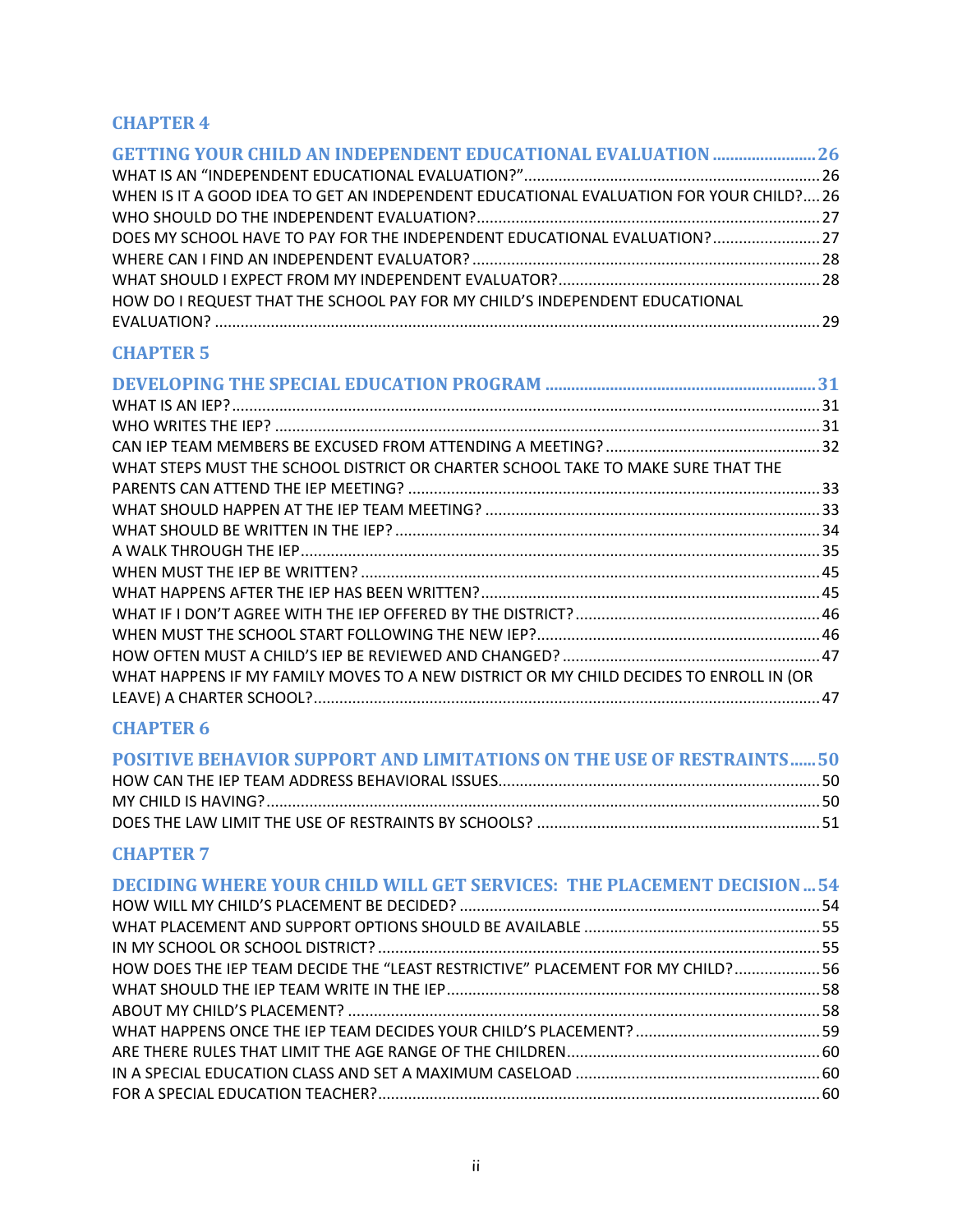## CHAPTER 4

**GETTING YOUR CHILD AN INDEPENDENT EDUCATIONAL EVALUATION ........................ 26**

WHAT IS AN "INDEPENDENT EDUCATIONAL EVALUATION?" .................................................................... 26

WHEN IS IT A GOOD IDEA TO GET AN INDEPENDENT EDUCATIONAL EVALUATION FOR YOUR CHILD? .... 26

WHO SHOULD DO THE INDEPENDENT EVALUATION? ............................................................................... 27

DOES MY SCHOOL HAVE TO PAY FOR THE INDEPENDENT EDUCATIONAL EVALUATION? ......................... 27

WHERE CAN I FIND AN INDEPENDENT EVALUATOR? ................................................................................ 28

WHAT SHOULD I EXPECT FROM MY INDEPENDENT EVALUATOR? ............................................................ 28

HOW DO I REQUEST THAT THE SCHOOL PAY FOR MY CHILD'S INDEPENDENT EDUCATIONAL EVALUATION? ........................................................................................................................................... 29

## CHAPTER 5

**DEVELOPING THE SPECIAL EDUCATION PROGRAM .............................................................. 31**

WHAT IS AN IEP? ........................................................................................................................................ 31

WHO WRITES THE IEP? .............................................................................................................................. 31

CAN IEP TEAM MEMBERS BE EXCUSED FROM ATTENDING A MEETING? .................................................. 32

WHAT STEPS MUST THE SCHOOL DISTRICT OR CHARTER SCHOOL TAKE TO MAKE SURE THAT THE PARENTS CAN ATTEND THE IEP MEETING? ................................................................................................ 33

WHAT SHOULD HAPPEN AT THE IEP TEAM MEETING? .............................................................................. 33

WHAT SHOULD BE WRITTEN IN THE IEP? .................................................................................................. 34

A WALK THROUGH THE IEP ........................................................................................................................ 35

WHEN MUST THE IEP BE WRITTEN? .......................................................................................................... 45

WHAT HAPPENS AFTER THE IEP HAS BEEN WRITTEN? ............................................................................... 45

WHAT IF I DON'T AGREE WITH THE IEP OFFERED BY THE DISTRICT? ......................................................... 46

WHEN MUST THE SCHOOL START FOLLOWING THE NEW IEP? .................................................................. 46

HOW OFTEN MUST A CHILD'S IEP BE REVIEWED AND CHANGED? ............................................................ 47

WHAT HAPPENS IF MY FAMILY MOVES TO A NEW DISTRICT OR MY CHILD DECIDES TO ENROLL IN (OR LEAVE) A CHARTER SCHOOL? ...................................................................................................................... 47

## CHAPTER 6

**POSITIVE BEHAVIOR SUPPORT AND LIMITATIONS ON THE USE OF RESTRAINTS ...... 50**

HOW CAN THE IEP TEAM ADDRESS BEHAVIORAL ISSUES .......................................................................... 50

MY CHILD IS HAVING? ................................................................................................................................ 50

DOES THE LAW LIMIT THE USE OF RESTRAINTS BY SCHOOLS? .................................................................. 51

## CHAPTER 7

**DECIDING WHERE YOUR CHILD WILL GET SERVICES: THE PLACEMENT DECISION ... 54**

HOW WILL MY CHILD'S PLACEMENT BE DECIDED? .................................................................................... 54

WHAT PLACEMENT AND SUPPORT OPTIONS SHOULD BE AVAILABLE ....................................................... 55

IN MY SCHOOL OR SCHOOL DISTRICT? ....................................................................................................... 55

HOW DOES THE IEP TEAM DECIDE THE "LEAST RESTRICTIVE" PLACEMENT FOR MY CHILD? .................... 56

WHAT SHOULD THE IEP TEAM WRITE IN THE IEP ...................................................................................... 58

ABOUT MY CHILD'S PLACEMENT? ............................................................................................................. 58

WHAT HAPPENS ONCE THE IEP TEAM DECIDES YOUR CHILD'S PLACEMENT? ........................................... 59

ARE THERE RULES THAT LIMIT THE AGE RANGE OF THE CHILDREN ........................................................... 60

IN A SPECIAL EDUCATION CLASS AND SET A MAXIMUM CASELOAD ......................................................... 60

FOR A SPECIAL EDUCATION TEACHER? ...................................................................................................... 60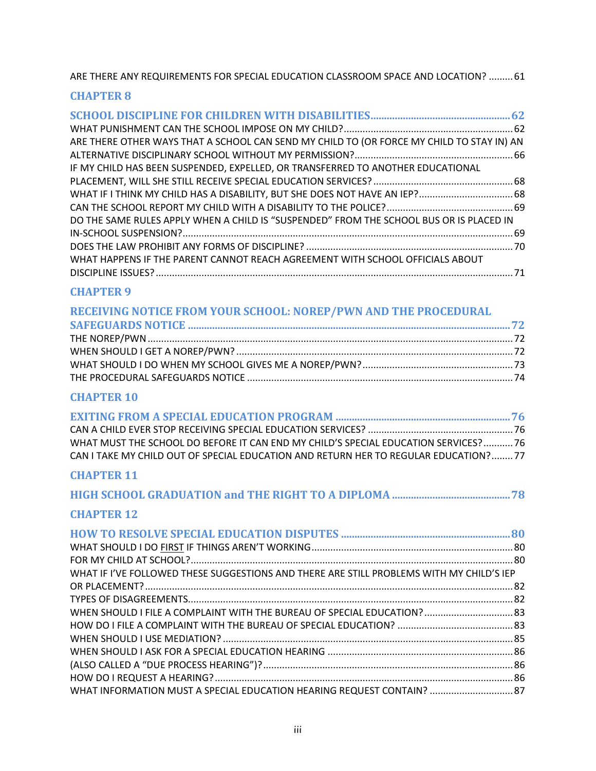ARE THERE ANY REQUIREMENTS FOR SPECIAL EDUCATION CLASSROOM SPACE AND LOCATION? ......... 61

**CHAPTER 8**

**SCHOOL DISCIPLINE FOR CHILDREN WITH DISABILITIES .................................................. 62**

WHAT PUNISHMENT CAN THE SCHOOL IMPOSE ON MY CHILD? ............................................................. 62

ARE THERE OTHER WAYS THAT A SCHOOL CAN SEND MY CHILD TO (OR FORCE MY CHILD TO STAY IN) AN ALTERNATIVE DISCIPLINARY SCHOOL WITHOUT MY PERMISSION? ......................................................... 66

IF MY CHILD HAS BEEN SUSPENDED, EXPELLED, OR TRANSFERRED TO ANOTHER EDUCATIONAL PLACEMENT, WILL SHE STILL RECEIVE SPECIAL EDUCATION SERVICES? ................................................... 68

WHAT IF I THINK MY CHILD HAS A DISABILITY, BUT SHE DOES NOT HAVE AN IEP? .................................. 68

CAN THE SCHOOL REPORT MY CHILD WITH A DISABILITY TO THE POLICE? .............................................. 69

DO THE SAME RULES APPLY WHEN A CHILD IS "SUSPENDED" FROM THE SCHOOL BUS OR IS PLACED IN IN-SCHOOL SUSPENSION? .......................................................................................................................... 69

DOES THE LAW PROHIBIT ANY FORMS OF DISCIPLINE? ............................................................................ 70

WHAT HAPPENS IF THE PARENT CANNOT REACH AGREEMENT WITH SCHOOL OFFICIALS ABOUT DISCIPLINE ISSUES? ................................................................................................................................... 71

**CHAPTER 9**

**RECEIVING NOTICE FROM YOUR SCHOOL: NOREP/PWN AND THE PROCEDURAL SAFEGUARDS NOTICE ....................................................................................................................... 72**

THE NOREP/PWN ...................................................................................................................................... 72

WHEN SHOULD I GET A NOREP/PWN? ...................................................................................................... 72

WHAT SHOULD I DO WHEN MY SCHOOL GIVES ME A NOREP/PWN? ....................................................... 73

THE PROCEDURAL SAFEGUARDS NOTICE .................................................................................................. 74

**CHAPTER 10**

**EXITING FROM A SPECIAL EDUCATION PROGRAM ............................................................... 76**

CAN A CHILD EVER STOP RECEIVING SPECIAL EDUCATION SERVICES? ..................................................... 76

WHAT MUST THE SCHOOL DO BEFORE IT CAN END MY CHILD'S SPECIAL EDUCATION SERVICES? ........... 76

CAN I TAKE MY CHILD OUT OF SPECIAL EDUCATION AND RETURN HER TO REGULAR EDUCATION? ........ 77

**CHAPTER 11**

**HIGH SCHOOL GRADUATION and THE RIGHT TO A DIPLOMA ........................................... 78**

**CHAPTER 12**

**HOW TO RESOLVE SPECIAL EDUCATION DISPUTES ............................................................. 80**

WHAT SHOULD I DO FIRST IF THINGS AREN'T WORKING .......................................................................... 80

FOR MY CHILD AT SCHOOL? ...................................................................................................................... 80

WHAT IF I'VE FOLLOWED THESE SUGGESTIONS AND THERE ARE STILL PROBLEMS WITH MY CHILD'S IEP OR PLACEMENT? ....................................................................................................................................... 82

TYPES OF DISAGREEMENTS ....................................................................................................................... 82

WHEN SHOULD I FILE A COMPLAINT WITH THE BUREAU OF SPECIAL EDUCATION? ................................. 83

HOW DO I FILE A COMPLAINT WITH THE BUREAU OF SPECIAL EDUCATION? ........................................... 83

WHEN SHOULD I USE MEDIATION? .......................................................................................................... 85

WHEN SHOULD I ASK FOR A SPECIAL EDUCATION HEARING .................................................................... 86

(ALSO CALLED A "DUE PROCESS HEARING")? ............................................................................................ 86

HOW DO I REQUEST A HEARING? ............................................................................................................. 86

WHAT INFORMATION MUST A SPECIAL EDUCATION HEARING REQUEST CONTAIN? ............................... 87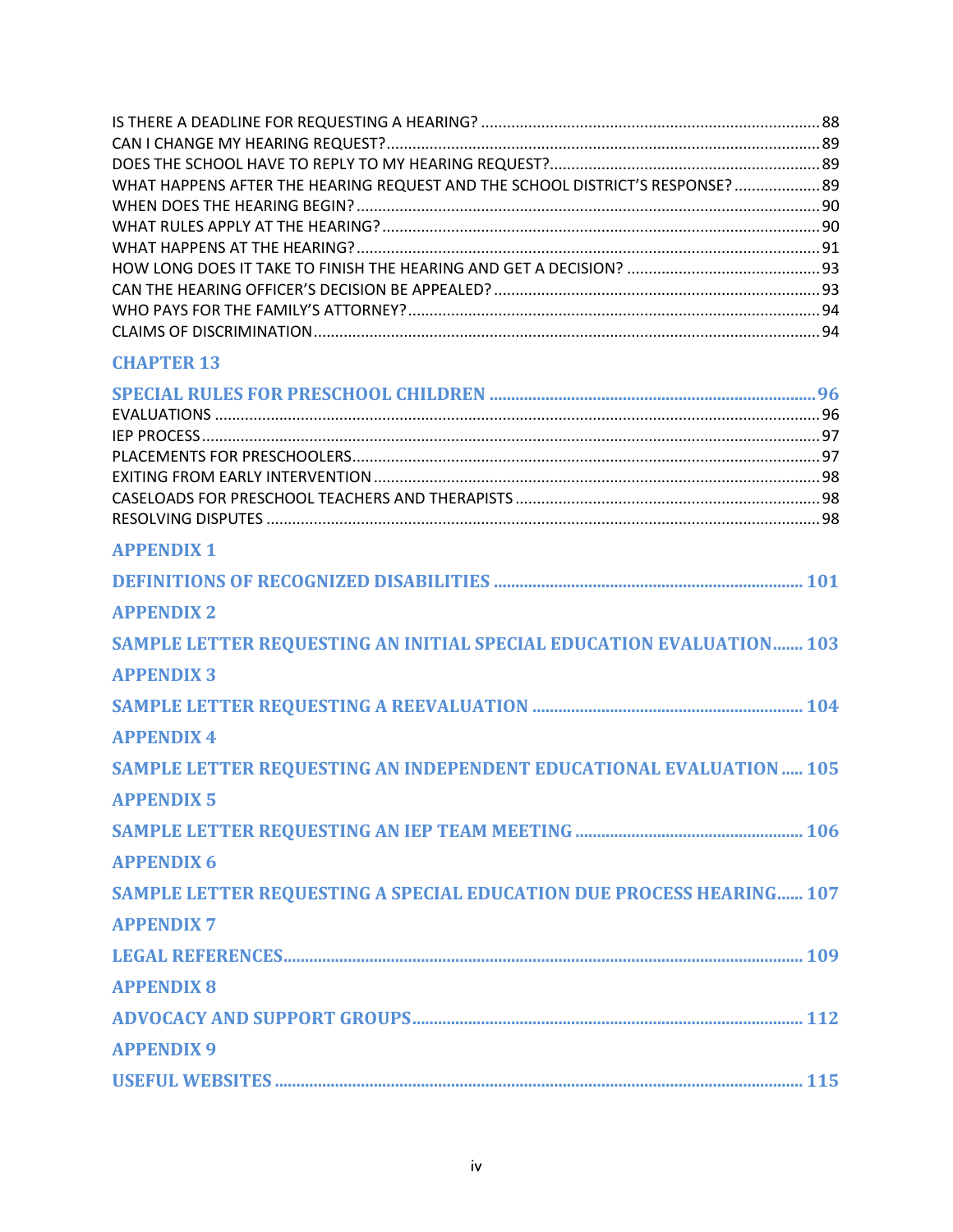IS THERE A DEADLINE FOR REQUESTING A HEARING? .... 88
CAN I CHANGE MY HEARING REQUEST? .... 89
DOES THE SCHOOL HAVE TO REPLY TO MY HEARING REQUEST? .... 89
WHAT HAPPENS AFTER THE HEARING REQUEST AND THE SCHOOL DISTRICT'S RESPONSE? .... 89
WHEN DOES THE HEARING BEGIN? .... 90
WHAT RULES APPLY AT THE HEARING? .... 90
WHAT HAPPENS AT THE HEARING? .... 91
HOW LONG DOES IT TAKE TO FINISH THE HEARING AND GET A DECISION? .... 93
CAN THE HEARING OFFICER'S DECISION BE APPEALED? .... 93
WHO PAYS FOR THE FAMILY'S ATTORNEY? .... 94
CLAIMS OF DISCRIMINATION .... 94

**CHAPTER 13**

**SPECIAL RULES FOR PRESCHOOL CHILDREN .... 96**

EVALUATIONS .... 96
IEP PROCESS .... 97
PLACEMENTS FOR PRESCHOOLERS .... 97
EXITING FROM EARLY INTERVENTION .... 98
CASELOADS FOR PRESCHOOL TEACHERS AND THERAPISTS .... 98
RESOLVING DISPUTES .... 98

**APPENDIX 1**

**DEFINITIONS OF RECOGNIZED DISABILITIES .... 101**

**APPENDIX 2**

**SAMPLE LETTER REQUESTING AN INITIAL SPECIAL EDUCATION EVALUATION .... 103**

**APPENDIX 3**

**SAMPLE LETTER REQUESTING A REEVALUATION .... 104**

**APPENDIX 4**

**SAMPLE LETTER REQUESTING AN INDEPENDENT EDUCATIONAL EVALUATION .... 105**

**APPENDIX 5**

**SAMPLE LETTER REQUESTING AN IEP TEAM MEETING .... 106**

**APPENDIX 6**

**SAMPLE LETTER REQUESTING A SPECIAL EDUCATION DUE PROCESS HEARING .... 107**

**APPENDIX 7**

**LEGAL REFERENCES .... 109**

**APPENDIX 8**

**ADVOCACY AND SUPPORT GROUPS .... 112**

**APPENDIX 9**

**USEFUL WEBSITES .... 115**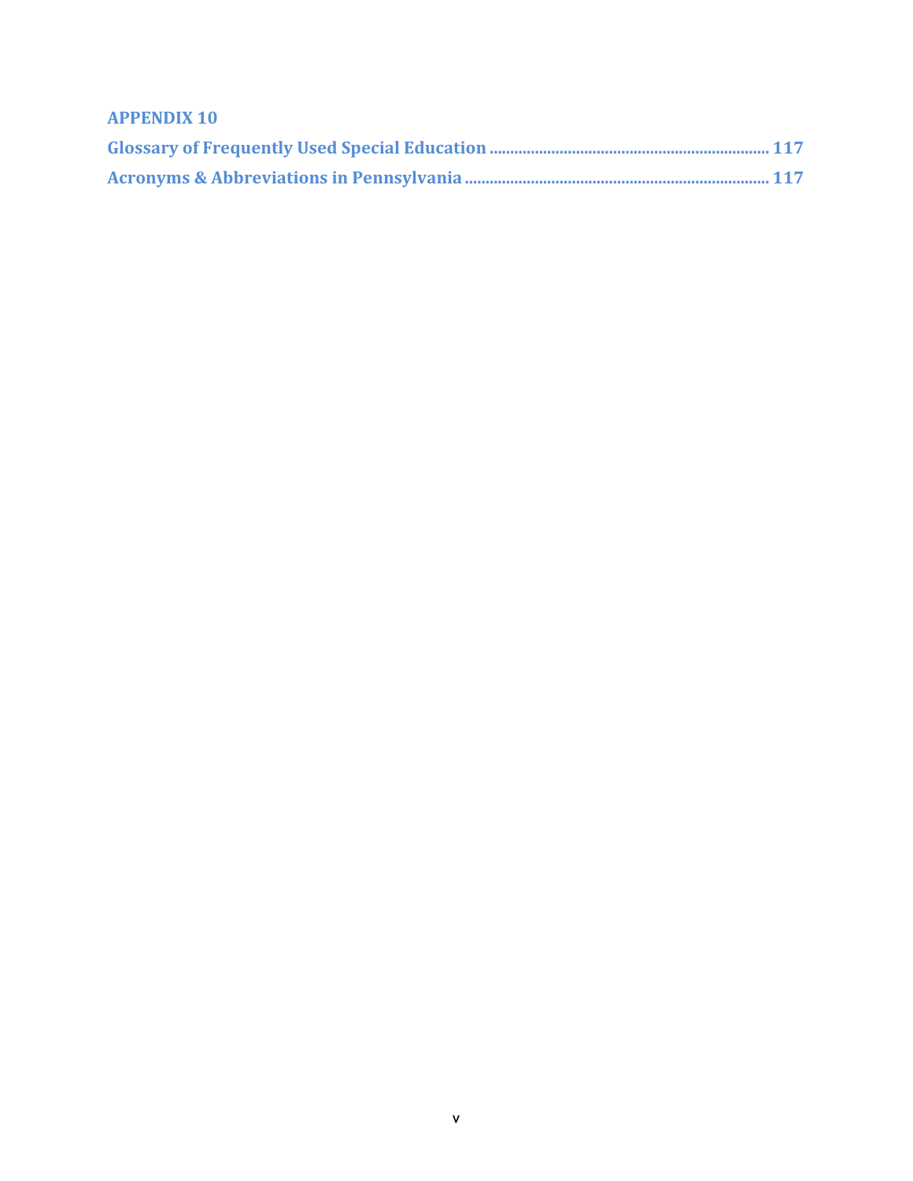**APPENDIX 10**

**Glossary of Frequently Used Special Education** ........................................................................ **117**

**Acronyms & Abbreviations in Pennsylvania** ............................................................................... **117**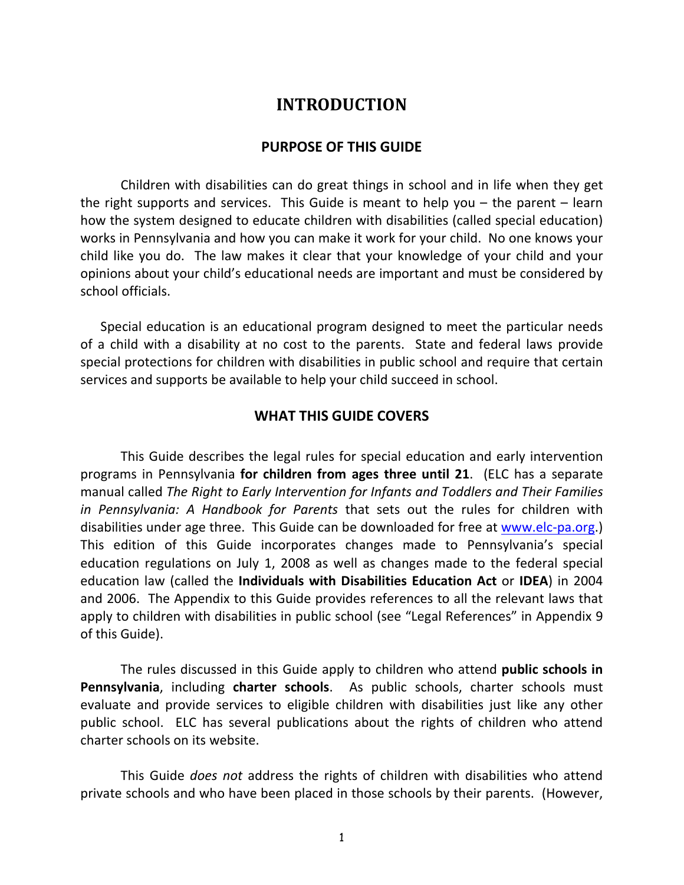# INTRODUCTION

## PURPOSE OF THIS GUIDE

Children with disabilities can do great things in school and in life when they get the right supports and services. This Guide is meant to help you – the parent – learn how the system designed to educate children with disabilities (called special education) works in Pennsylvania and how you can make it work for your child. No one knows your child like you do. The law makes it clear that your knowledge of your child and your opinions about your child's educational needs are important and must be considered by school officials.

Special education is an educational program designed to meet the particular needs of a child with a disability at no cost to the parents. State and federal laws provide special protections for children with disabilities in public school and require that certain services and supports be available to help your child succeed in school.

## WHAT THIS GUIDE COVERS

This Guide describes the legal rules for special education and early intervention programs in Pennsylvania **for children from ages three until 21**. (ELC has a separate manual called *The Right to Early Intervention for Infants and Toddlers and Their Families in Pennsylvania: A Handbook for Parents* that sets out the rules for children with disabilities under age three. This Guide can be downloaded for free at www.elc-pa.org.) This edition of this Guide incorporates changes made to Pennsylvania's special education regulations on July 1, 2008 as well as changes made to the federal special education law (called the **Individuals with Disabilities Education Act** or **IDEA**) in 2004 and 2006. The Appendix to this Guide provides references to all the relevant laws that apply to children with disabilities in public school (see "Legal References" in Appendix 9 of this Guide).

The rules discussed in this Guide apply to children who attend **public schools in Pennsylvania**, including **charter schools**. As public schools, charter schools must evaluate and provide services to eligible children with disabilities just like any other public school. ELC has several publications about the rights of children who attend charter schools on its website.

This Guide *does not* address the rights of children with disabilities who attend private schools and who have been placed in those schools by their parents. (However,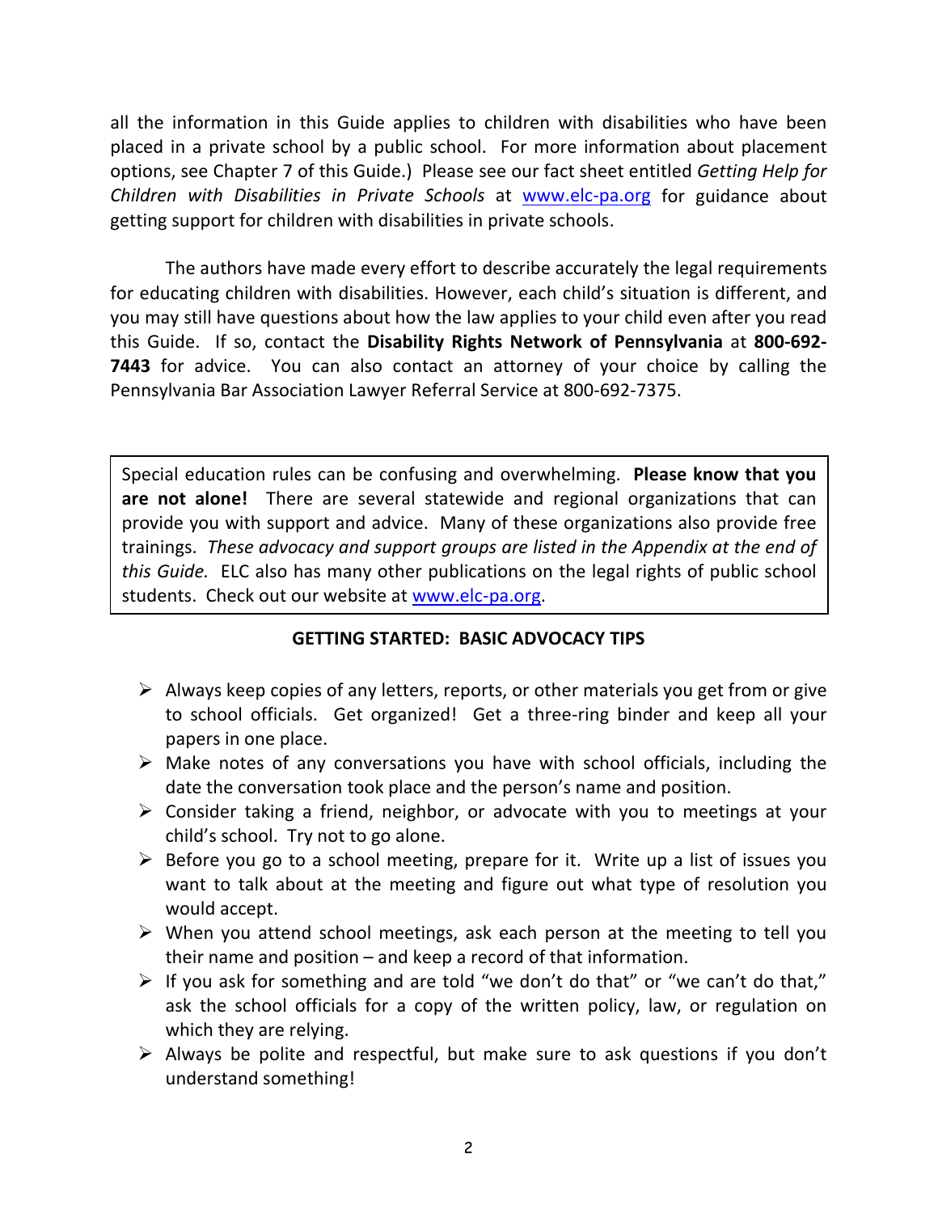all the information in this Guide applies to children with disabilities who have been placed in a private school by a public school. For more information about placement options, see Chapter 7 of this Guide.) Please see our fact sheet entitled *Getting Help for Children with Disabilities in Private Schools* at [www.elc-pa.org](http://www.elc-pa.org) for guidance about getting support for children with disabilities in private schools.

The authors have made every effort to describe accurately the legal requirements for educating children with disabilities. However, each child's situation is different, and you may still have questions about how the law applies to your child even after you read this Guide. If so, contact the **Disability Rights Network of Pennsylvania** at **800-692-7443** for advice. You can also contact an attorney of your choice by calling the Pennsylvania Bar Association Lawyer Referral Service at 800-692-7375.

> Special education rules can be confusing and overwhelming. **Please know that you are not alone!** There are several statewide and regional organizations that can provide you with support and advice. Many of these organizations also provide free trainings. *These advocacy and support groups are listed in the Appendix at the end of this Guide.* ELC also has many other publications on the legal rights of public school students. Check out our website at [www.elc-pa.org](http://www.elc-pa.org).

## GETTING STARTED: BASIC ADVOCACY TIPS

- Always keep copies of any letters, reports, or other materials you get from or give to school officials. Get organized! Get a three-ring binder and keep all your papers in one place.
- Make notes of any conversations you have with school officials, including the date the conversation took place and the person's name and position.
- Consider taking a friend, neighbor, or advocate with you to meetings at your child's school. Try not to go alone.
- Before you go to a school meeting, prepare for it. Write up a list of issues you want to talk about at the meeting and figure out what type of resolution you would accept.
- When you attend school meetings, ask each person at the meeting to tell you their name and position – and keep a record of that information.
- If you ask for something and are told "we don't do that" or "we can't do that," ask the school officials for a copy of the written policy, law, or regulation on which they are relying.
- Always be polite and respectful, but make sure to ask questions if you don't understand something!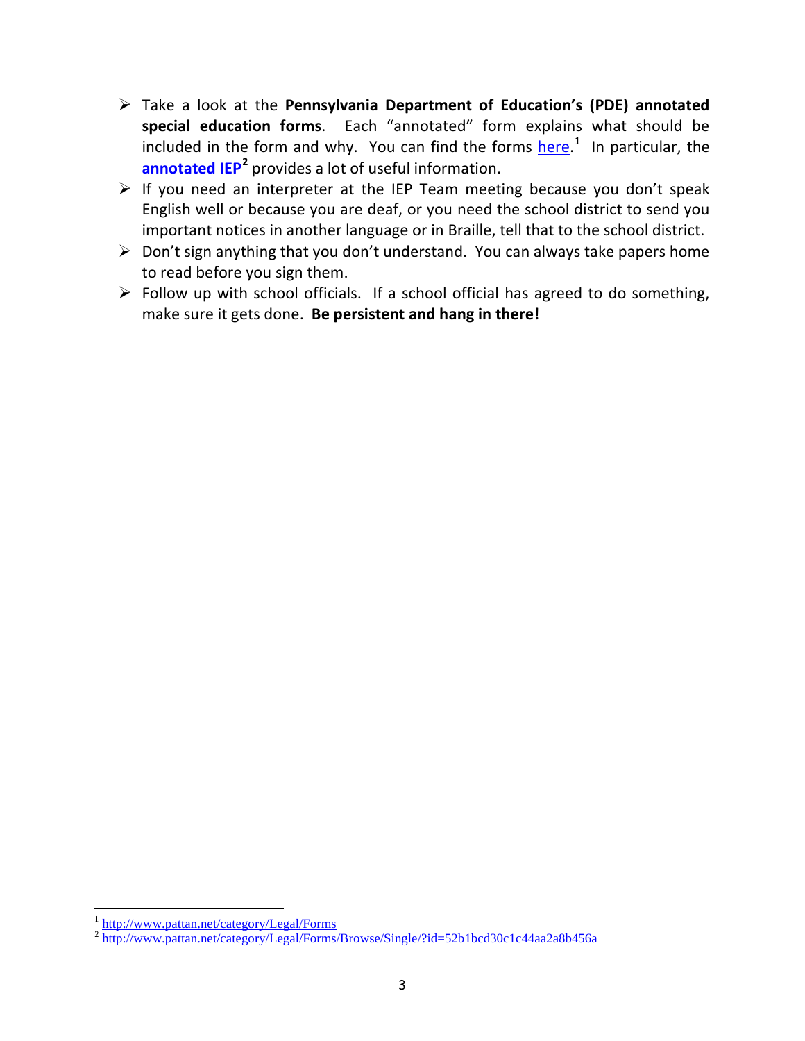- Take a look at the **Pennsylvania Department of Education's (PDE) annotated special education forms**. Each "annotated" form explains what should be included in the form and why. You can find the forms here.[1] In particular, the **annotated IEP**[2] provides a lot of useful information.
- If you need an interpreter at the IEP Team meeting because you don't speak English well or because you are deaf, or you need the school district to send you important notices in another language or in Braille, tell that to the school district.
- Don't sign anything that you don't understand. You can always take papers home to read before you sign them.
- Follow up with school officials. If a school official has agreed to do something, make sure it gets done. **Be persistent and hang in there!**

---

[1] http://www.pattan.net/category/Legal/Forms
[2] http://www.pattan.net/category/Legal/Forms/Browse/Single/?id=52b1bcd30c1c44aa2a8b456a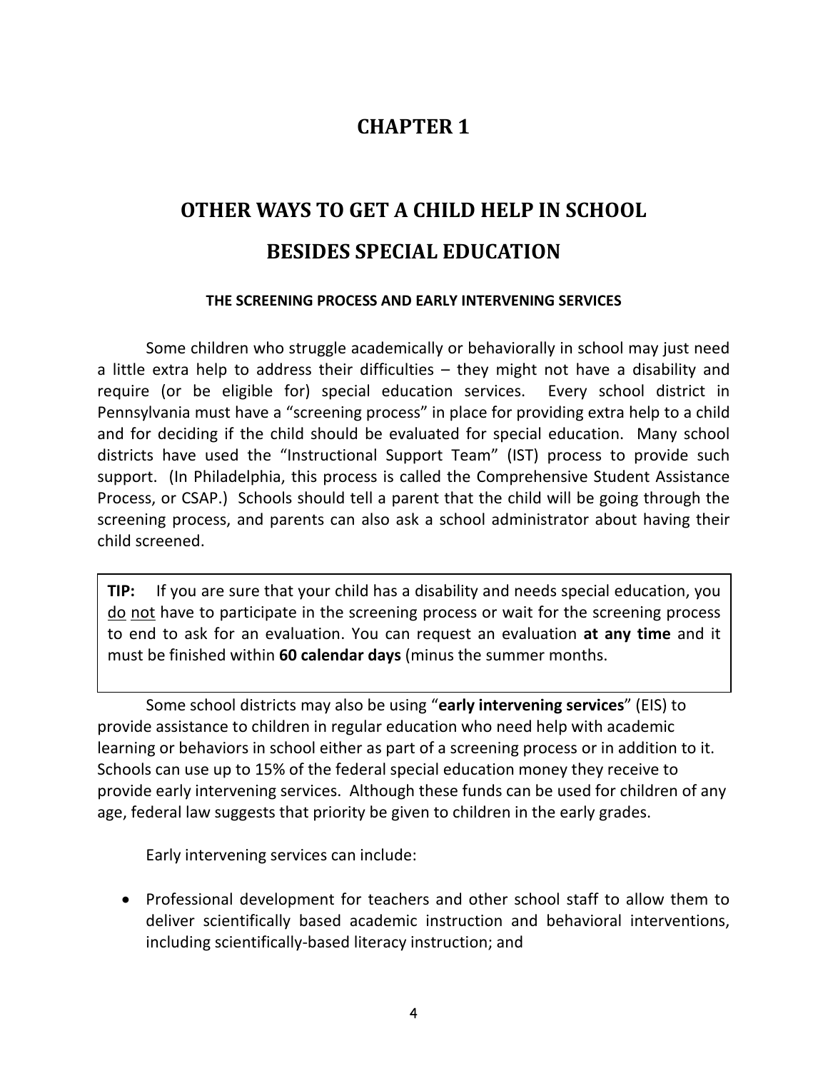# CHAPTER 1

# OTHER WAYS TO GET A CHILD HELP IN SCHOOL BESIDES SPECIAL EDUCATION

### THE SCREENING PROCESS AND EARLY INTERVENING SERVICES

Some children who struggle academically or behaviorally in school may just need a little extra help to address their difficulties – they might not have a disability and require (or be eligible for) special education services. Every school district in Pennsylvania must have a "screening process" in place for providing extra help to a child and for deciding if the child should be evaluated for special education. Many school districts have used the "Instructional Support Team" (IST) process to provide such support. (In Philadelphia, this process is called the Comprehensive Student Assistance Process, or CSAP.) Schools should tell a parent that the child will be going through the screening process, and parents can also ask a school administrator about having their child screened.

> **TIP:** If you are sure that your child has a disability and needs special education, you <u>do</u> <u>not</u> have to participate in the screening process or wait for the screening process to end to ask for an evaluation. You can request an evaluation **at any time** and it must be finished within **60 calendar days** (minus the summer months.

Some school districts may also be using "**early intervening services**" (EIS) to provide assistance to children in regular education who need help with academic learning or behaviors in school either as part of a screening process or in addition to it. Schools can use up to 15% of the federal special education money they receive to provide early intervening services. Although these funds can be used for children of any age, federal law suggests that priority be given to children in the early grades.

Early intervening services can include:

- Professional development for teachers and other school staff to allow them to deliver scientifically based academic instruction and behavioral interventions, including scientifically-based literacy instruction; and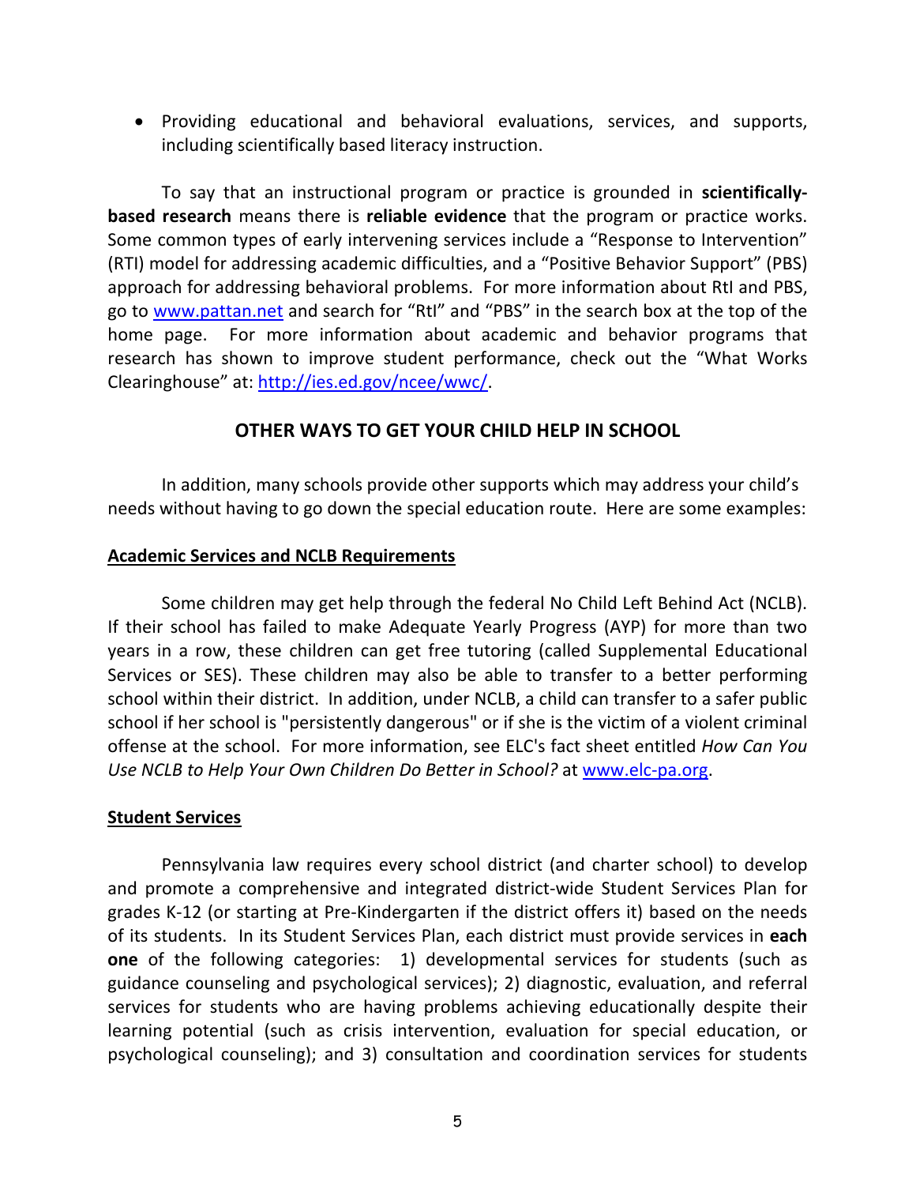- Providing educational and behavioral evaluations, services, and supports, including scientifically based literacy instruction.

To say that an instructional program or practice is grounded in **scientifically-based research** means there is **reliable evidence** that the program or practice works. Some common types of early intervening services include a "Response to Intervention" (RTI) model for addressing academic difficulties, and a "Positive Behavior Support" (PBS) approach for addressing behavioral problems. For more information about RtI and PBS, go to www.pattan.net and search for "RtI" and "PBS" in the search box at the top of the home page. For more information about academic and behavior programs that research has shown to improve student performance, check out the "What Works Clearinghouse" at: http://ies.ed.gov/ncee/wwc/.

## OTHER WAYS TO GET YOUR CHILD HELP IN SCHOOL

In addition, many schools provide other supports which may address your child's needs without having to go down the special education route. Here are some examples:

### Academic Services and NCLB Requirements

Some children may get help through the federal No Child Left Behind Act (NCLB). If their school has failed to make Adequate Yearly Progress (AYP) for more than two years in a row, these children can get free tutoring (called Supplemental Educational Services or SES). These children may also be able to transfer to a better performing school within their district. In addition, under NCLB, a child can transfer to a safer public school if her school is "persistently dangerous" or if she is the victim of a violent criminal offense at the school. For more information, see ELC's fact sheet entitled *How Can You Use NCLB to Help Your Own Children Do Better in School?* at www.elc-pa.org.

### Student Services

Pennsylvania law requires every school district (and charter school) to develop and promote a comprehensive and integrated district-wide Student Services Plan for grades K-12 (or starting at Pre-Kindergarten if the district offers it) based on the needs of its students. In its Student Services Plan, each district must provide services in **each one** of the following categories: 1) developmental services for students (such as guidance counseling and psychological services); 2) diagnostic, evaluation, and referral services for students who are having problems achieving educationally despite their learning potential (such as crisis intervention, evaluation for special education, or psychological counseling); and 3) consultation and coordination services for students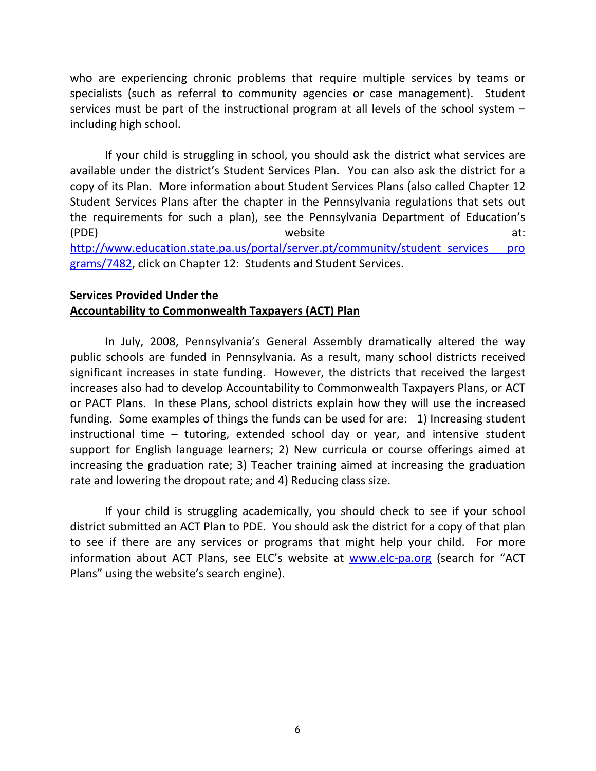who are experiencing chronic problems that require multiple services by teams or specialists (such as referral to community agencies or case management). Student services must be part of the instructional program at all levels of the school system – including high school.

If your child is struggling in school, you should ask the district what services are available under the district's Student Services Plan. You can also ask the district for a copy of its Plan. More information about Student Services Plans (also called Chapter 12 Student Services Plans after the chapter in the Pennsylvania regulations that sets out the requirements for such a plan), see the Pennsylvania Department of Education's (PDE) website at: http://www.education.state.pa.us/portal/server.pt/community/student_services___programs/7482, click on Chapter 12: Students and Student Services.

**Services Provided Under the**
**Accountability to Commonwealth Taxpayers (ACT) Plan**

In July, 2008, Pennsylvania's General Assembly dramatically altered the way public schools are funded in Pennsylvania. As a result, many school districts received significant increases in state funding. However, the districts that received the largest increases also had to develop Accountability to Commonwealth Taxpayers Plans, or ACT or PACT Plans. In these Plans, school districts explain how they will use the increased funding. Some examples of things the funds can be used for are: 1) Increasing student instructional time – tutoring, extended school day or year, and intensive student support for English language learners; 2) New curricula or course offerings aimed at increasing the graduation rate; 3) Teacher training aimed at increasing the graduation rate and lowering the dropout rate; and 4) Reducing class size.

If your child is struggling academically, you should check to see if your school district submitted an ACT Plan to PDE. You should ask the district for a copy of that plan to see if there are any services or programs that might help your child. For more information about ACT Plans, see ELC's website at www.elc-pa.org (search for "ACT Plans" using the website's search engine).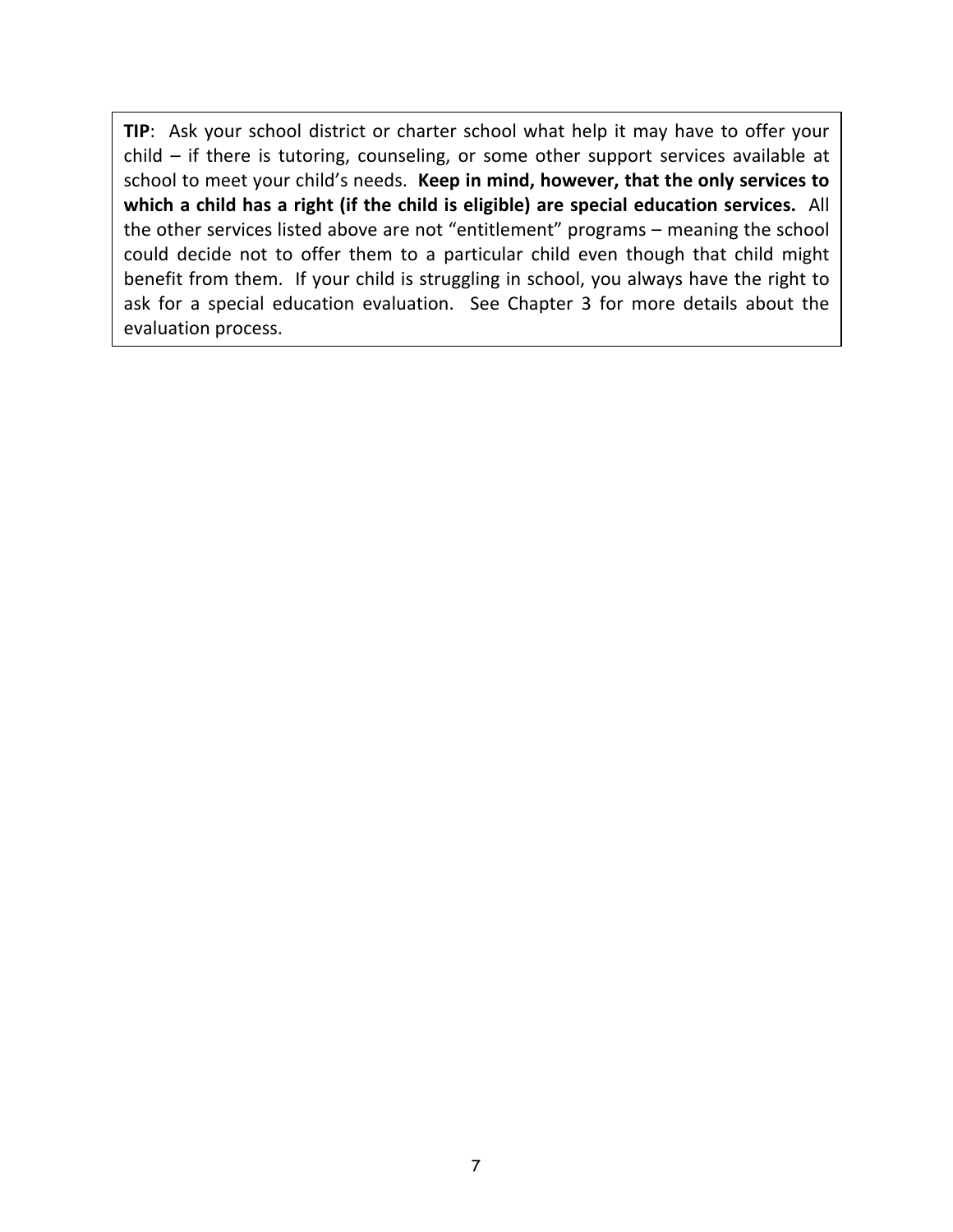**TIP**: Ask your school district or charter school what help it may have to offer your child – if there is tutoring, counseling, or some other support services available at school to meet your child's needs. **Keep in mind, however, that the only services to which a child has a right (if the child is eligible) are special education services.** All the other services listed above are not "entitlement" programs – meaning the school could decide not to offer them to a particular child even though that child might benefit from them. If your child is struggling in school, you always have the right to ask for a special education evaluation. See Chapter 3 for more details about the evaluation process.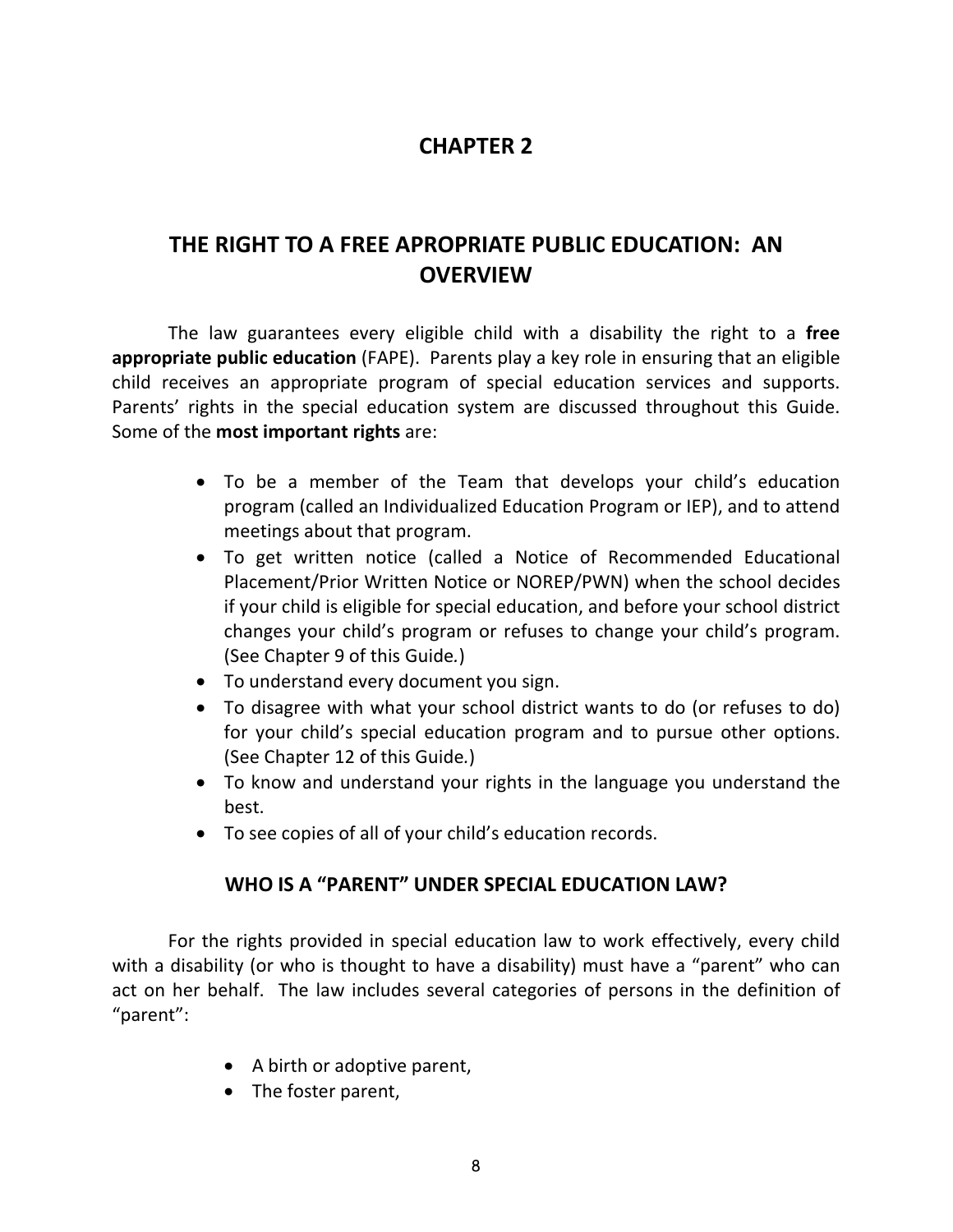# CHAPTER 2

# THE RIGHT TO A FREE APROPRIATE PUBLIC EDUCATION: AN OVERVIEW

The law guarantees every eligible child with a disability the right to a **free appropriate public education** (FAPE). Parents play a key role in ensuring that an eligible child receives an appropriate program of special education services and supports. Parents' rights in the special education system are discussed throughout this Guide. Some of the **most important rights** are:

- To be a member of the Team that develops your child's education program (called an Individualized Education Program or IEP), and to attend meetings about that program.
- To get written notice (called a Notice of Recommended Educational Placement/Prior Written Notice or NOREP/PWN) when the school decides if your child is eligible for special education, and before your school district changes your child's program or refuses to change your child's program. (See Chapter 9 of this Guide.)
- To understand every document you sign.
- To disagree with what your school district wants to do (or refuses to do) for your child's special education program and to pursue other options. (See Chapter 12 of this Guide.)
- To know and understand your rights in the language you understand the best.
- To see copies of all of your child's education records.

## WHO IS A "PARENT" UNDER SPECIAL EDUCATION LAW?

For the rights provided in special education law to work effectively, every child with a disability (or who is thought to have a disability) must have a "parent" who can act on her behalf. The law includes several categories of persons in the definition of "parent":

- A birth or adoptive parent,
- The foster parent,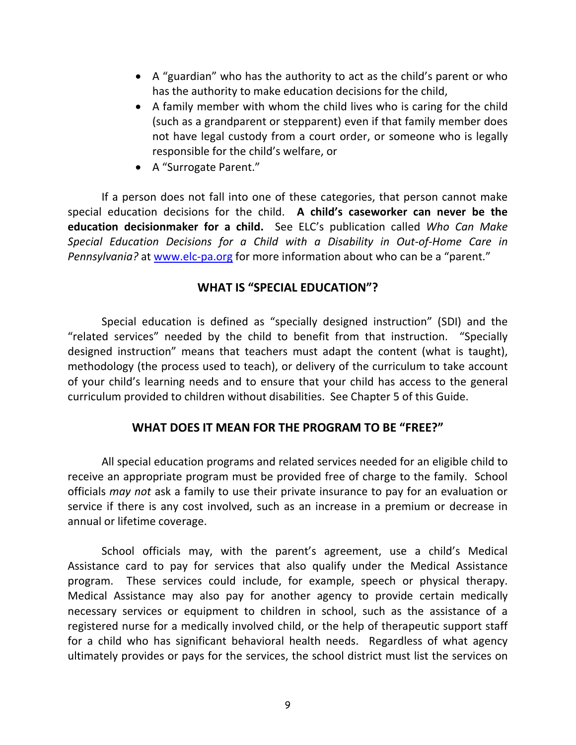- A "guardian" who has the authority to act as the child's parent or who has the authority to make education decisions for the child,
- A family member with whom the child lives who is caring for the child (such as a grandparent or stepparent) even if that family member does not have legal custody from a court order, or someone who is legally responsible for the child's welfare, or
- A "Surrogate Parent."

If a person does not fall into one of these categories, that person cannot make special education decisions for the child. **A child's caseworker can never be the education decisionmaker for a child.** See ELC's publication called *Who Can Make Special Education Decisions for a Child with a Disability in Out-of-Home Care in Pennsylvania?* at [www.elc-pa.org](www.elc-pa.org) for more information about who can be a "parent."

## WHAT IS "SPECIAL EDUCATION"?

Special education is defined as "specially designed instruction" (SDI) and the "related services" needed by the child to benefit from that instruction. "Specially designed instruction" means that teachers must adapt the content (what is taught), methodology (the process used to teach), or delivery of the curriculum to take account of your child's learning needs and to ensure that your child has access to the general curriculum provided to children without disabilities. See Chapter 5 of this Guide.

## WHAT DOES IT MEAN FOR THE PROGRAM TO BE "FREE?"

All special education programs and related services needed for an eligible child to receive an appropriate program must be provided free of charge to the family. School officials *may not* ask a family to use their private insurance to pay for an evaluation or service if there is any cost involved, such as an increase in a premium or decrease in annual or lifetime coverage.

School officials may, with the parent's agreement, use a child's Medical Assistance card to pay for services that also qualify under the Medical Assistance program. These services could include, for example, speech or physical therapy. Medical Assistance may also pay for another agency to provide certain medically necessary services or equipment to children in school, such as the assistance of a registered nurse for a medically involved child, or the help of therapeutic support staff for a child who has significant behavioral health needs. Regardless of what agency ultimately provides or pays for the services, the school district must list the services on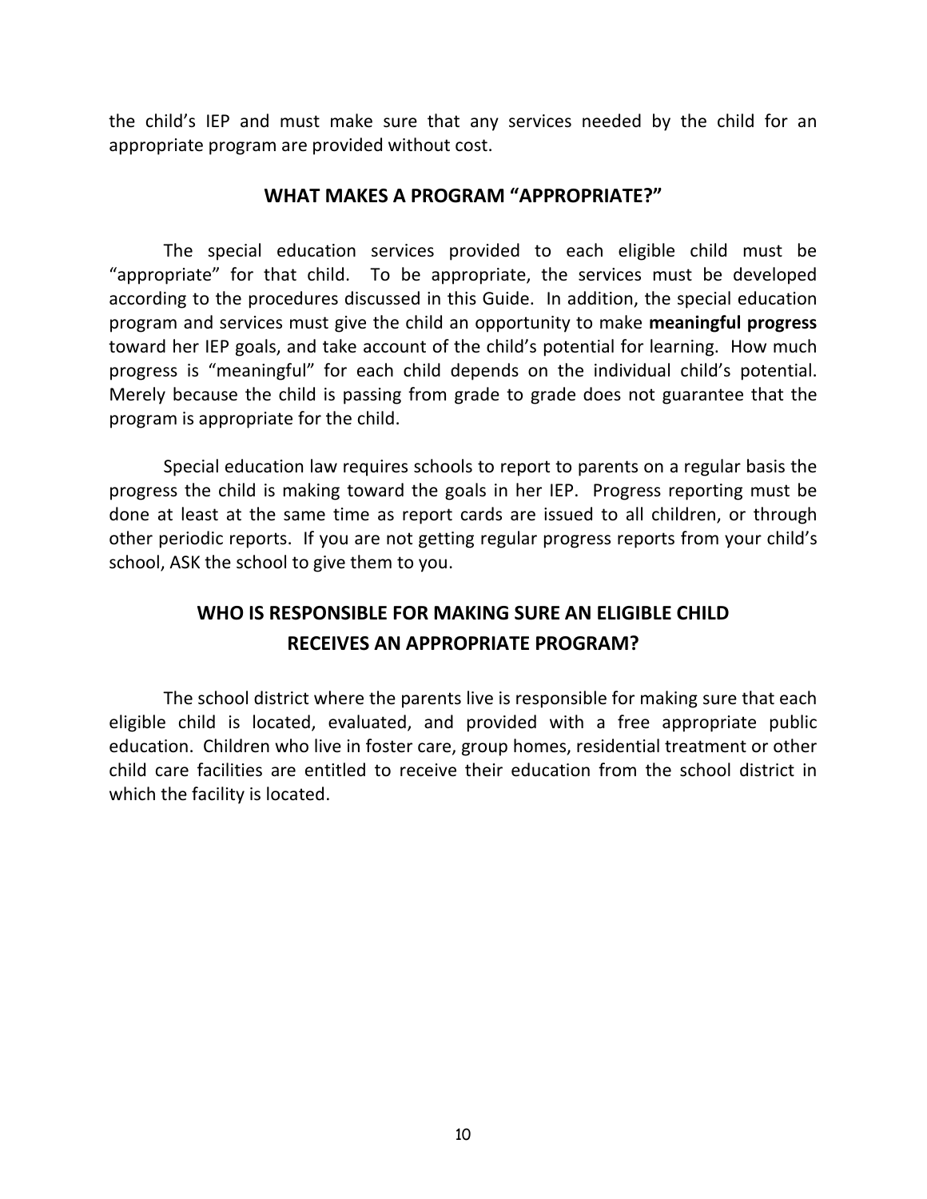the child's IEP and must make sure that any services needed by the child for an appropriate program are provided without cost.

## WHAT MAKES A PROGRAM "APPROPRIATE?"

The special education services provided to each eligible child must be "appropriate" for that child. To be appropriate, the services must be developed according to the procedures discussed in this Guide. In addition, the special education program and services must give the child an opportunity to make **meaningful progress** toward her IEP goals, and take account of the child's potential for learning. How much progress is "meaningful" for each child depends on the individual child's potential. Merely because the child is passing from grade to grade does not guarantee that the program is appropriate for the child.

Special education law requires schools to report to parents on a regular basis the progress the child is making toward the goals in her IEP. Progress reporting must be done at least at the same time as report cards are issued to all children, or through other periodic reports. If you are not getting regular progress reports from your child's school, ASK the school to give them to you.

## WHO IS RESPONSIBLE FOR MAKING SURE AN ELIGIBLE CHILD RECEIVES AN APPROPRIATE PROGRAM?

The school district where the parents live is responsible for making sure that each eligible child is located, evaluated, and provided with a free appropriate public education. Children who live in foster care, group homes, residential treatment or other child care facilities are entitled to receive their education from the school district in which the facility is located.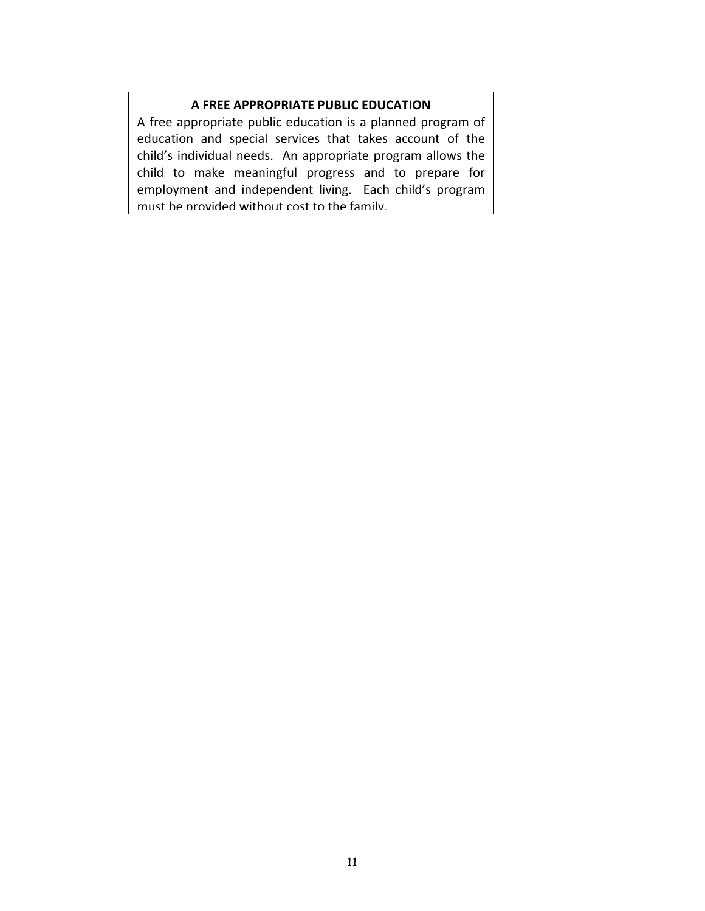**A FREE APPROPRIATE PUBLIC EDUCATION**

A free appropriate public education is a planned program of education and special services that takes account of the child's individual needs. An appropriate program allows the child to make meaningful progress and to prepare for employment and independent living. Each child's program must be provided without cost to the family.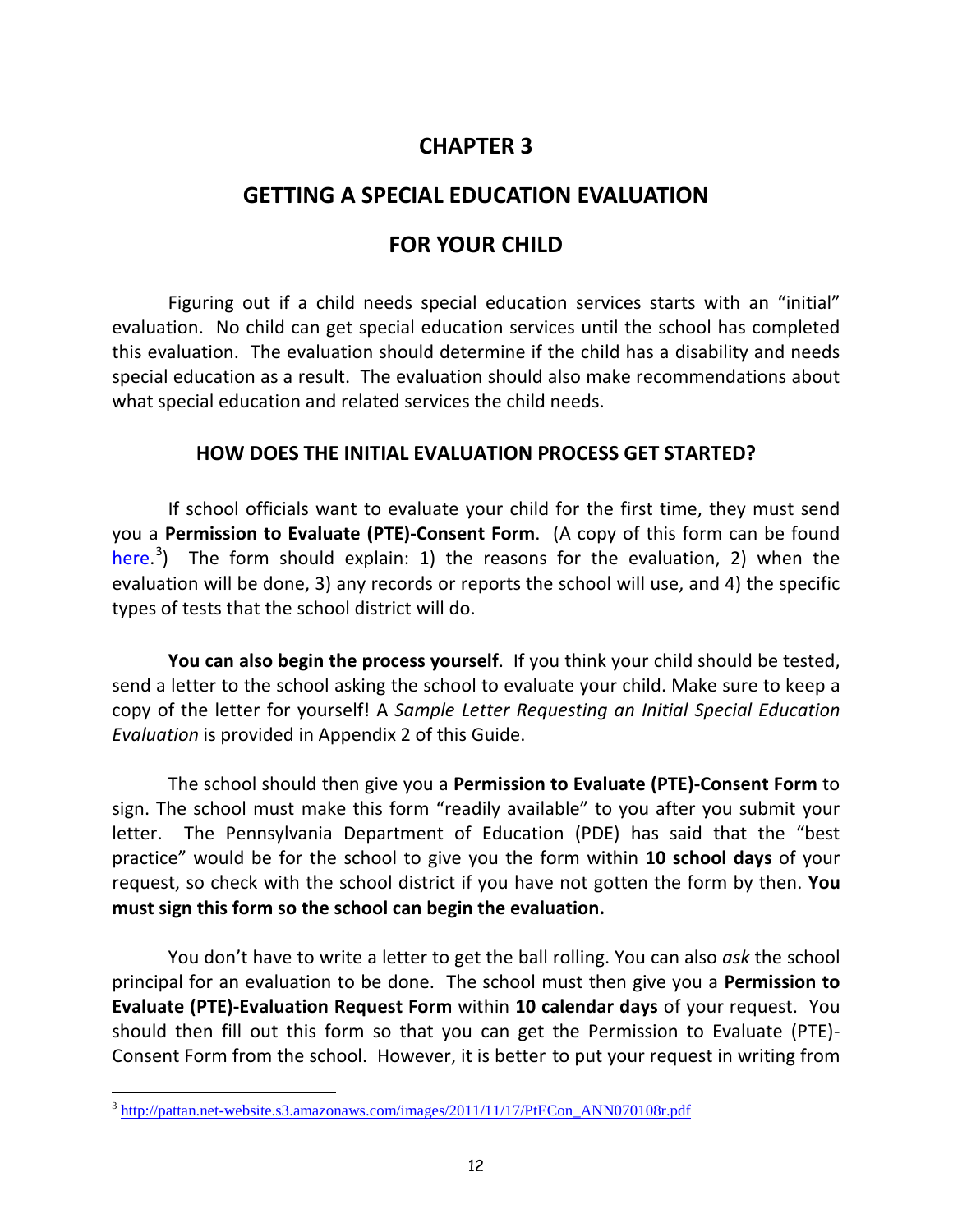# CHAPTER 3

# GETTING A SPECIAL EDUCATION EVALUATION FOR YOUR CHILD

Figuring out if a child needs special education services starts with an "initial" evaluation. No child can get special education services until the school has completed this evaluation. The evaluation should determine if the child has a disability and needs special education as a result. The evaluation should also make recommendations about what special education and related services the child needs.

## HOW DOES THE INITIAL EVALUATION PROCESS GET STARTED?

If school officials want to evaluate your child for the first time, they must send you a **Permission to Evaluate (PTE)-Consent Form**. (A copy of this form can be found here.[3]) The form should explain: 1) the reasons for the evaluation, 2) when the evaluation will be done, 3) any records or reports the school will use, and 4) the specific types of tests that the school district will do.

**You can also begin the process yourself**. If you think your child should be tested, send a letter to the school asking the school to evaluate your child. Make sure to keep a copy of the letter for yourself! A *Sample Letter Requesting an Initial Special Education Evaluation* is provided in Appendix 2 of this Guide.

The school should then give you a **Permission to Evaluate (PTE)-Consent Form** to sign. The school must make this form "readily available" to you after you submit your letter. The Pennsylvania Department of Education (PDE) has said that the "best practice" would be for the school to give you the form within **10 school days** of your request, so check with the school district if you have not gotten the form by then. **You must sign this form so the school can begin the evaluation.**

You don't have to write a letter to get the ball rolling. You can also *ask* the school principal for an evaluation to be done. The school must then give you a **Permission to Evaluate (PTE)-Evaluation Request Form** within **10 calendar days** of your request. You should then fill out this form so that you can get the Permission to Evaluate (PTE)-Consent Form from the school. However, it is better to put your request in writing from

---

[3] http://pattan.net-website.s3.amazonaws.com/images/2011/11/17/PtECon_ANN070108r.pdf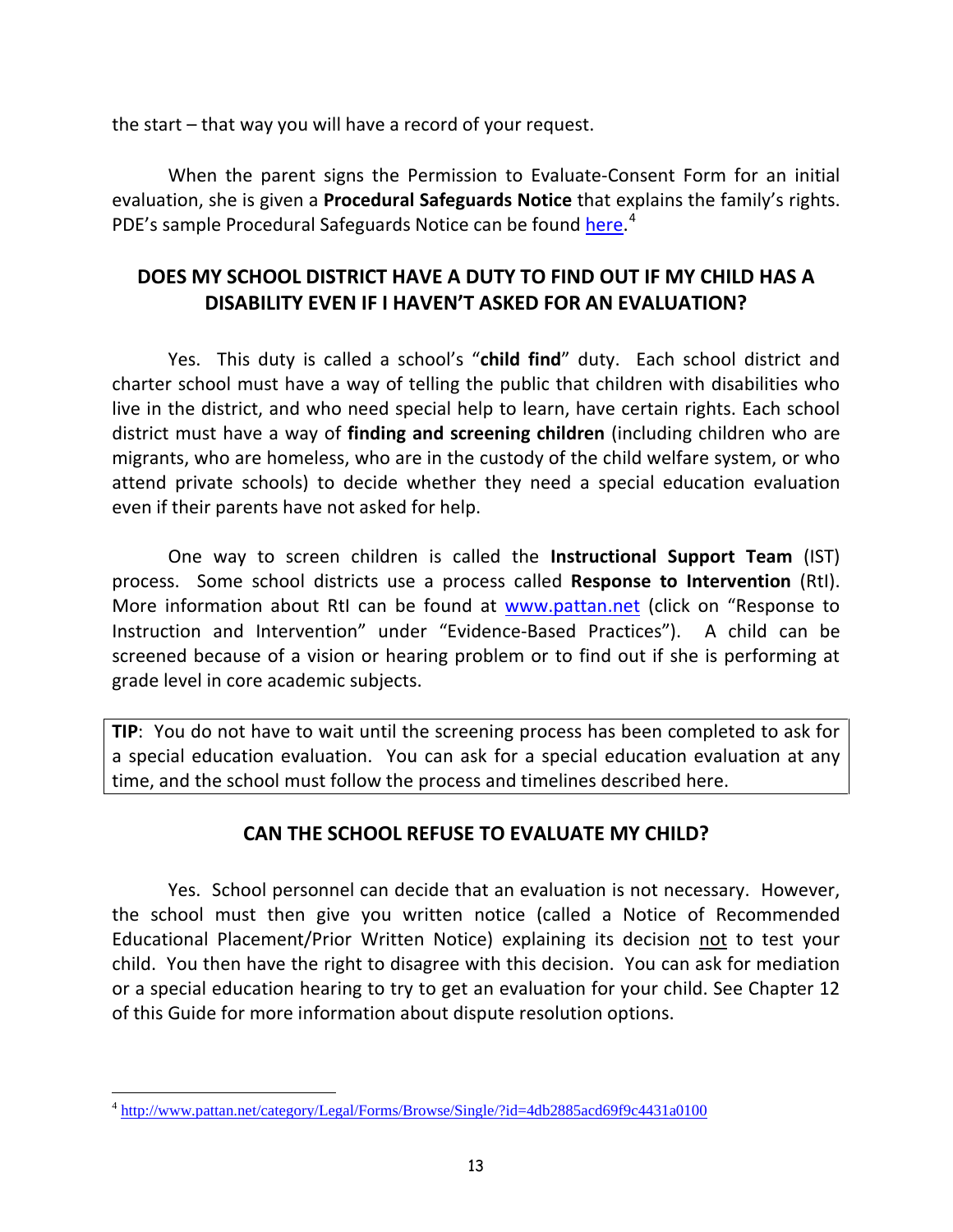the start – that way you will have a record of your request.

When the parent signs the Permission to Evaluate-Consent Form for an initial evaluation, she is given a **Procedural Safeguards Notice** that explains the family's rights. PDE's sample Procedural Safeguards Notice can be found [here](http://www.pattan.net/category/Legal/Forms/Browse/Single/?id=4db2885acd69f9c4431a0100).[4]

## DOES MY SCHOOL DISTRICT HAVE A DUTY TO FIND OUT IF MY CHILD HAS A DISABILITY EVEN IF I HAVEN'T ASKED FOR AN EVALUATION?

Yes. This duty is called a school's "**child find**" duty. Each school district and charter school must have a way of telling the public that children with disabilities who live in the district, and who need special help to learn, have certain rights. Each school district must have a way of **finding and screening children** (including children who are migrants, who are homeless, who are in the custody of the child welfare system, or who attend private schools) to decide whether they need a special education evaluation even if their parents have not asked for help.

One way to screen children is called the **Instructional Support Team** (IST) process. Some school districts use a process called **Response to Intervention** (RtI). More information about RtI can be found at [www.pattan.net](http://www.pattan.net) (click on "Response to Instruction and Intervention" under "Evidence-Based Practices"). A child can be screened because of a vision or hearing problem or to find out if she is performing at grade level in core academic subjects.

> **TIP**: You do not have to wait until the screening process has been completed to ask for a special education evaluation. You can ask for a special education evaluation at any time, and the school must follow the process and timelines described here.

## CAN THE SCHOOL REFUSE TO EVALUATE MY CHILD?

Yes. School personnel can decide that an evaluation is not necessary. However, the school must then give you written notice (called a Notice of Recommended Educational Placement/Prior Written Notice) explaining its decision <u>not</u> to test your child. You then have the right to disagree with this decision. You can ask for mediation or a special education hearing to try to get an evaluation for your child. See Chapter 12 of this Guide for more information about dispute resolution options.

---

[4] http://www.pattan.net/category/Legal/Forms/Browse/Single/?id=4db2885acd69f9c4431a0100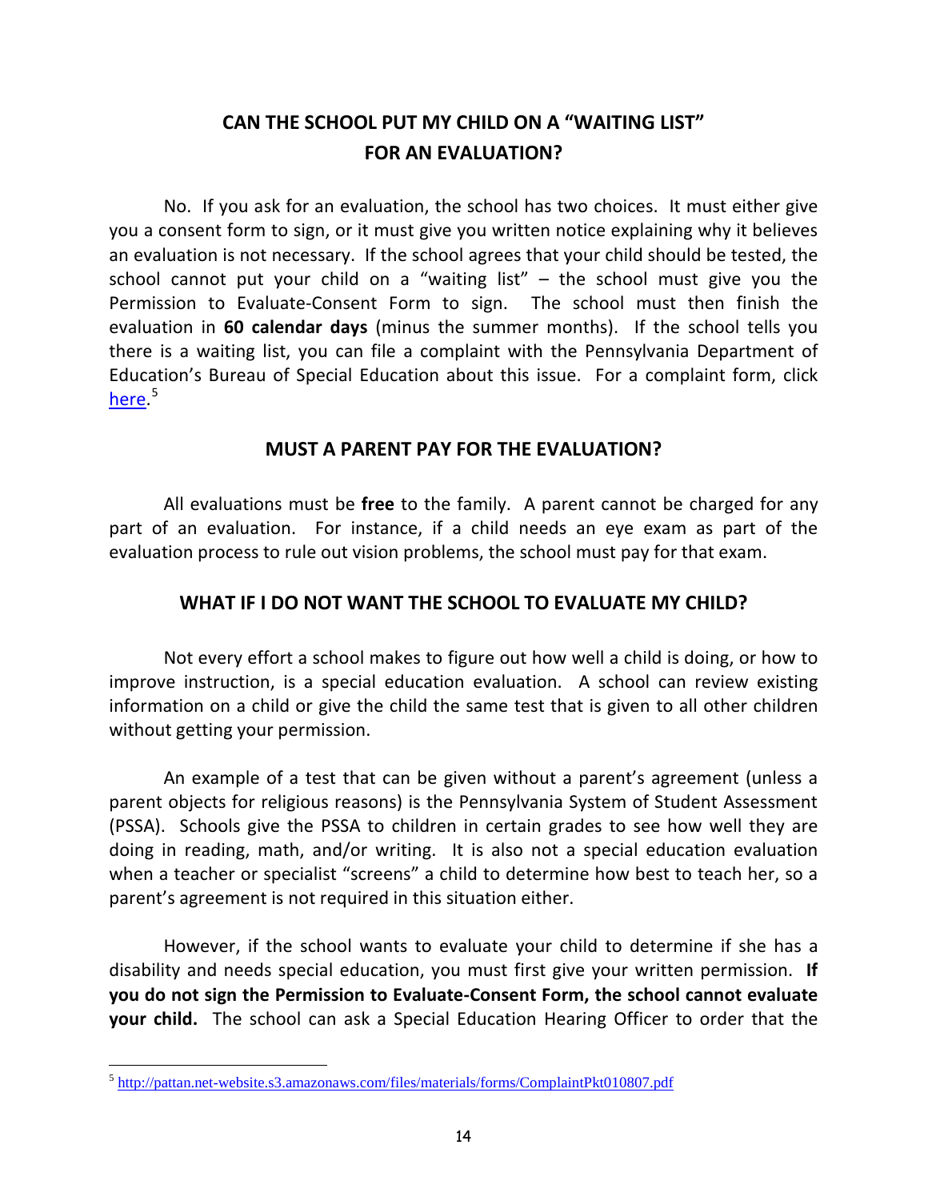## CAN THE SCHOOL PUT MY CHILD ON A "WAITING LIST" FOR AN EVALUATION?

No. If you ask for an evaluation, the school has two choices. It must either give you a consent form to sign, or it must give you written notice explaining why it believes an evaluation is not necessary. If the school agrees that your child should be tested, the school cannot put your child on a "waiting list" – the school must give you the Permission to Evaluate-Consent Form to sign. The school must then finish the evaluation in **60 calendar days** (minus the summer months). If the school tells you there is a waiting list, you can file a complaint with the Pennsylvania Department of Education's Bureau of Special Education about this issue. For a complaint form, click here.[5]

## MUST A PARENT PAY FOR THE EVALUATION?

All evaluations must be **free** to the family. A parent cannot be charged for any part of an evaluation. For instance, if a child needs an eye exam as part of the evaluation process to rule out vision problems, the school must pay for that exam.

## WHAT IF I DO NOT WANT THE SCHOOL TO EVALUATE MY CHILD?

Not every effort a school makes to figure out how well a child is doing, or how to improve instruction, is a special education evaluation. A school can review existing information on a child or give the child the same test that is given to all other children without getting your permission.

An example of a test that can be given without a parent's agreement (unless a parent objects for religious reasons) is the Pennsylvania System of Student Assessment (PSSA). Schools give the PSSA to children in certain grades to see how well they are doing in reading, math, and/or writing. It is also not a special education evaluation when a teacher or specialist "screens" a child to determine how best to teach her, so a parent's agreement is not required in this situation either.

However, if the school wants to evaluate your child to determine if she has a disability and needs special education, you must first give your written permission. **If you do not sign the Permission to Evaluate-Consent Form, the school cannot evaluate your child.** The school can ask a Special Education Hearing Officer to order that the

---

[5] http://pattan.net-website.s3.amazonaws.com/files/materials/forms/ComplaintPkt010807.pdf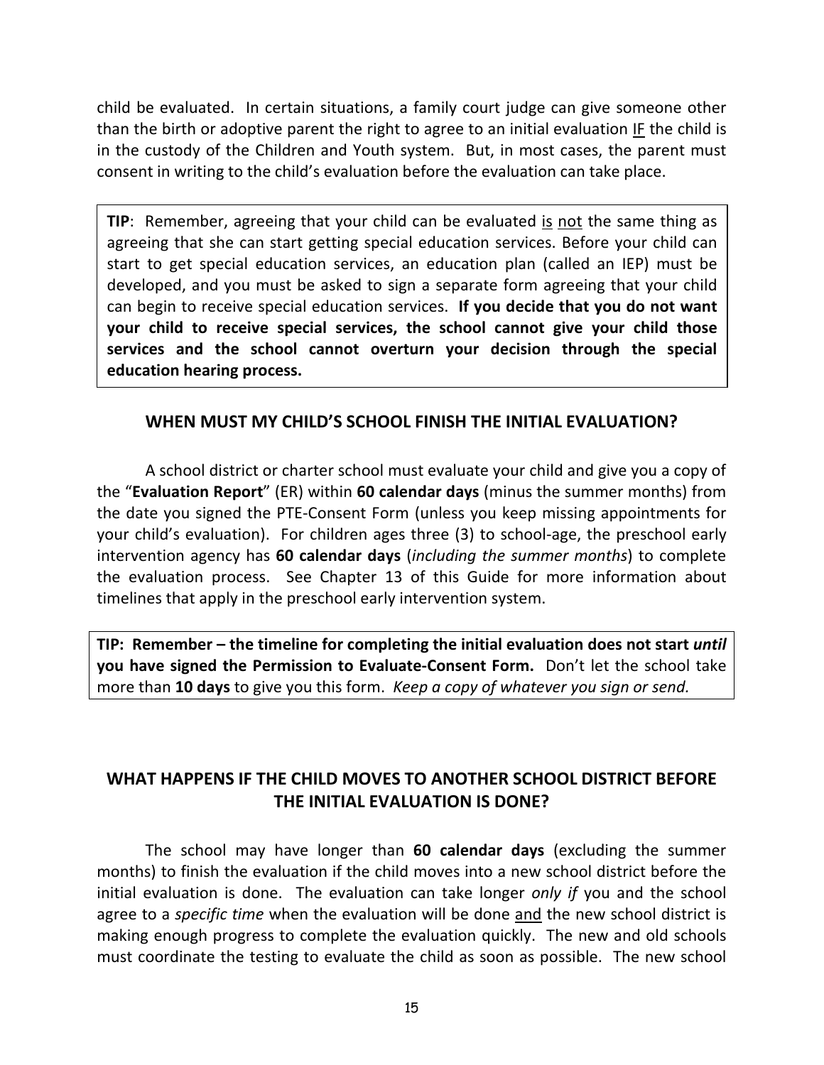child be evaluated. In certain situations, a family court judge can give someone other than the birth or adoptive parent the right to agree to an initial evaluation IF the child is in the custody of the Children and Youth system. But, in most cases, the parent must consent in writing to the child's evaluation before the evaluation can take place.

> **TIP**: Remember, agreeing that your child can be evaluated is not the same thing as agreeing that she can start getting special education services. Before your child can start to get special education services, an education plan (called an IEP) must be developed, and you must be asked to sign a separate form agreeing that your child can begin to receive special education services. **If you decide that you do not want your child to receive special services, the school cannot give your child those services and the school cannot overturn your decision through the special education hearing process.**

## WHEN MUST MY CHILD'S SCHOOL FINISH THE INITIAL EVALUATION?

A school district or charter school must evaluate your child and give you a copy of the "**Evaluation Report**" (ER) within **60 calendar days** (minus the summer months) from the date you signed the PTE-Consent Form (unless you keep missing appointments for your child's evaluation). For children ages three (3) to school-age, the preschool early intervention agency has **60 calendar days** (*including the summer months*) to complete the evaluation process. See Chapter 13 of this Guide for more information about timelines that apply in the preschool early intervention system.

> **TIP: Remember – the timeline for completing the initial evaluation does not start *until* you have signed the Permission to Evaluate-Consent Form.** Don't let the school take more than **10 days** to give you this form. *Keep a copy of whatever you sign or send.*

## WHAT HAPPENS IF THE CHILD MOVES TO ANOTHER SCHOOL DISTRICT BEFORE THE INITIAL EVALUATION IS DONE?

The school may have longer than **60 calendar days** (excluding the summer months) to finish the evaluation if the child moves into a new school district before the initial evaluation is done. The evaluation can take longer *only if* you and the school agree to a *specific time* when the evaluation will be done and the new school district is making enough progress to complete the evaluation quickly. The new and old schools must coordinate the testing to evaluate the child as soon as possible. The new school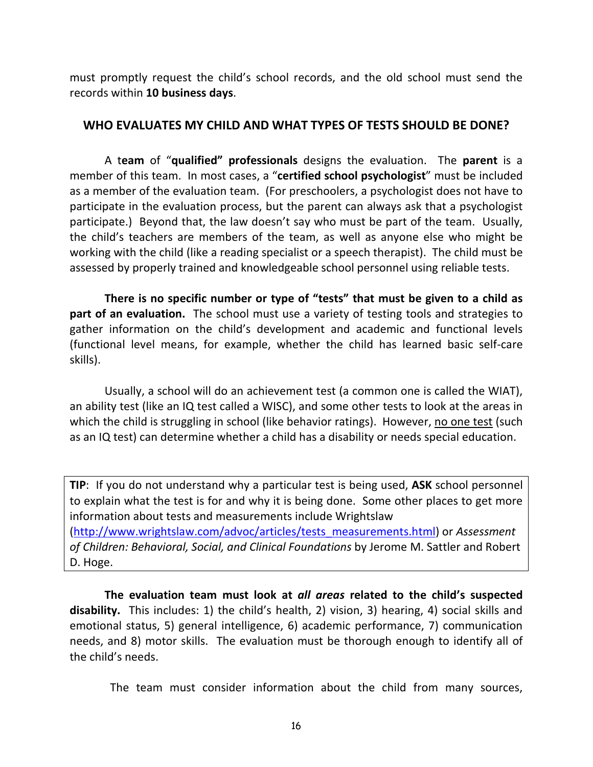must promptly request the child's school records, and the old school must send the records within **10 business days**.

## WHO EVALUATES MY CHILD AND WHAT TYPES OF TESTS SHOULD BE DONE?

A **team** of "**qualified" professionals** designs the evaluation. The **parent** is a member of this team. In most cases, a "**certified school psychologist**" must be included as a member of the evaluation team. (For preschoolers, a psychologist does not have to participate in the evaluation process, but the parent can always ask that a psychologist participate.) Beyond that, the law doesn't say who must be part of the team. Usually, the child's teachers are members of the team, as well as anyone else who might be working with the child (like a reading specialist or a speech therapist). The child must be assessed by properly trained and knowledgeable school personnel using reliable tests.

**There is no specific number or type of "tests" that must be given to a child as part of an evaluation.** The school must use a variety of testing tools and strategies to gather information on the child's development and academic and functional levels (functional level means, for example, whether the child has learned basic self-care skills).

Usually, a school will do an achievement test (a common one is called the WIAT), an ability test (like an IQ test called a WISC), and some other tests to look at the areas in which the child is struggling in school (like behavior ratings). However, <u>no one test</u> (such as an IQ test) can determine whether a child has a disability or needs special education.

> **TIP**: If you do not understand why a particular test is being used, **ASK** school personnel to explain what the test is for and why it is being done. Some other places to get more information about tests and measurements include Wrightslaw ([http://www.wrightslaw.com/advoc/articles/tests_measurements.html](http://www.wrightslaw.com/advoc/articles/tests_measurements.html)) or *Assessment of Children: Behavioral, Social, and Clinical Foundations* by Jerome M. Sattler and Robert D. Hoge.

**The evaluation team must look at *all areas* related to the child's suspected disability.** This includes: 1) the child's health, 2) vision, 3) hearing, 4) social skills and emotional status, 5) general intelligence, 6) academic performance, 7) communication needs, and 8) motor skills. The evaluation must be thorough enough to identify all of the child's needs.

The team must consider information about the child from many sources,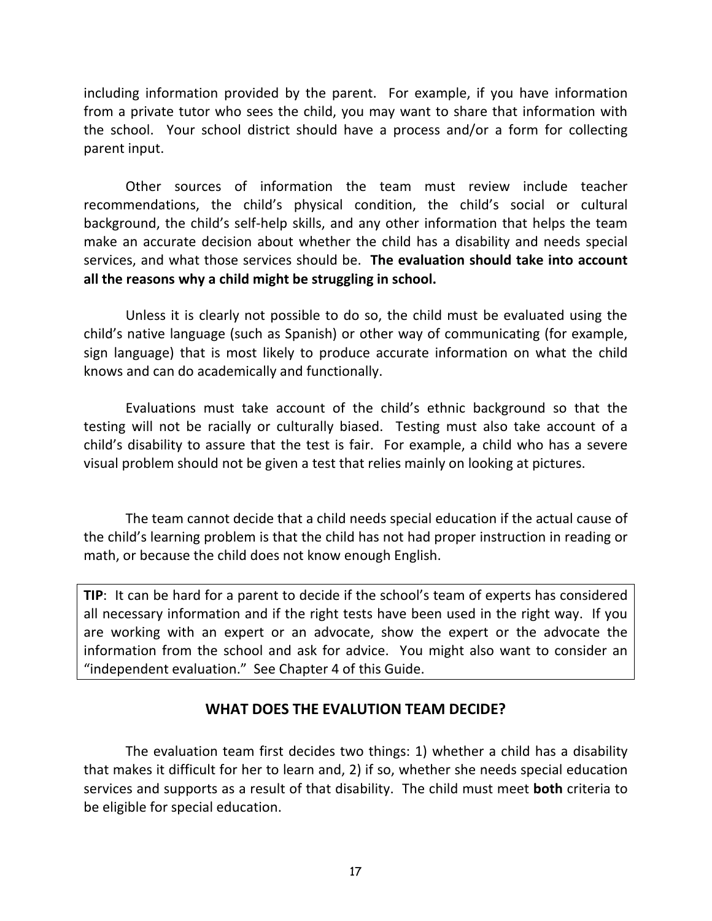including information provided by the parent. For example, if you have information from a private tutor who sees the child, you may want to share that information with the school. Your school district should have a process and/or a form for collecting parent input.

Other sources of information the team must review include teacher recommendations, the child's physical condition, the child's social or cultural background, the child's self-help skills, and any other information that helps the team make an accurate decision about whether the child has a disability and needs special services, and what those services should be. **The evaluation should take into account all the reasons why a child might be struggling in school.**

Unless it is clearly not possible to do so, the child must be evaluated using the child's native language (such as Spanish) or other way of communicating (for example, sign language) that is most likely to produce accurate information on what the child knows and can do academically and functionally.

Evaluations must take account of the child's ethnic background so that the testing will not be racially or culturally biased. Testing must also take account of a child's disability to assure that the test is fair. For example, a child who has a severe visual problem should not be given a test that relies mainly on looking at pictures.

The team cannot decide that a child needs special education if the actual cause of the child's learning problem is that the child has not had proper instruction in reading or math, or because the child does not know enough English.

> **TIP**: It can be hard for a parent to decide if the school's team of experts has considered all necessary information and if the right tests have been used in the right way. If you are working with an expert or an advocate, show the expert or the advocate the information from the school and ask for advice. You might also want to consider an "independent evaluation." See Chapter 4 of this Guide.

## WHAT DOES THE EVALUTION TEAM DECIDE?

The evaluation team first decides two things: 1) whether a child has a disability that makes it difficult for her to learn and, 2) if so, whether she needs special education services and supports as a result of that disability. The child must meet **both** criteria to be eligible for special education.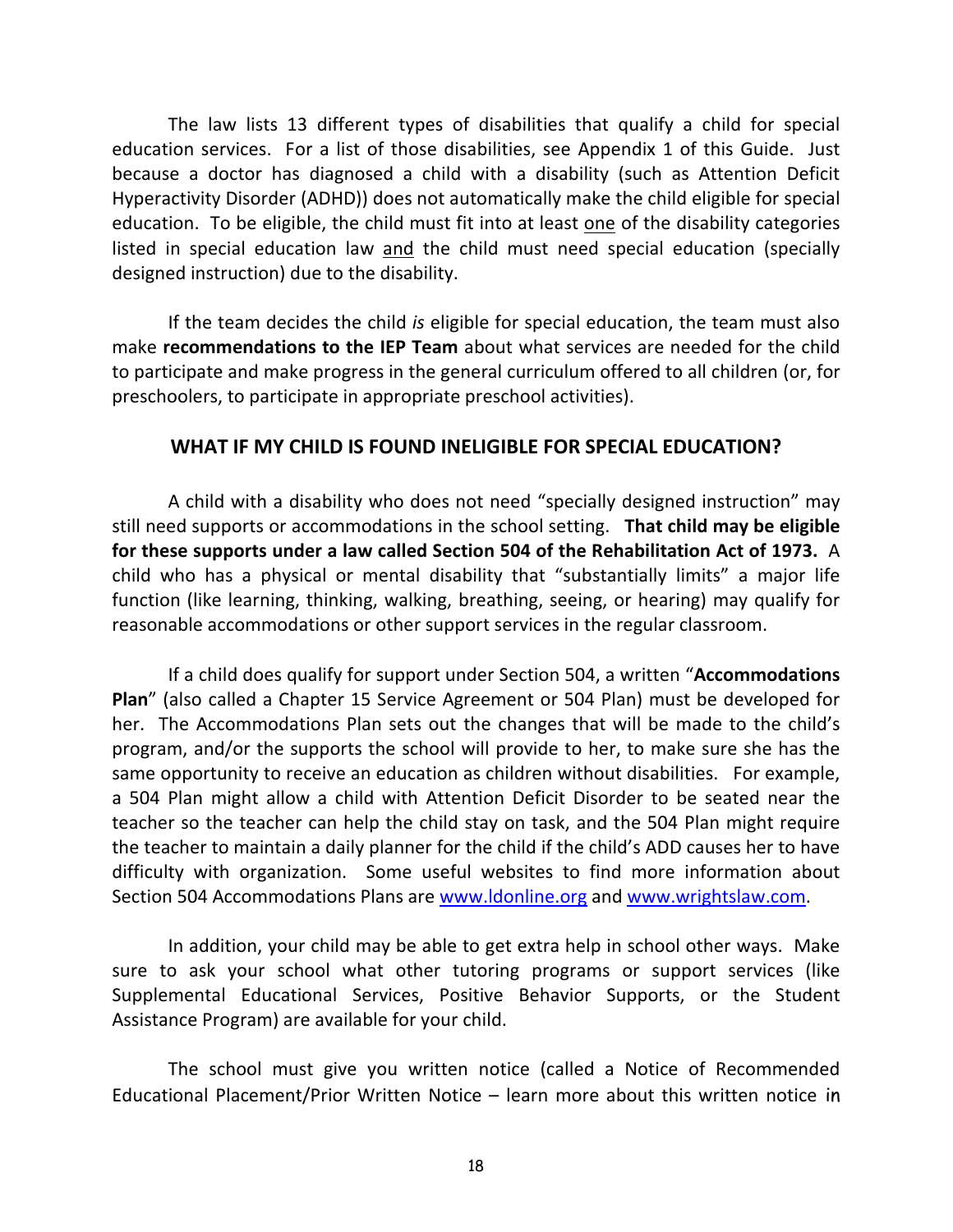The law lists 13 different types of disabilities that qualify a child for special education services. For a list of those disabilities, see Appendix 1 of this Guide. Just because a doctor has diagnosed a child with a disability (such as Attention Deficit Hyperactivity Disorder (ADHD)) does not automatically make the child eligible for special education. To be eligible, the child must fit into at least one of the disability categories listed in special education law and the child must need special education (specially designed instruction) due to the disability.

If the team decides the child *is* eligible for special education, the team must also make **recommendations to the IEP Team** about what services are needed for the child to participate and make progress in the general curriculum offered to all children (or, for preschoolers, to participate in appropriate preschool activities).

## WHAT IF MY CHILD IS FOUND INELIGIBLE FOR SPECIAL EDUCATION?

A child with a disability who does not need "specially designed instruction" may still need supports or accommodations in the school setting. **That child may be eligible for these supports under a law called Section 504 of the Rehabilitation Act of 1973.** A child who has a physical or mental disability that "substantially limits" a major life function (like learning, thinking, walking, breathing, seeing, or hearing) may qualify for reasonable accommodations or other support services in the regular classroom.

If a child does qualify for support under Section 504, a written "**Accommodations Plan**" (also called a Chapter 15 Service Agreement or 504 Plan) must be developed for her. The Accommodations Plan sets out the changes that will be made to the child's program, and/or the supports the school will provide to her, to make sure she has the same opportunity to receive an education as children without disabilities. For example, a 504 Plan might allow a child with Attention Deficit Disorder to be seated near the teacher so the teacher can help the child stay on task, and the 504 Plan might require the teacher to maintain a daily planner for the child if the child's ADD causes her to have difficulty with organization. Some useful websites to find more information about Section 504 Accommodations Plans are [www.ldonline.org](http://www.ldonline.org) and [www.wrightslaw.com](http://www.wrightslaw.com).

In addition, your child may be able to get extra help in school other ways. Make sure to ask your school what other tutoring programs or support services (like Supplemental Educational Services, Positive Behavior Supports, or the Student Assistance Program) are available for your child.

The school must give you written notice (called a Notice of Recommended Educational Placement/Prior Written Notice – learn more about this written notice in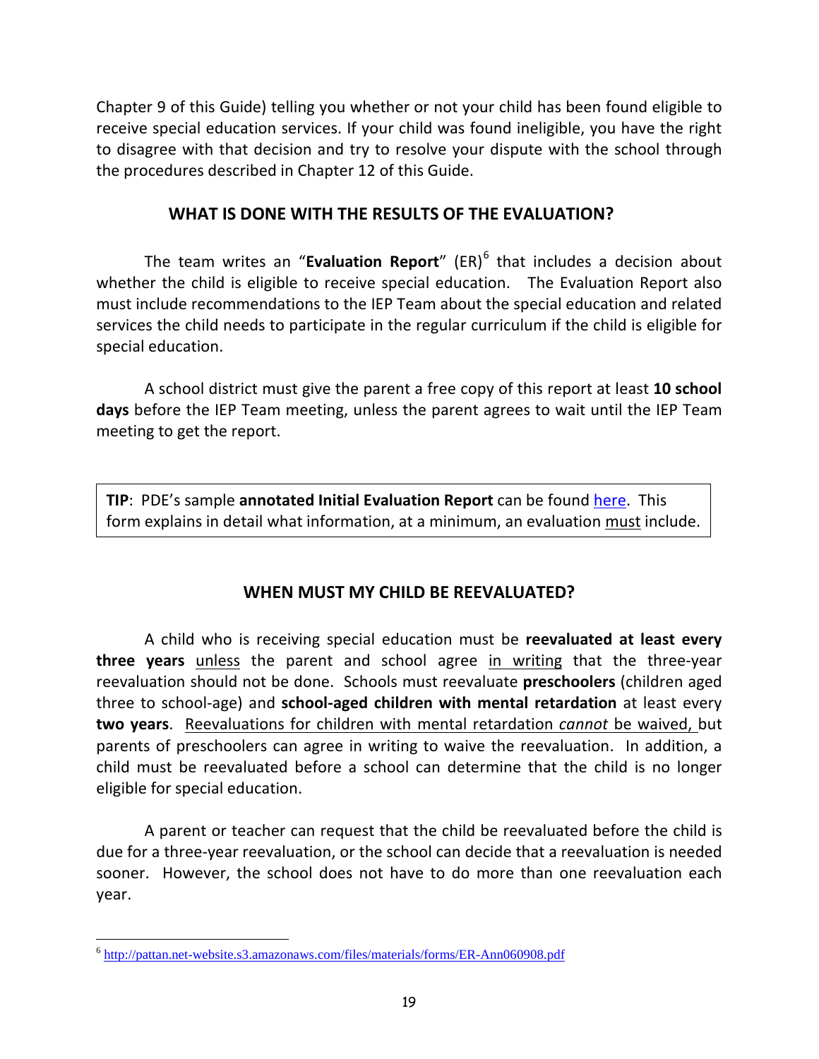Chapter 9 of this Guide) telling you whether or not your child has been found eligible to receive special education services. If your child was found ineligible, you have the right to disagree with that decision and try to resolve your dispute with the school through the procedures described in Chapter 12 of this Guide.

## WHAT IS DONE WITH THE RESULTS OF THE EVALUATION?

The team writes an "**Evaluation Report**" (ER)[6] that includes a decision about whether the child is eligible to receive special education. The Evaluation Report also must include recommendations to the IEP Team about the special education and related services the child needs to participate in the regular curriculum if the child is eligible for special education.

A school district must give the parent a free copy of this report at least **10 school days** before the IEP Team meeting, unless the parent agrees to wait until the IEP Team meeting to get the report.

> **TIP**: PDE's sample **annotated Initial Evaluation Report** can be found here. This form explains in detail what information, at a minimum, an evaluation must include.

## WHEN MUST MY CHILD BE REEVALUATED?

A child who is receiving special education must be **reevaluated at least every three years** unless the parent and school agree in writing that the three-year reevaluation should not be done. Schools must reevaluate **preschoolers** (children aged three to school-age) and **school-aged children with mental retardation** at least every **two years**. Reevaluations for children with mental retardation *cannot* be waived, but parents of preschoolers can agree in writing to waive the reevaluation. In addition, a child must be reevaluated before a school can determine that the child is no longer eligible for special education.

A parent or teacher can request that the child be reevaluated before the child is due for a three-year reevaluation, or the school can decide that a reevaluation is needed sooner. However, the school does not have to do more than one reevaluation each year.

---

[6] http://pattan.net-website.s3.amazonaws.com/files/materials/forms/ER-Ann060908.pdf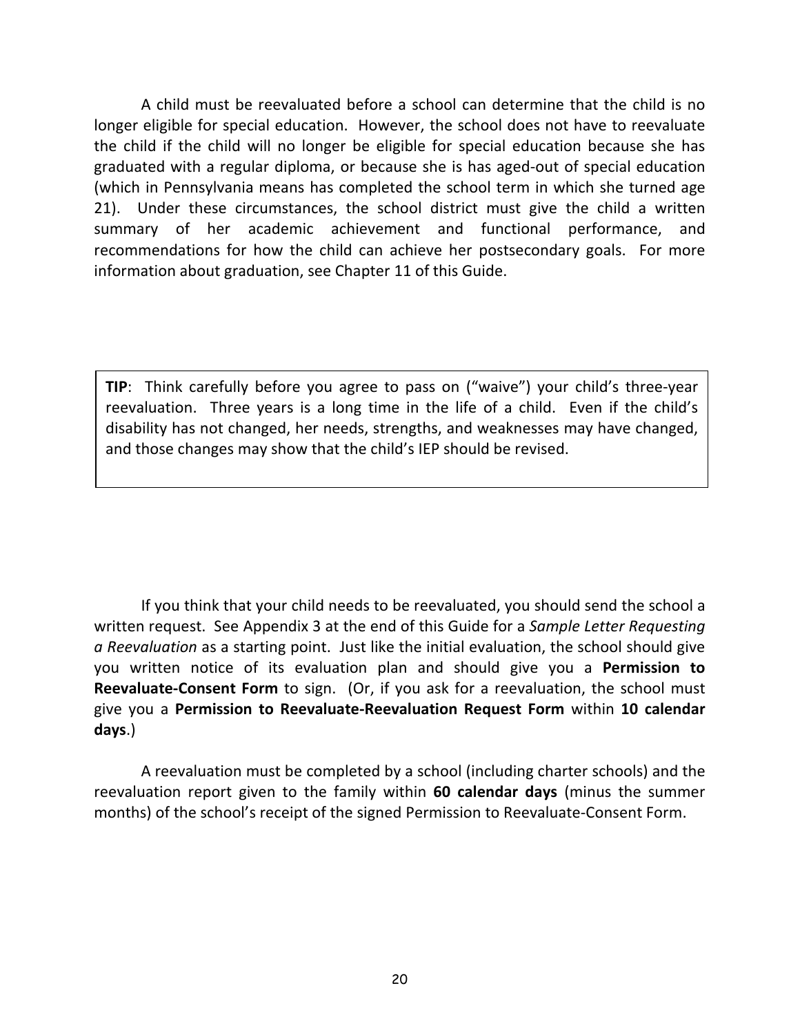A child must be reevaluated before a school can determine that the child is no longer eligible for special education. However, the school does not have to reevaluate the child if the child will no longer be eligible for special education because she has graduated with a regular diploma, or because she is has aged-out of special education (which in Pennsylvania means has completed the school term in which she turned age 21). Under these circumstances, the school district must give the child a written summary of her academic achievement and functional performance, and recommendations for how the child can achieve her postsecondary goals. For more information about graduation, see Chapter 11 of this Guide.

> **TIP**: Think carefully before you agree to pass on ("waive") your child's three-year reevaluation. Three years is a long time in the life of a child. Even if the child's disability has not changed, her needs, strengths, and weaknesses may have changed, and those changes may show that the child's IEP should be revised.

If you think that your child needs to be reevaluated, you should send the school a written request. See Appendix 3 at the end of this Guide for a *Sample Letter Requesting a Reevaluation* as a starting point. Just like the initial evaluation, the school should give you written notice of its evaluation plan and should give you a **Permission to Reevaluate-Consent Form** to sign. (Or, if you ask for a reevaluation, the school must give you a **Permission to Reevaluate-Reevaluation Request Form** within **10 calendar days**.)

A reevaluation must be completed by a school (including charter schools) and the reevaluation report given to the family within **60 calendar days** (minus the summer months) of the school's receipt of the signed Permission to Reevaluate-Consent Form.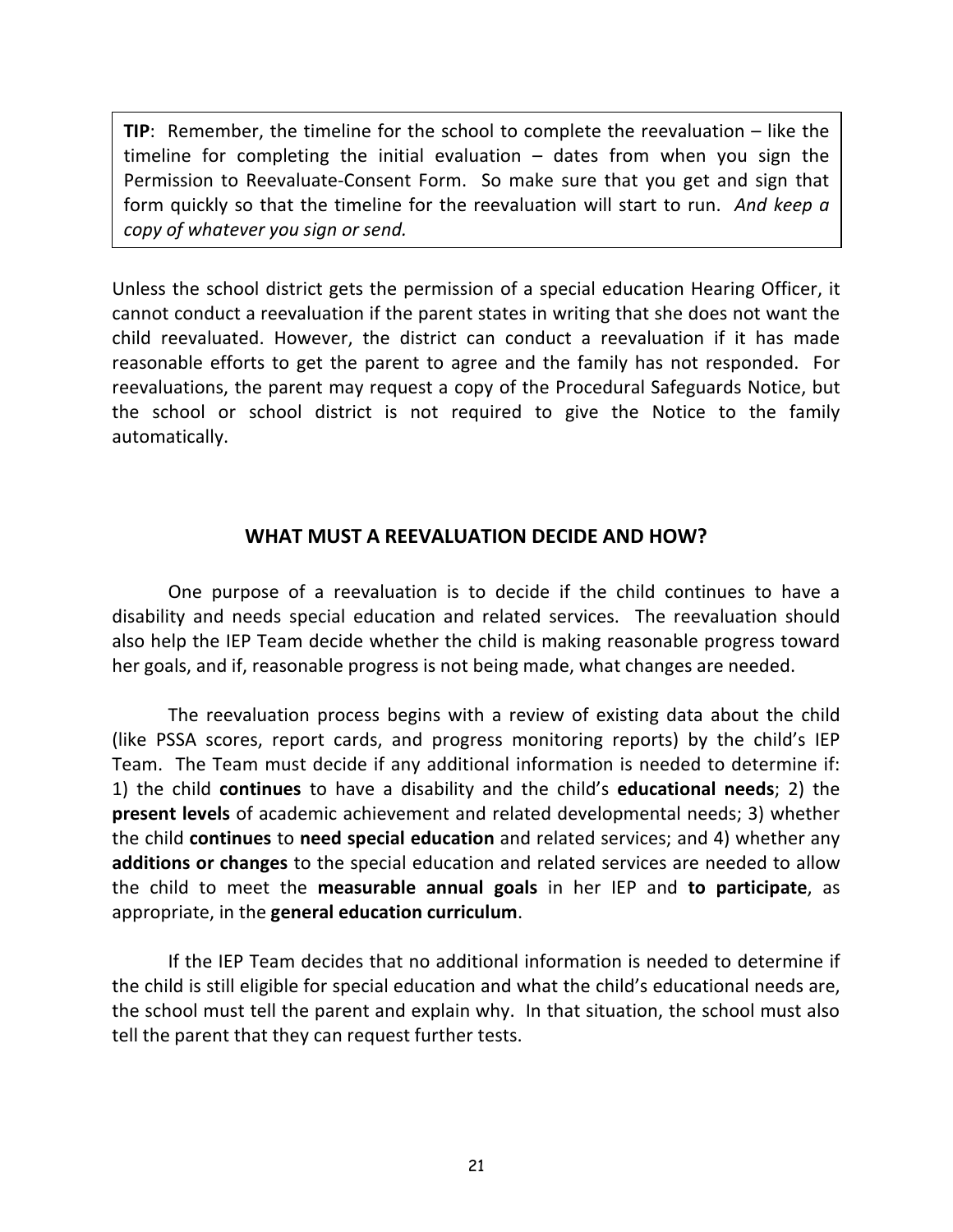> **TIP**: Remember, the timeline for the school to complete the reevaluation – like the timeline for completing the initial evaluation – dates from when you sign the Permission to Reevaluate-Consent Form. So make sure that you get and sign that form quickly so that the timeline for the reevaluation will start to run. *And keep a copy of whatever you sign or send.*

Unless the school district gets the permission of a special education Hearing Officer, it cannot conduct a reevaluation if the parent states in writing that she does not want the child reevaluated. However, the district can conduct a reevaluation if it has made reasonable efforts to get the parent to agree and the family has not responded. For reevaluations, the parent may request a copy of the Procedural Safeguards Notice, but the school or school district is not required to give the Notice to the family automatically.

## WHAT MUST A REEVALUATION DECIDE AND HOW?

One purpose of a reevaluation is to decide if the child continues to have a disability and needs special education and related services. The reevaluation should also help the IEP Team decide whether the child is making reasonable progress toward her goals, and if, reasonable progress is not being made, what changes are needed.

The reevaluation process begins with a review of existing data about the child (like PSSA scores, report cards, and progress monitoring reports) by the child's IEP Team. The Team must decide if any additional information is needed to determine if: 1) the child **continues** to have a disability and the child's **educational needs**; 2) the **present levels** of academic achievement and related developmental needs; 3) whether the child **continues** to **need special education** and related services; and 4) whether any **additions or changes** to the special education and related services are needed to allow the child to meet the **measurable annual goals** in her IEP and **to participate**, as appropriate, in the **general education curriculum**.

If the IEP Team decides that no additional information is needed to determine if the child is still eligible for special education and what the child's educational needs are, the school must tell the parent and explain why. In that situation, the school must also tell the parent that they can request further tests.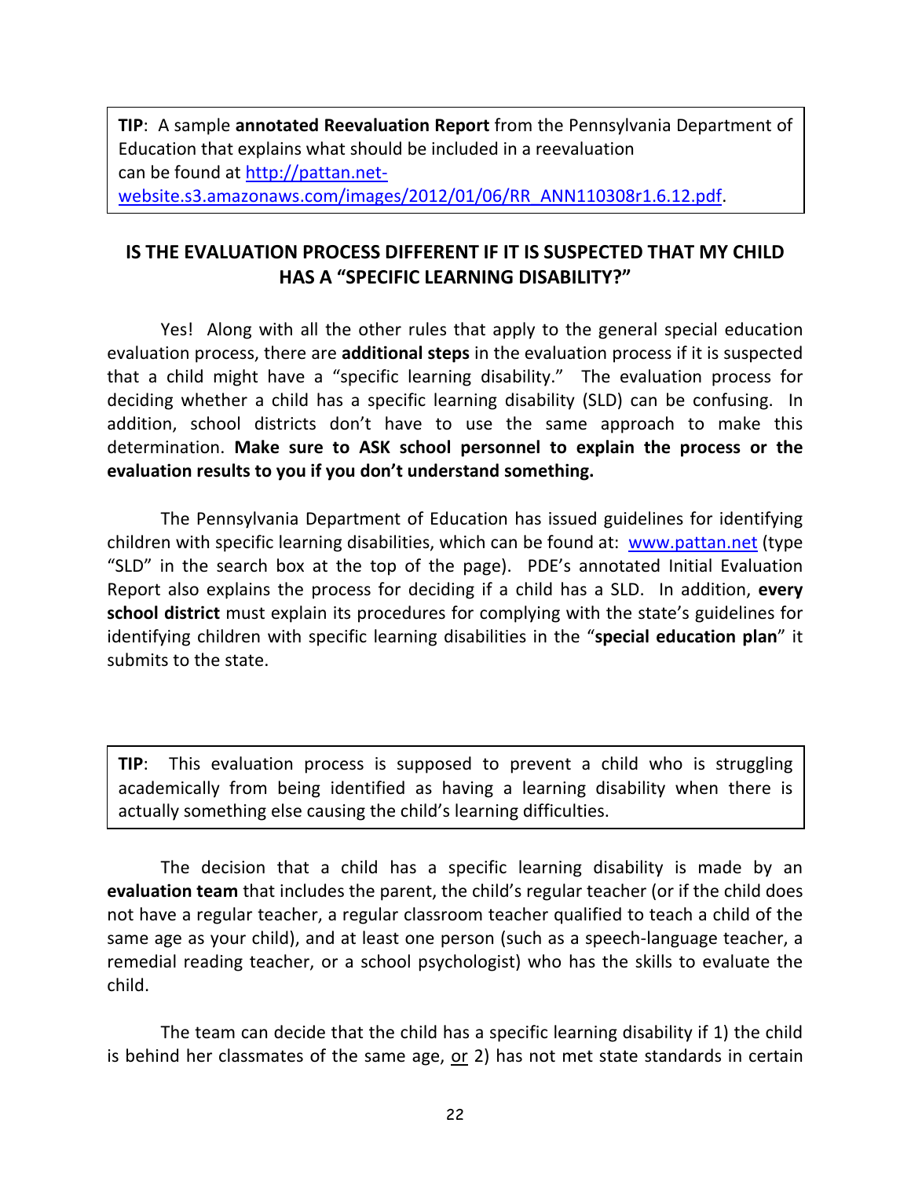> **TIP**: A sample **annotated Reevaluation Report** from the Pennsylvania Department of Education that explains what should be included in a reevaluation can be found at http://pattan.net-website.s3.amazonaws.com/images/2012/01/06/RR_ANN110308r1.6.12.pdf.

## IS THE EVALUATION PROCESS DIFFERENT IF IT IS SUSPECTED THAT MY CHILD HAS A "SPECIFIC LEARNING DISABILITY?"

Yes! Along with all the other rules that apply to the general special education evaluation process, there are **additional steps** in the evaluation process if it is suspected that a child might have a "specific learning disability." The evaluation process for deciding whether a child has a specific learning disability (SLD) can be confusing. In addition, school districts don't have to use the same approach to make this determination. **Make sure to ASK school personnel to explain the process or the evaluation results to you if you don't understand something.**

The Pennsylvania Department of Education has issued guidelines for identifying children with specific learning disabilities, which can be found at: www.pattan.net (type "SLD" in the search box at the top of the page). PDE's annotated Initial Evaluation Report also explains the process for deciding if a child has a SLD. In addition, **every school district** must explain its procedures for complying with the state's guidelines for identifying children with specific learning disabilities in the "**special education plan**" it submits to the state.

> **TIP**: This evaluation process is supposed to prevent a child who is struggling academically from being identified as having a learning disability when there is actually something else causing the child's learning difficulties.

The decision that a child has a specific learning disability is made by an **evaluation team** that includes the parent, the child's regular teacher (or if the child does not have a regular teacher, a regular classroom teacher qualified to teach a child of the same age as your child), and at least one person (such as a speech-language teacher, a remedial reading teacher, or a school psychologist) who has the skills to evaluate the child.

The team can decide that the child has a specific learning disability if 1) the child is behind her classmates of the same age, <u>or</u> 2) has not met state standards in certain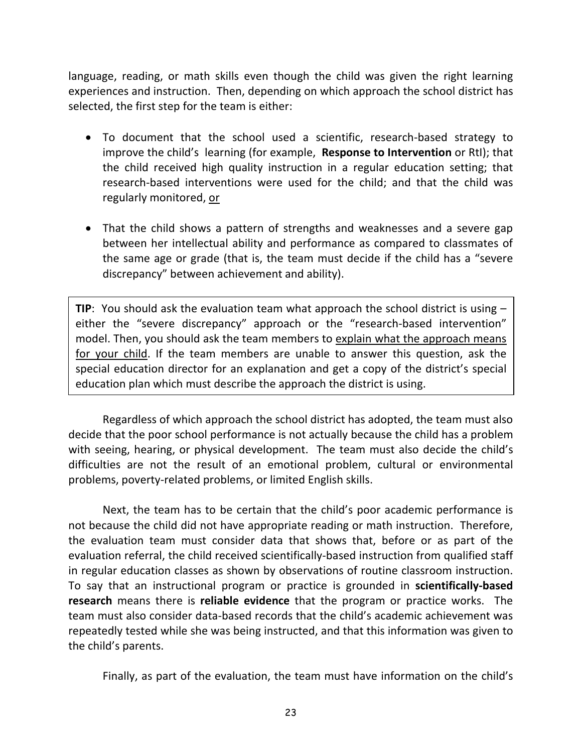language, reading, or math skills even though the child was given the right learning experiences and instruction. Then, depending on which approach the school district has selected, the first step for the team is either:

- To document that the school used a scientific, research-based strategy to improve the child's learning (for example, **Response to Intervention** or RtI); that the child received high quality instruction in a regular education setting; that research-based interventions were used for the child; and that the child was regularly monitored, <u>or</u>

- That the child shows a pattern of strengths and weaknesses and a severe gap between her intellectual ability and performance as compared to classmates of the same age or grade (that is, the team must decide if the child has a "severe discrepancy" between achievement and ability).

> **TIP**: You should ask the evaluation team what approach the school district is using – either the "severe discrepancy" approach or the "research-based intervention" model. Then, you should ask the team members to <u>explain what the approach means for your child</u>. If the team members are unable to answer this question, ask the special education director for an explanation and get a copy of the district's special education plan which must describe the approach the district is using.

Regardless of which approach the school district has adopted, the team must also decide that the poor school performance is not actually because the child has a problem with seeing, hearing, or physical development. The team must also decide the child's difficulties are not the result of an emotional problem, cultural or environmental problems, poverty-related problems, or limited English skills.

Next, the team has to be certain that the child's poor academic performance is not because the child did not have appropriate reading or math instruction. Therefore, the evaluation team must consider data that shows that, before or as part of the evaluation referral, the child received scientifically-based instruction from qualified staff in regular education classes as shown by observations of routine classroom instruction. To say that an instructional program or practice is grounded in **scientifically-based research** means there is **reliable evidence** that the program or practice works. The team must also consider data-based records that the child's academic achievement was repeatedly tested while she was being instructed, and that this information was given to the child's parents.

Finally, as part of the evaluation, the team must have information on the child's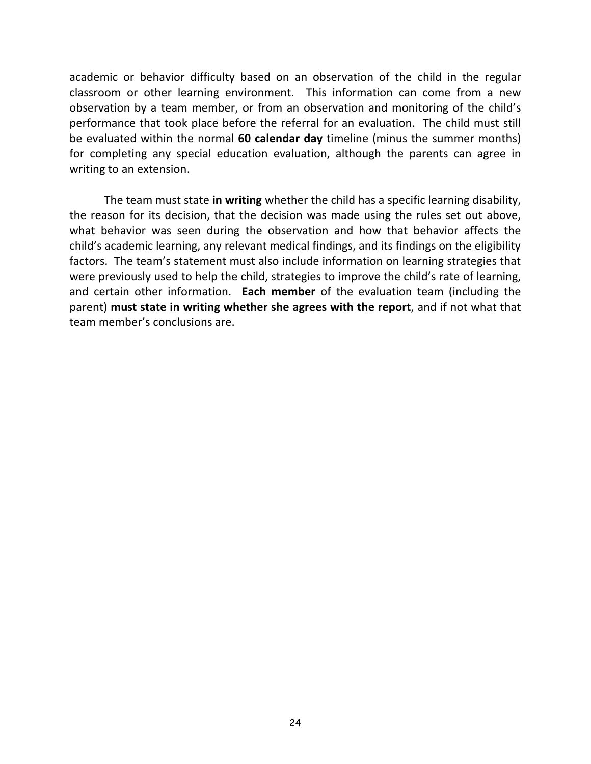academic or behavior difficulty based on an observation of the child in the regular classroom or other learning environment. This information can come from a new observation by a team member, or from an observation and monitoring of the child's performance that took place before the referral for an evaluation. The child must still be evaluated within the normal **60 calendar day** timeline (minus the summer months) for completing any special education evaluation, although the parents can agree in writing to an extension.

The team must state **in writing** whether the child has a specific learning disability, the reason for its decision, that the decision was made using the rules set out above, what behavior was seen during the observation and how that behavior affects the child's academic learning, any relevant medical findings, and its findings on the eligibility factors. The team's statement must also include information on learning strategies that were previously used to help the child, strategies to improve the child's rate of learning, and certain other information. **Each member** of the evaluation team (including the parent) **must state in writing whether she agrees with the report**, and if not what that team member's conclusions are.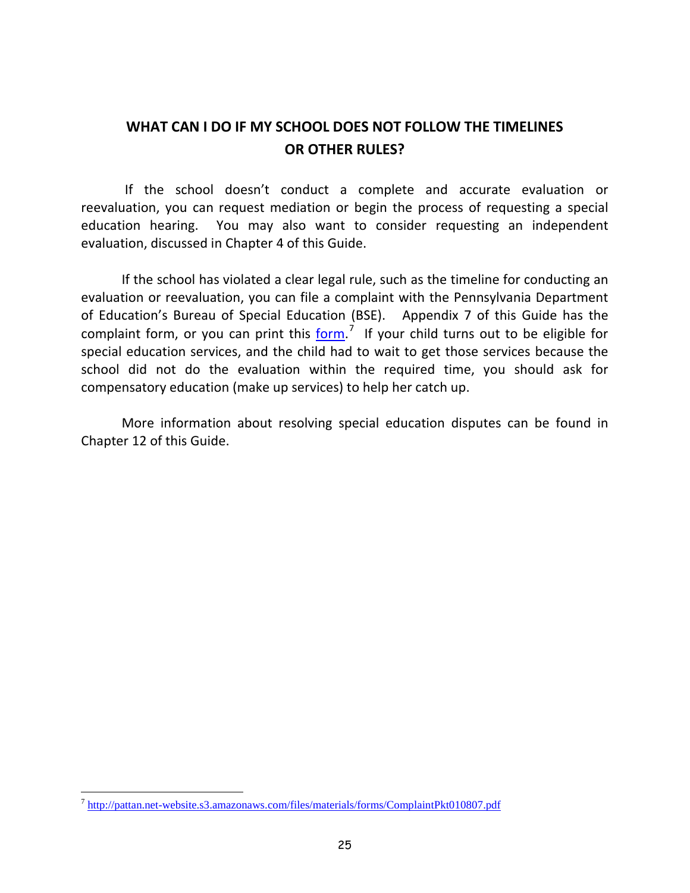## WHAT CAN I DO IF MY SCHOOL DOES NOT FOLLOW THE TIMELINES OR OTHER RULES?

If the school doesn't conduct a complete and accurate evaluation or reevaluation, you can request mediation or begin the process of requesting a special education hearing. You may also want to consider requesting an independent evaluation, discussed in Chapter 4 of this Guide.

If the school has violated a clear legal rule, such as the timeline for conducting an evaluation or reevaluation, you can file a complaint with the Pennsylvania Department of Education's Bureau of Special Education (BSE). Appendix 7 of this Guide has the complaint form, or you can print this form.[7] If your child turns out to be eligible for special education services, and the child had to wait to get those services because the school did not do the evaluation within the required time, you should ask for compensatory education (make up services) to help her catch up.

More information about resolving special education disputes can be found in Chapter 12 of this Guide.

---

[7] http://pattan.net-website.s3.amazonaws.com/files/materials/forms/ComplaintPkt010807.pdf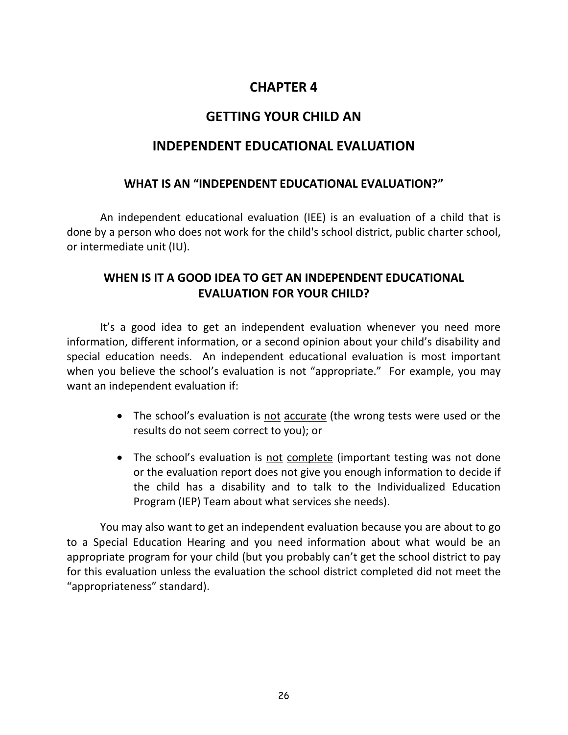# CHAPTER 4

# GETTING YOUR CHILD AN INDEPENDENT EDUCATIONAL EVALUATION

## WHAT IS AN "INDEPENDENT EDUCATIONAL EVALUATION?"

An independent educational evaluation (IEE) is an evaluation of a child that is done by a person who does not work for the child's school district, public charter school, or intermediate unit (IU).

## WHEN IS IT A GOOD IDEA TO GET AN INDEPENDENT EDUCATIONAL EVALUATION FOR YOUR CHILD?

It's a good idea to get an independent evaluation whenever you need more information, different information, or a second opinion about your child's disability and special education needs. An independent educational evaluation is most important when you believe the school's evaluation is not "appropriate." For example, you may want an independent evaluation if:

- The school's evaluation is <u>not</u> <u>accurate</u> (the wrong tests were used or the results do not seem correct to you); or
- The school's evaluation is <u>not</u> <u>complete</u> (important testing was not done or the evaluation report does not give you enough information to decide if the child has a disability and to talk to the Individualized Education Program (IEP) Team about what services she needs).

You may also want to get an independent evaluation because you are about to go to a Special Education Hearing and you need information about what would be an appropriate program for your child (but you probably can't get the school district to pay for this evaluation unless the evaluation the school district completed did not meet the "appropriateness" standard).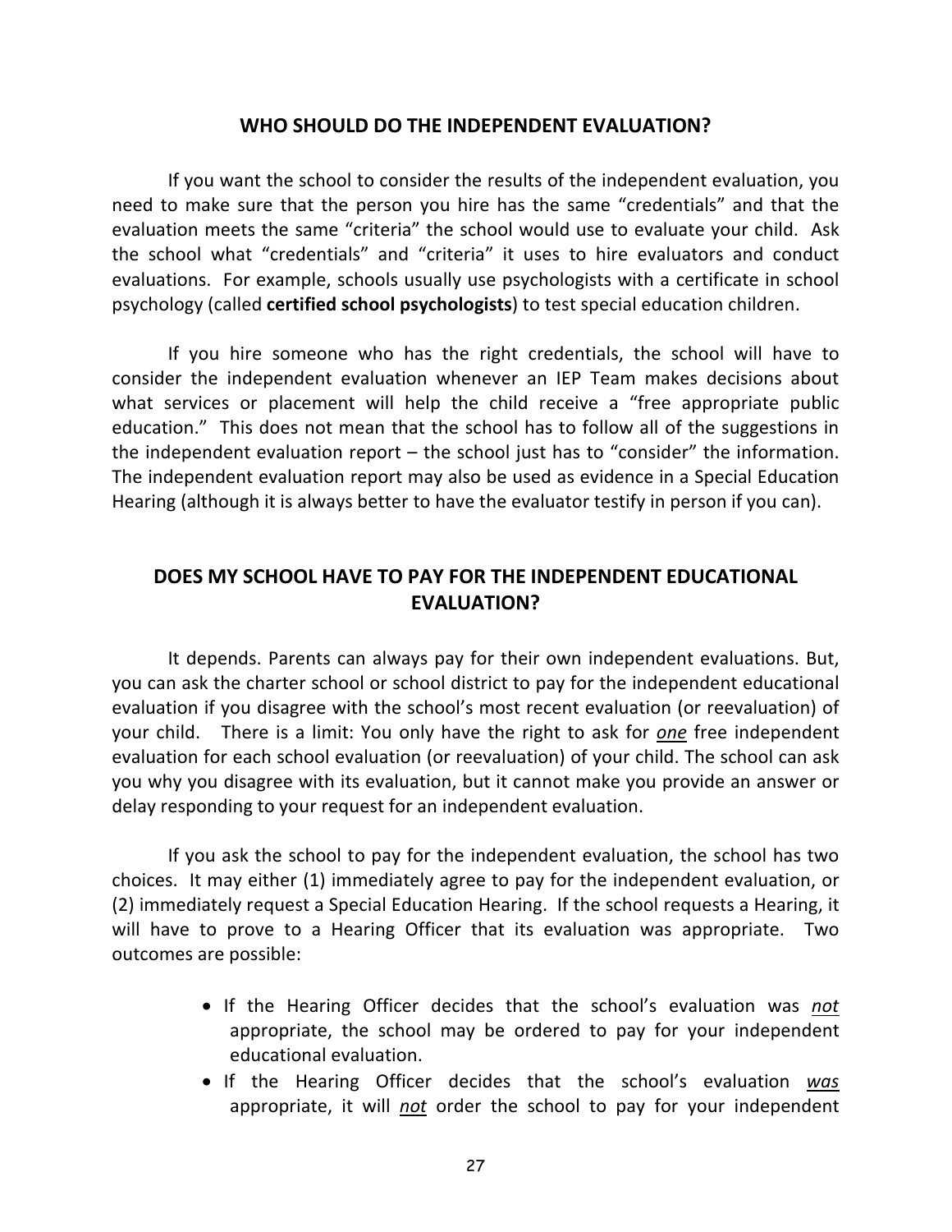## WHO SHOULD DO THE INDEPENDENT EVALUATION?

If you want the school to consider the results of the independent evaluation, you need to make sure that the person you hire has the same "credentials" and that the evaluation meets the same "criteria" the school would use to evaluate your child. Ask the school what "credentials" and "criteria" it uses to hire evaluators and conduct evaluations. For example, schools usually use psychologists with a certificate in school psychology (called **certified school psychologists**) to test special education children.

If you hire someone who has the right credentials, the school will have to consider the independent evaluation whenever an IEP Team makes decisions about what services or placement will help the child receive a "free appropriate public education." This does not mean that the school has to follow all of the suggestions in the independent evaluation report – the school just has to "consider" the information. The independent evaluation report may also be used as evidence in a Special Education Hearing (although it is always better to have the evaluator testify in person if you can).

## DOES MY SCHOOL HAVE TO PAY FOR THE INDEPENDENT EDUCATIONAL EVALUATION?

It depends. Parents can always pay for their own independent evaluations. But, you can ask the charter school or school district to pay for the independent educational evaluation if you disagree with the school's most recent evaluation (or reevaluation) of your child. There is a limit: You only have the right to ask for ***one*** free independent evaluation for each school evaluation (or reevaluation) of your child. The school can ask you why you disagree with its evaluation, but it cannot make you provide an answer or delay responding to your request for an independent evaluation.

If you ask the school to pay for the independent evaluation, the school has two choices. It may either (1) immediately agree to pay for the independent evaluation, or (2) immediately request a Special Education Hearing. If the school requests a Hearing, it will have to prove to a Hearing Officer that its evaluation was appropriate. Two outcomes are possible:

- If the Hearing Officer decides that the school's evaluation was ***not*** appropriate, the school may be ordered to pay for your independent educational evaluation.
- If the Hearing Officer decides that the school's evaluation ***was*** appropriate, it will ***not*** order the school to pay for your independent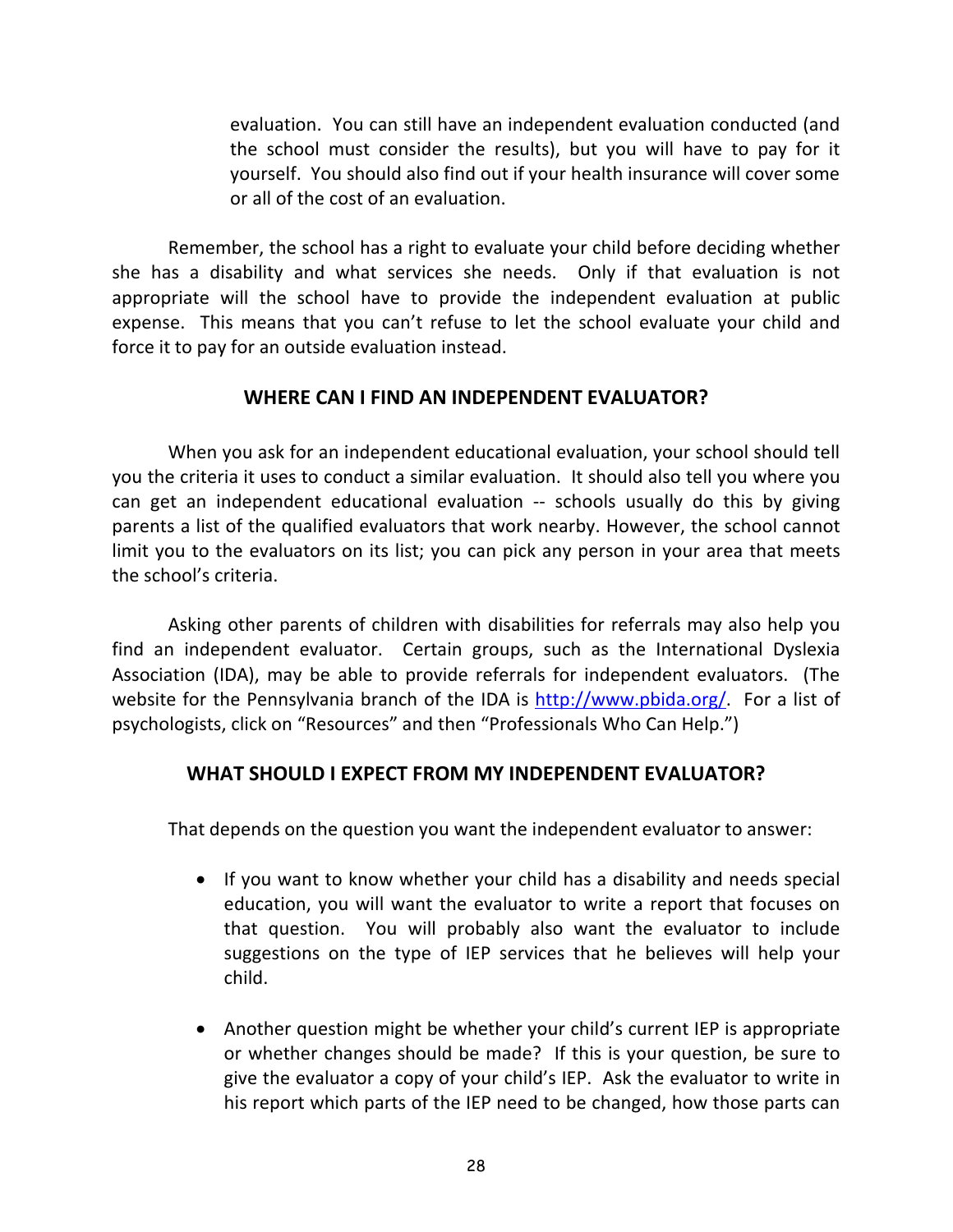evaluation. You can still have an independent evaluation conducted (and the school must consider the results), but you will have to pay for it yourself. You should also find out if your health insurance will cover some or all of the cost of an evaluation.

Remember, the school has a right to evaluate your child before deciding whether she has a disability and what services she needs. Only if that evaluation is not appropriate will the school have to provide the independent evaluation at public expense. This means that you can't refuse to let the school evaluate your child and force it to pay for an outside evaluation instead.

## WHERE CAN I FIND AN INDEPENDENT EVALUATOR?

When you ask for an independent educational evaluation, your school should tell you the criteria it uses to conduct a similar evaluation. It should also tell you where you can get an independent educational evaluation -- schools usually do this by giving parents a list of the qualified evaluators that work nearby. However, the school cannot limit you to the evaluators on its list; you can pick any person in your area that meets the school's criteria.

Asking other parents of children with disabilities for referrals may also help you find an independent evaluator. Certain groups, such as the International Dyslexia Association (IDA), may be able to provide referrals for independent evaluators. (The website for the Pennsylvania branch of the IDA is [http://www.pbida.org/](http://www.pbida.org/). For a list of psychologists, click on "Resources" and then "Professionals Who Can Help.")

## WHAT SHOULD I EXPECT FROM MY INDEPENDENT EVALUATOR?

That depends on the question you want the independent evaluator to answer:

- If you want to know whether your child has a disability and needs special education, you will want the evaluator to write a report that focuses on that question. You will probably also want the evaluator to include suggestions on the type of IEP services that he believes will help your child.

- Another question might be whether your child's current IEP is appropriate or whether changes should be made? If this is your question, be sure to give the evaluator a copy of your child's IEP. Ask the evaluator to write in his report which parts of the IEP need to be changed, how those parts can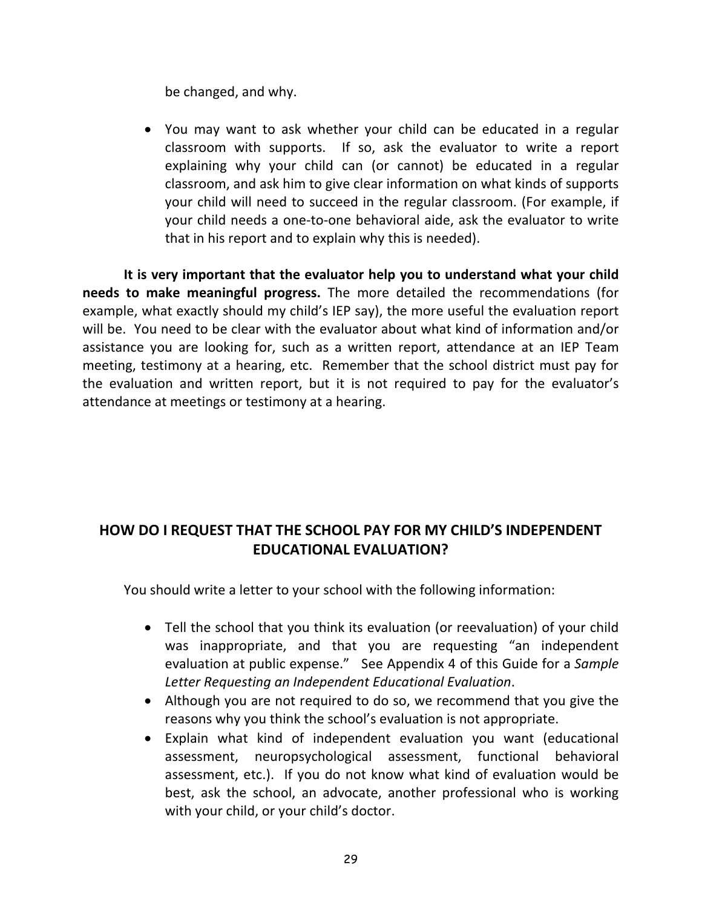be changed, and why.

- You may want to ask whether your child can be educated in a regular classroom with supports. If so, ask the evaluator to write a report explaining why your child can (or cannot) be educated in a regular classroom, and ask him to give clear information on what kinds of supports your child will need to succeed in the regular classroom. (For example, if your child needs a one-to-one behavioral aide, ask the evaluator to write that in his report and to explain why this is needed).

**It is very important that the evaluator help you to understand what your child needs to make meaningful progress.** The more detailed the recommendations (for example, what exactly should my child's IEP say), the more useful the evaluation report will be. You need to be clear with the evaluator about what kind of information and/or assistance you are looking for, such as a written report, attendance at an IEP Team meeting, testimony at a hearing, etc. Remember that the school district must pay for the evaluation and written report, but it is not required to pay for the evaluator's attendance at meetings or testimony at a hearing.

## HOW DO I REQUEST THAT THE SCHOOL PAY FOR MY CHILD'S INDEPENDENT EDUCATIONAL EVALUATION?

You should write a letter to your school with the following information:

- Tell the school that you think its evaluation (or reevaluation) of your child was inappropriate, and that you are requesting "an independent evaluation at public expense." See Appendix 4 of this Guide for a *Sample Letter Requesting an Independent Educational Evaluation*.
- Although you are not required to do so, we recommend that you give the reasons why you think the school's evaluation is not appropriate.
- Explain what kind of independent evaluation you want (educational assessment, neuropsychological assessment, functional behavioral assessment, etc.). If you do not know what kind of evaluation would be best, ask the school, an advocate, another professional who is working with your child, or your child's doctor.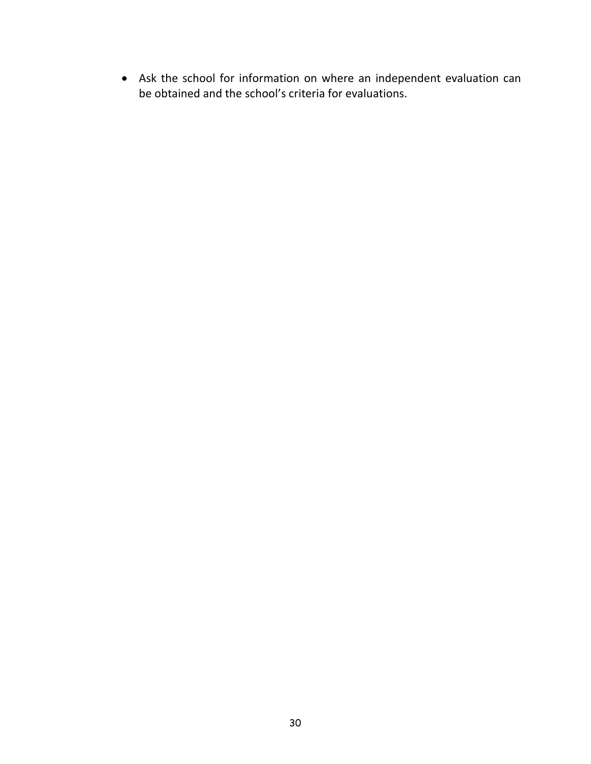- Ask the school for information on where an independent evaluation can be obtained and the school's criteria for evaluations.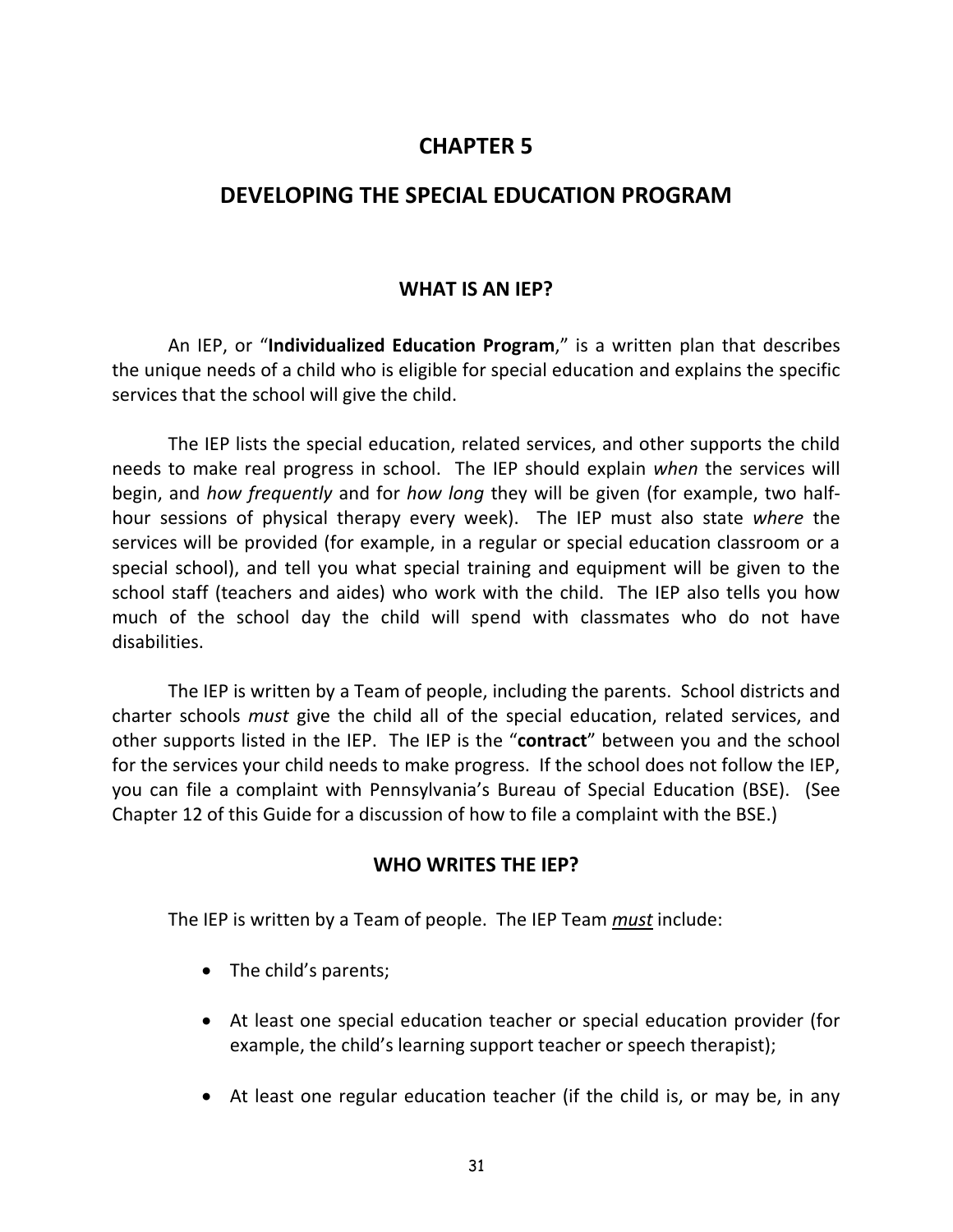# CHAPTER 5

# DEVELOPING THE SPECIAL EDUCATION PROGRAM

## WHAT IS AN IEP?

An IEP, or "**Individualized Education Program**," is a written plan that describes the unique needs of a child who is eligible for special education and explains the specific services that the school will give the child.

The IEP lists the special education, related services, and other supports the child needs to make real progress in school. The IEP should explain *when* the services will begin, and *how frequently* and for *how long* they will be given (for example, two half-hour sessions of physical therapy every week). The IEP must also state *where* the services will be provided (for example, in a regular or special education classroom or a special school), and tell you what special training and equipment will be given to the school staff (teachers and aides) who work with the child. The IEP also tells you how much of the school day the child will spend with classmates who do not have disabilities.

The IEP is written by a Team of people, including the parents. School districts and charter schools *must* give the child all of the special education, related services, and other supports listed in the IEP. The IEP is the "**contract**" between you and the school for the services your child needs to make progress. If the school does not follow the IEP, you can file a complaint with Pennsylvania's Bureau of Special Education (BSE). (See Chapter 12 of this Guide for a discussion of how to file a complaint with the BSE.)

## WHO WRITES THE IEP?

The IEP is written by a Team of people. The IEP Team ***must*** include:

- The child's parents;
- At least one special education teacher or special education provider (for example, the child's learning support teacher or speech therapist);
- At least one regular education teacher (if the child is, or may be, in any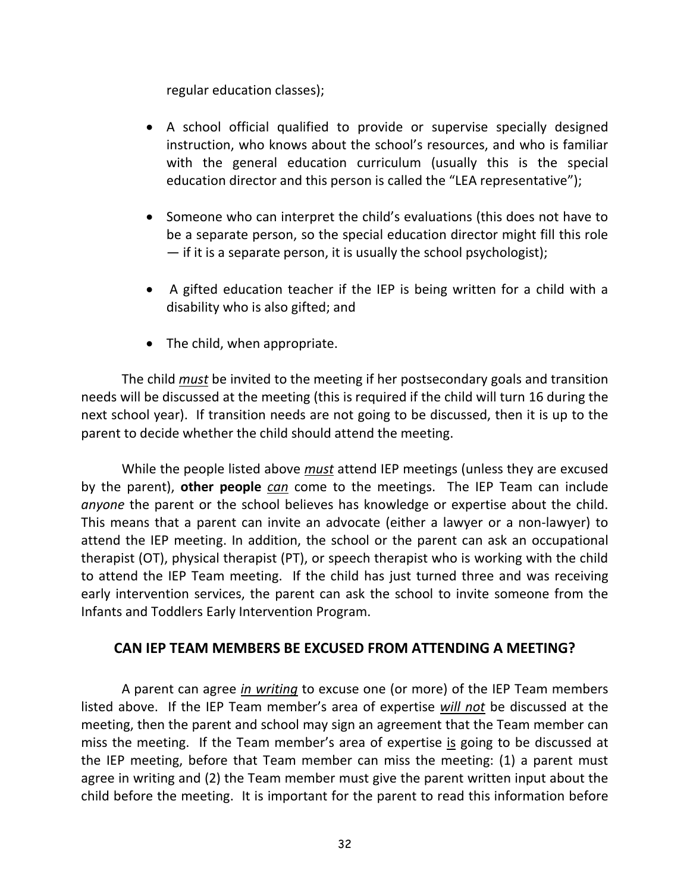regular education classes);

- A school official qualified to provide or supervise specially designed instruction, who knows about the school's resources, and who is familiar with the general education curriculum (usually this is the special education director and this person is called the "LEA representative");

- Someone who can interpret the child's evaluations (this does not have to be a separate person, so the special education director might fill this role — if it is a separate person, it is usually the school psychologist);

- A gifted education teacher if the IEP is being written for a child with a disability who is also gifted; and

- The child, when appropriate.

The child ***must*** be invited to the meeting if her postsecondary goals and transition needs will be discussed at the meeting (this is required if the child will turn 16 during the next school year). If transition needs are not going to be discussed, then it is up to the parent to decide whether the child should attend the meeting.

While the people listed above ***must*** attend IEP meetings (unless they are excused by the parent), **other people** ***can*** come to the meetings. The IEP Team can include *anyone* the parent or the school believes has knowledge or expertise about the child. This means that a parent can invite an advocate (either a lawyer or a non-lawyer) to attend the IEP meeting. In addition, the school or the parent can ask an occupational therapist (OT), physical therapist (PT), or speech therapist who is working with the child to attend the IEP Team meeting. If the child has just turned three and was receiving early intervention services, the parent can ask the school to invite someone from the Infants and Toddlers Early Intervention Program.

## CAN IEP TEAM MEMBERS BE EXCUSED FROM ATTENDING A MEETING?

A parent can agree ***in writing*** to excuse one (or more) of the IEP Team members listed above. If the IEP Team member's area of expertise ***will not*** be discussed at the meeting, then the parent and school may sign an agreement that the Team member can miss the meeting. If the Team member's area of expertise is going to be discussed at the IEP meeting, before that Team member can miss the meeting: (1) a parent must agree in writing and (2) the Team member must give the parent written input about the child before the meeting. It is important for the parent to read this information before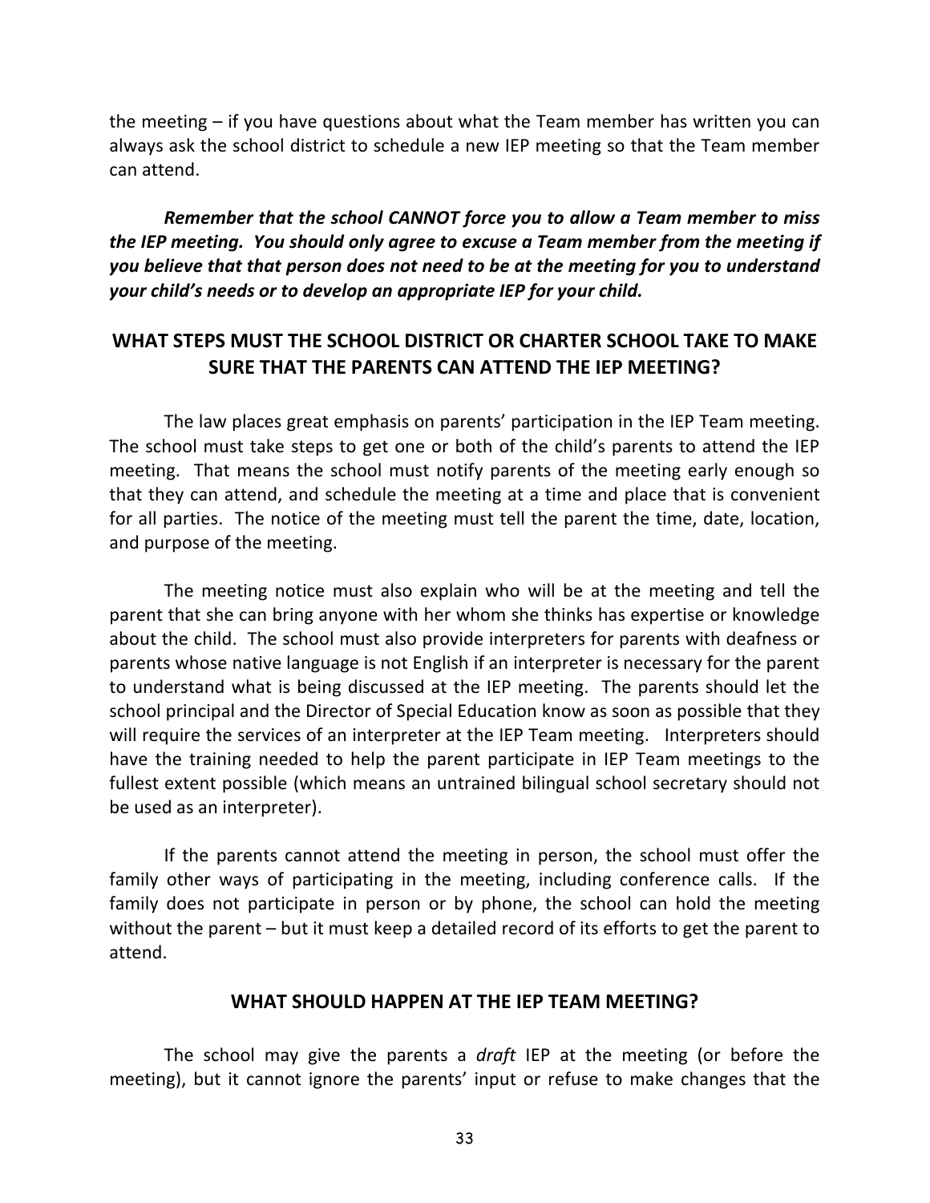the meeting – if you have questions about what the Team member has written you can always ask the school district to schedule a new IEP meeting so that the Team member can attend.

***Remember that the school CANNOT force you to allow a Team member to miss the IEP meeting. You should only agree to excuse a Team member from the meeting if you believe that that person does not need to be at the meeting for you to understand your child's needs or to develop an appropriate IEP for your child.***

## WHAT STEPS MUST THE SCHOOL DISTRICT OR CHARTER SCHOOL TAKE TO MAKE SURE THAT THE PARENTS CAN ATTEND THE IEP MEETING?

The law places great emphasis on parents' participation in the IEP Team meeting. The school must take steps to get one or both of the child's parents to attend the IEP meeting. That means the school must notify parents of the meeting early enough so that they can attend, and schedule the meeting at a time and place that is convenient for all parties. The notice of the meeting must tell the parent the time, date, location, and purpose of the meeting.

The meeting notice must also explain who will be at the meeting and tell the parent that she can bring anyone with her whom she thinks has expertise or knowledge about the child. The school must also provide interpreters for parents with deafness or parents whose native language is not English if an interpreter is necessary for the parent to understand what is being discussed at the IEP meeting. The parents should let the school principal and the Director of Special Education know as soon as possible that they will require the services of an interpreter at the IEP Team meeting. Interpreters should have the training needed to help the parent participate in IEP Team meetings to the fullest extent possible (which means an untrained bilingual school secretary should not be used as an interpreter).

If the parents cannot attend the meeting in person, the school must offer the family other ways of participating in the meeting, including conference calls. If the family does not participate in person or by phone, the school can hold the meeting without the parent – but it must keep a detailed record of its efforts to get the parent to attend.

## WHAT SHOULD HAPPEN AT THE IEP TEAM MEETING?

The school may give the parents a *draft* IEP at the meeting (or before the meeting), but it cannot ignore the parents' input or refuse to make changes that the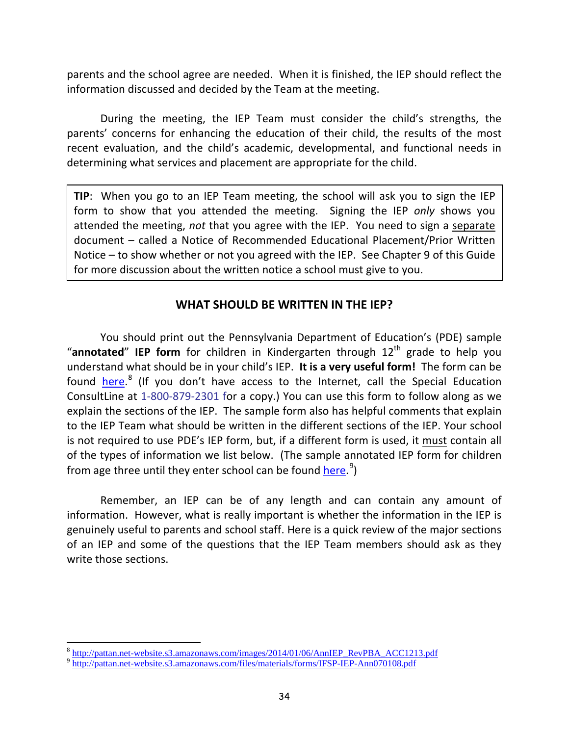parents and the school agree are needed. When it is finished, the IEP should reflect the information discussed and decided by the Team at the meeting.

During the meeting, the IEP Team must consider the child's strengths, the parents' concerns for enhancing the education of their child, the results of the most recent evaluation, and the child's academic, developmental, and functional needs in determining what services and placement are appropriate for the child.

> **TIP**: When you go to an IEP Team meeting, the school will ask you to sign the IEP form to show that you attended the meeting. Signing the IEP *only* shows you attended the meeting, *not* that you agree with the IEP. You need to sign a separate document – called a Notice of Recommended Educational Placement/Prior Written Notice – to show whether or not you agreed with the IEP. See Chapter 9 of this Guide for more discussion about the written notice a school must give to you.

## WHAT SHOULD BE WRITTEN IN THE IEP?

You should print out the Pennsylvania Department of Education's (PDE) sample "**annotated**" **IEP form** for children in Kindergarten through 12th grade to help you understand what should be in your child's IEP. **It is a very useful form!** The form can be found here.[8] (If you don't have access to the Internet, call the Special Education ConsultLine at 1-800-879-2301 for a copy.) You can use this form to follow along as we explain the sections of the IEP. The sample form also has helpful comments that explain to the IEP Team what should be written in the different sections of the IEP. Your school is not required to use PDE's IEP form, but, if a different form is used, it must contain all of the types of information we list below. (The sample annotated IEP form for children from age three until they enter school can be found here.[9])

Remember, an IEP can be of any length and can contain any amount of information. However, what is really important is whether the information in the IEP is genuinely useful to parents and school staff. Here is a quick review of the major sections of an IEP and some of the questions that the IEP Team members should ask as they write those sections.

---

[8] http://pattan.net-website.s3.amazonaws.com/images/2014/01/06/AnnIEP_RevPBA_ACC1213.pdf

[9] http://pattan.net-website.s3.amazonaws.com/files/materials/forms/IFSP-IEP-Ann070108.pdf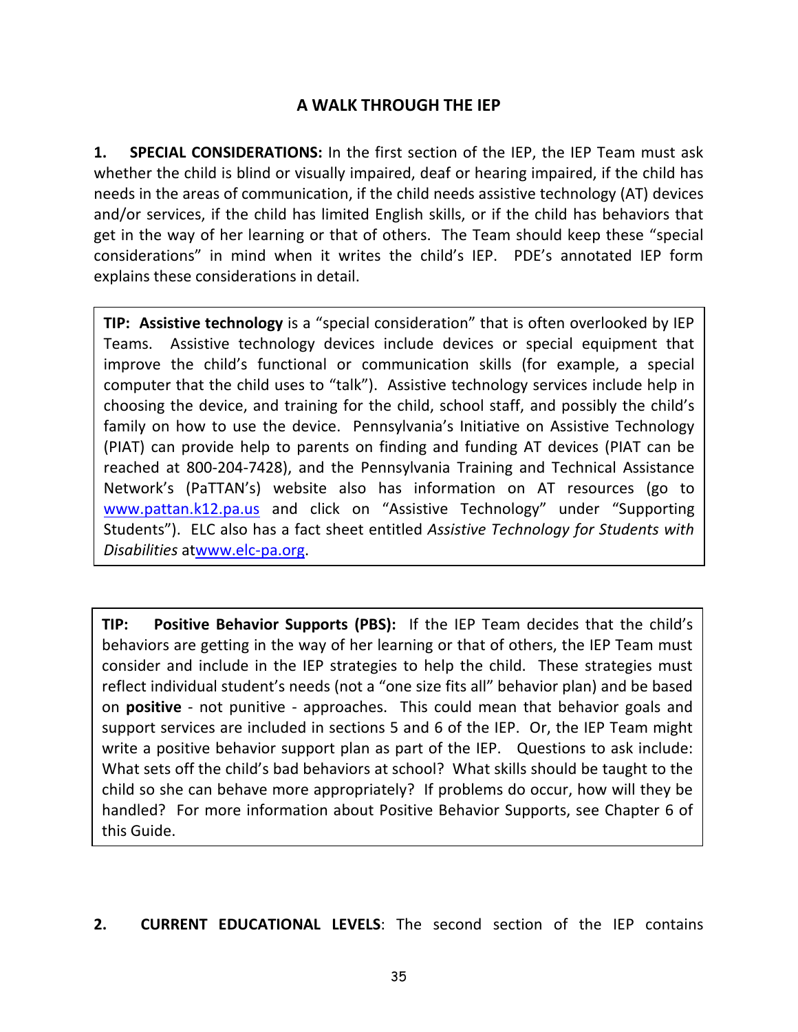## A WALK THROUGH THE IEP

**1. SPECIAL CONSIDERATIONS:** In the first section of the IEP, the IEP Team must ask whether the child is blind or visually impaired, deaf or hearing impaired, if the child has needs in the areas of communication, if the child needs assistive technology (AT) devices and/or services, if the child has limited English skills, or if the child has behaviors that get in the way of her learning or that of others. The Team should keep these "special considerations" in mind when it writes the child's IEP. PDE's annotated IEP form explains these considerations in detail.

> **TIP: Assistive technology** is a "special consideration" that is often overlooked by IEP Teams. Assistive technology devices include devices or special equipment that improve the child's functional or communication skills (for example, a special computer that the child uses to "talk"). Assistive technology services include help in choosing the device, and training for the child, school staff, and possibly the child's family on how to use the device. Pennsylvania's Initiative on Assistive Technology (PIAT) can provide help to parents on finding and funding AT devices (PIAT can be reached at 800-204-7428), and the Pennsylvania Training and Technical Assistance Network's (PaTTAN's) website also has information on AT resources (go to www.pattan.k12.pa.us and click on "Assistive Technology" under "Supporting Students"). ELC also has a fact sheet entitled *Assistive Technology for Students with Disabilities* atwww.elc-pa.org.

> **TIP: Positive Behavior Supports (PBS):** If the IEP Team decides that the child's behaviors are getting in the way of her learning or that of others, the IEP Team must consider and include in the IEP strategies to help the child. These strategies must reflect individual student's needs (not a "one size fits all" behavior plan) and be based on **positive** - not punitive - approaches. This could mean that behavior goals and support services are included in sections 5 and 6 of the IEP. Or, the IEP Team might write a positive behavior support plan as part of the IEP. Questions to ask include: What sets off the child's bad behaviors at school? What skills should be taught to the child so she can behave more appropriately? If problems do occur, how will they be handled? For more information about Positive Behavior Supports, see Chapter 6 of this Guide.

**2. CURRENT EDUCATIONAL LEVELS**: The second section of the IEP contains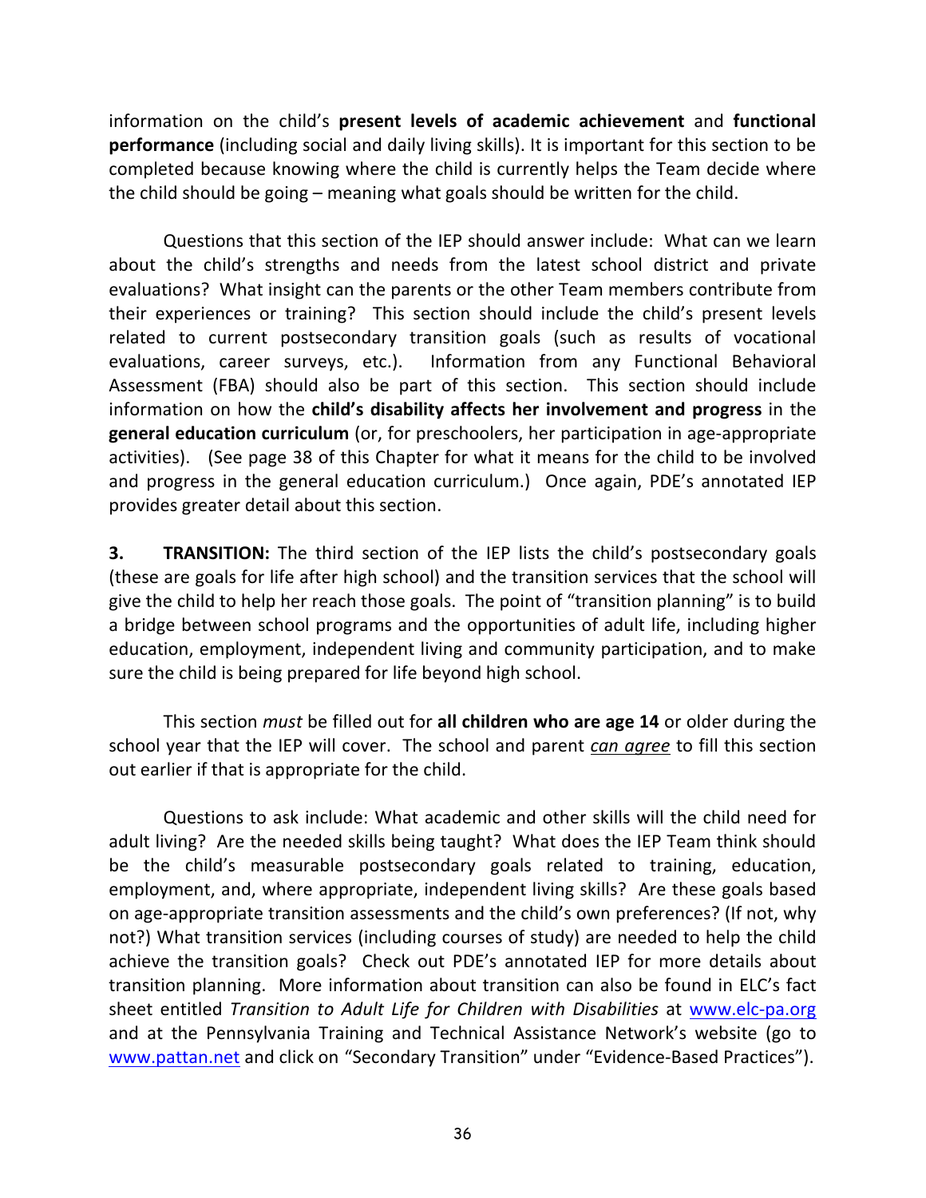information on the child's **present levels of academic achievement** and **functional performance** (including social and daily living skills). It is important for this section to be completed because knowing where the child is currently helps the Team decide where the child should be going – meaning what goals should be written for the child.

Questions that this section of the IEP should answer include: What can we learn about the child's strengths and needs from the latest school district and private evaluations? What insight can the parents or the other Team members contribute from their experiences or training? This section should include the child's present levels related to current postsecondary transition goals (such as results of vocational evaluations, career surveys, etc.). Information from any Functional Behavioral Assessment (FBA) should also be part of this section. This section should include information on how the **child's disability affects her involvement and progress** in the **general education curriculum** (or, for preschoolers, her participation in age-appropriate activities). (See page 38 of this Chapter for what it means for the child to be involved and progress in the general education curriculum.) Once again, PDE's annotated IEP provides greater detail about this section.

**3. TRANSITION:** The third section of the IEP lists the child's postsecondary goals (these are goals for life after high school) and the transition services that the school will give the child to help her reach those goals. The point of "transition planning" is to build a bridge between school programs and the opportunities of adult life, including higher education, employment, independent living and community participation, and to make sure the child is being prepared for life beyond high school.

This section *must* be filled out for **all children who are age 14** or older during the school year that the IEP will cover. The school and parent ***can agree*** to fill this section out earlier if that is appropriate for the child.

Questions to ask include: What academic and other skills will the child need for adult living? Are the needed skills being taught? What does the IEP Team think should be the child's measurable postsecondary goals related to training, education, employment, and, where appropriate, independent living skills? Are these goals based on age-appropriate transition assessments and the child's own preferences? (If not, why not?) What transition services (including courses of study) are needed to help the child achieve the transition goals? Check out PDE's annotated IEP for more details about transition planning. More information about transition can also be found in ELC's fact sheet entitled *Transition to Adult Life for Children with Disabilities* at www.elc-pa.org and at the Pennsylvania Training and Technical Assistance Network's website (go to www.pattan.net and click on "Secondary Transition" under "Evidence-Based Practices").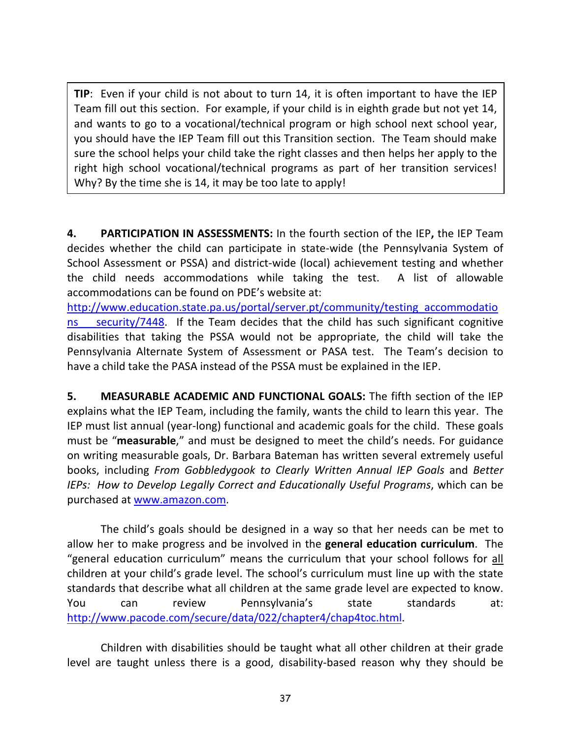> **TIP**: Even if your child is not about to turn 14, it is often important to have the IEP Team fill out this section. For example, if your child is in eighth grade but not yet 14, and wants to go to a vocational/technical program or high school next school year, you should have the IEP Team fill out this Transition section. The Team should make sure the school helps your child take the right classes and then helps her apply to the right high school vocational/technical programs as part of her transition services! Why? By the time she is 14, it may be too late to apply!

**4. PARTICIPATION IN ASSESSMENTS:** In the fourth section of the IEP**,** the IEP Team decides whether the child can participate in state-wide (the Pennsylvania System of School Assessment or PSSA) and district-wide (local) achievement testing and whether the child needs accommodations while taking the test. A list of allowable accommodations can be found on PDE's website at: http://www.education.state.pa.us/portal/server.pt/community/testing_accommodations__security/7448. If the Team decides that the child has such significant cognitive disabilities that taking the PSSA would not be appropriate, the child will take the Pennsylvania Alternate System of Assessment or PASA test. The Team's decision to have a child take the PASA instead of the PSSA must be explained in the IEP.

**5. MEASURABLE ACADEMIC AND FUNCTIONAL GOALS:** The fifth section of the IEP explains what the IEP Team, including the family, wants the child to learn this year. The IEP must list annual (year-long) functional and academic goals for the child. These goals must be "**measurable**," and must be designed to meet the child's needs. For guidance on writing measurable goals, Dr. Barbara Bateman has written several extremely useful books, including *From Gobbledygook to Clearly Written Annual IEP Goals* and *Better IEPs: How to Develop Legally Correct and Educationally Useful Programs*, which can be purchased at www.amazon.com.

The child's goals should be designed in a way so that her needs can be met to allow her to make progress and be involved in the **general education curriculum**. The "general education curriculum" means the curriculum that your school follows for all children at your child's grade level. The school's curriculum must line up with the state standards that describe what all children at the same grade level are expected to know. You can review Pennsylvania's state standards at: http://www.pacode.com/secure/data/022/chapter4/chap4toc.html.

Children with disabilities should be taught what all other children at their grade level are taught unless there is a good, disability-based reason why they should be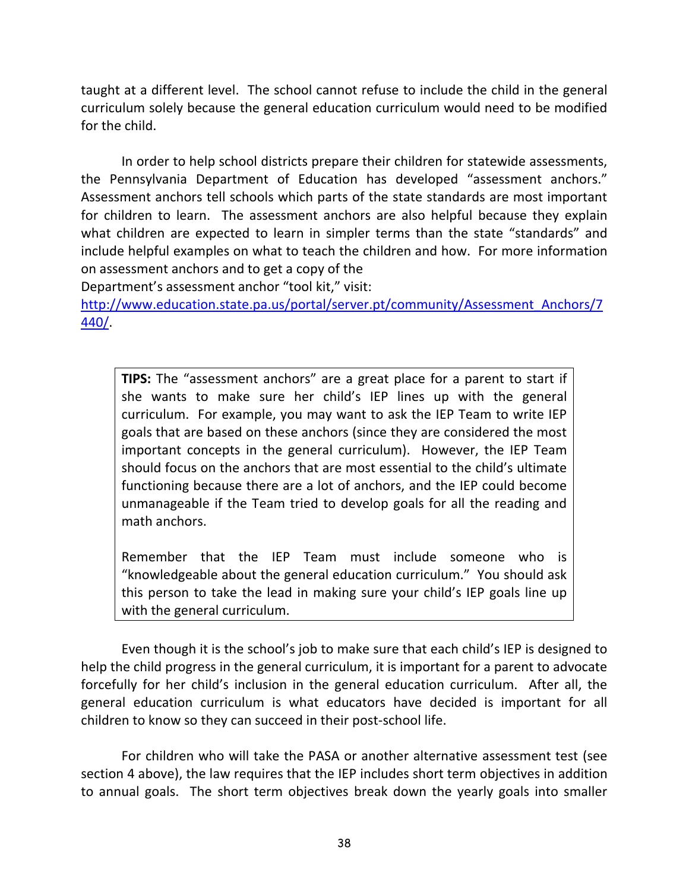taught at a different level. The school cannot refuse to include the child in the general curriculum solely because the general education curriculum would need to be modified for the child.

In order to help school districts prepare their children for statewide assessments, the Pennsylvania Department of Education has developed "assessment anchors." Assessment anchors tell schools which parts of the state standards are most important for children to learn. The assessment anchors are also helpful because they explain what children are expected to learn in simpler terms than the state "standards" and include helpful examples on what to teach the children and how. For more information on assessment anchors and to get a copy of the Department's assessment anchor "tool kit," visit: http://www.education.state.pa.us/portal/server.pt/community/Assessment_Anchors/7440/.

> **TIPS:** The "assessment anchors" are a great place for a parent to start if she wants to make sure her child's IEP lines up with the general curriculum. For example, you may want to ask the IEP Team to write IEP goals that are based on these anchors (since they are considered the most important concepts in the general curriculum). However, the IEP Team should focus on the anchors that are most essential to the child's ultimate functioning because there are a lot of anchors, and the IEP could become unmanageable if the Team tried to develop goals for all the reading and math anchors.
>
> Remember that the IEP Team must include someone who is "knowledgeable about the general education curriculum." You should ask this person to take the lead in making sure your child's IEP goals line up with the general curriculum.

Even though it is the school's job to make sure that each child's IEP is designed to help the child progress in the general curriculum, it is important for a parent to advocate forcefully for her child's inclusion in the general education curriculum. After all, the general education curriculum is what educators have decided is important for all children to know so they can succeed in their post-school life.

For children who will take the PASA or another alternative assessment test (see section 4 above), the law requires that the IEP includes short term objectives in addition to annual goals. The short term objectives break down the yearly goals into smaller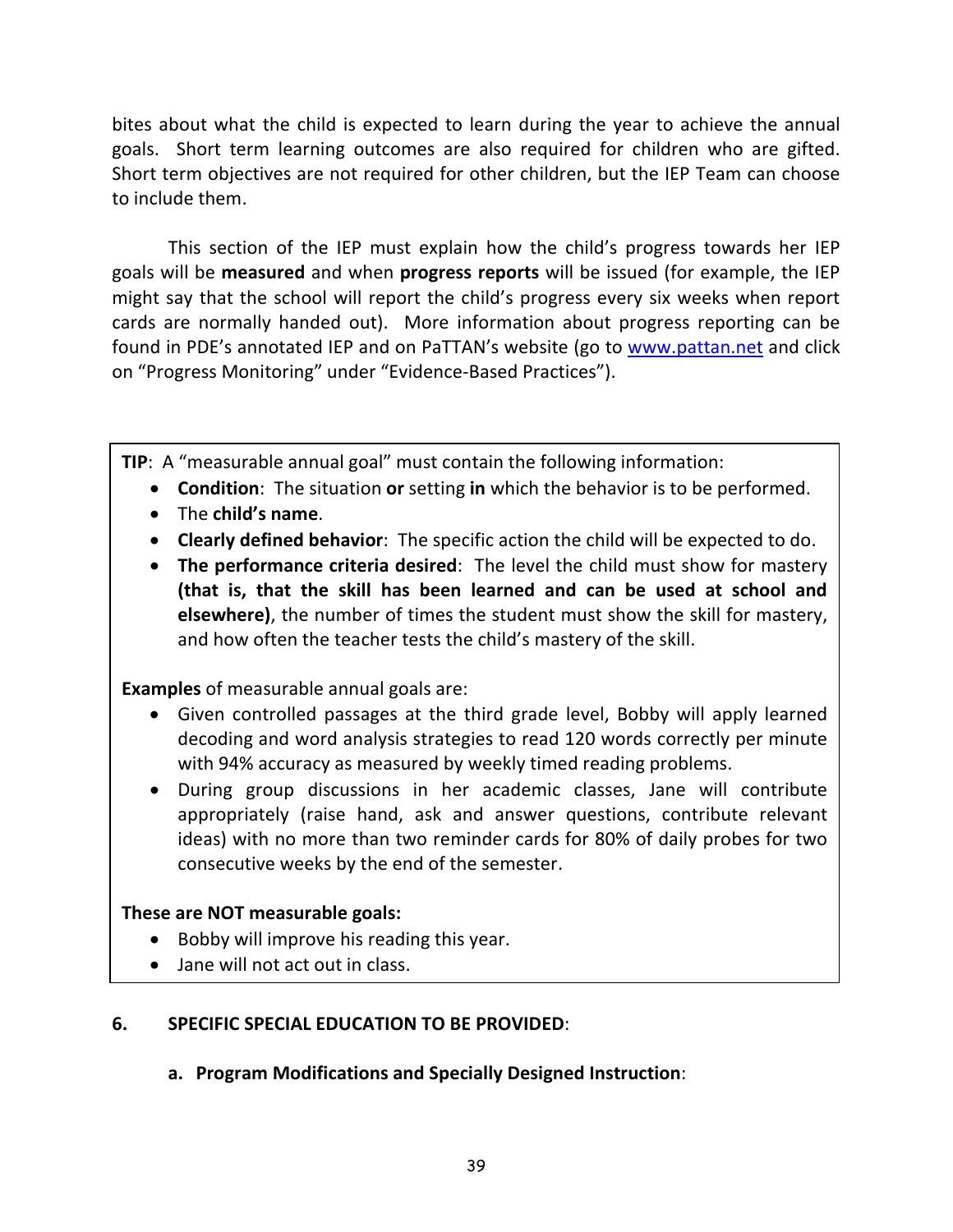bites about what the child is expected to learn during the year to achieve the annual goals. Short term learning outcomes are also required for children who are gifted. Short term objectives are not required for other children, but the IEP Team can choose to include them.

This section of the IEP must explain how the child's progress towards her IEP goals will be **measured** and when **progress reports** will be issued (for example, the IEP might say that the school will report the child's progress every six weeks when report cards are normally handed out). More information about progress reporting can be found in PDE's annotated IEP and on PaTTAN's website (go to www.pattan.net and click on "Progress Monitoring" under "Evidence-Based Practices").

> **TIP**: A "measurable annual goal" must contain the following information:
>
> - **Condition**: The situation **or** setting **in** which the behavior is to be performed.
> - The **child's name**.
> - **Clearly defined behavior**: The specific action the child will be expected to do.
> - **The performance criteria desired**: The level the child must show for mastery **(that is, that the skill has been learned and can be used at school and elsewhere)**, the number of times the student must show the skill for mastery, and how often the teacher tests the child's mastery of the skill.
>
> **Examples** of measurable annual goals are:
>
> - Given controlled passages at the third grade level, Bobby will apply learned decoding and word analysis strategies to read 120 words correctly per minute with 94% accuracy as measured by weekly timed reading problems.
> - During group discussions in her academic classes, Jane will contribute appropriately (raise hand, ask and answer questions, contribute relevant ideas) with no more than two reminder cards for 80% of daily probes for two consecutive weeks by the end of the semester.
>
> **These are NOT measurable goals:**
>
> - Bobby will improve his reading this year.
> - Jane will not act out in class.

## 6. SPECIFIC SPECIAL EDUCATION TO BE PROVIDED:

### a. Program Modifications and Specially Designed Instruction: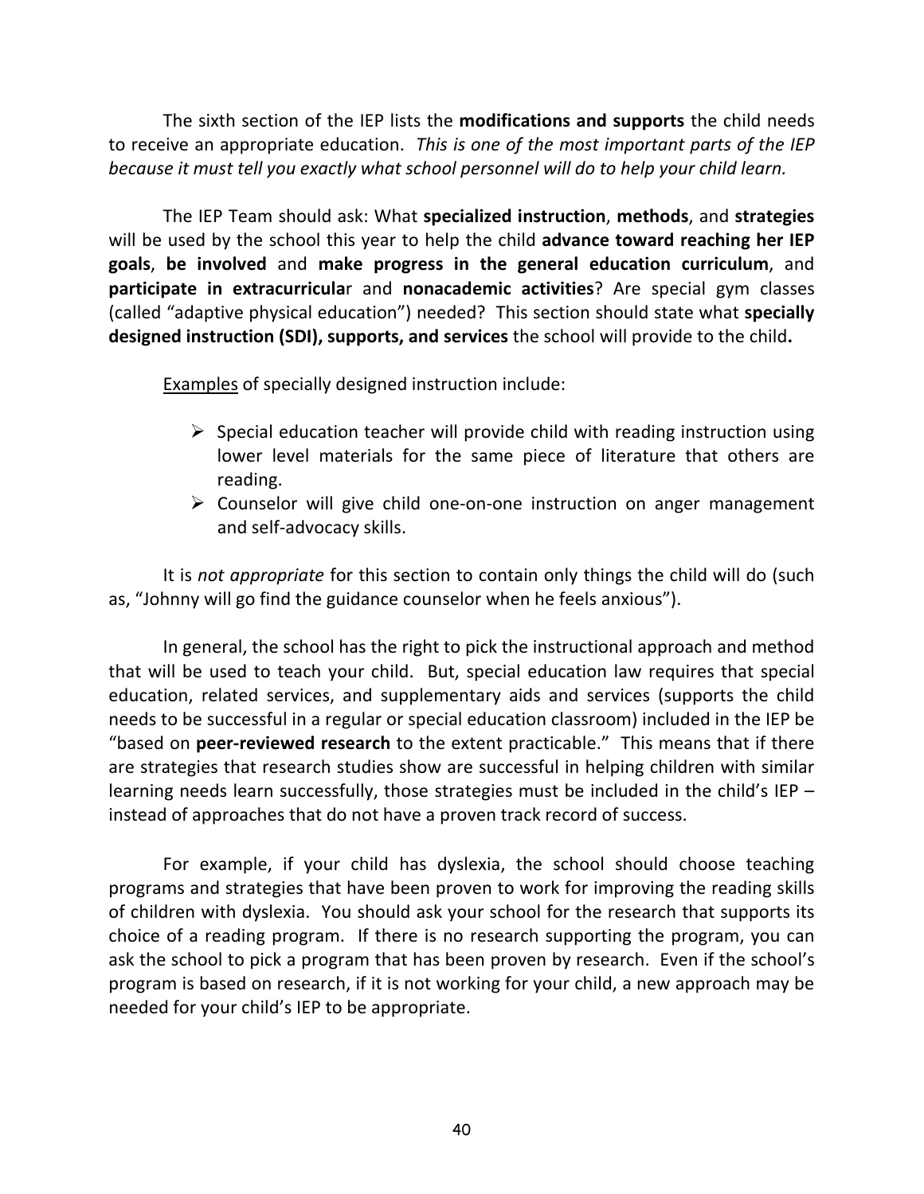The sixth section of the IEP lists the **modifications and supports** the child needs to receive an appropriate education. *This is one of the most important parts of the IEP because it must tell you exactly what school personnel will do to help your child learn.*

The IEP Team should ask: What **specialized instruction**, **methods**, and **strategies** will be used by the school this year to help the child **advance toward reaching her IEP goals**, **be involved** and **make progress in the general education curriculum**, and **participate in extracurricula**r and **nonacademic activities**? Are special gym classes (called "adaptive physical education") needed? This section should state what **specially designed instruction (SDI), supports, and services** the school will provide to the child**.**

<u>Examples</u> of specially designed instruction include:

- Special education teacher will provide child with reading instruction using lower level materials for the same piece of literature that others are reading.
- Counselor will give child one-on-one instruction on anger management and self-advocacy skills.

It is *not appropriate* for this section to contain only things the child will do (such as, "Johnny will go find the guidance counselor when he feels anxious").

In general, the school has the right to pick the instructional approach and method that will be used to teach your child. But, special education law requires that special education, related services, and supplementary aids and services (supports the child needs to be successful in a regular or special education classroom) included in the IEP be "based on **peer-reviewed research** to the extent practicable." This means that if there are strategies that research studies show are successful in helping children with similar learning needs learn successfully, those strategies must be included in the child's IEP – instead of approaches that do not have a proven track record of success.

For example, if your child has dyslexia, the school should choose teaching programs and strategies that have been proven to work for improving the reading skills of children with dyslexia. You should ask your school for the research that supports its choice of a reading program. If there is no research supporting the program, you can ask the school to pick a program that has been proven by research. Even if the school's program is based on research, if it is not working for your child, a new approach may be needed for your child's IEP to be appropriate.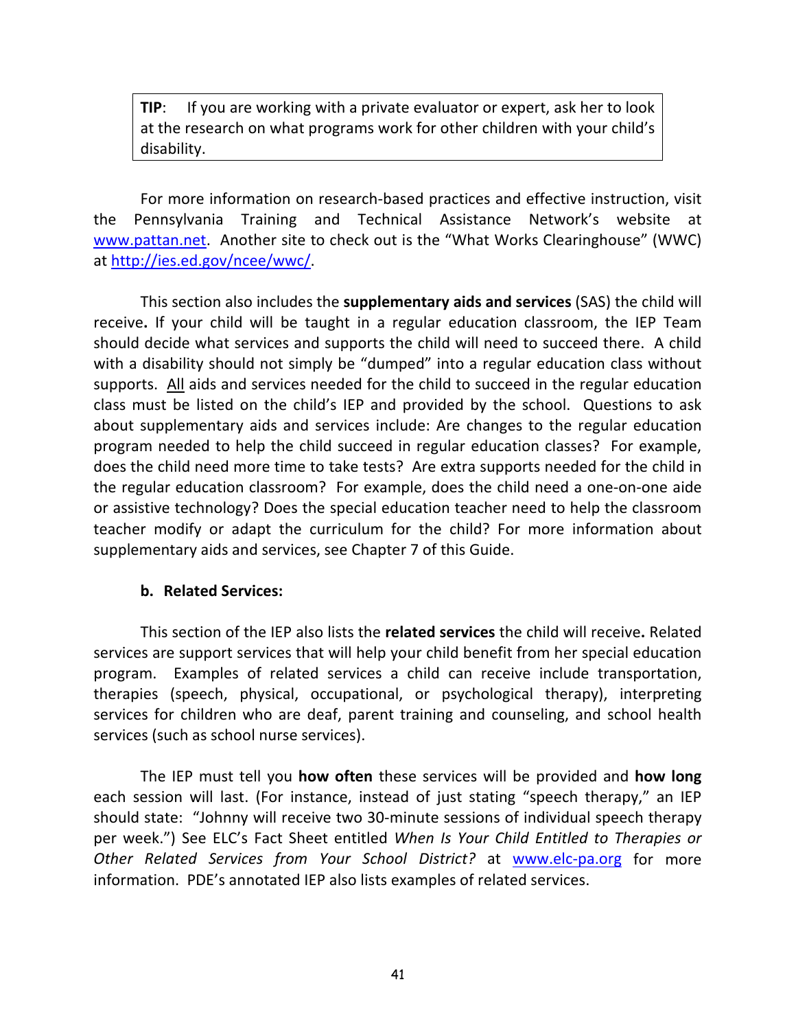> **TIP**: If you are working with a private evaluator or expert, ask her to look at the research on what programs work for other children with your child's disability.

For more information on research-based practices and effective instruction, visit the Pennsylvania Training and Technical Assistance Network's website at www.pattan.net. Another site to check out is the "What Works Clearinghouse" (WWC) at http://ies.ed.gov/ncee/wwc/.

This section also includes the **supplementary aids and services** (SAS) the child will receive**.** If your child will be taught in a regular education classroom, the IEP Team should decide what services and supports the child will need to succeed there. A child with a disability should not simply be "dumped" into a regular education class without supports. All aids and services needed for the child to succeed in the regular education class must be listed on the child's IEP and provided by the school. Questions to ask about supplementary aids and services include: Are changes to the regular education program needed to help the child succeed in regular education classes? For example, does the child need more time to take tests? Are extra supports needed for the child in the regular education classroom? For example, does the child need a one-on-one aide or assistive technology? Does the special education teacher need to help the classroom teacher modify or adapt the curriculum for the child? For more information about supplementary aids and services, see Chapter 7 of this Guide.

**b. Related Services:**

This section of the IEP also lists the **related services** the child will receive**.** Related services are support services that will help your child benefit from her special education program. Examples of related services a child can receive include transportation, therapies (speech, physical, occupational, or psychological therapy), interpreting services for children who are deaf, parent training and counseling, and school health services (such as school nurse services).

The IEP must tell you **how often** these services will be provided and **how long** each session will last. (For instance, instead of just stating "speech therapy," an IEP should state: "Johnny will receive two 30-minute sessions of individual speech therapy per week.") See ELC's Fact Sheet entitled *When Is Your Child Entitled to Therapies or Other Related Services from Your School District?* at www.elc-pa.org for more information. PDE's annotated IEP also lists examples of related services.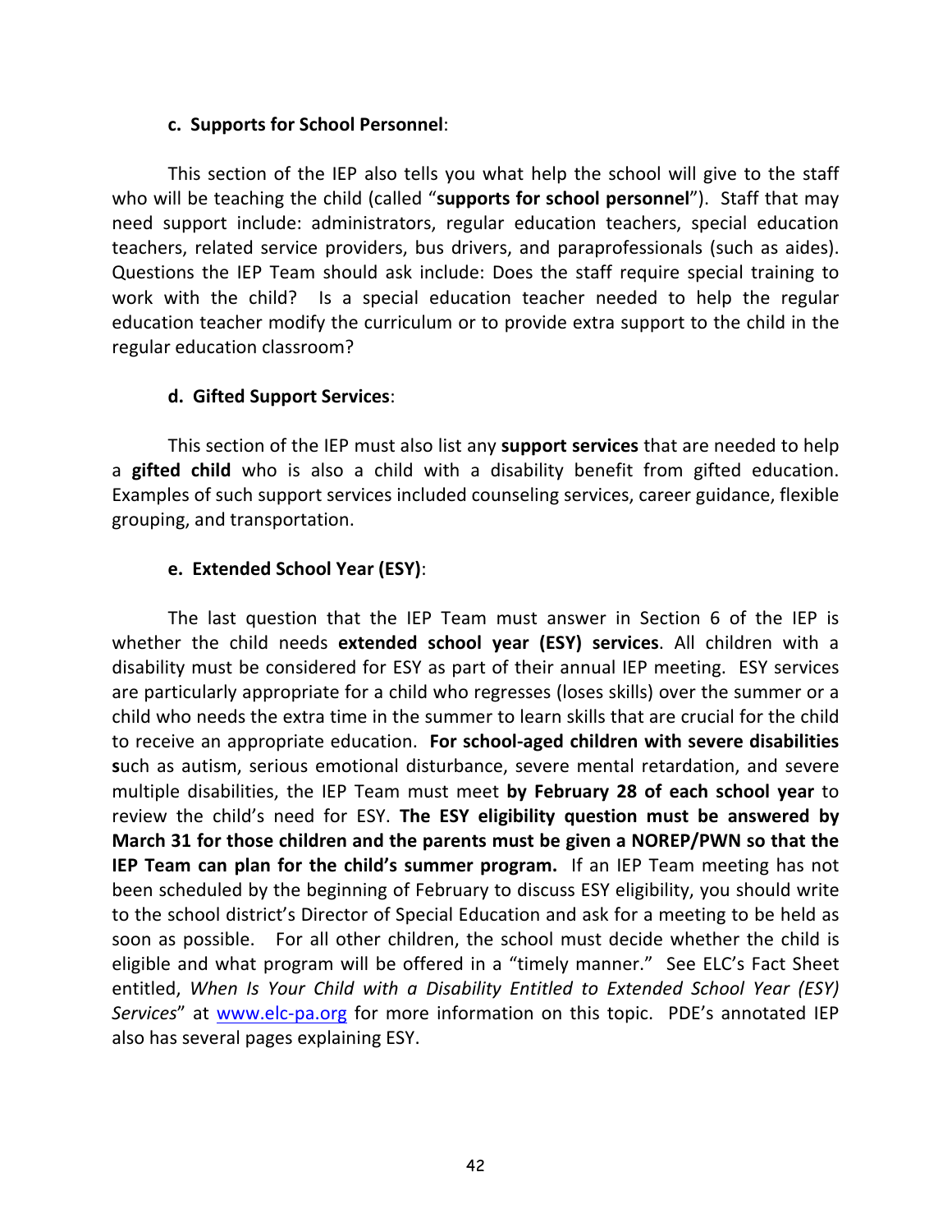**c. Supports for School Personnel**:

This section of the IEP also tells you what help the school will give to the staff who will be teaching the child (called "**supports for school personnel**"). Staff that may need support include: administrators, regular education teachers, special education teachers, related service providers, bus drivers, and paraprofessionals (such as aides). Questions the IEP Team should ask include: Does the staff require special training to work with the child? Is a special education teacher needed to help the regular education teacher modify the curriculum or to provide extra support to the child in the regular education classroom?

**d. Gifted Support Services**:

This section of the IEP must also list any **support services** that are needed to help a **gifted child** who is also a child with a disability benefit from gifted education. Examples of such support services included counseling services, career guidance, flexible grouping, and transportation.

**e. Extended School Year (ESY)**:

The last question that the IEP Team must answer in Section 6 of the IEP is whether the child needs **extended school year (ESY) services**. All children with a disability must be considered for ESY as part of their annual IEP meeting. ESY services are particularly appropriate for a child who regresses (loses skills) over the summer or a child who needs the extra time in the summer to learn skills that are crucial for the child to receive an appropriate education. **For school-aged children with severe disabilities s**uch as autism, serious emotional disturbance, severe mental retardation, and severe multiple disabilities, the IEP Team must meet **by February 28 of each school year** to review the child's need for ESY. **The ESY eligibility question must be answered by March 31 for those children and the parents must be given a NOREP/PWN so that the IEP Team can plan for the child's summer program.** If an IEP Team meeting has not been scheduled by the beginning of February to discuss ESY eligibility, you should write to the school district's Director of Special Education and ask for a meeting to be held as soon as possible. For all other children, the school must decide whether the child is eligible and what program will be offered in a "timely manner." See ELC's Fact Sheet entitled, *When Is Your Child with a Disability Entitled to Extended School Year (ESY) Services*" at [www.elc-pa.org](http://www.elc-pa.org) for more information on this topic. PDE's annotated IEP also has several pages explaining ESY.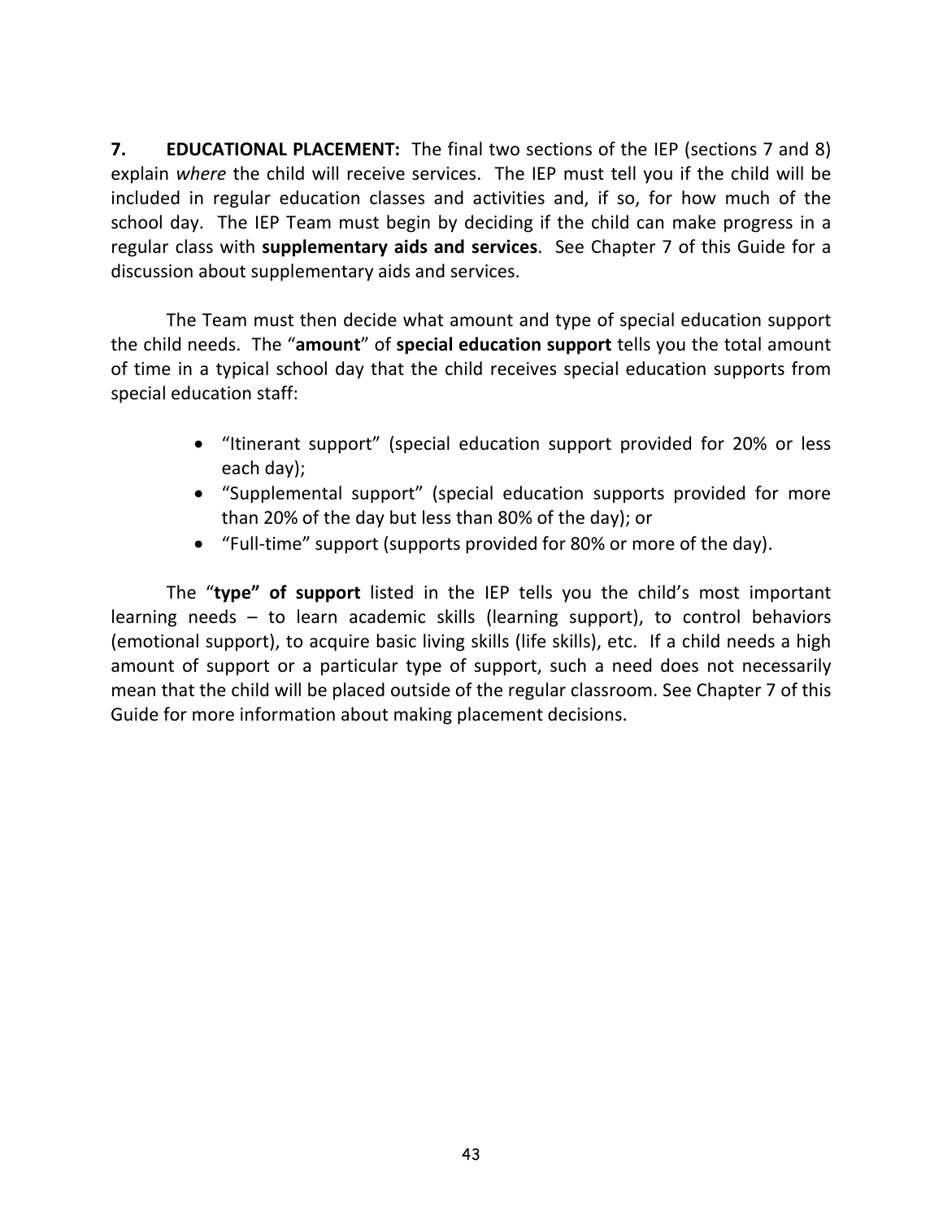**7. EDUCATIONAL PLACEMENT:** The final two sections of the IEP (sections 7 and 8) explain *where* the child will receive services. The IEP must tell you if the child will be included in regular education classes and activities and, if so, for how much of the school day. The IEP Team must begin by deciding if the child can make progress in a regular class with **supplementary aids and services**. See Chapter 7 of this Guide for a discussion about supplementary aids and services.

The Team must then decide what amount and type of special education support the child needs. The "**amount**" of **special education support** tells you the total amount of time in a typical school day that the child receives special education supports from special education staff:

- "Itinerant support" (special education support provided for 20% or less each day);
- "Supplemental support" (special education supports provided for more than 20% of the day but less than 80% of the day); or
- "Full-time" support (supports provided for 80% or more of the day).

The "**type" of support** listed in the IEP tells you the child's most important learning needs – to learn academic skills (learning support), to control behaviors (emotional support), to acquire basic living skills (life skills), etc. If a child needs a high amount of support or a particular type of support, such a need does not necessarily mean that the child will be placed outside of the regular classroom. See Chapter 7 of this Guide for more information about making placement decisions.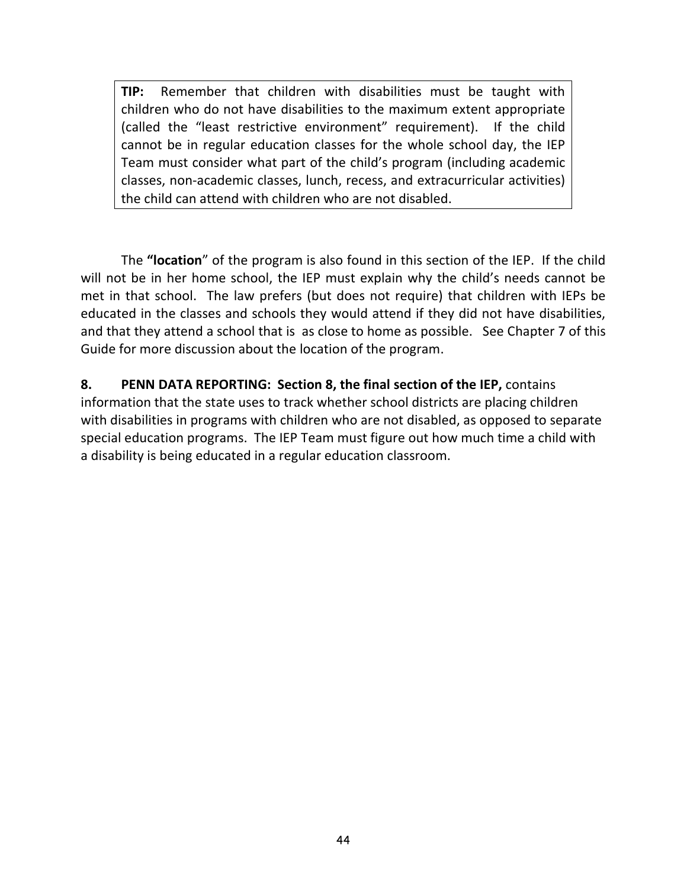> **TIP:** Remember that children with disabilities must be taught with children who do not have disabilities to the maximum extent appropriate (called the "least restrictive environment" requirement). If the child cannot be in regular education classes for the whole school day, the IEP Team must consider what part of the child's program (including academic classes, non-academic classes, lunch, recess, and extracurricular activities) the child can attend with children who are not disabled.

The **"location**" of the program is also found in this section of the IEP. If the child will not be in her home school, the IEP must explain why the child's needs cannot be met in that school. The law prefers (but does not require) that children with IEPs be educated in the classes and schools they would attend if they did not have disabilities, and that they attend a school that is as close to home as possible. See Chapter 7 of this Guide for more discussion about the location of the program.

**8. PENN DATA REPORTING: Section 8, the final section of the IEP,** contains information that the state uses to track whether school districts are placing children with disabilities in programs with children who are not disabled, as opposed to separate special education programs. The IEP Team must figure out how much time a child with a disability is being educated in a regular education classroom.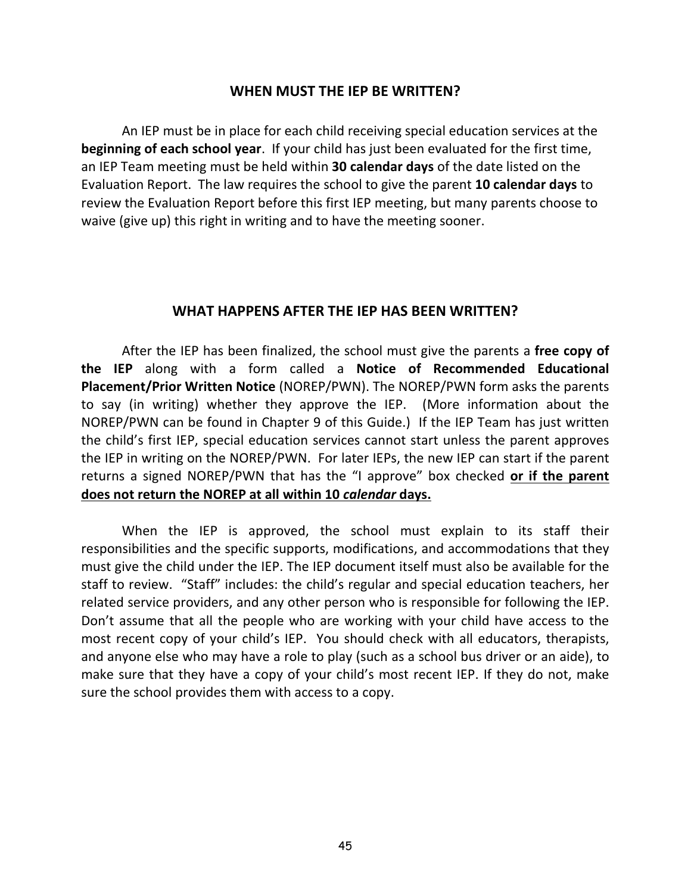## WHEN MUST THE IEP BE WRITTEN?

An IEP must be in place for each child receiving special education services at the **beginning of each school year**. If your child has just been evaluated for the first time, an IEP Team meeting must be held within **30 calendar days** of the date listed on the Evaluation Report. The law requires the school to give the parent **10 calendar days** to review the Evaluation Report before this first IEP meeting, but many parents choose to waive (give up) this right in writing and to have the meeting sooner.

## WHAT HAPPENS AFTER THE IEP HAS BEEN WRITTEN?

After the IEP has been finalized, the school must give the parents a **free copy of the IEP** along with a form called a **Notice of Recommended Educational Placement/Prior Written Notice** (NOREP/PWN). The NOREP/PWN form asks the parents to say (in writing) whether they approve the IEP. (More information about the NOREP/PWN can be found in Chapter 9 of this Guide.) If the IEP Team has just written the child's first IEP, special education services cannot start unless the parent approves the IEP in writing on the NOREP/PWN. For later IEPs, the new IEP can start if the parent returns a signed NOREP/PWN that has the "I approve" box checked <u>**or if the parent does not return the NOREP at all within 10 *calendar* days.**</u>

When the IEP is approved, the school must explain to its staff their responsibilities and the specific supports, modifications, and accommodations that they must give the child under the IEP. The IEP document itself must also be available for the staff to review. "Staff" includes: the child's regular and special education teachers, her related service providers, and any other person who is responsible for following the IEP. Don't assume that all the people who are working with your child have access to the most recent copy of your child's IEP. You should check with all educators, therapists, and anyone else who may have a role to play (such as a school bus driver or an aide), to make sure that they have a copy of your child's most recent IEP. If they do not, make sure the school provides them with access to a copy.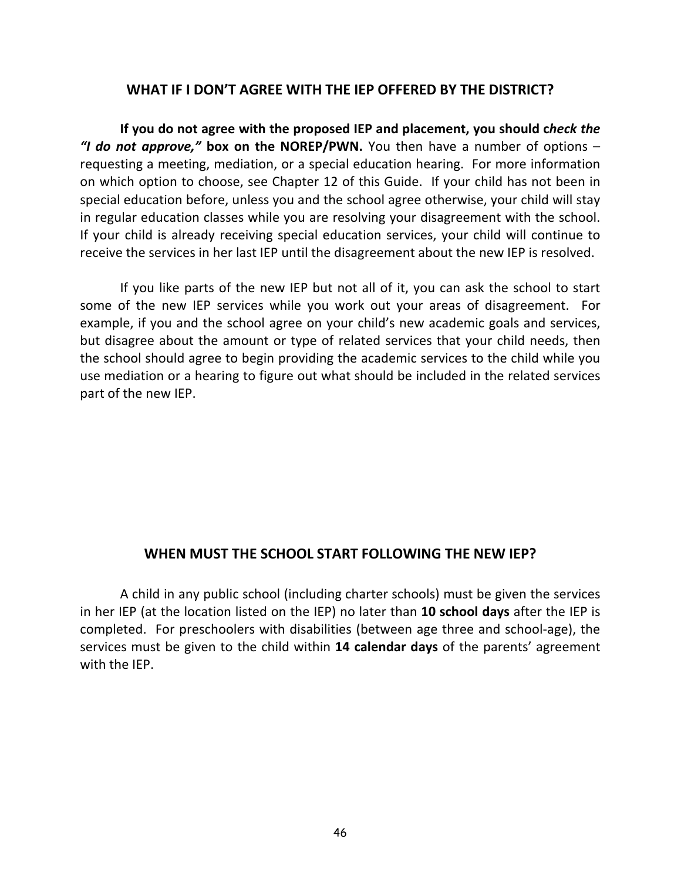## WHAT IF I DON'T AGREE WITH THE IEP OFFERED BY THE DISTRICT?

**If you do not agree with the proposed IEP and placement, you should c*heck the "I do not approve,"* box on the NOREP/PWN.** You then have a number of options – requesting a meeting, mediation, or a special education hearing. For more information on which option to choose, see Chapter 12 of this Guide. If your child has not been in special education before, unless you and the school agree otherwise, your child will stay in regular education classes while you are resolving your disagreement with the school. If your child is already receiving special education services, your child will continue to receive the services in her last IEP until the disagreement about the new IEP is resolved.

If you like parts of the new IEP but not all of it, you can ask the school to start some of the new IEP services while you work out your areas of disagreement. For example, if you and the school agree on your child's new academic goals and services, but disagree about the amount or type of related services that your child needs, then the school should agree to begin providing the academic services to the child while you use mediation or a hearing to figure out what should be included in the related services part of the new IEP.

## WHEN MUST THE SCHOOL START FOLLOWING THE NEW IEP?

A child in any public school (including charter schools) must be given the services in her IEP (at the location listed on the IEP) no later than **10 school days** after the IEP is completed. For preschoolers with disabilities (between age three and school-age), the services must be given to the child within **14 calendar days** of the parents' agreement with the IEP.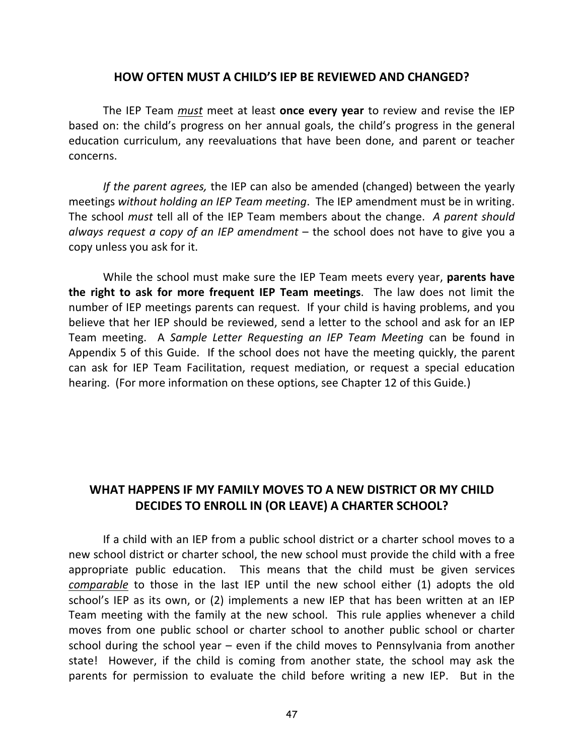## HOW OFTEN MUST A CHILD'S IEP BE REVIEWED AND CHANGED?

The IEP Team *must* meet at least **once every year** to review and revise the IEP based on: the child's progress on her annual goals, the child's progress in the general education curriculum, any reevaluations that have been done, and parent or teacher concerns.

*If the parent agrees,* the IEP can also be amended (changed) between the yearly meetings *without holding an IEP Team meeting*. The IEP amendment must be in writing. The school *must* tell all of the IEP Team members about the change. *A parent should always request a copy of an IEP amendment* – the school does not have to give you a copy unless you ask for it.

While the school must make sure the IEP Team meets every year, **parents have the right to ask for more frequent IEP Team meetings**. The law does not limit the number of IEP meetings parents can request. If your child is having problems, and you believe that her IEP should be reviewed, send a letter to the school and ask for an IEP Team meeting. A *Sample Letter Requesting an IEP Team Meeting* can be found in Appendix 5 of this Guide. If the school does not have the meeting quickly, the parent can ask for IEP Team Facilitation, request mediation, or request a special education hearing. (For more information on these options, see Chapter 12 of this Guide.)

## WHAT HAPPENS IF MY FAMILY MOVES TO A NEW DISTRICT OR MY CHILD DECIDES TO ENROLL IN (OR LEAVE) A CHARTER SCHOOL?

If a child with an IEP from a public school district or a charter school moves to a new school district or charter school, the new school must provide the child with a free appropriate public education. This means that the child must be given services *comparable* to those in the last IEP until the new school either (1) adopts the old school's IEP as its own, or (2) implements a new IEP that has been written at an IEP Team meeting with the family at the new school. This rule applies whenever a child moves from one public school or charter school to another public school or charter school during the school year – even if the child moves to Pennsylvania from another state! However, if the child is coming from another state, the school may ask the parents for permission to evaluate the child before writing a new IEP. But in the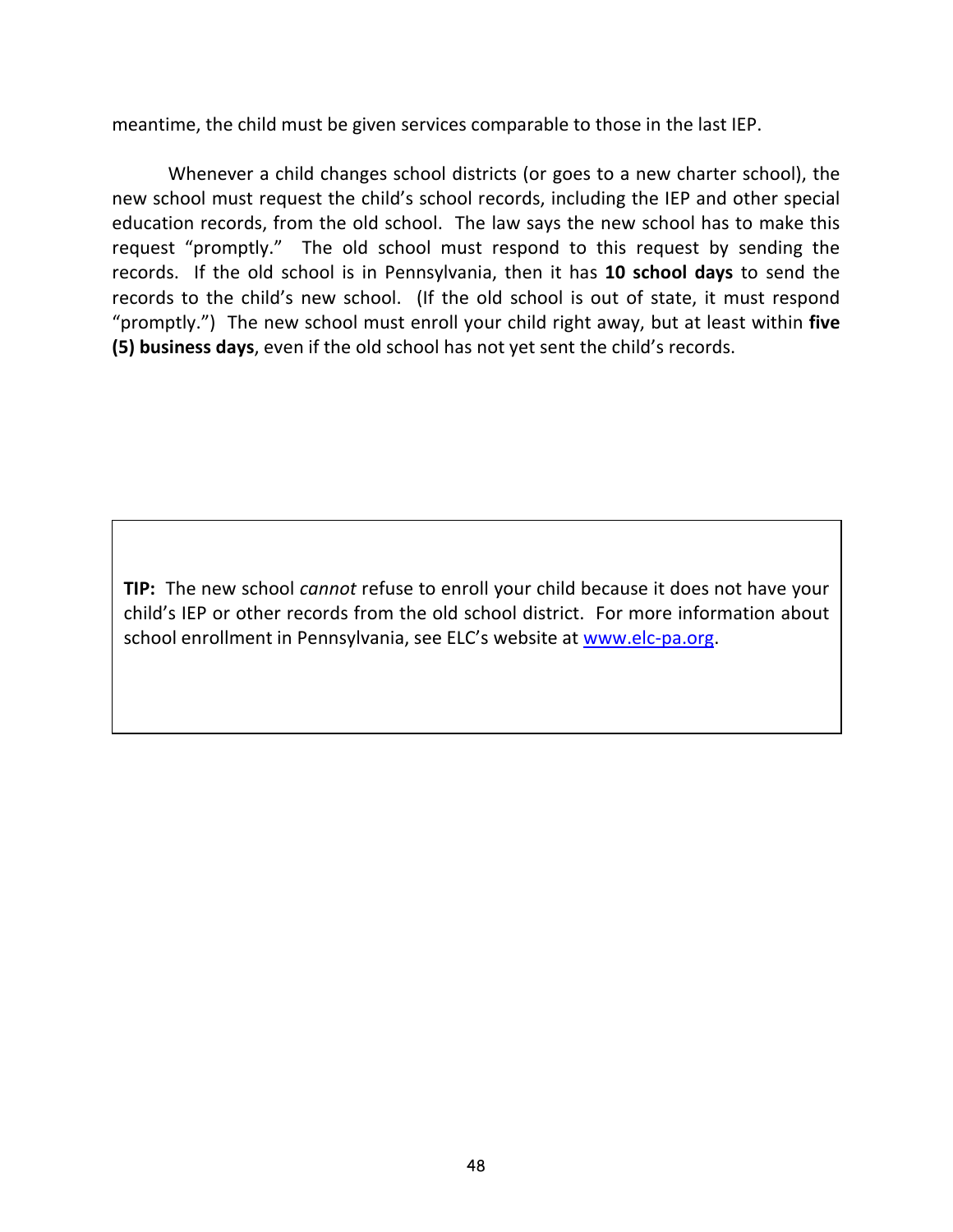meantime, the child must be given services comparable to those in the last IEP.

Whenever a child changes school districts (or goes to a new charter school), the new school must request the child's school records, including the IEP and other special education records, from the old school. The law says the new school has to make this request "promptly." The old school must respond to this request by sending the records. If the old school is in Pennsylvania, then it has **10 school days** to send the records to the child's new school. (If the old school is out of state, it must respond "promptly.") The new school must enroll your child right away, but at least within **five (5) business days**, even if the old school has not yet sent the child's records.

**TIP:** The new school *cannot* refuse to enroll your child because it does not have your child's IEP or other records from the old school district. For more information about school enrollment in Pennsylvania, see ELC's website at [www.elc-pa.org](http://www.elc-pa.org).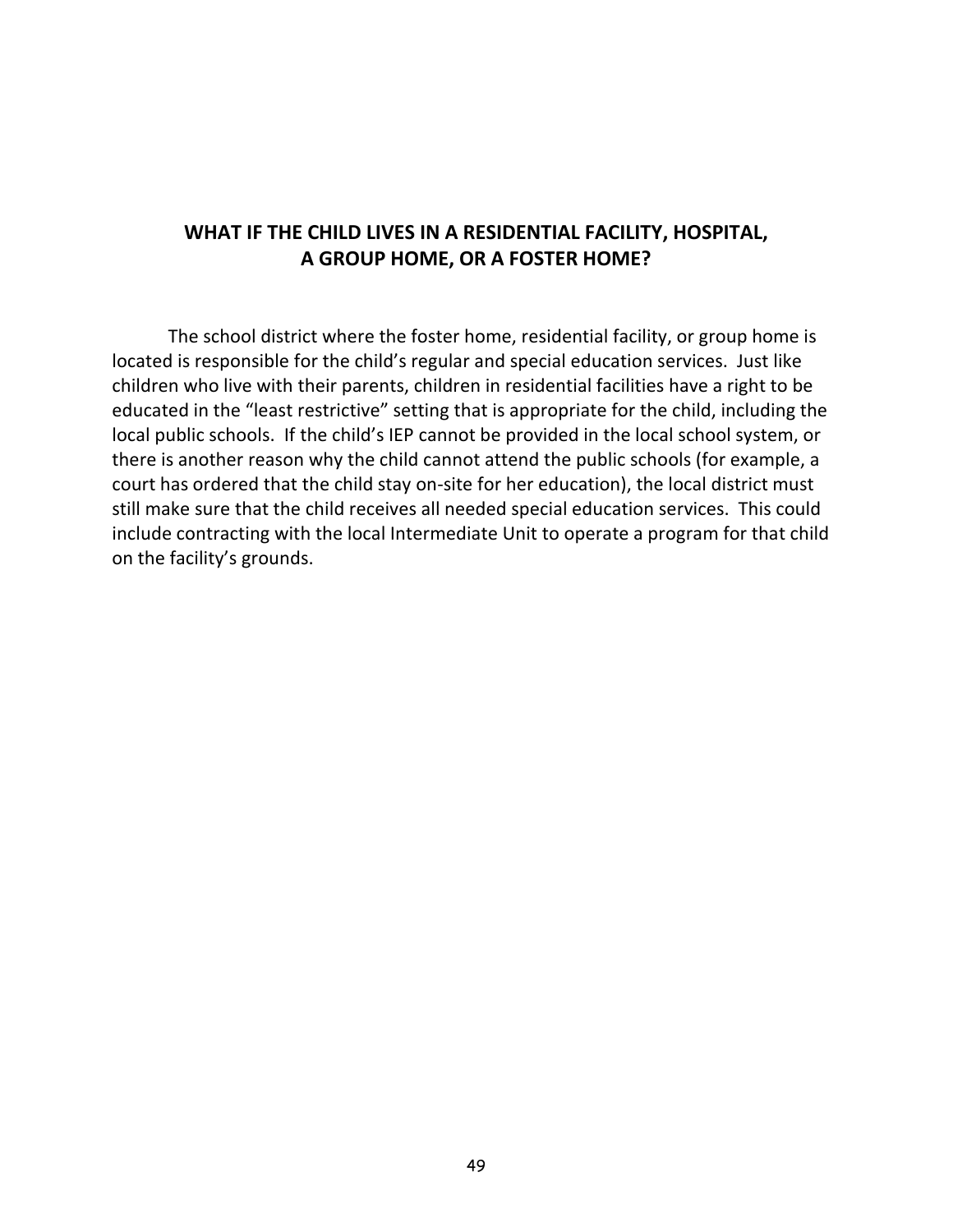## WHAT IF THE CHILD LIVES IN A RESIDENTIAL FACILITY, HOSPITAL, A GROUP HOME, OR A FOSTER HOME?

The school district where the foster home, residential facility, or group home is located is responsible for the child's regular and special education services. Just like children who live with their parents, children in residential facilities have a right to be educated in the "least restrictive" setting that is appropriate for the child, including the local public schools. If the child's IEP cannot be provided in the local school system, or there is another reason why the child cannot attend the public schools (for example, a court has ordered that the child stay on-site for her education), the local district must still make sure that the child receives all needed special education services. This could include contracting with the local Intermediate Unit to operate a program for that child on the facility's grounds.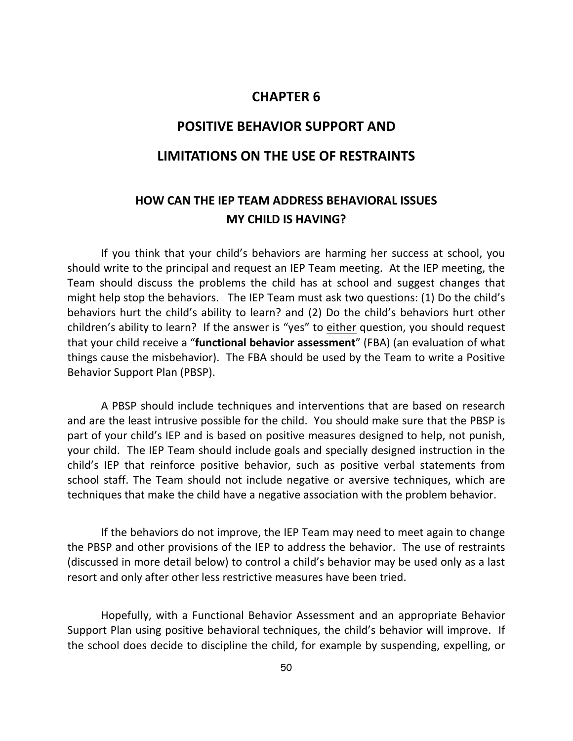# CHAPTER 6

# POSITIVE BEHAVIOR SUPPORT AND LIMITATIONS ON THE USE OF RESTRAINTS

## HOW CAN THE IEP TEAM ADDRESS BEHAVIORAL ISSUES MY CHILD IS HAVING?

If you think that your child's behaviors are harming her success at school, you should write to the principal and request an IEP Team meeting. At the IEP meeting, the Team should discuss the problems the child has at school and suggest changes that might help stop the behaviors. The IEP Team must ask two questions: (1) Do the child's behaviors hurt the child's ability to learn? and (2) Do the child's behaviors hurt other children's ability to learn? If the answer is "yes" to <u>either</u> question, you should request that your child receive a "**functional behavior assessment**" (FBA) (an evaluation of what things cause the misbehavior). The FBA should be used by the Team to write a Positive Behavior Support Plan (PBSP).

A PBSP should include techniques and interventions that are based on research and are the least intrusive possible for the child. You should make sure that the PBSP is part of your child's IEP and is based on positive measures designed to help, not punish, your child. The IEP Team should include goals and specially designed instruction in the child's IEP that reinforce positive behavior, such as positive verbal statements from school staff. The Team should not include negative or aversive techniques, which are techniques that make the child have a negative association with the problem behavior.

If the behaviors do not improve, the IEP Team may need to meet again to change the PBSP and other provisions of the IEP to address the behavior. The use of restraints (discussed in more detail below) to control a child's behavior may be used only as a last resort and only after other less restrictive measures have been tried.

Hopefully, with a Functional Behavior Assessment and an appropriate Behavior Support Plan using positive behavioral techniques, the child's behavior will improve. If the school does decide to discipline the child, for example by suspending, expelling, or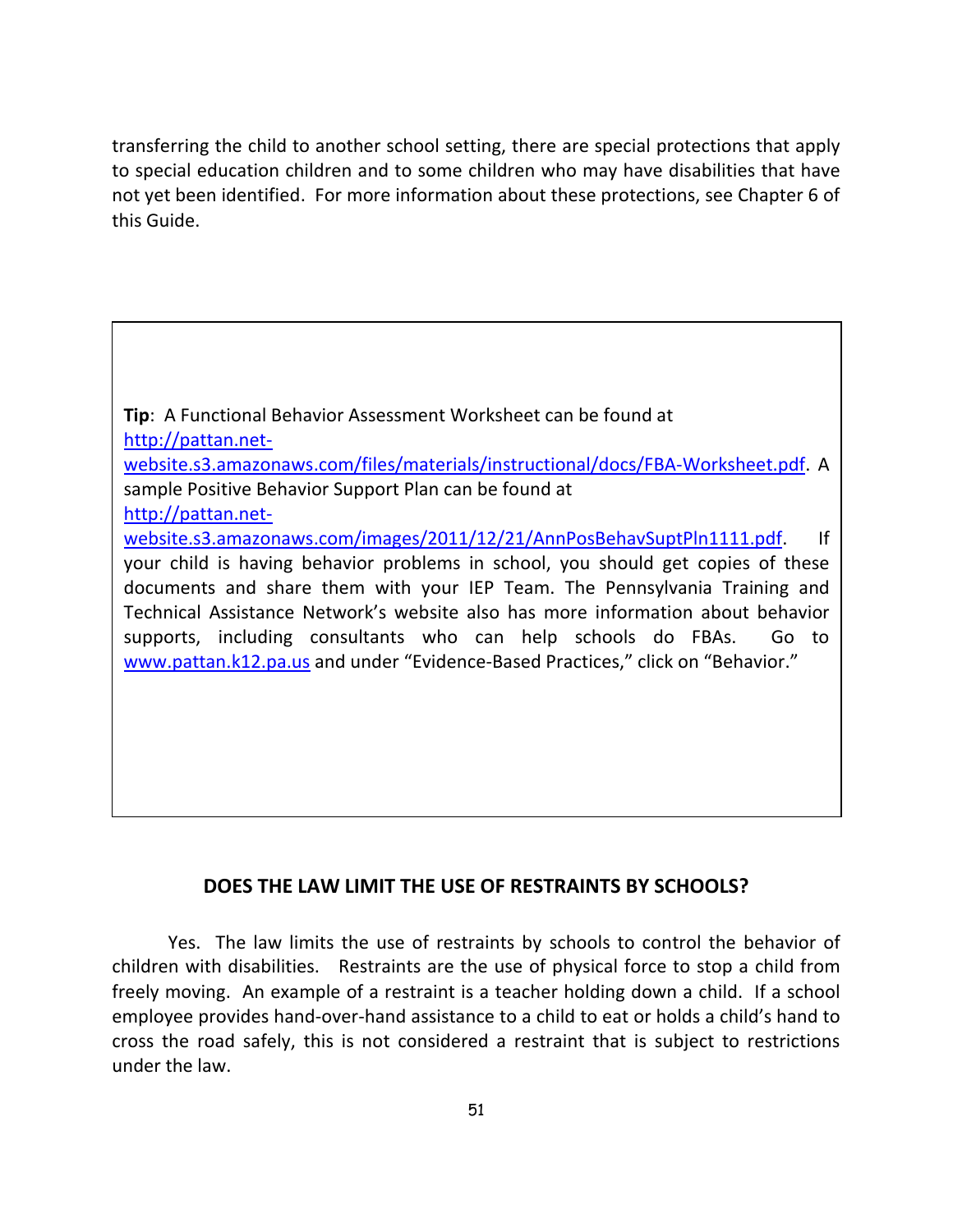transferring the child to another school setting, there are special protections that apply to special education children and to some children who may have disabilities that have not yet been identified. For more information about these protections, see Chapter 6 of this Guide.

> **Tip**: A Functional Behavior Assessment Worksheet can be found at [http://pattan.net-website.s3.amazonaws.com/files/materials/instructional/docs/FBA-Worksheet.pdf](http://pattan.net-website.s3.amazonaws.com/files/materials/instructional/docs/FBA-Worksheet.pdf). A sample Positive Behavior Support Plan can be found at [http://pattan.net-website.s3.amazonaws.com/images/2011/12/21/AnnPosBehavSuptPln1111.pdf](http://pattan.net-website.s3.amazonaws.com/images/2011/12/21/AnnPosBehavSuptPln1111.pdf). If your child is having behavior problems in school, you should get copies of these documents and share them with your IEP Team. The Pennsylvania Training and Technical Assistance Network's website also has more information about behavior supports, including consultants who can help schools do FBAs. Go to [www.pattan.k12.pa.us](http://www.pattan.k12.pa.us) and under "Evidence-Based Practices," click on "Behavior."

## DOES THE LAW LIMIT THE USE OF RESTRAINTS BY SCHOOLS?

Yes. The law limits the use of restraints by schools to control the behavior of children with disabilities. Restraints are the use of physical force to stop a child from freely moving. An example of a restraint is a teacher holding down a child. If a school employee provides hand-over-hand assistance to a child to eat or holds a child's hand to cross the road safely, this is not considered a restraint that is subject to restrictions under the law.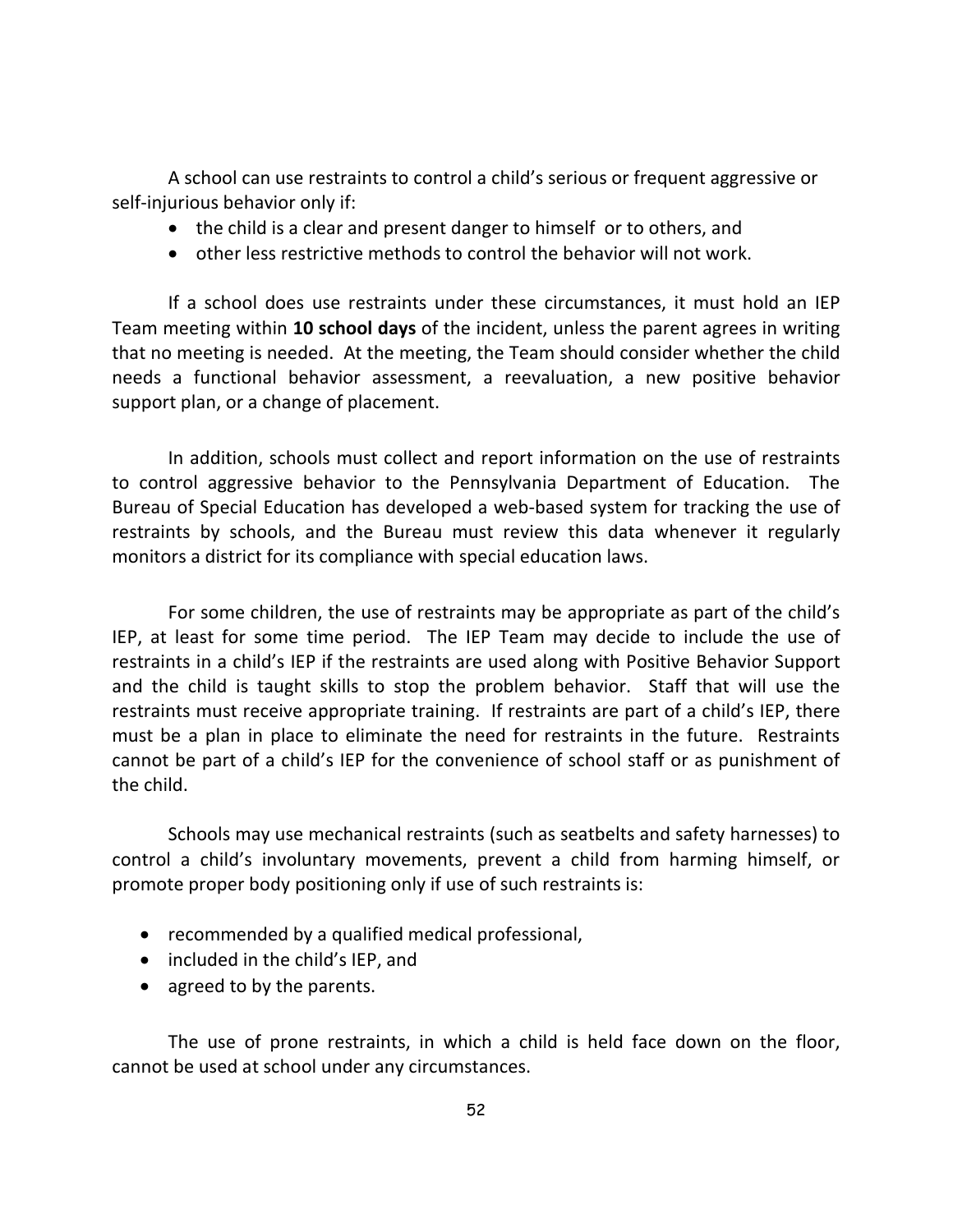A school can use restraints to control a child's serious or frequent aggressive or self-injurious behavior only if:

- the child is a clear and present danger to himself or to others, and
- other less restrictive methods to control the behavior will not work.

If a school does use restraints under these circumstances, it must hold an IEP Team meeting within **10 school days** of the incident, unless the parent agrees in writing that no meeting is needed. At the meeting, the Team should consider whether the child needs a functional behavior assessment, a reevaluation, a new positive behavior support plan, or a change of placement.

In addition, schools must collect and report information on the use of restraints to control aggressive behavior to the Pennsylvania Department of Education. The Bureau of Special Education has developed a web-based system for tracking the use of restraints by schools, and the Bureau must review this data whenever it regularly monitors a district for its compliance with special education laws.

For some children, the use of restraints may be appropriate as part of the child's IEP, at least for some time period. The IEP Team may decide to include the use of restraints in a child's IEP if the restraints are used along with Positive Behavior Support and the child is taught skills to stop the problem behavior. Staff that will use the restraints must receive appropriate training. If restraints are part of a child's IEP, there must be a plan in place to eliminate the need for restraints in the future. Restraints cannot be part of a child's IEP for the convenience of school staff or as punishment of the child.

Schools may use mechanical restraints (such as seatbelts and safety harnesses) to control a child's involuntary movements, prevent a child from harming himself, or promote proper body positioning only if use of such restraints is:

- recommended by a qualified medical professional,
- included in the child's IEP, and
- agreed to by the parents.

The use of prone restraints, in which a child is held face down on the floor, cannot be used at school under any circumstances.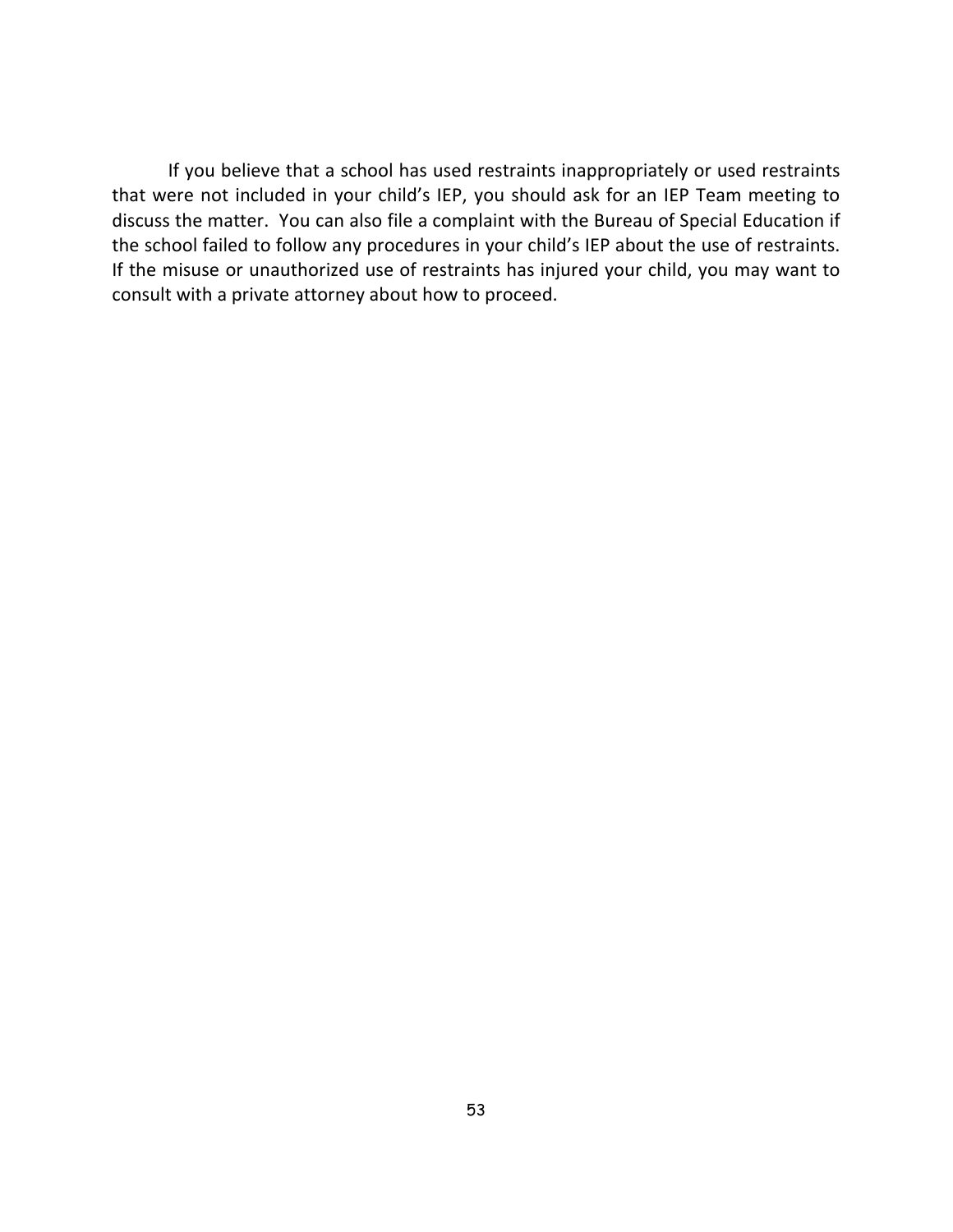If you believe that a school has used restraints inappropriately or used restraints that were not included in your child's IEP, you should ask for an IEP Team meeting to discuss the matter. You can also file a complaint with the Bureau of Special Education if the school failed to follow any procedures in your child's IEP about the use of restraints. If the misuse or unauthorized use of restraints has injured your child, you may want to consult with a private attorney about how to proceed.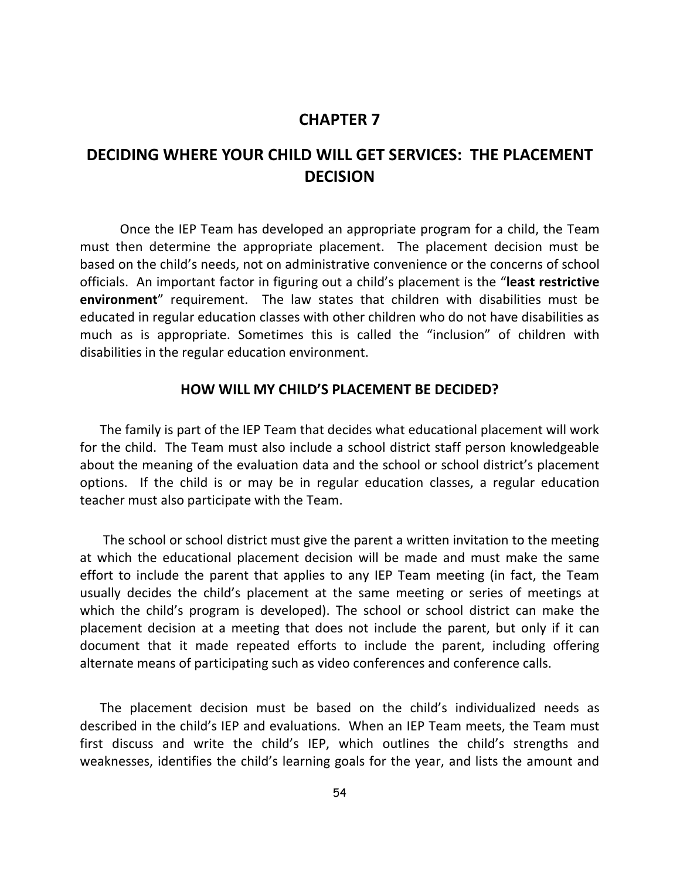# CHAPTER 7

# DECIDING WHERE YOUR CHILD WILL GET SERVICES: THE PLACEMENT DECISION

Once the IEP Team has developed an appropriate program for a child, the Team must then determine the appropriate placement. The placement decision must be based on the child's needs, not on administrative convenience or the concerns of school officials. An important factor in figuring out a child's placement is the "**least restrictive environment**" requirement. The law states that children with disabilities must be educated in regular education classes with other children who do not have disabilities as much as is appropriate. Sometimes this is called the "inclusion" of children with disabilities in the regular education environment.

## HOW WILL MY CHILD'S PLACEMENT BE DECIDED?

The family is part of the IEP Team that decides what educational placement will work for the child. The Team must also include a school district staff person knowledgeable about the meaning of the evaluation data and the school or school district's placement options. If the child is or may be in regular education classes, a regular education teacher must also participate with the Team.

The school or school district must give the parent a written invitation to the meeting at which the educational placement decision will be made and must make the same effort to include the parent that applies to any IEP Team meeting (in fact, the Team usually decides the child's placement at the same meeting or series of meetings at which the child's program is developed). The school or school district can make the placement decision at a meeting that does not include the parent, but only if it can document that it made repeated efforts to include the parent, including offering alternate means of participating such as video conferences and conference calls.

The placement decision must be based on the child's individualized needs as described in the child's IEP and evaluations. When an IEP Team meets, the Team must first discuss and write the child's IEP, which outlines the child's strengths and weaknesses, identifies the child's learning goals for the year, and lists the amount and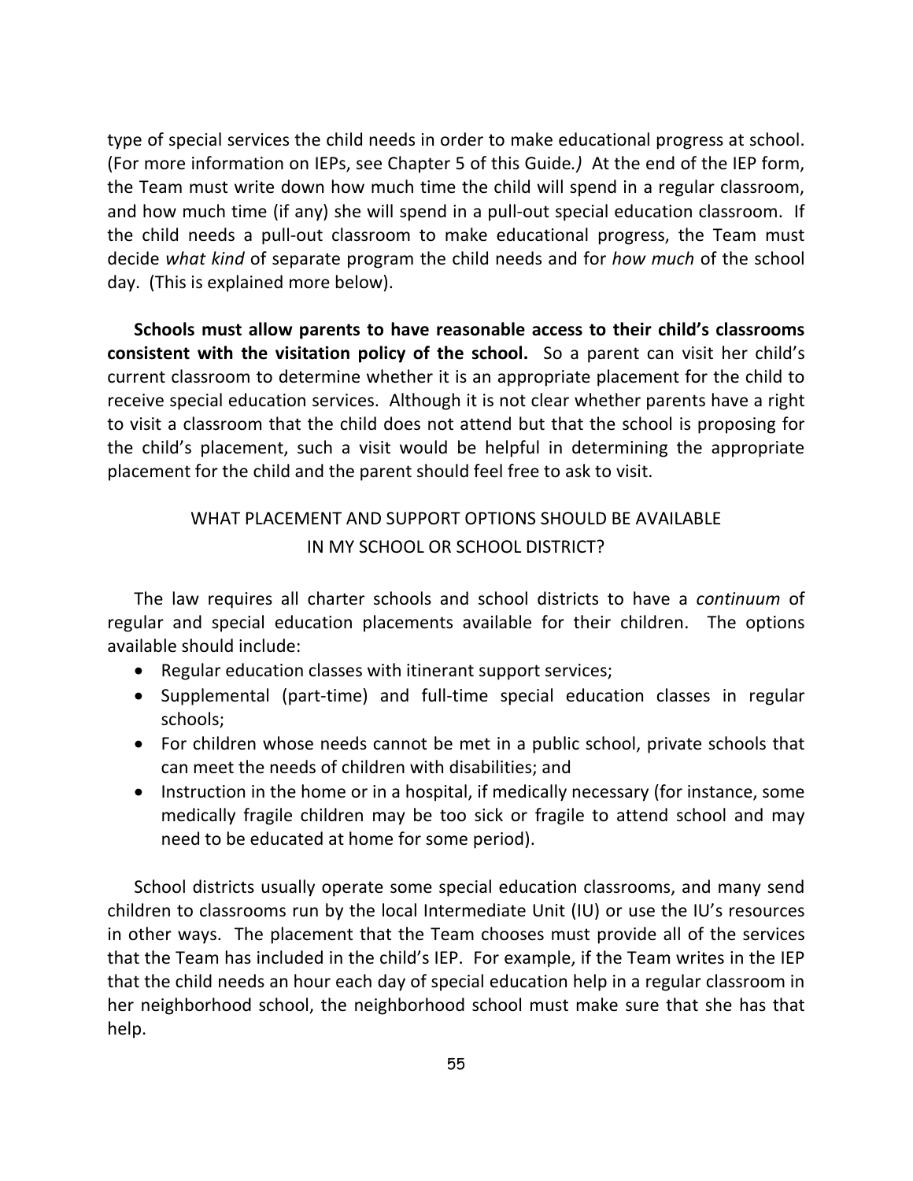type of special services the child needs in order to make educational progress at school. (For more information on IEPs, see Chapter 5 of this Guide*.)* At the end of the IEP form, the Team must write down how much time the child will spend in a regular classroom, and how much time (if any) she will spend in a pull-out special education classroom. If the child needs a pull-out classroom to make educational progress, the Team must decide *what kind* of separate program the child needs and for *how much* of the school day. (This is explained more below).

**Schools must allow parents to have reasonable access to their child's classrooms consistent with the visitation policy of the school.** So a parent can visit her child's current classroom to determine whether it is an appropriate placement for the child to receive special education services. Although it is not clear whether parents have a right to visit a classroom that the child does not attend but that the school is proposing for the child's placement, such a visit would be helpful in determining the appropriate placement for the child and the parent should feel free to ask to visit.

## WHAT PLACEMENT AND SUPPORT OPTIONS SHOULD BE AVAILABLE IN MY SCHOOL OR SCHOOL DISTRICT?

The law requires all charter schools and school districts to have a *continuum* of regular and special education placements available for their children. The options available should include:

- Regular education classes with itinerant support services;
- Supplemental (part-time) and full-time special education classes in regular schools;
- For children whose needs cannot be met in a public school, private schools that can meet the needs of children with disabilities; and
- Instruction in the home or in a hospital, if medically necessary (for instance, some medically fragile children may be too sick or fragile to attend school and may need to be educated at home for some period).

School districts usually operate some special education classrooms, and many send children to classrooms run by the local Intermediate Unit (IU) or use the IU's resources in other ways. The placement that the Team chooses must provide all of the services that the Team has included in the child's IEP. For example, if the Team writes in the IEP that the child needs an hour each day of special education help in a regular classroom in her neighborhood school, the neighborhood school must make sure that she has that help.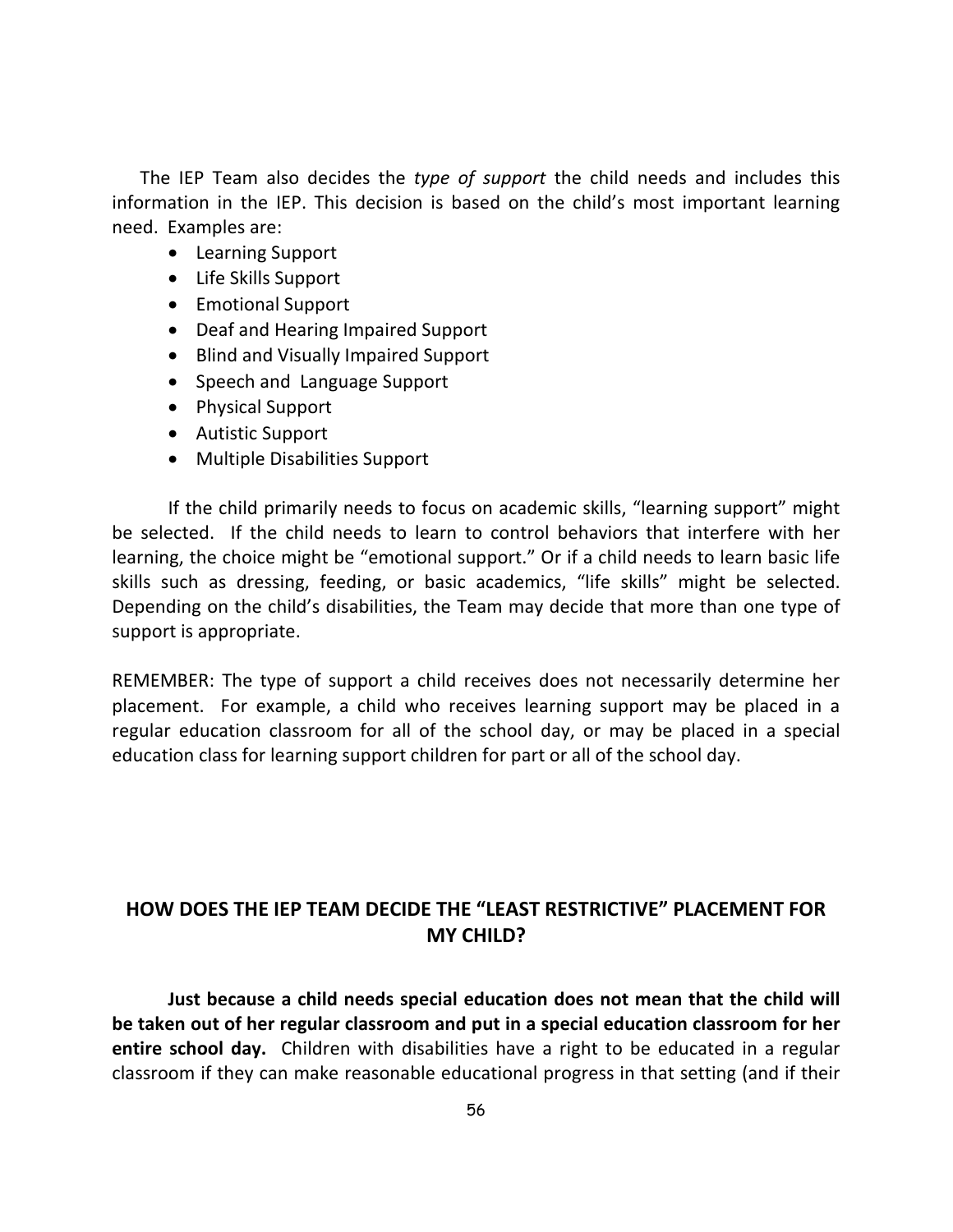The IEP Team also decides the *type of support* the child needs and includes this information in the IEP. This decision is based on the child's most important learning need. Examples are:

- Learning Support
- Life Skills Support
- Emotional Support
- Deaf and Hearing Impaired Support
- Blind and Visually Impaired Support
- Speech and Language Support
- Physical Support
- Autistic Support
- Multiple Disabilities Support

If the child primarily needs to focus on academic skills, "learning support" might be selected. If the child needs to learn to control behaviors that interfere with her learning, the choice might be "emotional support." Or if a child needs to learn basic life skills such as dressing, feeding, or basic academics, "life skills" might be selected. Depending on the child's disabilities, the Team may decide that more than one type of support is appropriate.

REMEMBER: The type of support a child receives does not necessarily determine her placement. For example, a child who receives learning support may be placed in a regular education classroom for all of the school day, or may be placed in a special education class for learning support children for part or all of the school day.

## HOW DOES THE IEP TEAM DECIDE THE "LEAST RESTRICTIVE" PLACEMENT FOR MY CHILD?

**Just because a child needs special education does not mean that the child will be taken out of her regular classroom and put in a special education classroom for her entire school day.** Children with disabilities have a right to be educated in a regular classroom if they can make reasonable educational progress in that setting (and if their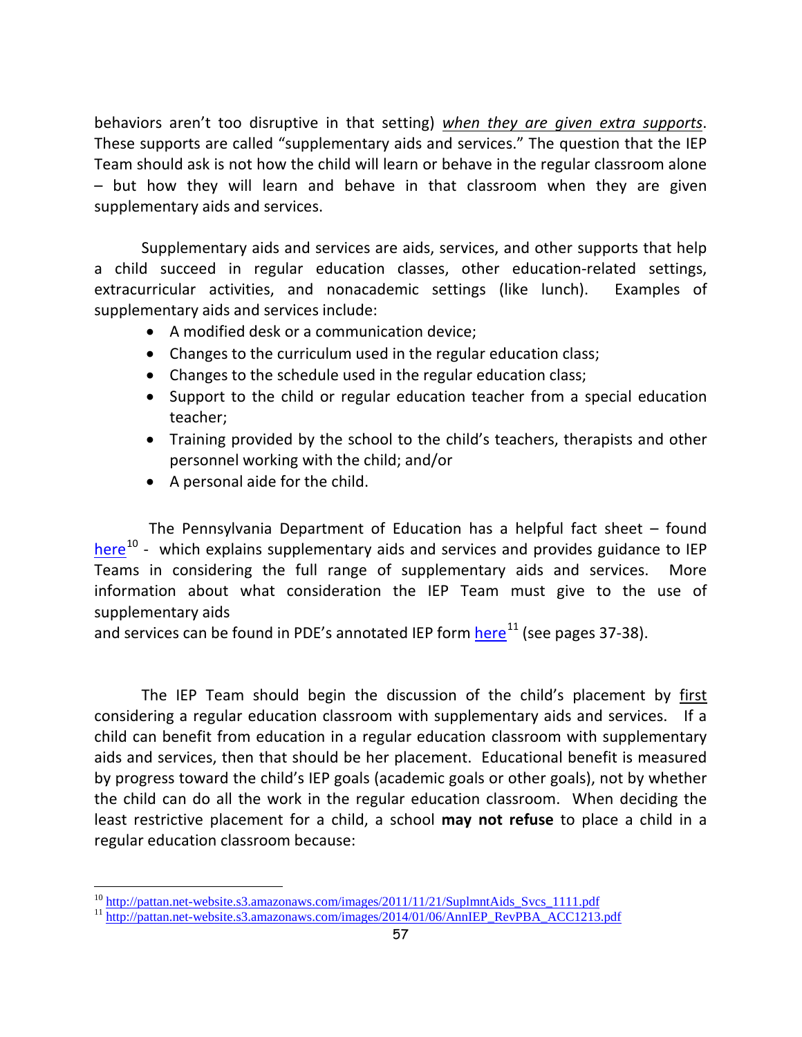behaviors aren't too disruptive in that setting) *when they are given extra supports*. These supports are called "supplementary aids and services." The question that the IEP Team should ask is not how the child will learn or behave in the regular classroom alone – but how they will learn and behave in that classroom when they are given supplementary aids and services.

Supplementary aids and services are aids, services, and other supports that help a child succeed in regular education classes, other education-related settings, extracurricular activities, and nonacademic settings (like lunch). Examples of supplementary aids and services include:

- A modified desk or a communication device;
- Changes to the curriculum used in the regular education class;
- Changes to the schedule used in the regular education class;
- Support to the child or regular education teacher from a special education teacher;
- Training provided by the school to the child's teachers, therapists and other personnel working with the child; and/or
- A personal aide for the child.

The Pennsylvania Department of Education has a helpful fact sheet – found here[10] - which explains supplementary aids and services and provides guidance to IEP Teams in considering the full range of supplementary aids and services. More information about what consideration the IEP Team must give to the use of supplementary aids and services can be found in PDE's annotated IEP form here[11] (see pages 37-38).

The IEP Team should begin the discussion of the child's placement by first considering a regular education classroom with supplementary aids and services. If a child can benefit from education in a regular education classroom with supplementary aids and services, then that should be her placement. Educational benefit is measured by progress toward the child's IEP goals (academic goals or other goals), not by whether the child can do all the work in the regular education classroom. When deciding the least restrictive placement for a child, a school **may not refuse** to place a child in a regular education classroom because:

---

[10] http://pattan.net-website.s3.amazonaws.com/images/2011/11/21/SuplmntAids_Svcs_1111.pdf

[11] http://pattan.net-website.s3.amazonaws.com/images/2014/01/06/AnnIEP_RevPBA_ACC1213.pdf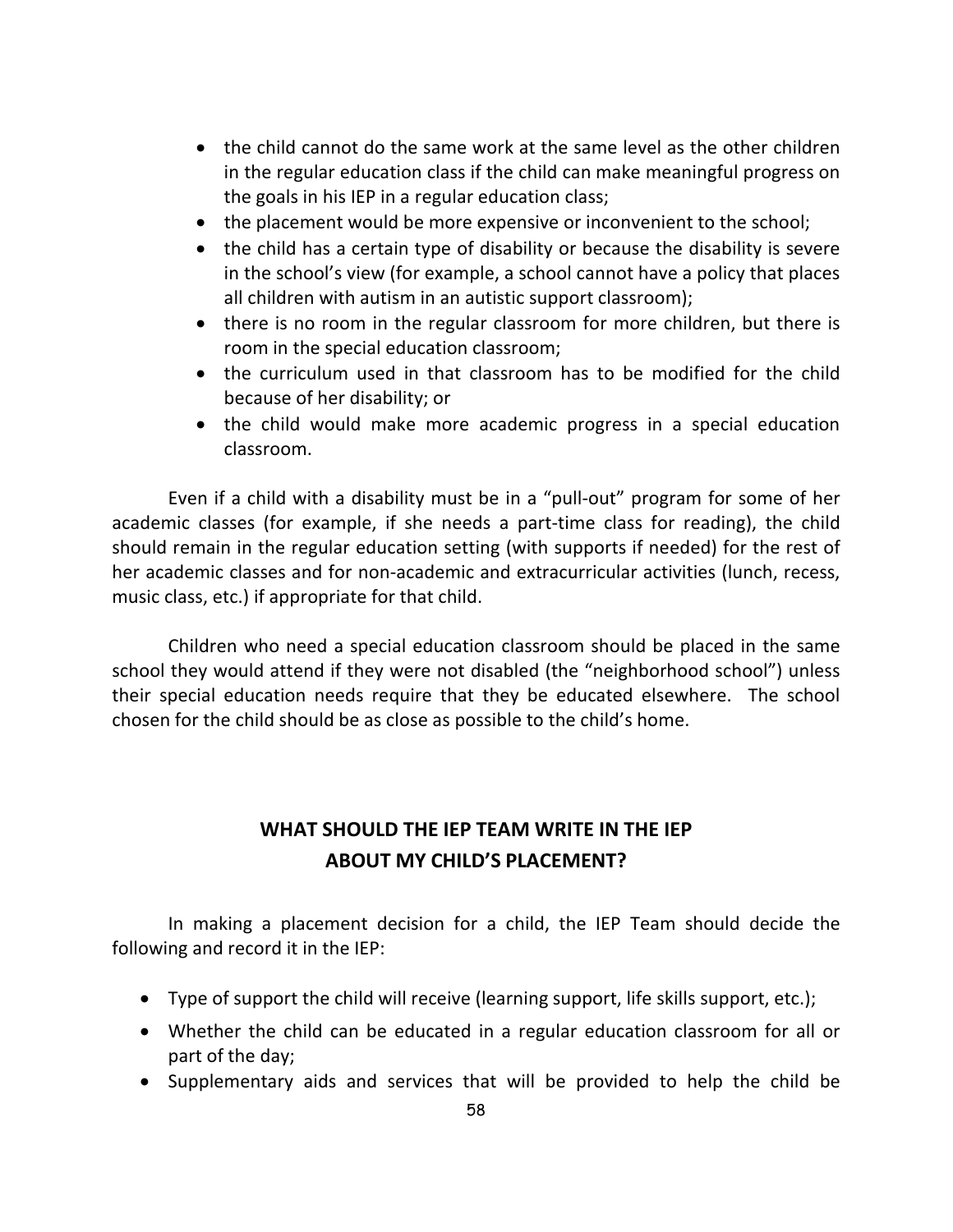- the child cannot do the same work at the same level as the other children in the regular education class if the child can make meaningful progress on the goals in his IEP in a regular education class;
- the placement would be more expensive or inconvenient to the school;
- the child has a certain type of disability or because the disability is severe in the school's view (for example, a school cannot have a policy that places all children with autism in an autistic support classroom);
- there is no room in the regular classroom for more children, but there is room in the special education classroom;
- the curriculum used in that classroom has to be modified for the child because of her disability; or
- the child would make more academic progress in a special education classroom.

Even if a child with a disability must be in a "pull-out" program for some of her academic classes (for example, if she needs a part-time class for reading), the child should remain in the regular education setting (with supports if needed) for the rest of her academic classes and for non-academic and extracurricular activities (lunch, recess, music class, etc.) if appropriate for that child.

Children who need a special education classroom should be placed in the same school they would attend if they were not disabled (the "neighborhood school") unless their special education needs require that they be educated elsewhere. The school chosen for the child should be as close as possible to the child's home.

## WHAT SHOULD THE IEP TEAM WRITE IN THE IEP ABOUT MY CHILD'S PLACEMENT?

In making a placement decision for a child, the IEP Team should decide the following and record it in the IEP:

- Type of support the child will receive (learning support, life skills support, etc.);
- Whether the child can be educated in a regular education classroom for all or part of the day;
- Supplementary aids and services that will be provided to help the child be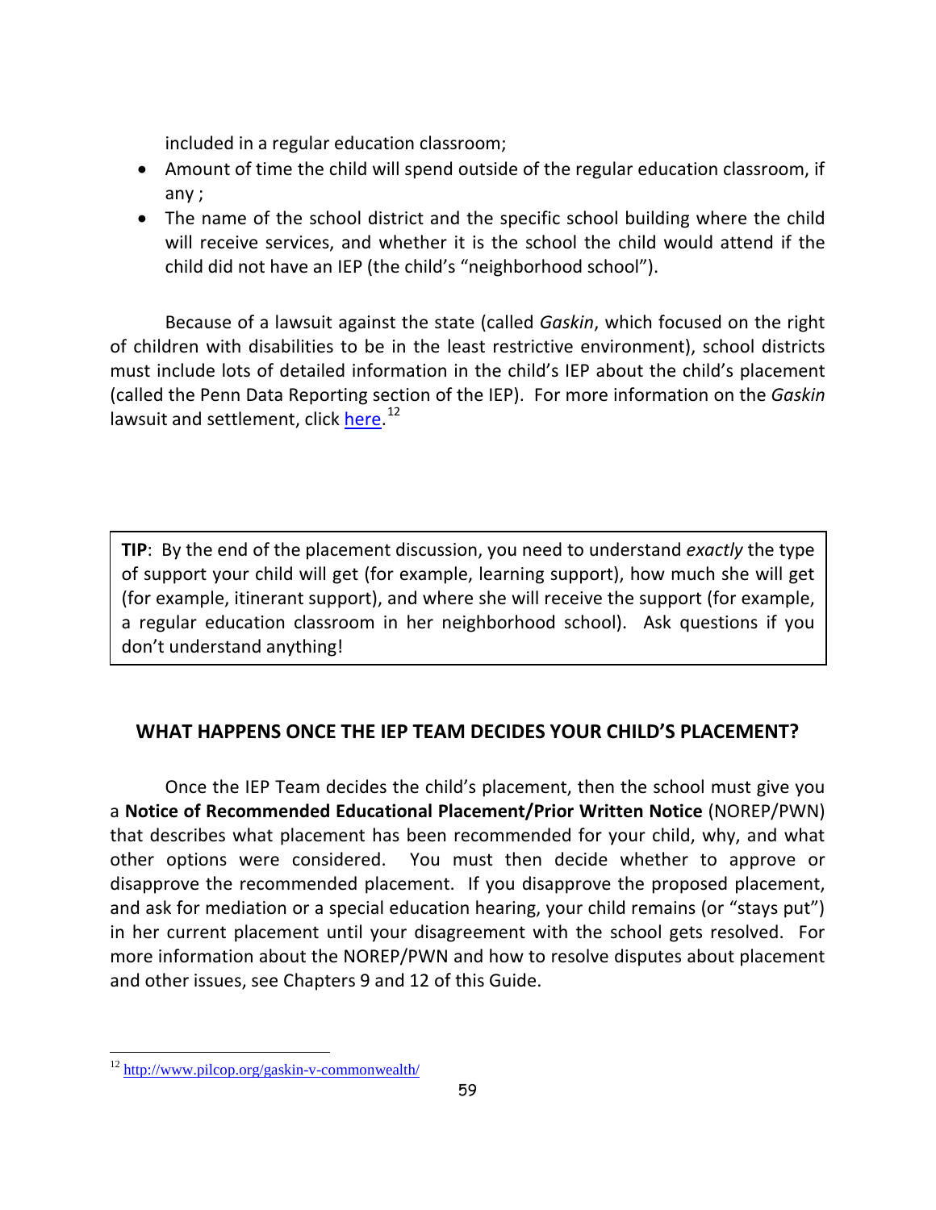included in a regular education classroom;

- Amount of time the child will spend outside of the regular education classroom, if any ;
- The name of the school district and the specific school building where the child will receive services, and whether it is the school the child would attend if the child did not have an IEP (the child's "neighborhood school").

Because of a lawsuit against the state (called *Gaskin*, which focused on the right of children with disabilities to be in the least restrictive environment), school districts must include lots of detailed information in the child's IEP about the child's placement (called the Penn Data Reporting section of the IEP). For more information on the *Gaskin* lawsuit and settlement, click here.[12]

> **TIP**: By the end of the placement discussion, you need to understand *exactly* the type of support your child will get (for example, learning support), how much she will get (for example, itinerant support), and where she will receive the support (for example, a regular education classroom in her neighborhood school). Ask questions if you don't understand anything!

## WHAT HAPPENS ONCE THE IEP TEAM DECIDES YOUR CHILD'S PLACEMENT?

Once the IEP Team decides the child's placement, then the school must give you a **Notice of Recommended Educational Placement/Prior Written Notice** (NOREP/PWN) that describes what placement has been recommended for your child, why, and what other options were considered. You must then decide whether to approve or disapprove the recommended placement. If you disapprove the proposed placement, and ask for mediation or a special education hearing, your child remains (or "stays put") in her current placement until your disagreement with the school gets resolved. For more information about the NOREP/PWN and how to resolve disputes about placement and other issues, see Chapters 9 and 12 of this Guide.

---

[12] http://www.pilcop.org/gaskin-v-commonwealth/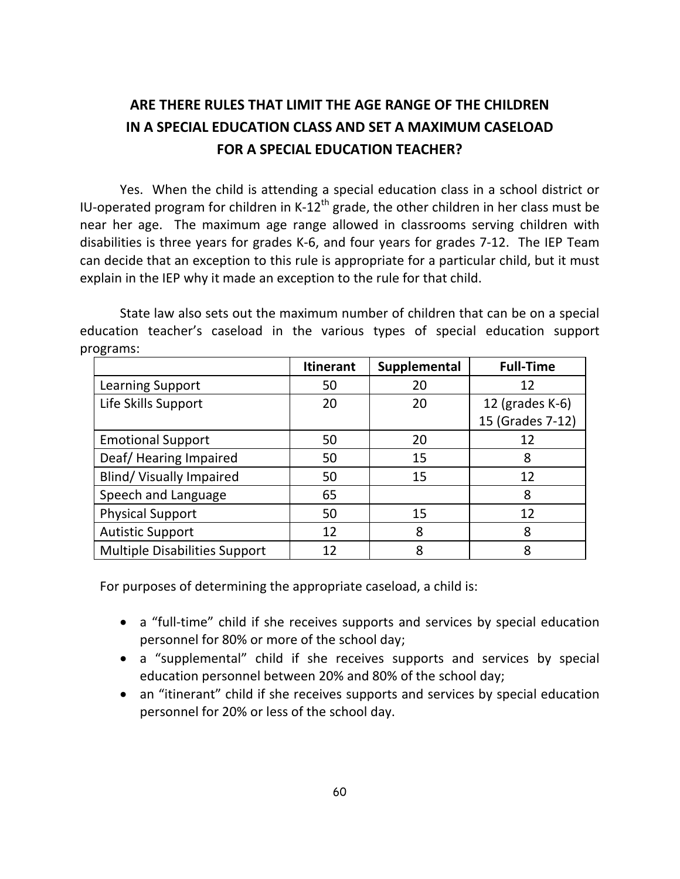## ARE THERE RULES THAT LIMIT THE AGE RANGE OF THE CHILDREN IN A SPECIAL EDUCATION CLASS AND SET A MAXIMUM CASELOAD FOR A SPECIAL EDUCATION TEACHER?

Yes. When the child is attending a special education class in a school district or IU-operated program for children in K-12th grade, the other children in her class must be near her age. The maximum age range allowed in classrooms serving children with disabilities is three years for grades K-6, and four years for grades 7-12. The IEP Team can decide that an exception to this rule is appropriate for a particular child, but it must explain in the IEP why it made an exception to the rule for that child.

State law also sets out the maximum number of children that can be on a special education teacher's caseload in the various types of special education support programs:

| | Itinerant | Supplemental | Full-Time |
|---|---|---|---|
| Learning Support | 50 | 20 | 12 |
| Life Skills Support | 20 | 20 | 12 (grades K-6)<br>15 (Grades 7-12) |
| Emotional Support | 50 | 20 | 12 |
| Deaf/ Hearing Impaired | 50 | 15 | 8 |
| Blind/ Visually Impaired | 50 | 15 | 12 |
| Speech and Language | 65 | | 8 |
| Physical Support | 50 | 15 | 12 |
| Autistic Support | 12 | 8 | 8 |
| Multiple Disabilities Support | 12 | 8 | 8 |

For purposes of determining the appropriate caseload, a child is:

- a "full-time" child if she receives supports and services by special education personnel for 80% or more of the school day;
- a "supplemental" child if she receives supports and services by special education personnel between 20% and 80% of the school day;
- an "itinerant" child if she receives supports and services by special education personnel for 20% or less of the school day.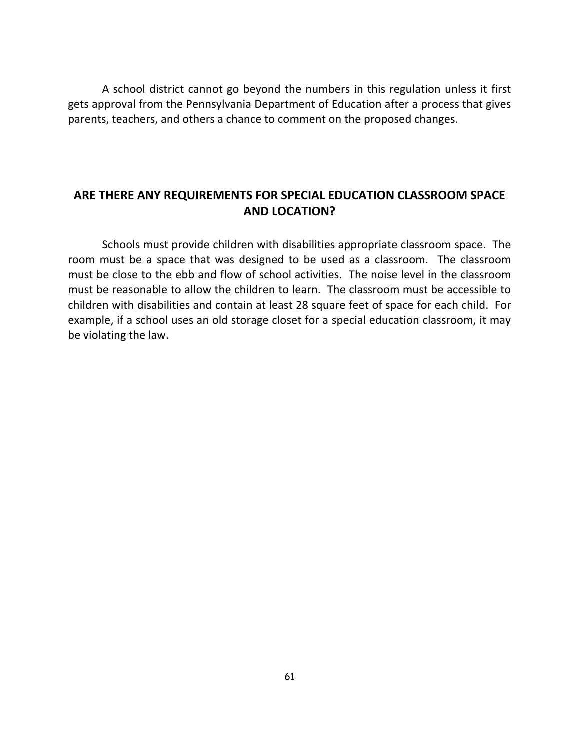A school district cannot go beyond the numbers in this regulation unless it first gets approval from the Pennsylvania Department of Education after a process that gives parents, teachers, and others a chance to comment on the proposed changes.

## ARE THERE ANY REQUIREMENTS FOR SPECIAL EDUCATION CLASSROOM SPACE AND LOCATION?

Schools must provide children with disabilities appropriate classroom space. The room must be a space that was designed to be used as a classroom. The classroom must be close to the ebb and flow of school activities. The noise level in the classroom must be reasonable to allow the children to learn. The classroom must be accessible to children with disabilities and contain at least 28 square feet of space for each child. For example, if a school uses an old storage closet for a special education classroom, it may be violating the law.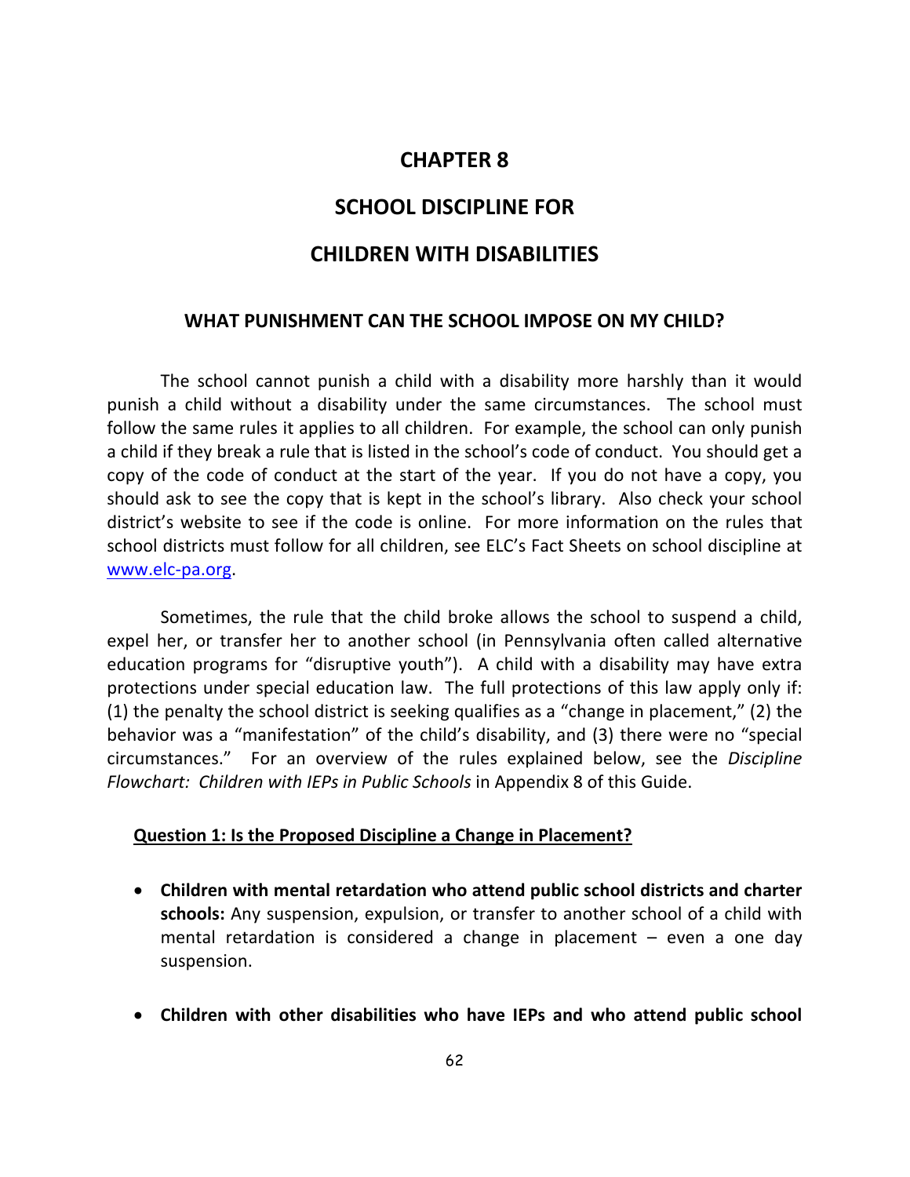# CHAPTER 8

# SCHOOL DISCIPLINE FOR CHILDREN WITH DISABILITIES

## WHAT PUNISHMENT CAN THE SCHOOL IMPOSE ON MY CHILD?

The school cannot punish a child with a disability more harshly than it would punish a child without a disability under the same circumstances. The school must follow the same rules it applies to all children. For example, the school can only punish a child if they break a rule that is listed in the school's code of conduct. You should get a copy of the code of conduct at the start of the year. If you do not have a copy, you should ask to see the copy that is kept in the school's library. Also check your school district's website to see if the code is online. For more information on the rules that school districts must follow for all children, see ELC's Fact Sheets on school discipline at [www.elc-pa.org](http://www.elc-pa.org).

Sometimes, the rule that the child broke allows the school to suspend a child, expel her, or transfer her to another school (in Pennsylvania often called alternative education programs for "disruptive youth"). A child with a disability may have extra protections under special education law. The full protections of this law apply only if: (1) the penalty the school district is seeking qualifies as a "change in placement," (2) the behavior was a "manifestation" of the child's disability, and (3) there were no "special circumstances." For an overview of the rules explained below, see the *Discipline Flowchart: Children with IEPs in Public Schools* in Appendix 8 of this Guide.

**<u>Question 1: Is the Proposed Discipline a Change in Placement?</u>**

- **Children with mental retardation who attend public school districts and charter schools:** Any suspension, expulsion, or transfer to another school of a child with mental retardation is considered a change in placement – even a one day suspension.

- **Children with other disabilities who have IEPs and who attend public school**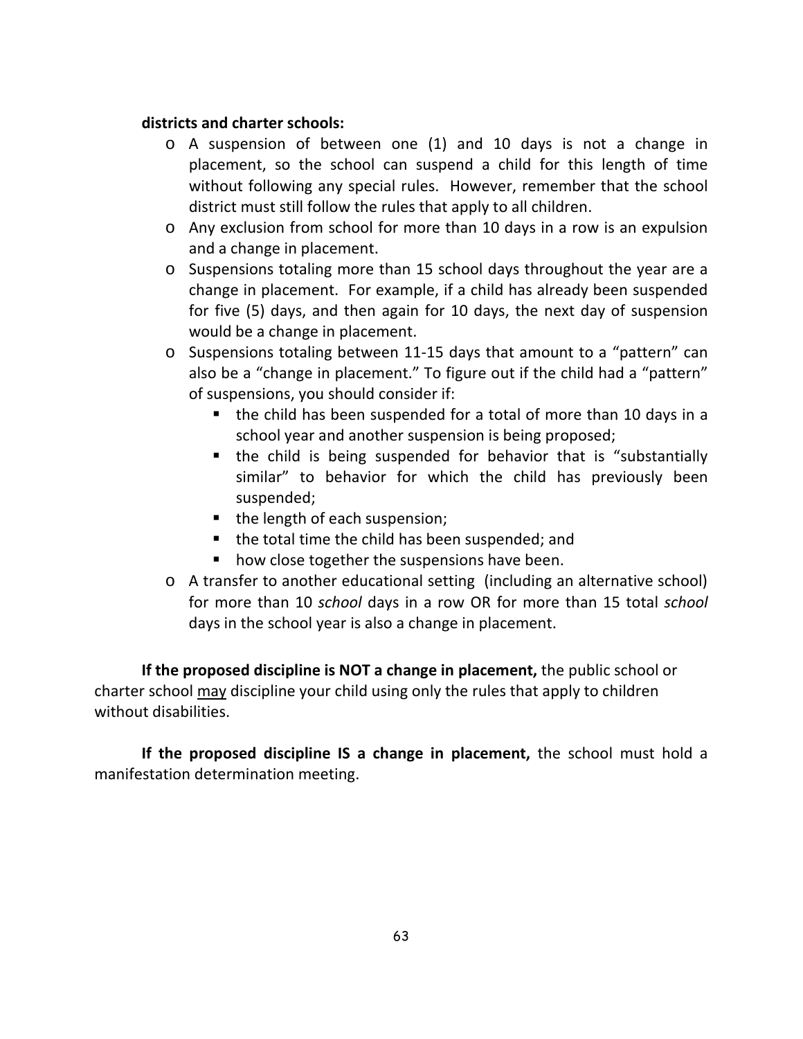**districts and charter schools:**

- A suspension of between one (1) and 10 days is not a change in placement, so the school can suspend a child for this length of time without following any special rules. However, remember that the school district must still follow the rules that apply to all children.
- Any exclusion from school for more than 10 days in a row is an expulsion and a change in placement.
- Suspensions totaling more than 15 school days throughout the year are a change in placement. For example, if a child has already been suspended for five (5) days, and then again for 10 days, the next day of suspension would be a change in placement.
- Suspensions totaling between 11-15 days that amount to a "pattern" can also be a "change in placement." To figure out if the child had a "pattern" of suspensions, you should consider if:
  - the child has been suspended for a total of more than 10 days in a school year and another suspension is being proposed;
  - the child is being suspended for behavior that is "substantially similar" to behavior for which the child has previously been suspended;
  - the length of each suspension;
  - the total time the child has been suspended; and
  - how close together the suspensions have been.
- A transfer to another educational setting (including an alternative school) for more than 10 *school* days in a row OR for more than 15 total *school* days in the school year is also a change in placement.

**If the proposed discipline is NOT a change in placement,** the public school or charter school <u>may</u> discipline your child using only the rules that apply to children without disabilities.

**If the proposed discipline IS a change in placement,** the school must hold a manifestation determination meeting.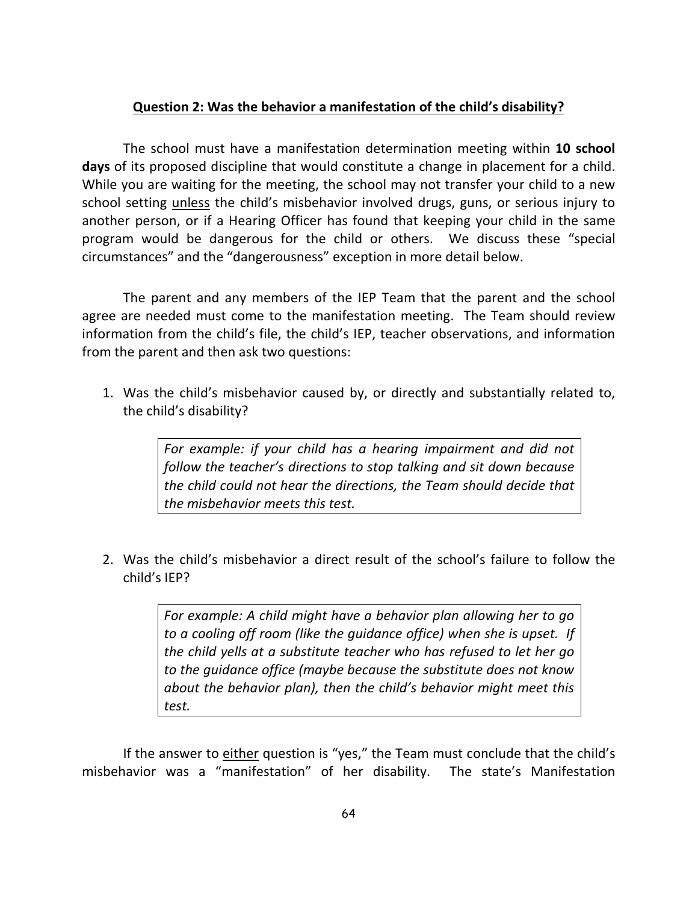## **Question 2: Was the behavior a manifestation of the child's disability?**

The school must have a manifestation determination meeting within **10 school days** of its proposed discipline that would constitute a change in placement for a child. While you are waiting for the meeting, the school may not transfer your child to a new school setting unless the child's misbehavior involved drugs, guns, or serious injury to another person, or if a Hearing Officer has found that keeping your child in the same program would be dangerous for the child or others. We discuss these "special circumstances" and the "dangerousness" exception in more detail below.

The parent and any members of the IEP Team that the parent and the school agree are needed must come to the manifestation meeting. The Team should review information from the child's file, the child's IEP, teacher observations, and information from the parent and then ask two questions:

1. Was the child's misbehavior caused by, or directly and substantially related to, the child's disability?

   > *For example: if your child has a hearing impairment and did not follow the teacher's directions to stop talking and sit down because the child could not hear the directions, the Team should decide that the misbehavior meets this test.*

2. Was the child's misbehavior a direct result of the school's failure to follow the child's IEP?

   > *For example: A child might have a behavior plan allowing her to go to a cooling off room (like the guidance office) when she is upset. If the child yells at a substitute teacher who has refused to let her go to the guidance office (maybe because the substitute does not know about the behavior plan), then the child's behavior might meet this test.*

If the answer to either question is "yes," the Team must conclude that the child's misbehavior was a "manifestation" of her disability. The state's Manifestation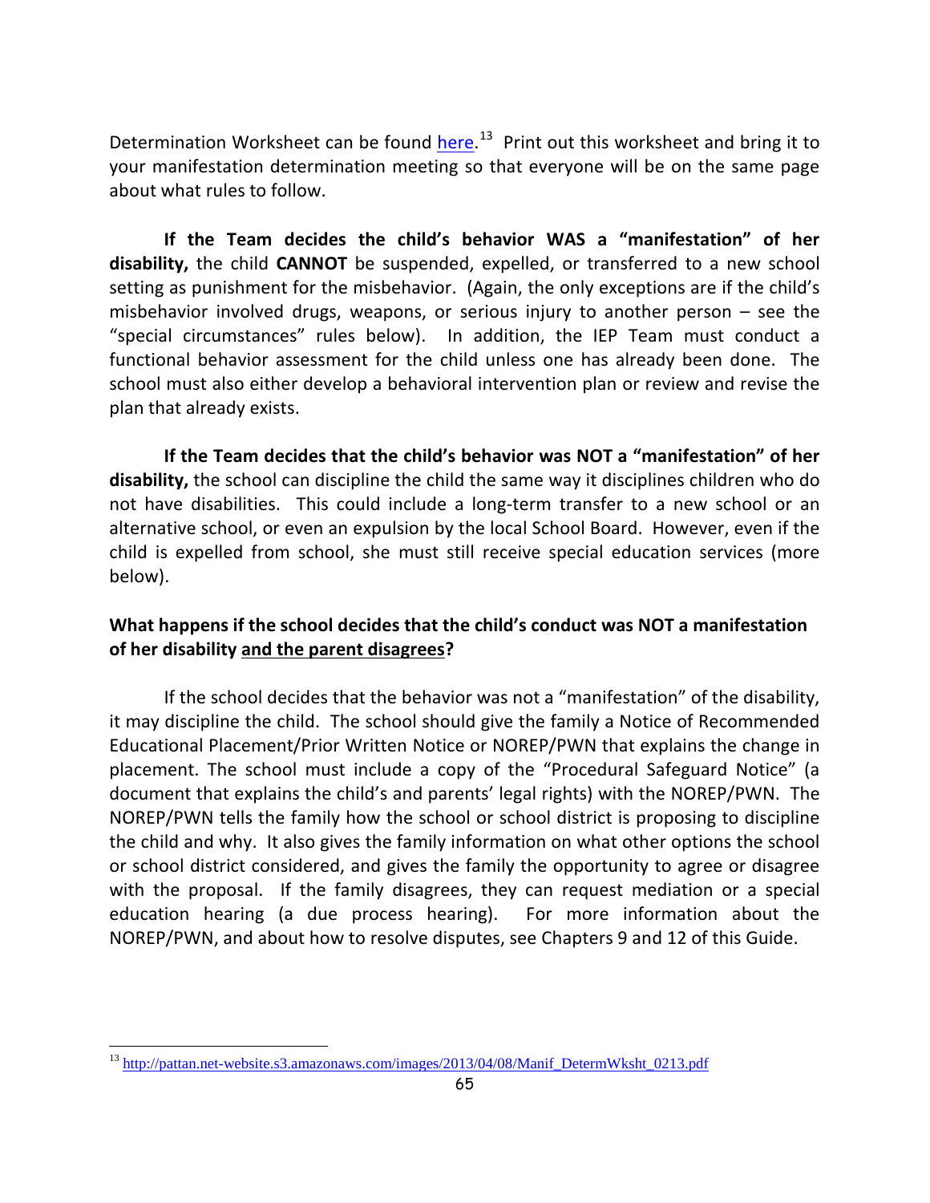Determination Worksheet can be found here.[13] Print out this worksheet and bring it to your manifestation determination meeting so that everyone will be on the same page about what rules to follow.

**If the Team decides the child's behavior WAS a "manifestation" of her disability,** the child **CANNOT** be suspended, expelled, or transferred to a new school setting as punishment for the misbehavior. (Again, the only exceptions are if the child's misbehavior involved drugs, weapons, or serious injury to another person – see the "special circumstances" rules below). In addition, the IEP Team must conduct a functional behavior assessment for the child unless one has already been done. The school must also either develop a behavioral intervention plan or review and revise the plan that already exists.

**If the Team decides that the child's behavior was NOT a "manifestation" of her disability,** the school can discipline the child the same way it disciplines children who do not have disabilities. This could include a long-term transfer to a new school or an alternative school, or even an expulsion by the local School Board. However, even if the child is expelled from school, she must still receive special education services (more below).

**What happens if the school decides that the child's conduct was NOT a manifestation of her disability <u>and the parent disagrees</u>?**

If the school decides that the behavior was not a "manifestation" of the disability, it may discipline the child. The school should give the family a Notice of Recommended Educational Placement/Prior Written Notice or NOREP/PWN that explains the change in placement. The school must include a copy of the "Procedural Safeguard Notice" (a document that explains the child's and parents' legal rights) with the NOREP/PWN. The NOREP/PWN tells the family how the school or school district is proposing to discipline the child and why. It also gives the family information on what other options the school or school district considered, and gives the family the opportunity to agree or disagree with the proposal. If the family disagrees, they can request mediation or a special education hearing (a due process hearing). For more information about the NOREP/PWN, and about how to resolve disputes, see Chapters 9 and 12 of this Guide.

---

[13] http://pattan.net-website.s3.amazonaws.com/images/2013/04/08/Manif_DetermWksht_0213.pdf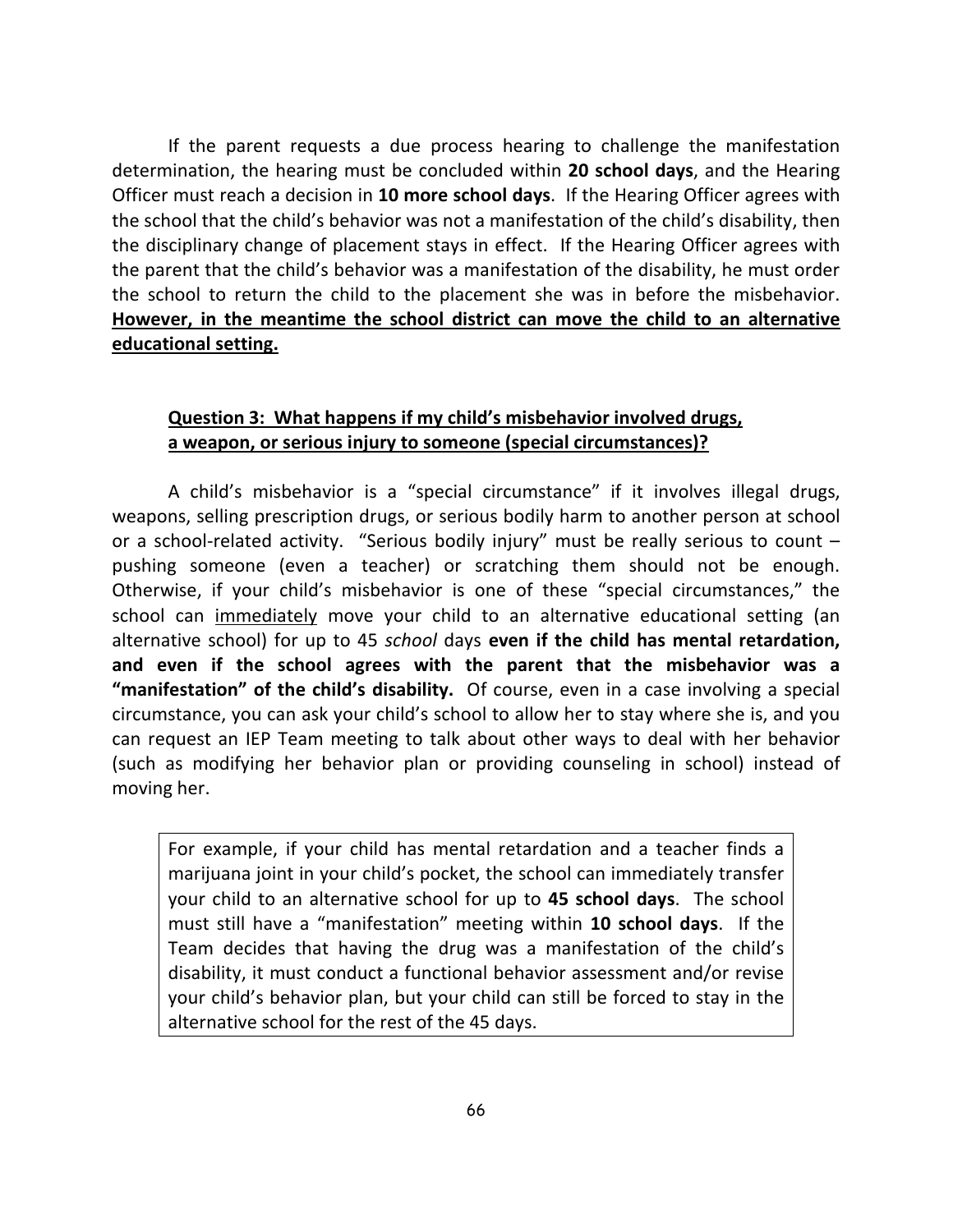If the parent requests a due process hearing to challenge the manifestation determination, the hearing must be concluded within **20 school days**, and the Hearing Officer must reach a decision in **10 more school days**. If the Hearing Officer agrees with the school that the child's behavior was not a manifestation of the child's disability, then the disciplinary change of placement stays in effect. If the Hearing Officer agrees with the parent that the child's behavior was a manifestation of the disability, he must order the school to return the child to the placement she was in before the misbehavior. <u>**However, in the meantime the school district can move the child to an alternative educational setting.**</u>

### <u>Question 3: What happens if my child's misbehavior involved drugs, a weapon, or serious injury to someone (special circumstances)?</u>

A child's misbehavior is a "special circumstance" if it involves illegal drugs, weapons, selling prescription drugs, or serious bodily harm to another person at school or a school-related activity. "Serious bodily injury" must be really serious to count – pushing someone (even a teacher) or scratching them should not be enough. Otherwise, if your child's misbehavior is one of these "special circumstances," the school can <u>immediately</u> move your child to an alternative educational setting (an alternative school) for up to 45 *school* days **even if the child has mental retardation, and even if the school agrees with the parent that the misbehavior was a "manifestation" of the child's disability.** Of course, even in a case involving a special circumstance, you can ask your child's school to allow her to stay where she is, and you can request an IEP Team meeting to talk about other ways to deal with her behavior (such as modifying her behavior plan or providing counseling in school) instead of moving her.

> For example, if your child has mental retardation and a teacher finds a marijuana joint in your child's pocket, the school can immediately transfer your child to an alternative school for up to **45 school days**. The school must still have a "manifestation" meeting within **10 school days**. If the Team decides that having the drug was a manifestation of the child's disability, it must conduct a functional behavior assessment and/or revise your child's behavior plan, but your child can still be forced to stay in the alternative school for the rest of the 45 days.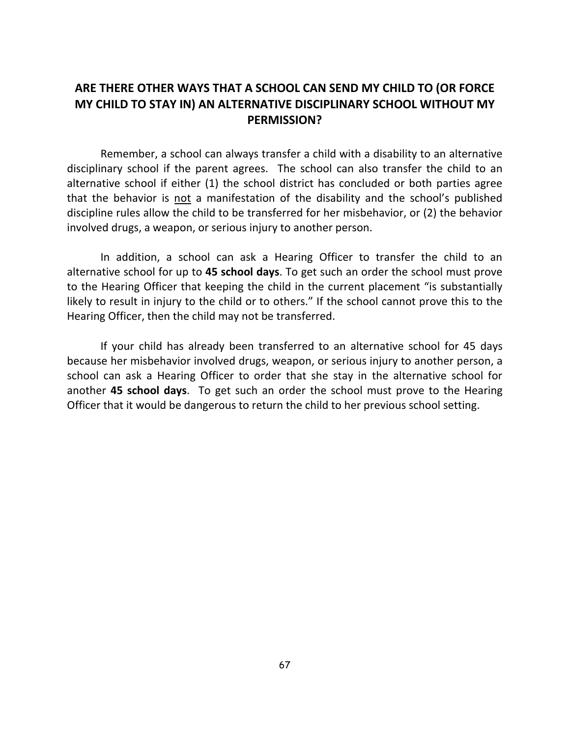## ARE THERE OTHER WAYS THAT A SCHOOL CAN SEND MY CHILD TO (OR FORCE MY CHILD TO STAY IN) AN ALTERNATIVE DISCIPLINARY SCHOOL WITHOUT MY PERMISSION?

Remember, a school can always transfer a child with a disability to an alternative disciplinary school if the parent agrees. The school can also transfer the child to an alternative school if either (1) the school district has concluded or both parties agree that the behavior is <u>not</u> a manifestation of the disability and the school's published discipline rules allow the child to be transferred for her misbehavior, or (2) the behavior involved drugs, a weapon, or serious injury to another person.

In addition, a school can ask a Hearing Officer to transfer the child to an alternative school for up to **45 school days**. To get such an order the school must prove to the Hearing Officer that keeping the child in the current placement "is substantially likely to result in injury to the child or to others." If the school cannot prove this to the Hearing Officer, then the child may not be transferred.

If your child has already been transferred to an alternative school for 45 days because her misbehavior involved drugs, weapon, or serious injury to another person, a school can ask a Hearing Officer to order that she stay in the alternative school for another **45 school days**. To get such an order the school must prove to the Hearing Officer that it would be dangerous to return the child to her previous school setting.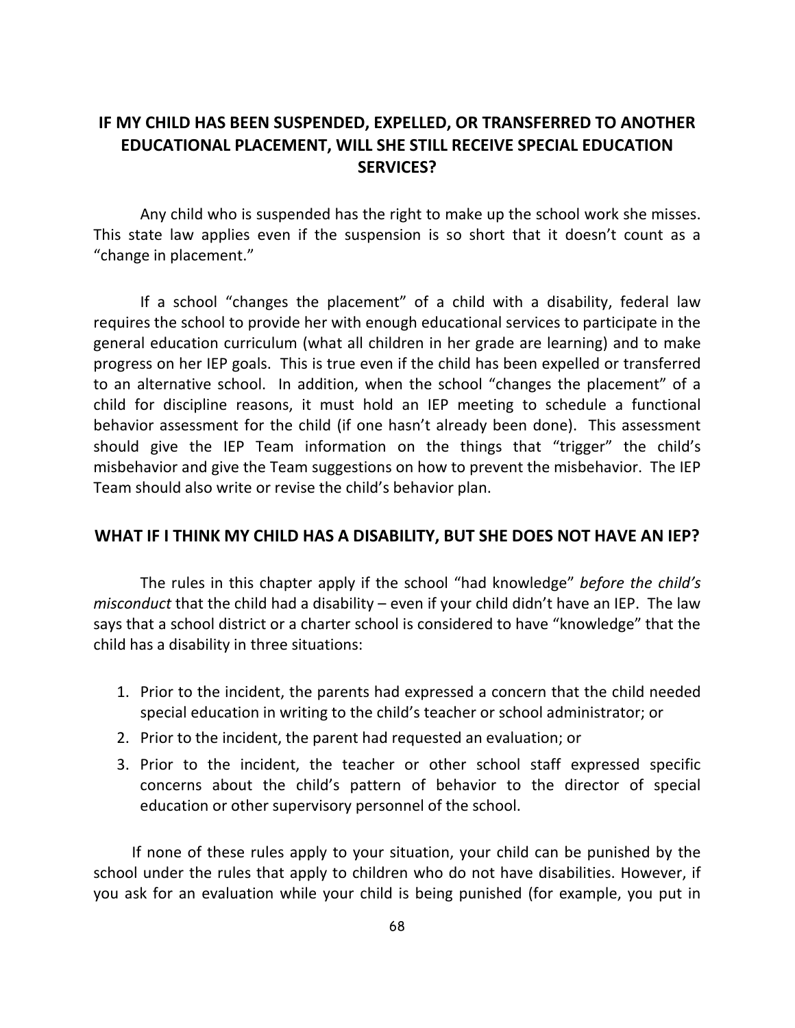## IF MY CHILD HAS BEEN SUSPENDED, EXPELLED, OR TRANSFERRED TO ANOTHER EDUCATIONAL PLACEMENT, WILL SHE STILL RECEIVE SPECIAL EDUCATION SERVICES?

Any child who is suspended has the right to make up the school work she misses. This state law applies even if the suspension is so short that it doesn't count as a "change in placement."

If a school "changes the placement" of a child with a disability, federal law requires the school to provide her with enough educational services to participate in the general education curriculum (what all children in her grade are learning) and to make progress on her IEP goals. This is true even if the child has been expelled or transferred to an alternative school. In addition, when the school "changes the placement" of a child for discipline reasons, it must hold an IEP meeting to schedule a functional behavior assessment for the child (if one hasn't already been done). This assessment should give the IEP Team information on the things that "trigger" the child's misbehavior and give the Team suggestions on how to prevent the misbehavior. The IEP Team should also write or revise the child's behavior plan.

## WHAT IF I THINK MY CHILD HAS A DISABILITY, BUT SHE DOES NOT HAVE AN IEP?

The rules in this chapter apply if the school "had knowledge" *before the child's misconduct* that the child had a disability – even if your child didn't have an IEP. The law says that a school district or a charter school is considered to have "knowledge" that the child has a disability in three situations:

1. Prior to the incident, the parents had expressed a concern that the child needed special education in writing to the child's teacher or school administrator; or
2. Prior to the incident, the parent had requested an evaluation; or
3. Prior to the incident, the teacher or other school staff expressed specific concerns about the child's pattern of behavior to the director of special education or other supervisory personnel of the school.

If none of these rules apply to your situation, your child can be punished by the school under the rules that apply to children who do not have disabilities. However, if you ask for an evaluation while your child is being punished (for example, you put in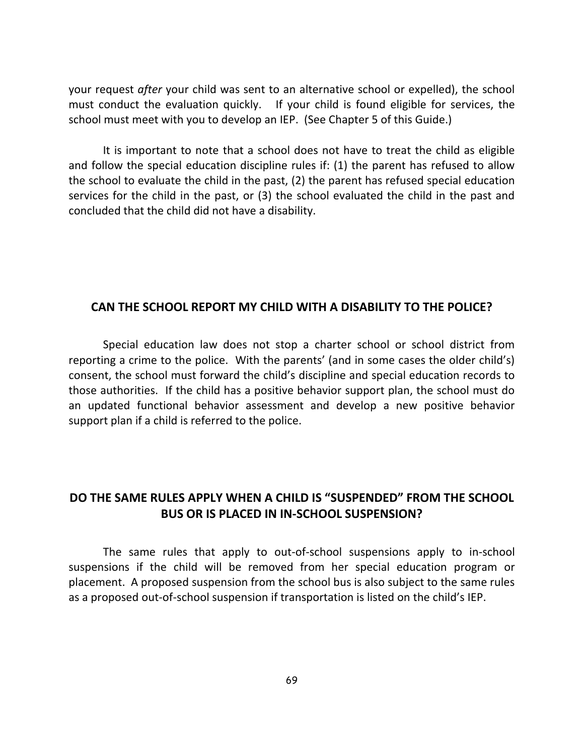your request *after* your child was sent to an alternative school or expelled), the school must conduct the evaluation quickly. If your child is found eligible for services, the school must meet with you to develop an IEP. (See Chapter 5 of this Guide.)

It is important to note that a school does not have to treat the child as eligible and follow the special education discipline rules if: (1) the parent has refused to allow the school to evaluate the child in the past, (2) the parent has refused special education services for the child in the past, or (3) the school evaluated the child in the past and concluded that the child did not have a disability.

## CAN THE SCHOOL REPORT MY CHILD WITH A DISABILITY TO THE POLICE?

Special education law does not stop a charter school or school district from reporting a crime to the police. With the parents' (and in some cases the older child's) consent, the school must forward the child's discipline and special education records to those authorities. If the child has a positive behavior support plan, the school must do an updated functional behavior assessment and develop a new positive behavior support plan if a child is referred to the police.

## DO THE SAME RULES APPLY WHEN A CHILD IS "SUSPENDED" FROM THE SCHOOL BUS OR IS PLACED IN IN-SCHOOL SUSPENSION?

The same rules that apply to out-of-school suspensions apply to in-school suspensions if the child will be removed from her special education program or placement. A proposed suspension from the school bus is also subject to the same rules as a proposed out-of-school suspension if transportation is listed on the child's IEP.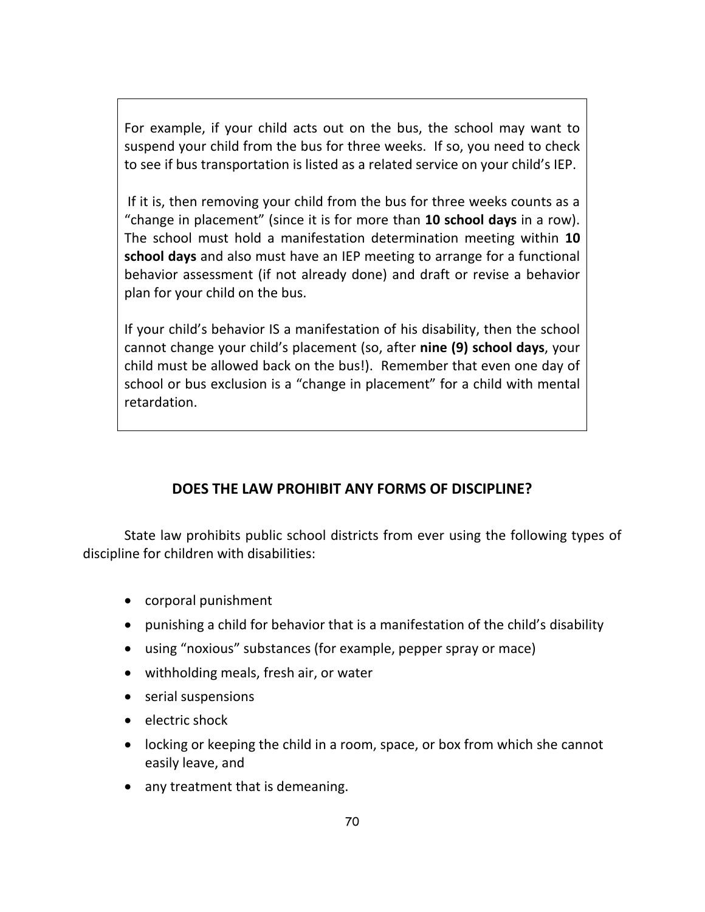For example, if your child acts out on the bus, the school may want to suspend your child from the bus for three weeks. If so, you need to check to see if bus transportation is listed as a related service on your child's IEP.

If it is, then removing your child from the bus for three weeks counts as a "change in placement" (since it is for more than **10 school days** in a row). The school must hold a manifestation determination meeting within **10 school days** and also must have an IEP meeting to arrange for a functional behavior assessment (if not already done) and draft or revise a behavior plan for your child on the bus.

If your child's behavior IS a manifestation of his disability, then the school cannot change your child's placement (so, after **nine (9) school days**, your child must be allowed back on the bus!). Remember that even one day of school or bus exclusion is a "change in placement" for a child with mental retardation.

## DOES THE LAW PROHIBIT ANY FORMS OF DISCIPLINE?

State law prohibits public school districts from ever using the following types of discipline for children with disabilities:

- corporal punishment
- punishing a child for behavior that is a manifestation of the child's disability
- using "noxious" substances (for example, pepper spray or mace)
- withholding meals, fresh air, or water
- serial suspensions
- electric shock
- locking or keeping the child in a room, space, or box from which she cannot easily leave, and
- any treatment that is demeaning.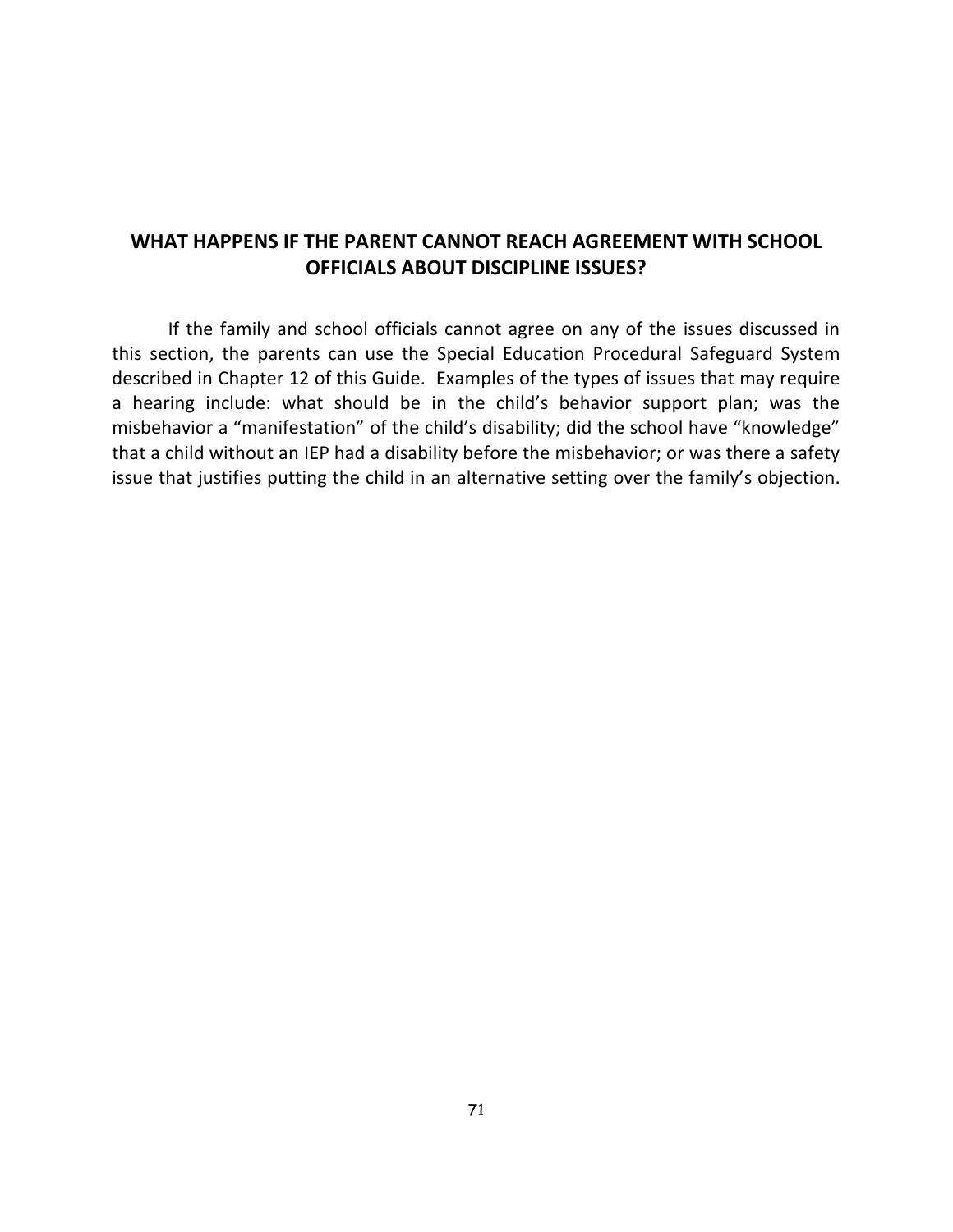## WHAT HAPPENS IF THE PARENT CANNOT REACH AGREEMENT WITH SCHOOL OFFICIALS ABOUT DISCIPLINE ISSUES?

If the family and school officials cannot agree on any of the issues discussed in this section, the parents can use the Special Education Procedural Safeguard System described in Chapter 12 of this Guide. Examples of the types of issues that may require a hearing include: what should be in the child's behavior support plan; was the misbehavior a "manifestation" of the child's disability; did the school have "knowledge" that a child without an IEP had a disability before the misbehavior; or was there a safety issue that justifies putting the child in an alternative setting over the family's objection.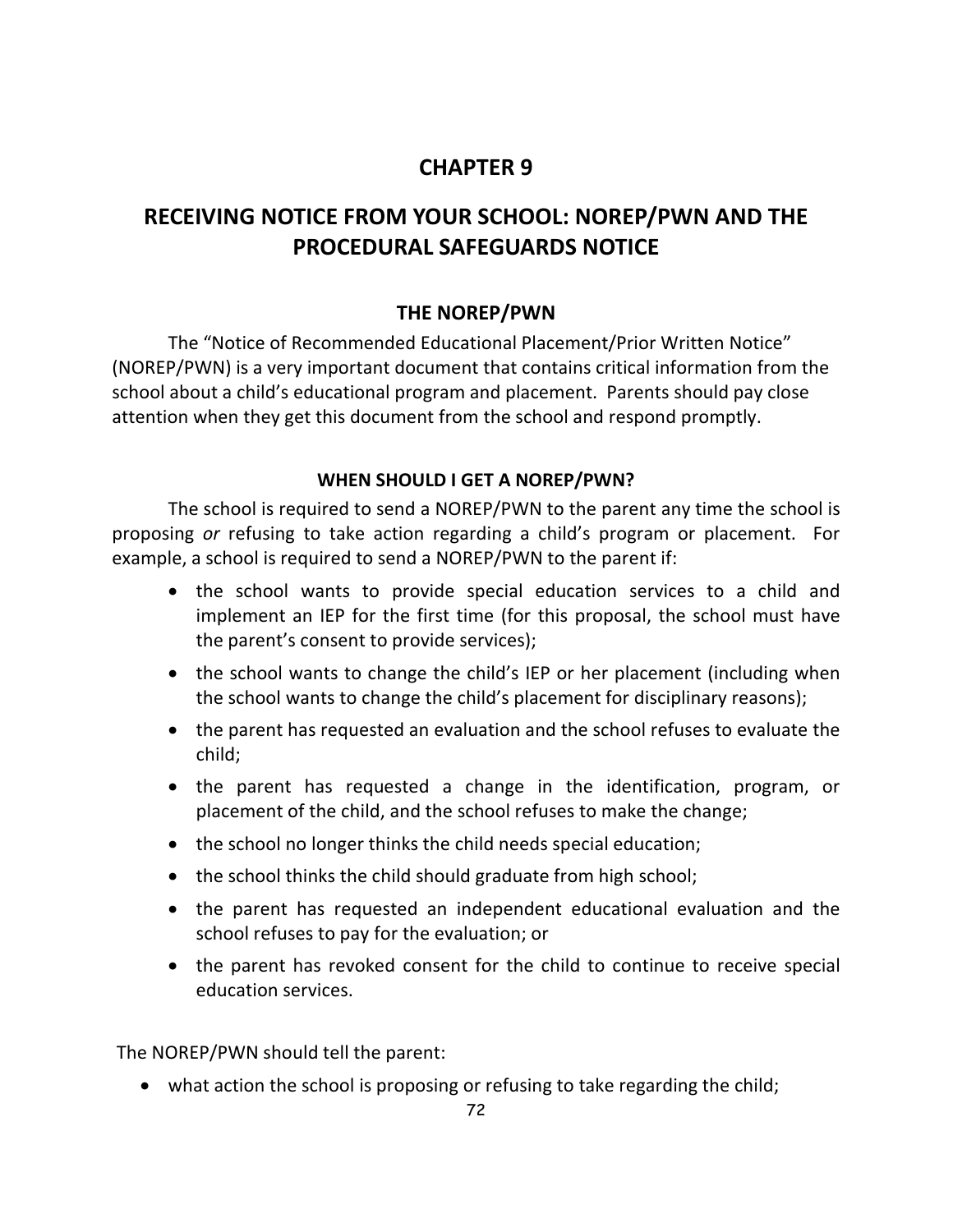# CHAPTER 9

# RECEIVING NOTICE FROM YOUR SCHOOL: NOREP/PWN AND THE PROCEDURAL SAFEGUARDS NOTICE

## THE NOREP/PWN

The "Notice of Recommended Educational Placement/Prior Written Notice" (NOREP/PWN) is a very important document that contains critical information from the school about a child's educational program and placement. Parents should pay close attention when they get this document from the school and respond promptly.

### WHEN SHOULD I GET A NOREP/PWN?

The school is required to send a NOREP/PWN to the parent any time the school is proposing *or* refusing to take action regarding a child's program or placement. For example, a school is required to send a NOREP/PWN to the parent if:

- the school wants to provide special education services to a child and implement an IEP for the first time (for this proposal, the school must have the parent's consent to provide services);
- the school wants to change the child's IEP or her placement (including when the school wants to change the child's placement for disciplinary reasons);
- the parent has requested an evaluation and the school refuses to evaluate the child;
- the parent has requested a change in the identification, program, or placement of the child, and the school refuses to make the change;
- the school no longer thinks the child needs special education;
- the school thinks the child should graduate from high school;
- the parent has requested an independent educational evaluation and the school refuses to pay for the evaluation; or
- the parent has revoked consent for the child to continue to receive special education services.

The NOREP/PWN should tell the parent:

- what action the school is proposing or refusing to take regarding the child;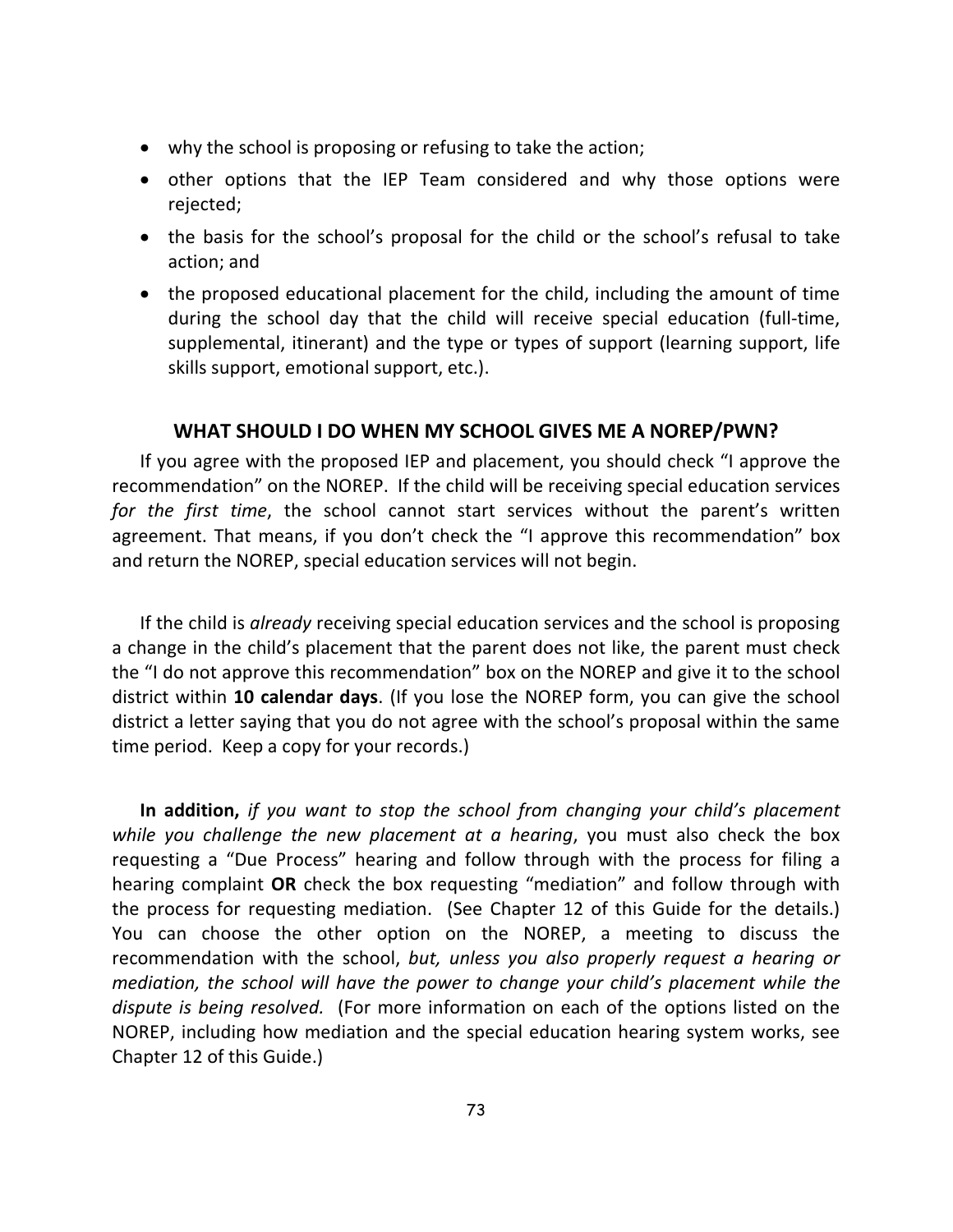- why the school is proposing or refusing to take the action;
- other options that the IEP Team considered and why those options were rejected;
- the basis for the school's proposal for the child or the school's refusal to take action; and
- the proposed educational placement for the child, including the amount of time during the school day that the child will receive special education (full-time, supplemental, itinerant) and the type or types of support (learning support, life skills support, emotional support, etc.).

## WHAT SHOULD I DO WHEN MY SCHOOL GIVES ME A NOREP/PWN?

If you agree with the proposed IEP and placement, you should check "I approve the recommendation" on the NOREP. If the child will be receiving special education services *for the first time*, the school cannot start services without the parent's written agreement. That means, if you don't check the "I approve this recommendation" box and return the NOREP, special education services will not begin.

If the child is *already* receiving special education services and the school is proposing a change in the child's placement that the parent does not like, the parent must check the "I do not approve this recommendation" box on the NOREP and give it to the school district within **10 calendar days**. (If you lose the NOREP form, you can give the school district a letter saying that you do not agree with the school's proposal within the same time period. Keep a copy for your records.)

**In addition,** *if you want to stop the school from changing your child's placement while you challenge the new placement at a hearing*, you must also check the box requesting a "Due Process" hearing and follow through with the process for filing a hearing complaint **OR** check the box requesting "mediation" and follow through with the process for requesting mediation. (See Chapter 12 of this Guide for the details.) You can choose the other option on the NOREP, a meeting to discuss the recommendation with the school, *but, unless you also properly request a hearing or mediation, the school will have the power to change your child's placement while the dispute is being resolved.* (For more information on each of the options listed on the NOREP, including how mediation and the special education hearing system works, see Chapter 12 of this Guide.)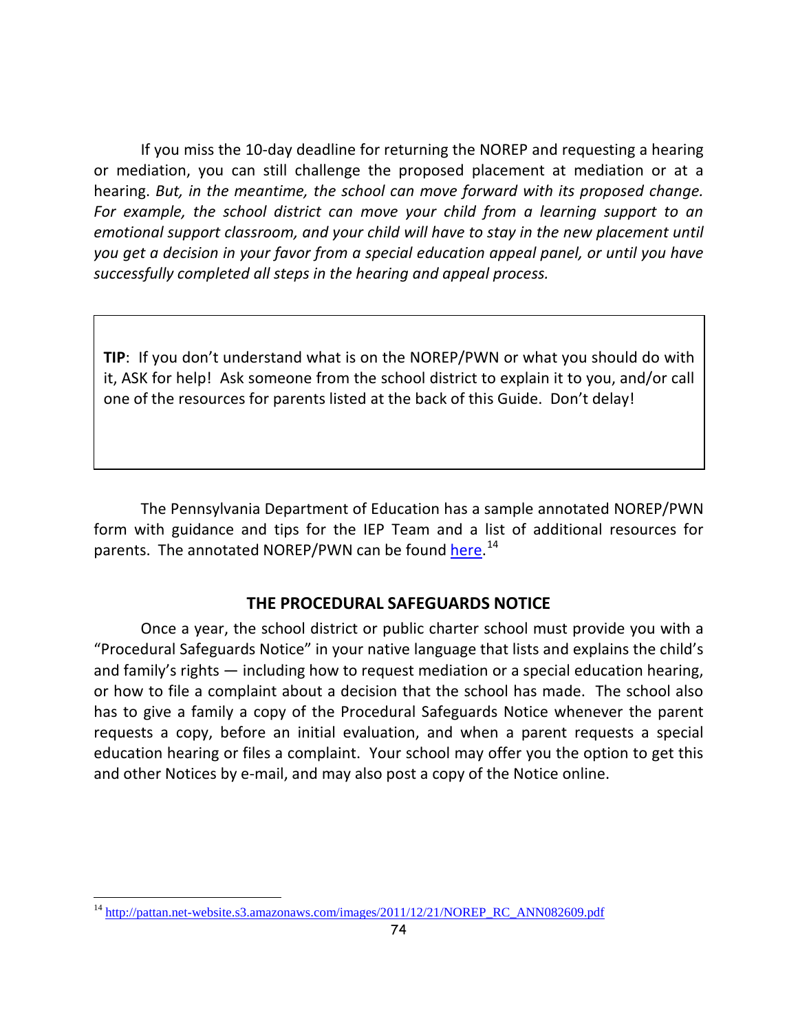If you miss the 10-day deadline for returning the NOREP and requesting a hearing or mediation, you can still challenge the proposed placement at mediation or at a hearing. *But, in the meantime, the school can move forward with its proposed change. For example, the school district can move your child from a learning support to an emotional support classroom, and your child will have to stay in the new placement until you get a decision in your favor from a special education appeal panel, or until you have successfully completed all steps in the hearing and appeal process.*

> **TIP**: If you don't understand what is on the NOREP/PWN or what you should do with it, ASK for help! Ask someone from the school district to explain it to you, and/or call one of the resources for parents listed at the back of this Guide. Don't delay!

The Pennsylvania Department of Education has a sample annotated NOREP/PWN form with guidance and tips for the IEP Team and a list of additional resources for parents. The annotated NOREP/PWN can be found [here](http://pattan.net-website.s3.amazonaws.com/images/2011/12/21/NOREP_RC_ANN082609.pdf).[14]

## THE PROCEDURAL SAFEGUARDS NOTICE

Once a year, the school district or public charter school must provide you with a "Procedural Safeguards Notice" in your native language that lists and explains the child's and family's rights — including how to request mediation or a special education hearing, or how to file a complaint about a decision that the school has made. The school also has to give a family a copy of the Procedural Safeguards Notice whenever the parent requests a copy, before an initial evaluation, and when a parent requests a special education hearing or files a complaint. Your school may offer you the option to get this and other Notices by e-mail, and may also post a copy of the Notice online.

---

[14] http://pattan.net-website.s3.amazonaws.com/images/2011/12/21/NOREP_RC_ANN082609.pdf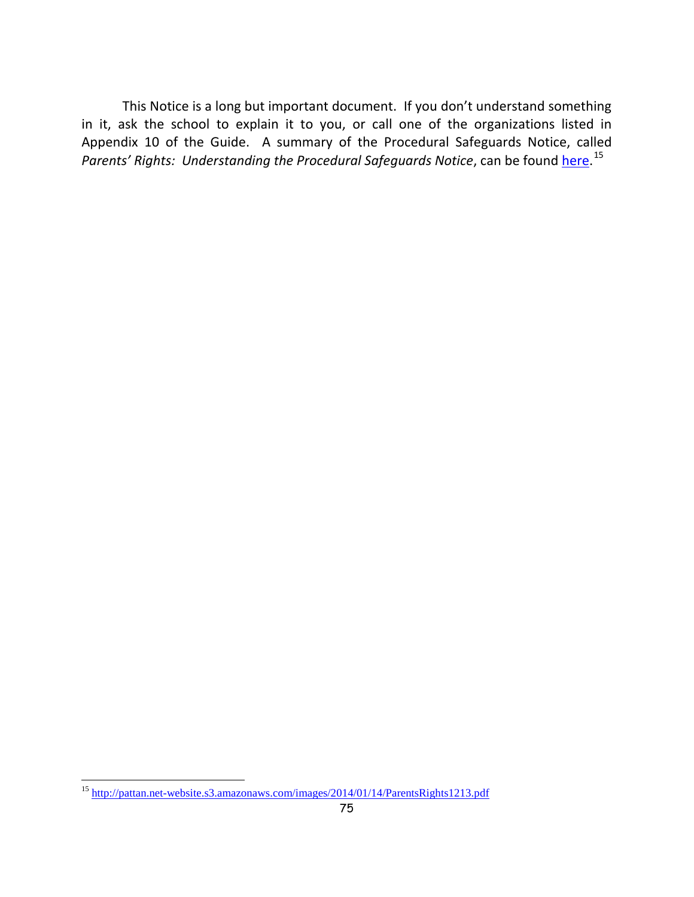This Notice is a long but important document. If you don't understand something in it, ask the school to explain it to you, or call one of the organizations listed in Appendix 10 of the Guide. A summary of the Procedural Safeguards Notice, called *Parents' Rights: Understanding the Procedural Safeguards Notice*, can be found here.[15]

---

[15] http://pattan.net-website.s3.amazonaws.com/images/2014/01/14/ParentsRights1213.pdf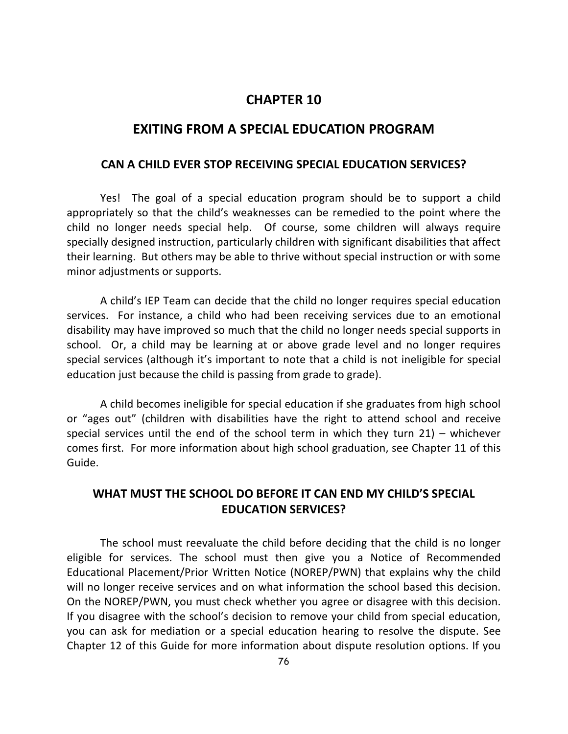# CHAPTER 10

# EXITING FROM A SPECIAL EDUCATION PROGRAM

## CAN A CHILD EVER STOP RECEIVING SPECIAL EDUCATION SERVICES?

Yes! The goal of a special education program should be to support a child appropriately so that the child's weaknesses can be remedied to the point where the child no longer needs special help. Of course, some children will always require specially designed instruction, particularly children with significant disabilities that affect their learning. But others may be able to thrive without special instruction or with some minor adjustments or supports.

A child's IEP Team can decide that the child no longer requires special education services. For instance, a child who had been receiving services due to an emotional disability may have improved so much that the child no longer needs special supports in school. Or, a child may be learning at or above grade level and no longer requires special services (although it's important to note that a child is not ineligible for special education just because the child is passing from grade to grade).

A child becomes ineligible for special education if she graduates from high school or "ages out" (children with disabilities have the right to attend school and receive special services until the end of the school term in which they turn 21) – whichever comes first. For more information about high school graduation, see Chapter 11 of this Guide.

## WHAT MUST THE SCHOOL DO BEFORE IT CAN END MY CHILD'S SPECIAL EDUCATION SERVICES?

The school must reevaluate the child before deciding that the child is no longer eligible for services. The school must then give you a Notice of Recommended Educational Placement/Prior Written Notice (NOREP/PWN) that explains why the child will no longer receive services and on what information the school based this decision. On the NOREP/PWN, you must check whether you agree or disagree with this decision. If you disagree with the school's decision to remove your child from special education, you can ask for mediation or a special education hearing to resolve the dispute. See Chapter 12 of this Guide for more information about dispute resolution options. If you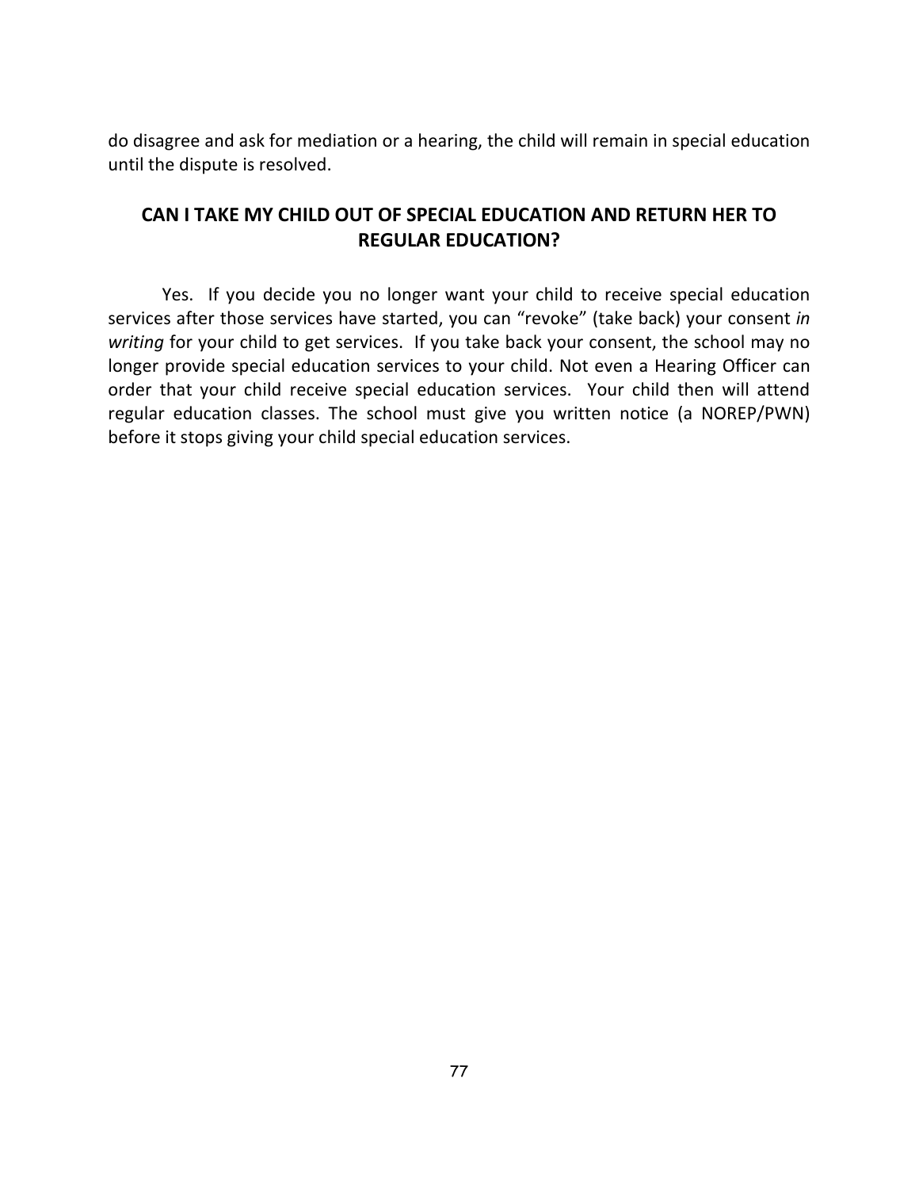do disagree and ask for mediation or a hearing, the child will remain in special education until the dispute is resolved.

## CAN I TAKE MY CHILD OUT OF SPECIAL EDUCATION AND RETURN HER TO REGULAR EDUCATION?

Yes. If you decide you no longer want your child to receive special education services after those services have started, you can "revoke" (take back) your consent *in writing* for your child to get services. If you take back your consent, the school may no longer provide special education services to your child. Not even a Hearing Officer can order that your child receive special education services. Your child then will attend regular education classes. The school must give you written notice (a NOREP/PWN) before it stops giving your child special education services.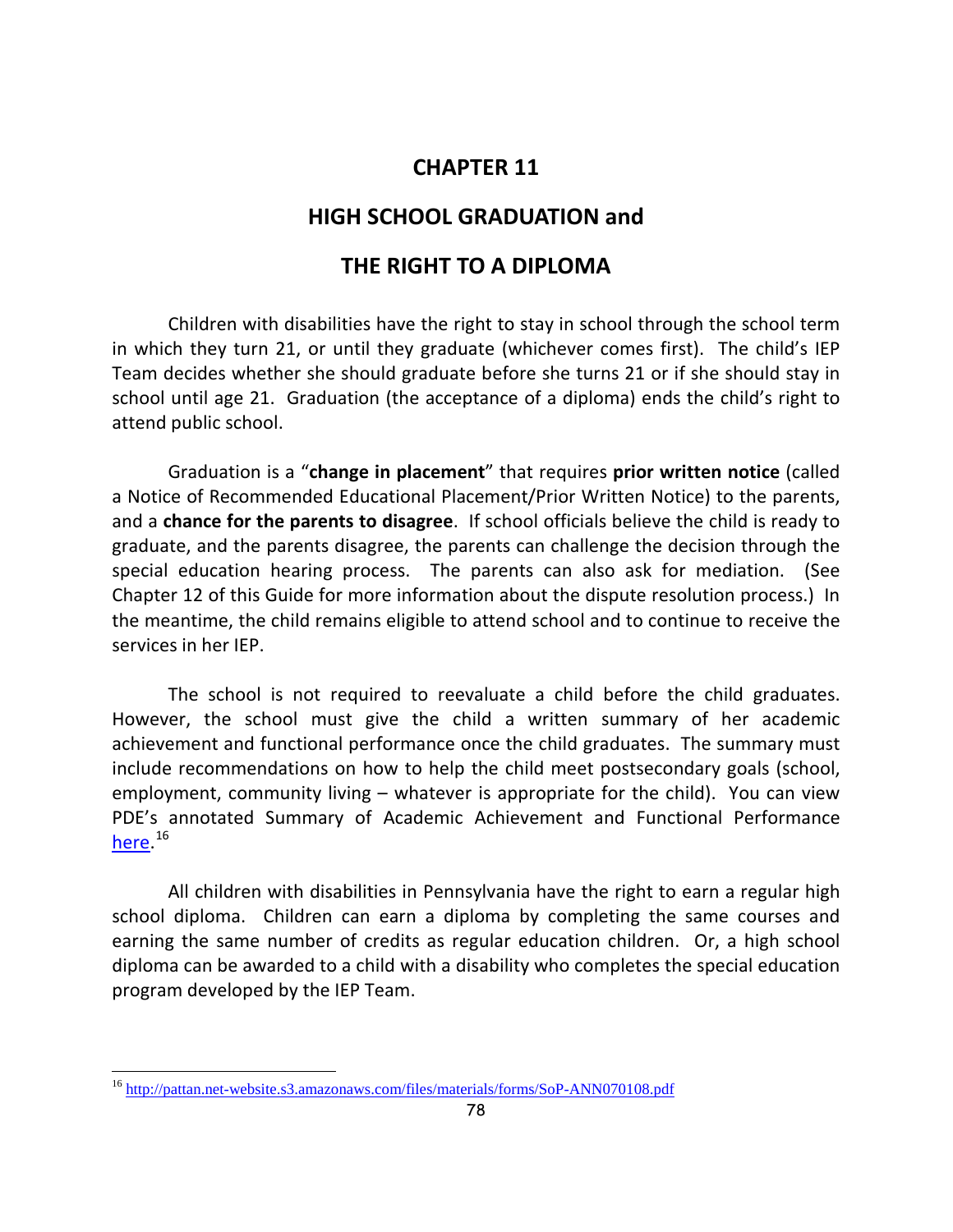# CHAPTER 11

# HIGH SCHOOL GRADUATION and

# THE RIGHT TO A DIPLOMA

Children with disabilities have the right to stay in school through the school term in which they turn 21, or until they graduate (whichever comes first). The child's IEP Team decides whether she should graduate before she turns 21 or if she should stay in school until age 21. Graduation (the acceptance of a diploma) ends the child's right to attend public school.

Graduation is a "**change in placement**" that requires **prior written notice** (called a Notice of Recommended Educational Placement/Prior Written Notice) to the parents, and a **chance for the parents to disagree**. If school officials believe the child is ready to graduate, and the parents disagree, the parents can challenge the decision through the special education hearing process. The parents can also ask for mediation. (See Chapter 12 of this Guide for more information about the dispute resolution process.) In the meantime, the child remains eligible to attend school and to continue to receive the services in her IEP.

The school is not required to reevaluate a child before the child graduates. However, the school must give the child a written summary of her academic achievement and functional performance once the child graduates. The summary must include recommendations on how to help the child meet postsecondary goals (school, employment, community living – whatever is appropriate for the child). You can view PDE's annotated Summary of Academic Achievement and Functional Performance here.[16]

All children with disabilities in Pennsylvania have the right to earn a regular high school diploma. Children can earn a diploma by completing the same courses and earning the same number of credits as regular education children. Or, a high school diploma can be awarded to a child with a disability who completes the special education program developed by the IEP Team.

---

[16] http://pattan.net-website.s3.amazonaws.com/files/materials/forms/SoP-ANN070108.pdf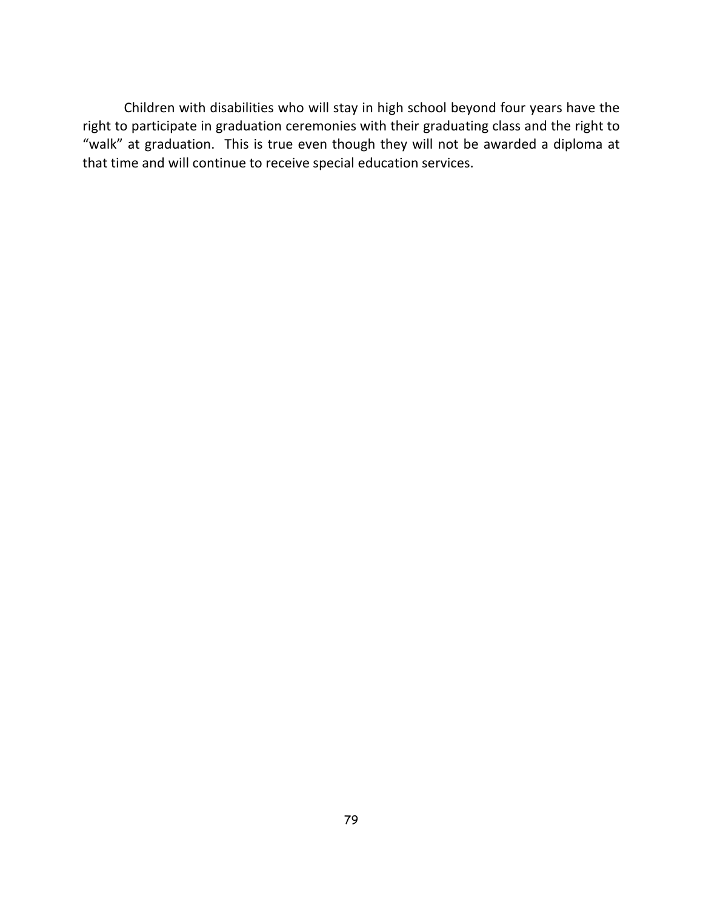Children with disabilities who will stay in high school beyond four years have the right to participate in graduation ceremonies with their graduating class and the right to "walk" at graduation. This is true even though they will not be awarded a diploma at that time and will continue to receive special education services.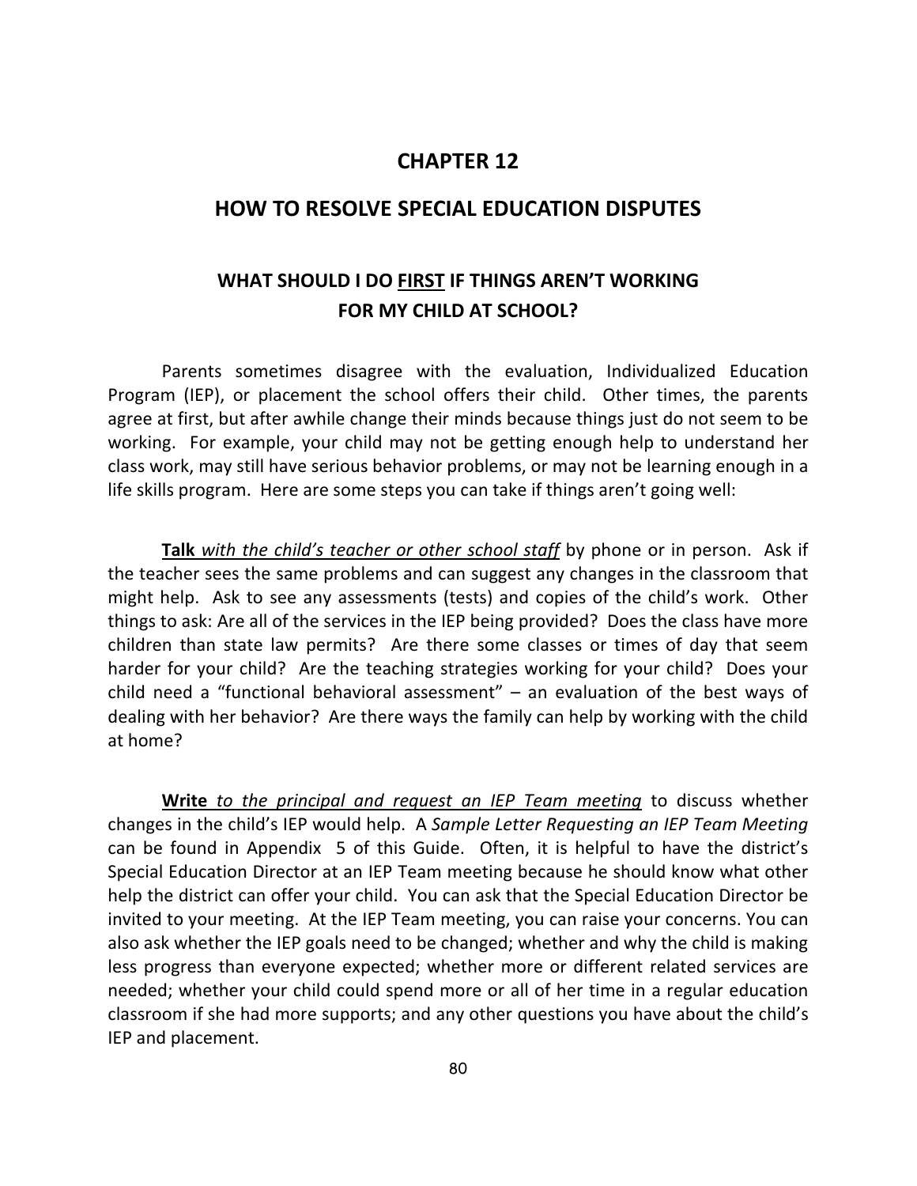# CHAPTER 12

# HOW TO RESOLVE SPECIAL EDUCATION DISPUTES

## WHAT SHOULD I DO FIRST IF THINGS AREN'T WORKING FOR MY CHILD AT SCHOOL?

Parents sometimes disagree with the evaluation, Individualized Education Program (IEP), or placement the school offers their child. Other times, the parents agree at first, but after awhile change their minds because things just do not seem to be working. For example, your child may not be getting enough help to understand her class work, may still have serious behavior problems, or may not be learning enough in a life skills program. Here are some steps you can take if things aren't going well:

**Talk** *with the child's teacher or other school staff* by phone or in person. Ask if the teacher sees the same problems and can suggest any changes in the classroom that might help. Ask to see any assessments (tests) and copies of the child's work. Other things to ask: Are all of the services in the IEP being provided? Does the class have more children than state law permits? Are there some classes or times of day that seem harder for your child? Are the teaching strategies working for your child? Does your child need a "functional behavioral assessment" – an evaluation of the best ways of dealing with her behavior? Are there ways the family can help by working with the child at home?

**Write** *to the principal and request an IEP Team meeting* to discuss whether changes in the child's IEP would help. A *Sample Letter Requesting an IEP Team Meeting* can be found in Appendix 5 of this Guide. Often, it is helpful to have the district's Special Education Director at an IEP Team meeting because he should know what other help the district can offer your child. You can ask that the Special Education Director be invited to your meeting. At the IEP Team meeting, you can raise your concerns. You can also ask whether the IEP goals need to be changed; whether and why the child is making less progress than everyone expected; whether more or different related services are needed; whether your child could spend more or all of her time in a regular education classroom if she had more supports; and any other questions you have about the child's IEP and placement.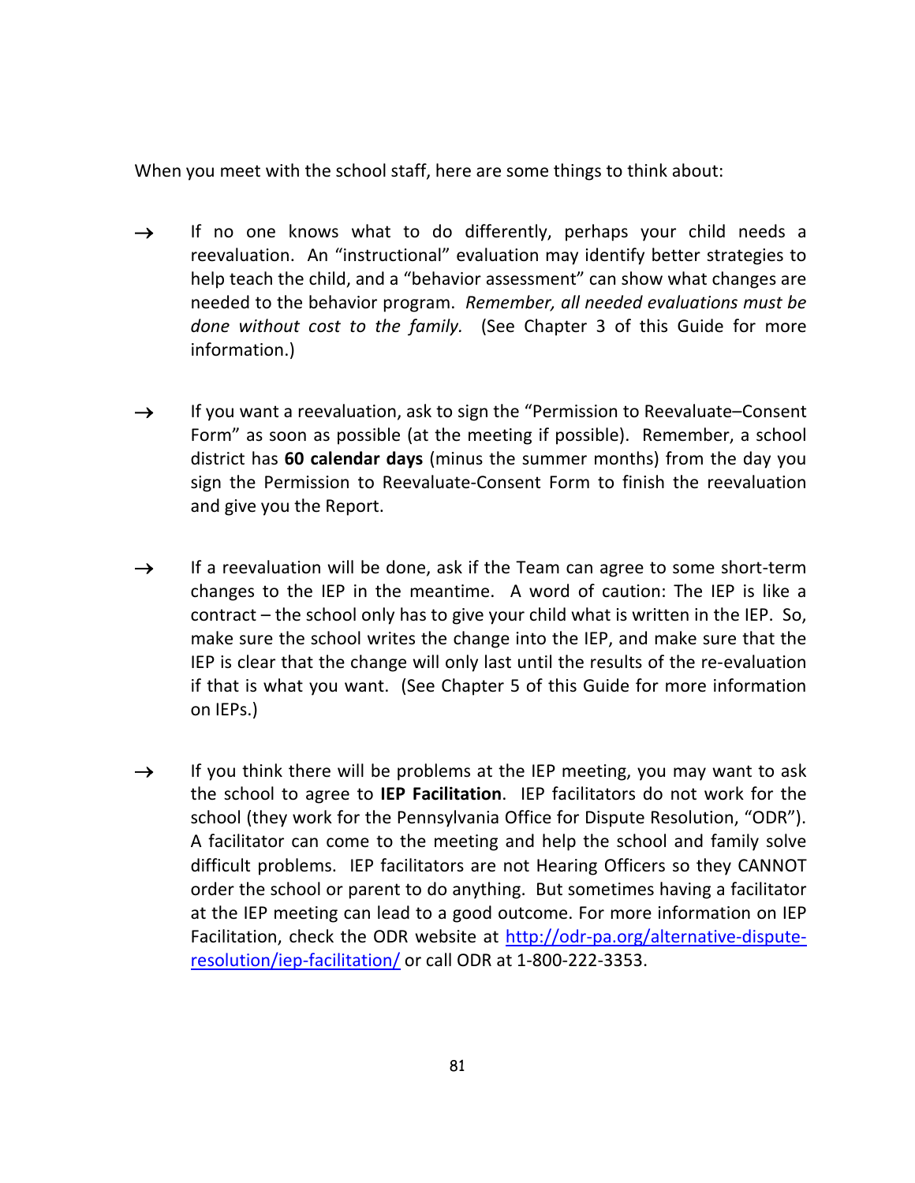When you meet with the school staff, here are some things to think about:

→ If no one knows what to do differently, perhaps your child needs a reevaluation. An "instructional" evaluation may identify better strategies to help teach the child, and a "behavior assessment" can show what changes are needed to the behavior program. *Remember, all needed evaluations must be done without cost to the family.* (See Chapter 3 of this Guide for more information.)

→ If you want a reevaluation, ask to sign the "Permission to Reevaluate–Consent Form" as soon as possible (at the meeting if possible). Remember, a school district has **60 calendar days** (minus the summer months) from the day you sign the Permission to Reevaluate-Consent Form to finish the reevaluation and give you the Report.

→ If a reevaluation will be done, ask if the Team can agree to some short-term changes to the IEP in the meantime. A word of caution: The IEP is like a contract – the school only has to give your child what is written in the IEP. So, make sure the school writes the change into the IEP, and make sure that the IEP is clear that the change will only last until the results of the re-evaluation if that is what you want. (See Chapter 5 of this Guide for more information on IEPs.)

→ If you think there will be problems at the IEP meeting, you may want to ask the school to agree to **IEP Facilitation**. IEP facilitators do not work for the school (they work for the Pennsylvania Office for Dispute Resolution, "ODR"). A facilitator can come to the meeting and help the school and family solve difficult problems. IEP facilitators are not Hearing Officers so they CANNOT order the school or parent to do anything. But sometimes having a facilitator at the IEP meeting can lead to a good outcome. For more information on IEP Facilitation, check the ODR website at [http://odr-pa.org/alternative-dispute-resolution/iep-facilitation/](http://odr-pa.org/alternative-dispute-resolution/iep-facilitation/) or call ODR at 1-800-222-3353.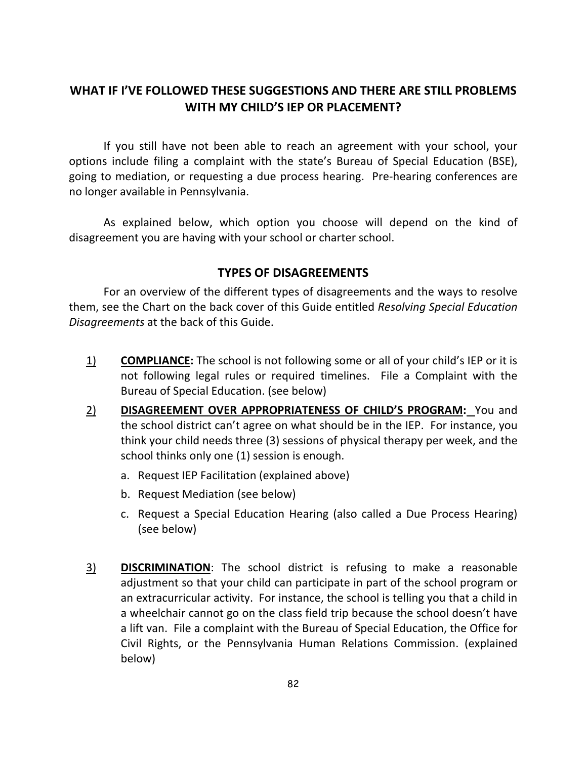## WHAT IF I'VE FOLLOWED THESE SUGGESTIONS AND THERE ARE STILL PROBLEMS WITH MY CHILD'S IEP OR PLACEMENT?

If you still have not been able to reach an agreement with your school, your options include filing a complaint with the state's Bureau of Special Education (BSE), going to mediation, or requesting a due process hearing. Pre-hearing conferences are no longer available in Pennsylvania.

As explained below, which option you choose will depend on the kind of disagreement you are having with your school or charter school.

### TYPES OF DISAGREEMENTS

For an overview of the different types of disagreements and the ways to resolve them, see the Chart on the back cover of this Guide entitled *Resolving Special Education Disagreements* at the back of this Guide.

1) **COMPLIANCE:** The school is not following some or all of your child's IEP or it is not following legal rules or required timelines. File a Complaint with the Bureau of Special Education. (see below)

2) **DISAGREEMENT OVER APPROPRIATENESS OF CHILD'S PROGRAM:** You and the school district can't agree on what should be in the IEP. For instance, you think your child needs three (3) sessions of physical therapy per week, and the school thinks only one (1) session is enough.

   a. Request IEP Facilitation (explained above)
   b. Request Mediation (see below)
   c. Request a Special Education Hearing (also called a Due Process Hearing) (see below)

3) **DISCRIMINATION**: The school district is refusing to make a reasonable adjustment so that your child can participate in part of the school program or an extracurricular activity. For instance, the school is telling you that a child in a wheelchair cannot go on the class field trip because the school doesn't have a lift van. File a complaint with the Bureau of Special Education, the Office for Civil Rights, or the Pennsylvania Human Relations Commission. (explained below)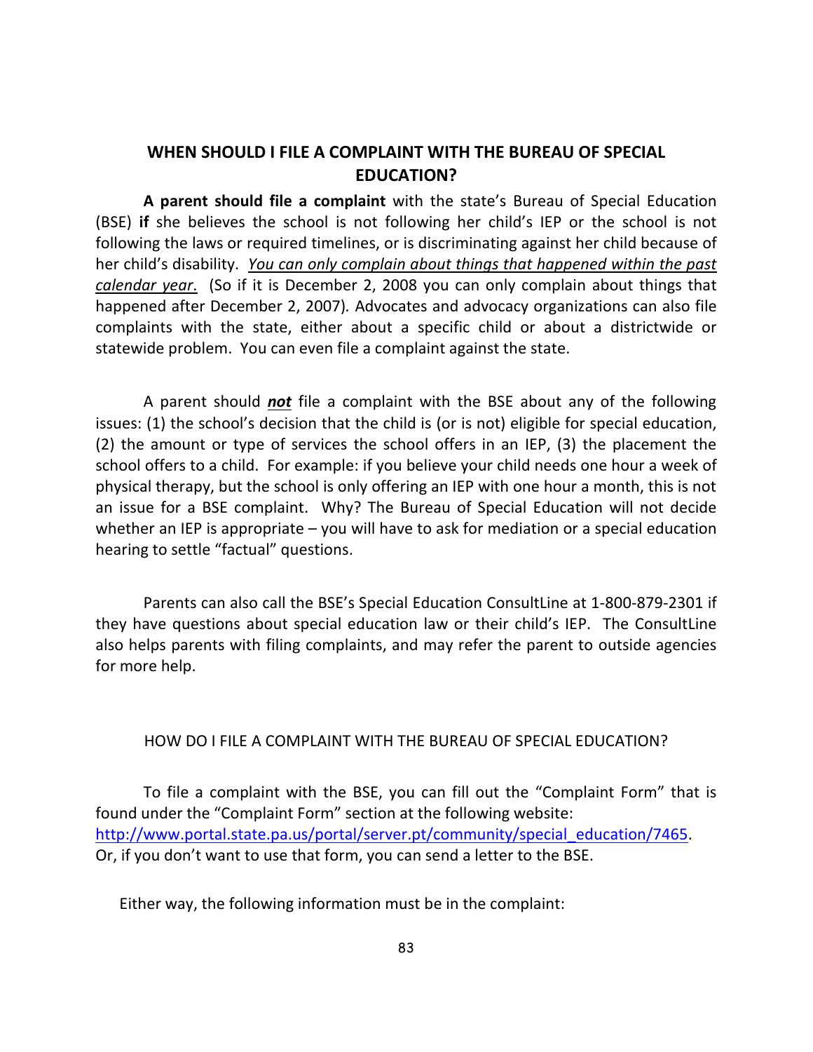## WHEN SHOULD I FILE A COMPLAINT WITH THE BUREAU OF SPECIAL EDUCATION?

**A parent should file a complaint** with the state's Bureau of Special Education (BSE) **if** she believes the school is not following her child's IEP or the school is not following the laws or required timelines, or is discriminating against her child because of her child's disability. *You can only complain about things that happened within the past calendar year.* (So if it is December 2, 2008 you can only complain about things that happened after December 2, 2007). Advocates and advocacy organizations can also file complaints with the state, either about a specific child or about a districtwide or statewide problem. You can even file a complaint against the state.

A parent should ***not*** file a complaint with the BSE about any of the following issues: (1) the school's decision that the child is (or is not) eligible for special education, (2) the amount or type of services the school offers in an IEP, (3) the placement the school offers to a child. For example: if you believe your child needs one hour a week of physical therapy, but the school is only offering an IEP with one hour a month, this is not an issue for a BSE complaint. Why? The Bureau of Special Education will not decide whether an IEP is appropriate – you will have to ask for mediation or a special education hearing to settle "factual" questions.

Parents can also call the BSE's Special Education ConsultLine at 1-800-879-2301 if they have questions about special education law or their child's IEP. The ConsultLine also helps parents with filing complaints, and may refer the parent to outside agencies for more help.

## HOW DO I FILE A COMPLAINT WITH THE BUREAU OF SPECIAL EDUCATION?

To file a complaint with the BSE, you can fill out the "Complaint Form" that is found under the "Complaint Form" section at the following website: http://www.portal.state.pa.us/portal/server.pt/community/special_education/7465. Or, if you don't want to use that form, you can send a letter to the BSE.

Either way, the following information must be in the complaint: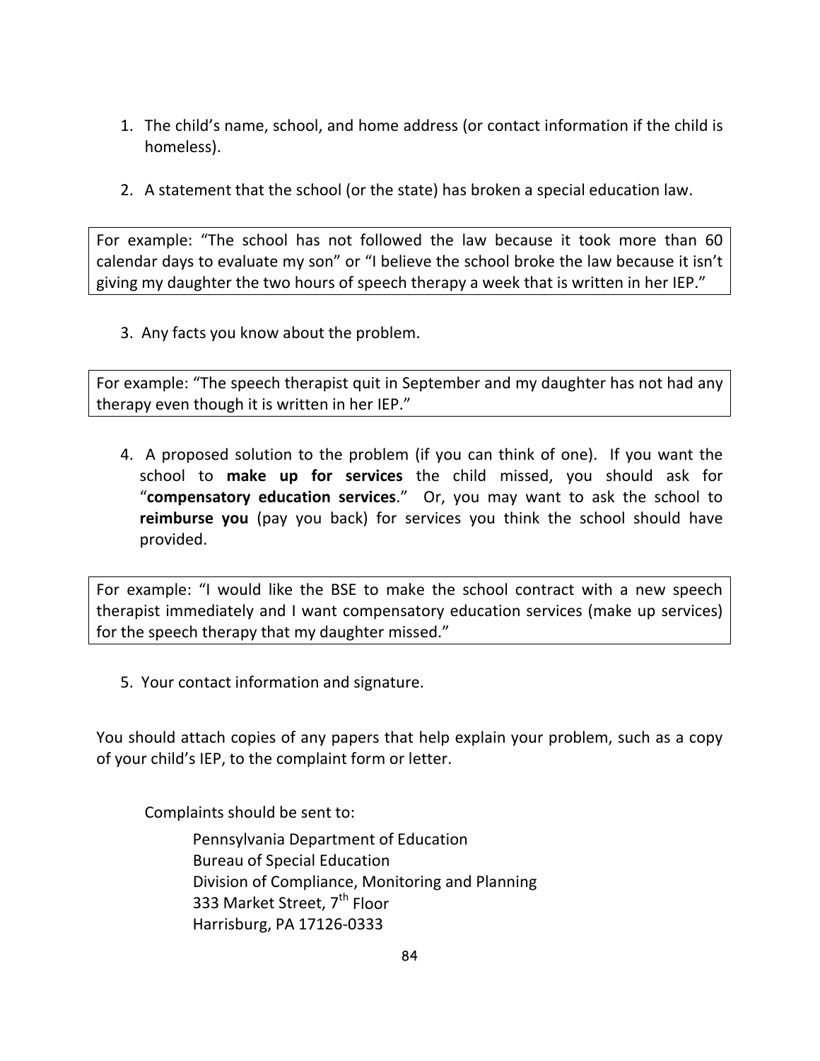1. The child's name, school, and home address (or contact information if the child is homeless).

2. A statement that the school (or the state) has broken a special education law.

> For example: "The school has not followed the law because it took more than 60 calendar days to evaluate my son" or "I believe the school broke the law because it isn't giving my daughter the two hours of speech therapy a week that is written in her IEP."

3. Any facts you know about the problem.

> For example: "The speech therapist quit in September and my daughter has not had any therapy even though it is written in her IEP."

4. A proposed solution to the problem (if you can think of one). If you want the school to **make up for services** the child missed, you should ask for "**compensatory education services**." Or, you may want to ask the school to **reimburse you** (pay you back) for services you think the school should have provided.

> For example: "I would like the BSE to make the school contract with a new speech therapist immediately and I want compensatory education services (make up services) for the speech therapy that my daughter missed."

5. Your contact information and signature.

You should attach copies of any papers that help explain your problem, such as a copy of your child's IEP, to the complaint form or letter.

Complaints should be sent to:

Pennsylvania Department of Education
Bureau of Special Education
Division of Compliance, Monitoring and Planning
333 Market Street, 7th Floor
Harrisburg, PA 17126-0333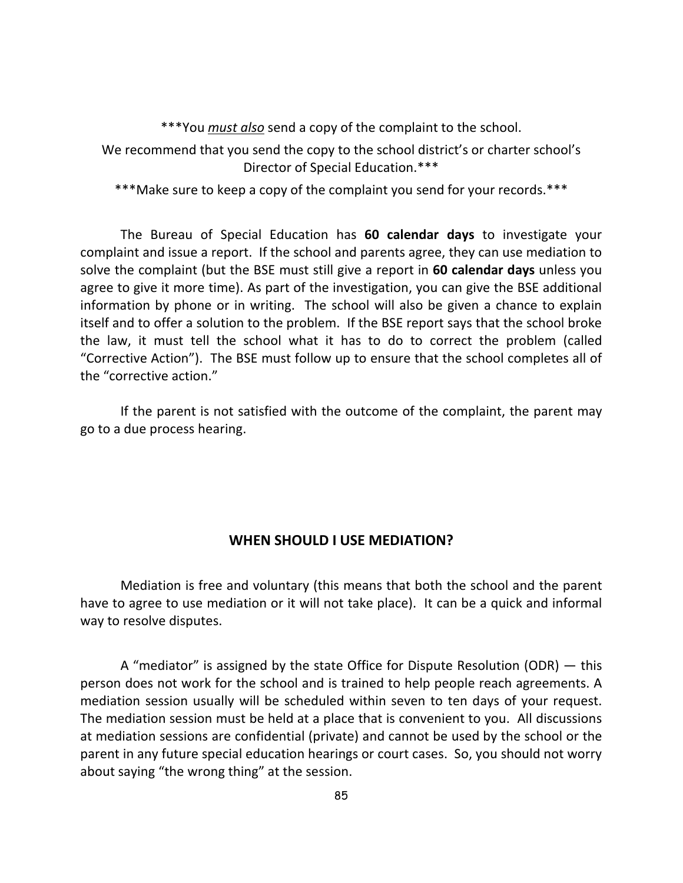***You *must also* send a copy of the complaint to the school.

We recommend that you send the copy to the school district's or charter school's Director of Special Education.***

***Make sure to keep a copy of the complaint you send for your records.***

The Bureau of Special Education has **60 calendar days** to investigate your complaint and issue a report. If the school and parents agree, they can use mediation to solve the complaint (but the BSE must still give a report in **60 calendar days** unless you agree to give it more time). As part of the investigation, you can give the BSE additional information by phone or in writing. The school will also be given a chance to explain itself and to offer a solution to the problem. If the BSE report says that the school broke the law, it must tell the school what it has to do to correct the problem (called "Corrective Action"). The BSE must follow up to ensure that the school completes all of the "corrective action."

If the parent is not satisfied with the outcome of the complaint, the parent may go to a due process hearing.

## WHEN SHOULD I USE MEDIATION?

Mediation is free and voluntary (this means that both the school and the parent have to agree to use mediation or it will not take place). It can be a quick and informal way to resolve disputes.

A "mediator" is assigned by the state Office for Dispute Resolution (ODR) — this person does not work for the school and is trained to help people reach agreements. A mediation session usually will be scheduled within seven to ten days of your request. The mediation session must be held at a place that is convenient to you. All discussions at mediation sessions are confidential (private) and cannot be used by the school or the parent in any future special education hearings or court cases. So, you should not worry about saying "the wrong thing" at the session.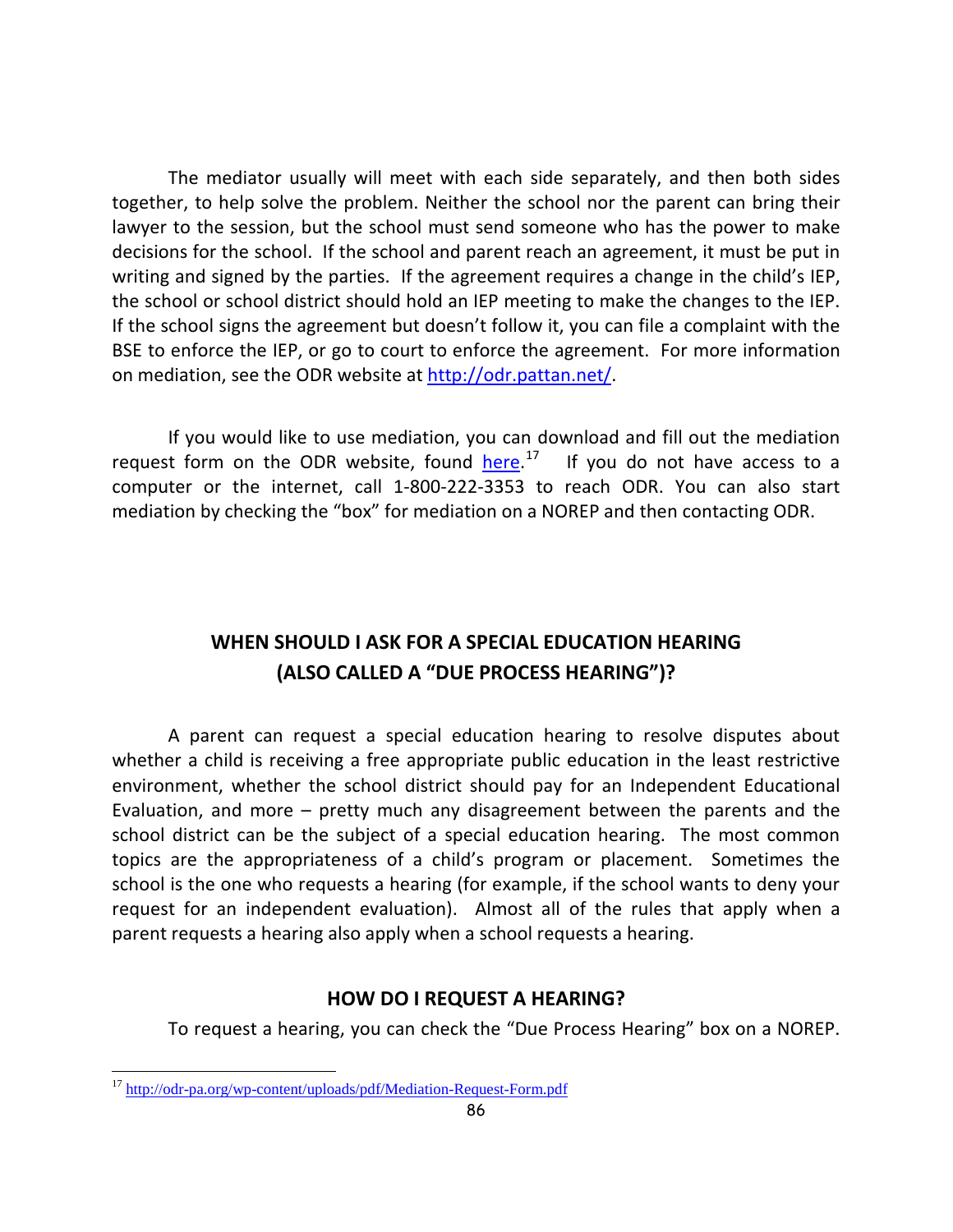The mediator usually will meet with each side separately, and then both sides together, to help solve the problem. Neither the school nor the parent can bring their lawyer to the session, but the school must send someone who has the power to make decisions for the school. If the school and parent reach an agreement, it must be put in writing and signed by the parties. If the agreement requires a change in the child's IEP, the school or school district should hold an IEP meeting to make the changes to the IEP. If the school signs the agreement but doesn't follow it, you can file a complaint with the BSE to enforce the IEP, or go to court to enforce the agreement. For more information on mediation, see the ODR website at [http://odr.pattan.net/](http://odr.pattan.net/).

If you would like to use mediation, you can download and fill out the mediation request form on the ODR website, found [here](http://odr-pa.org/wp-content/uploads/pdf/Mediation-Request-Form.pdf).[17] If you do not have access to a computer or the internet, call 1-800-222-3353 to reach ODR. You can also start mediation by checking the "box" for mediation on a NOREP and then contacting ODR.

## WHEN SHOULD I ASK FOR A SPECIAL EDUCATION HEARING (ALSO CALLED A "DUE PROCESS HEARING")?

A parent can request a special education hearing to resolve disputes about whether a child is receiving a free appropriate public education in the least restrictive environment, whether the school district should pay for an Independent Educational Evaluation, and more – pretty much any disagreement between the parents and the school district can be the subject of a special education hearing. The most common topics are the appropriateness of a child's program or placement. Sometimes the school is the one who requests a hearing (for example, if the school wants to deny your request for an independent evaluation). Almost all of the rules that apply when a parent requests a hearing also apply when a school requests a hearing.

## HOW DO I REQUEST A HEARING?

To request a hearing, you can check the "Due Process Hearing" box on a NOREP.

---

[17] http://odr-pa.org/wp-content/uploads/pdf/Mediation-Request-Form.pdf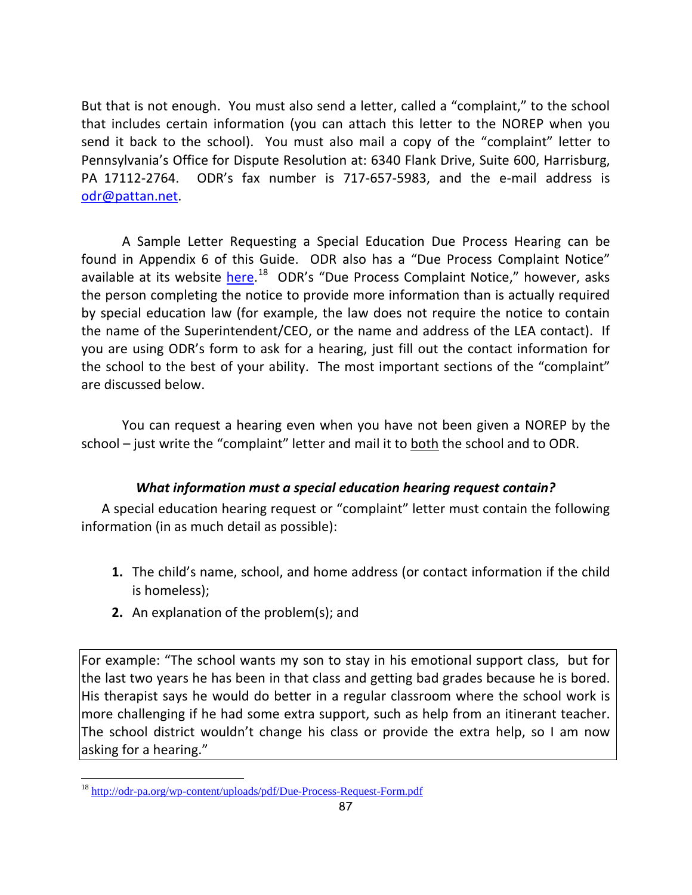But that is not enough. You must also send a letter, called a "complaint," to the school that includes certain information (you can attach this letter to the NOREP when you send it back to the school). You must also mail a copy of the "complaint" letter to Pennsylvania's Office for Dispute Resolution at: 6340 Flank Drive, Suite 600, Harrisburg, PA 17112-2764. ODR's fax number is 717-657-5983, and the e-mail address is [odr@pattan.net](mailto:odr@pattan.net).

A Sample Letter Requesting a Special Education Due Process Hearing can be found in Appendix 6 of this Guide. ODR also has a "Due Process Complaint Notice" available at its website [here](http://odr-pa.org/wp-content/uploads/pdf/Due-Process-Request-Form.pdf).[18] ODR's "Due Process Complaint Notice," however, asks the person completing the notice to provide more information than is actually required by special education law (for example, the law does not require the notice to contain the name of the Superintendent/CEO, or the name and address of the LEA contact). If you are using ODR's form to ask for a hearing, just fill out the contact information for the school to the best of your ability. The most important sections of the "complaint" are discussed below.

You can request a hearing even when you have not been given a NOREP by the school – just write the "complaint" letter and mail it to <u>both</u> the school and to ODR.

### ***What information must a special education hearing request contain?***

A special education hearing request or "complaint" letter must contain the following information (in as much detail as possible):

1. The child's name, school, and home address (or contact information if the child is homeless);
2. An explanation of the problem(s); and

> For example: "The school wants my son to stay in his emotional support class, but for the last two years he has been in that class and getting bad grades because he is bored. His therapist says he would do better in a regular classroom where the school work is more challenging if he had some extra support, such as help from an itinerant teacher. The school district wouldn't change his class or provide the extra help, so I am now asking for a hearing."

[18] http://odr-pa.org/wp-content/uploads/pdf/Due-Process-Request-Form.pdf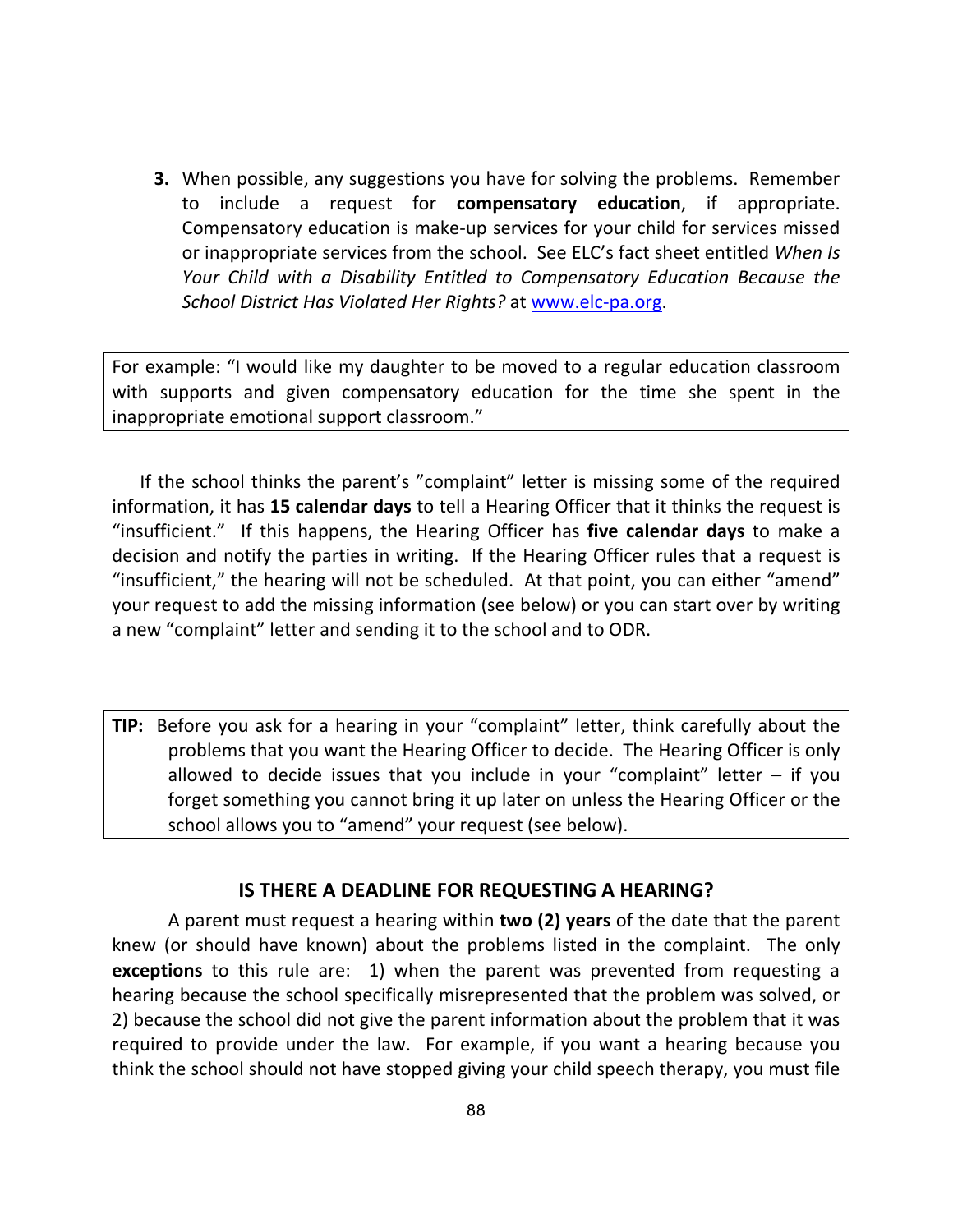3. When possible, any suggestions you have for solving the problems. Remember to include a request for **compensatory education**, if appropriate. Compensatory education is make-up services for your child for services missed or inappropriate services from the school. See ELC's fact sheet entitled *When Is Your Child with a Disability Entitled to Compensatory Education Because the School District Has Violated Her Rights?* at www.elc-pa.org.

> For example: "I would like my daughter to be moved to a regular education classroom with supports and given compensatory education for the time she spent in the inappropriate emotional support classroom."

If the school thinks the parent's "complaint" letter is missing some of the required information, it has **15 calendar days** to tell a Hearing Officer that it thinks the request is "insufficient." If this happens, the Hearing Officer has **five calendar days** to make a decision and notify the parties in writing. If the Hearing Officer rules that a request is "insufficient," the hearing will not be scheduled. At that point, you can either "amend" your request to add the missing information (see below) or you can start over by writing a new "complaint" letter and sending it to the school and to ODR.

> **TIP:** Before you ask for a hearing in your "complaint" letter, think carefully about the problems that you want the Hearing Officer to decide. The Hearing Officer is only allowed to decide issues that you include in your "complaint" letter – if you forget something you cannot bring it up later on unless the Hearing Officer or the school allows you to "amend" your request (see below).

### IS THERE A DEADLINE FOR REQUESTING A HEARING?

A parent must request a hearing within **two (2) years** of the date that the parent knew (or should have known) about the problems listed in the complaint. The only **exceptions** to this rule are: 1) when the parent was prevented from requesting a hearing because the school specifically misrepresented that the problem was solved, or 2) because the school did not give the parent information about the problem that it was required to provide under the law. For example, if you want a hearing because you think the school should not have stopped giving your child speech therapy, you must file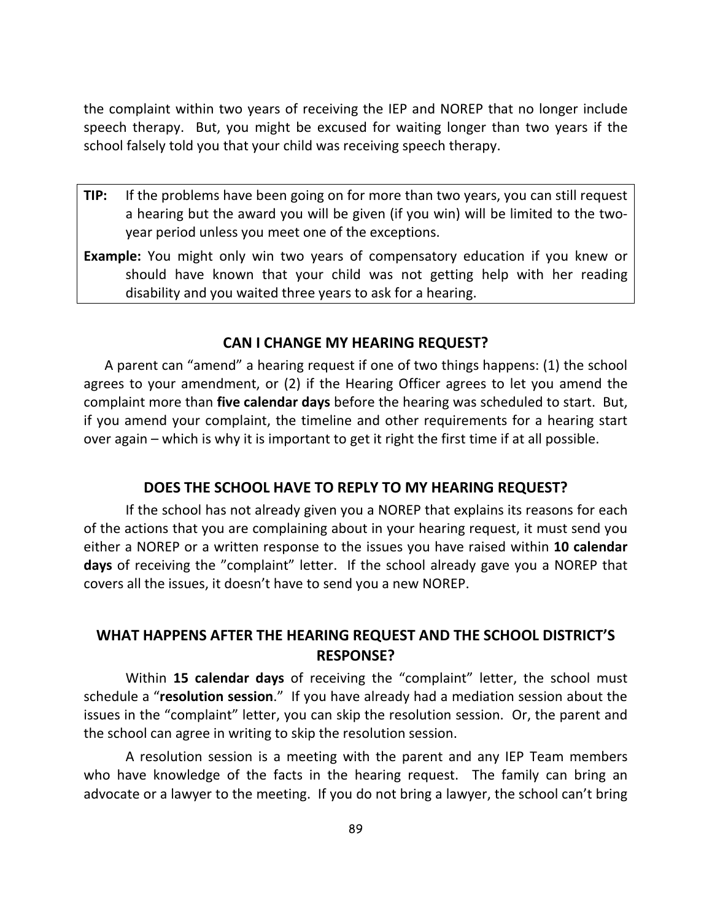the complaint within two years of receiving the IEP and NOREP that no longer include speech therapy. But, you might be excused for waiting longer than two years if the school falsely told you that your child was receiving speech therapy.

> **TIP:** If the problems have been going on for more than two years, you can still request a hearing but the award you will be given (if you win) will be limited to the two-year period unless you meet one of the exceptions.
>
> **Example:** You might only win two years of compensatory education if you knew or should have known that your child was not getting help with her reading disability and you waited three years to ask for a hearing.

### CAN I CHANGE MY HEARING REQUEST?

A parent can "amend" a hearing request if one of two things happens: (1) the school agrees to your amendment, or (2) if the Hearing Officer agrees to let you amend the complaint more than **five calendar days** before the hearing was scheduled to start. But, if you amend your complaint, the timeline and other requirements for a hearing start over again – which is why it is important to get it right the first time if at all possible.

### DOES THE SCHOOL HAVE TO REPLY TO MY HEARING REQUEST?

If the school has not already given you a NOREP that explains its reasons for each of the actions that you are complaining about in your hearing request, it must send you either a NOREP or a written response to the issues you have raised within **10 calendar days** of receiving the "complaint" letter. If the school already gave you a NOREP that covers all the issues, it doesn't have to send you a new NOREP.

### WHAT HAPPENS AFTER THE HEARING REQUEST AND THE SCHOOL DISTRICT'S RESPONSE?

Within **15 calendar days** of receiving the "complaint" letter, the school must schedule a "**resolution session**." If you have already had a mediation session about the issues in the "complaint" letter, you can skip the resolution session. Or, the parent and the school can agree in writing to skip the resolution session.

A resolution session is a meeting with the parent and any IEP Team members who have knowledge of the facts in the hearing request. The family can bring an advocate or a lawyer to the meeting. If you do not bring a lawyer, the school can't bring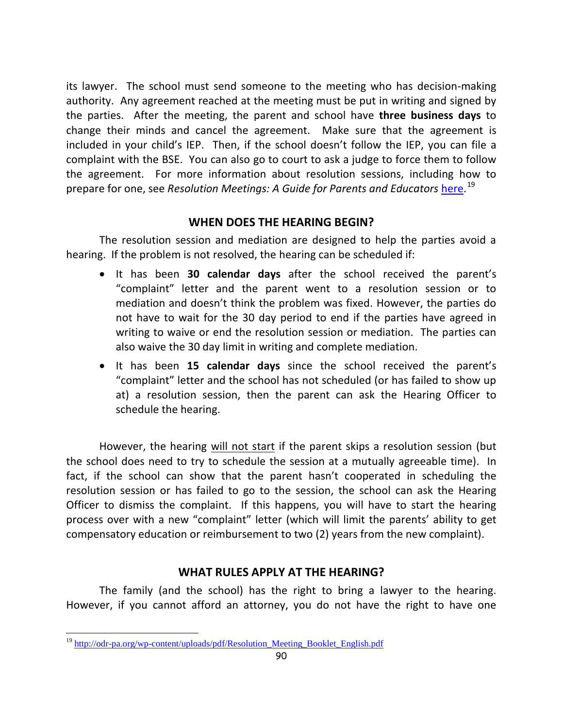its lawyer. The school must send someone to the meeting who has decision-making authority. Any agreement reached at the meeting must be put in writing and signed by the parties. After the meeting, the parent and school have **three business days** to change their minds and cancel the agreement. Make sure that the agreement is included in your child's IEP. Then, if the school doesn't follow the IEP, you can file a complaint with the BSE. You can also go to court to ask a judge to force them to follow the agreement. For more information about resolution sessions, including how to prepare for one, see *Resolution Meetings: A Guide for Parents and Educators* here.[19]

## WHEN DOES THE HEARING BEGIN?

The resolution session and mediation are designed to help the parties avoid a hearing. If the problem is not resolved, the hearing can be scheduled if:

- It has been **30 calendar days** after the school received the parent's "complaint" letter and the parent went to a resolution session or to mediation and doesn't think the problem was fixed. However, the parties do not have to wait for the 30 day period to end if the parties have agreed in writing to waive or end the resolution session or mediation. The parties can also waive the 30 day limit in writing and complete mediation.
- It has been **15 calendar days** since the school received the parent's "complaint" letter and the school has not scheduled (or has failed to show up at) a resolution session, then the parent can ask the Hearing Officer to schedule the hearing.

However, the hearing will not start if the parent skips a resolution session (but the school does need to try to schedule the session at a mutually agreeable time). In fact, if the school can show that the parent hasn't cooperated in scheduling the resolution session or has failed to go to the session, the school can ask the Hearing Officer to dismiss the complaint. If this happens, you will have to start the hearing process over with a new "complaint" letter (which will limit the parents' ability to get compensatory education or reimbursement to two (2) years from the new complaint).

## WHAT RULES APPLY AT THE HEARING?

The family (and the school) has the right to bring a lawyer to the hearing. However, if you cannot afford an attorney, you do not have the right to have one

---

[19] http://odr-pa.org/wp-content/uploads/pdf/Resolution_Meeting_Booklet_English.pdf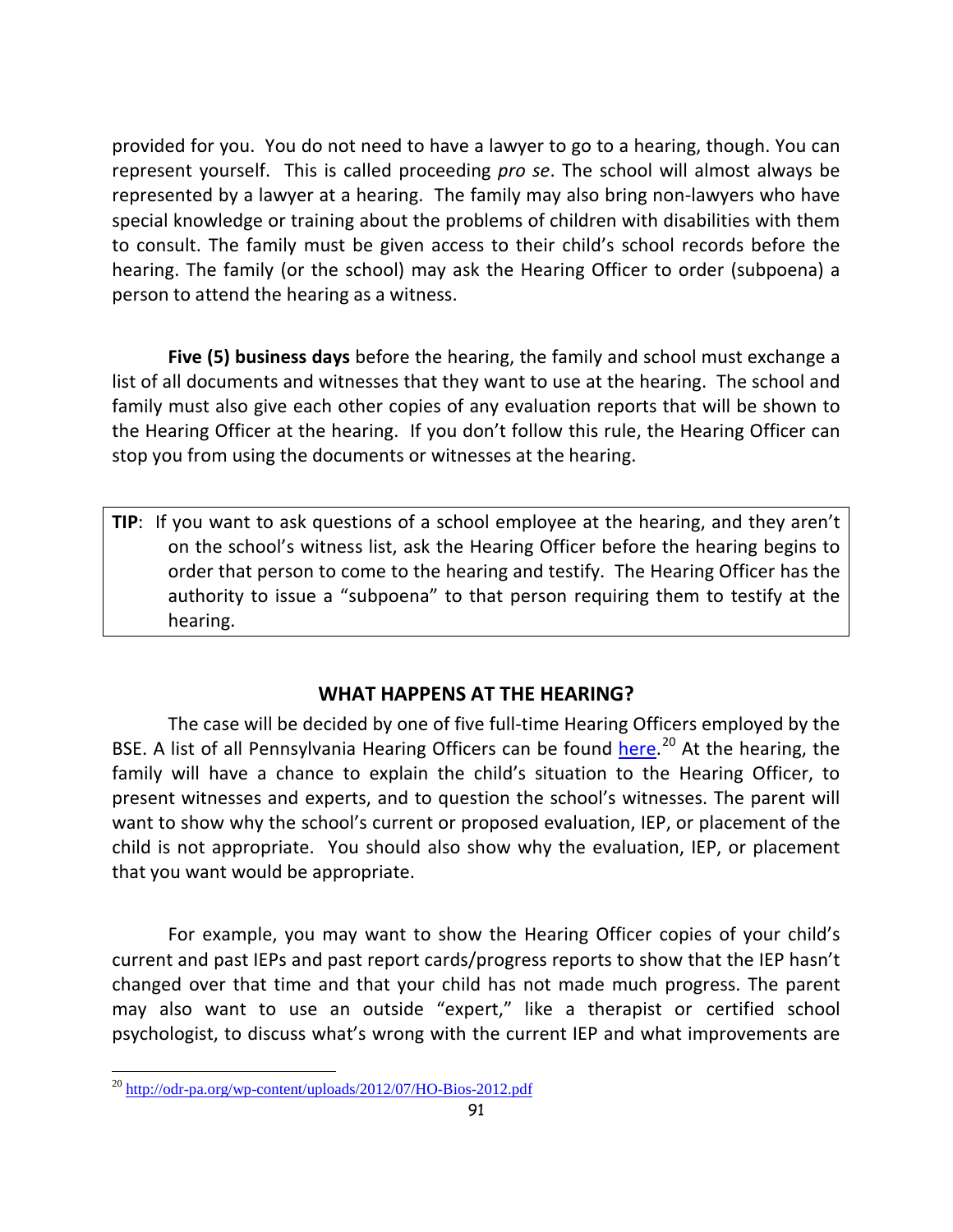provided for you. You do not need to have a lawyer to go to a hearing, though. You can represent yourself. This is called proceeding *pro se*. The school will almost always be represented by a lawyer at a hearing. The family may also bring non-lawyers who have special knowledge or training about the problems of children with disabilities with them to consult. The family must be given access to their child's school records before the hearing. The family (or the school) may ask the Hearing Officer to order (subpoena) a person to attend the hearing as a witness.

**Five (5) business days** before the hearing, the family and school must exchange a list of all documents and witnesses that they want to use at the hearing. The school and family must also give each other copies of any evaluation reports that will be shown to the Hearing Officer at the hearing. If you don't follow this rule, the Hearing Officer can stop you from using the documents or witnesses at the hearing.

> **TIP**: If you want to ask questions of a school employee at the hearing, and they aren't on the school's witness list, ask the Hearing Officer before the hearing begins to order that person to come to the hearing and testify. The Hearing Officer has the authority to issue a "subpoena" to that person requiring them to testify at the hearing.

## WHAT HAPPENS AT THE HEARING?

The case will be decided by one of five full-time Hearing Officers employed by the BSE. A list of all Pennsylvania Hearing Officers can be found here.[20] At the hearing, the family will have a chance to explain the child's situation to the Hearing Officer, to present witnesses and experts, and to question the school's witnesses. The parent will want to show why the school's current or proposed evaluation, IEP, or placement of the child is not appropriate. You should also show why the evaluation, IEP, or placement that you want would be appropriate.

For example, you may want to show the Hearing Officer copies of your child's current and past IEPs and past report cards/progress reports to show that the IEP hasn't changed over that time and that your child has not made much progress. The parent may also want to use an outside "expert," like a therapist or certified school psychologist, to discuss what's wrong with the current IEP and what improvements are

---

[20] http://odr-pa.org/wp-content/uploads/2012/07/HO-Bios-2012.pdf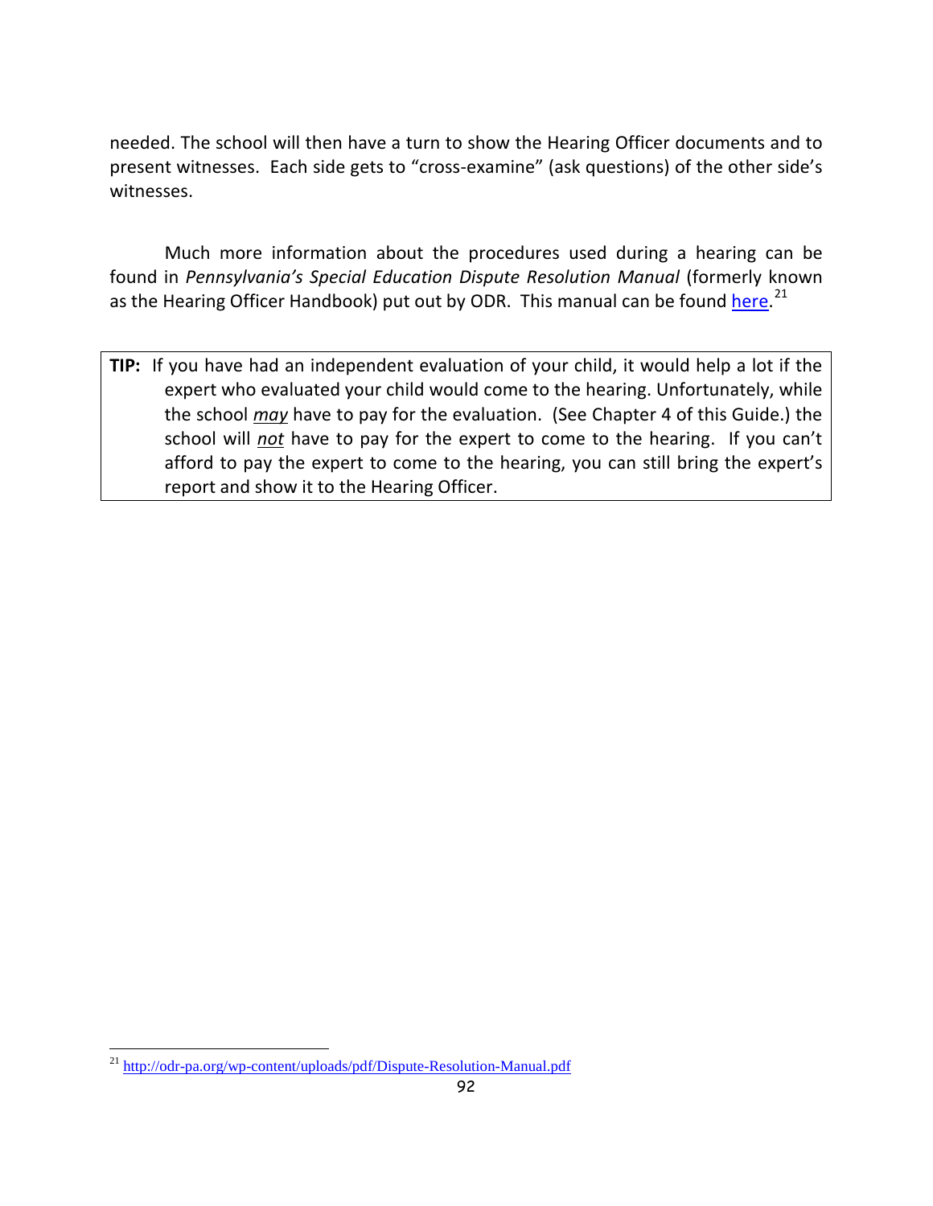needed. The school will then have a turn to show the Hearing Officer documents and to present witnesses. Each side gets to "cross-examine" (ask questions) of the other side's witnesses.

Much more information about the procedures used during a hearing can be found in *Pennsylvania's Special Education Dispute Resolution Manual* (formerly known as the Hearing Officer Handbook) put out by ODR. This manual can be found [here](http://odr-pa.org/wp-content/uploads/pdf/Dispute-Resolution-Manual.pdf).[21]

> **TIP:** If you have had an independent evaluation of your child, it would help a lot if the expert who evaluated your child would come to the hearing. Unfortunately, while the school ***may*** have to pay for the evaluation. (See Chapter 4 of this Guide.) the school will ***not*** have to pay for the expert to come to the hearing. If you can't afford to pay the expert to come to the hearing, you can still bring the expert's report and show it to the Hearing Officer.

---

[21] http://odr-pa.org/wp-content/uploads/pdf/Dispute-Resolution-Manual.pdf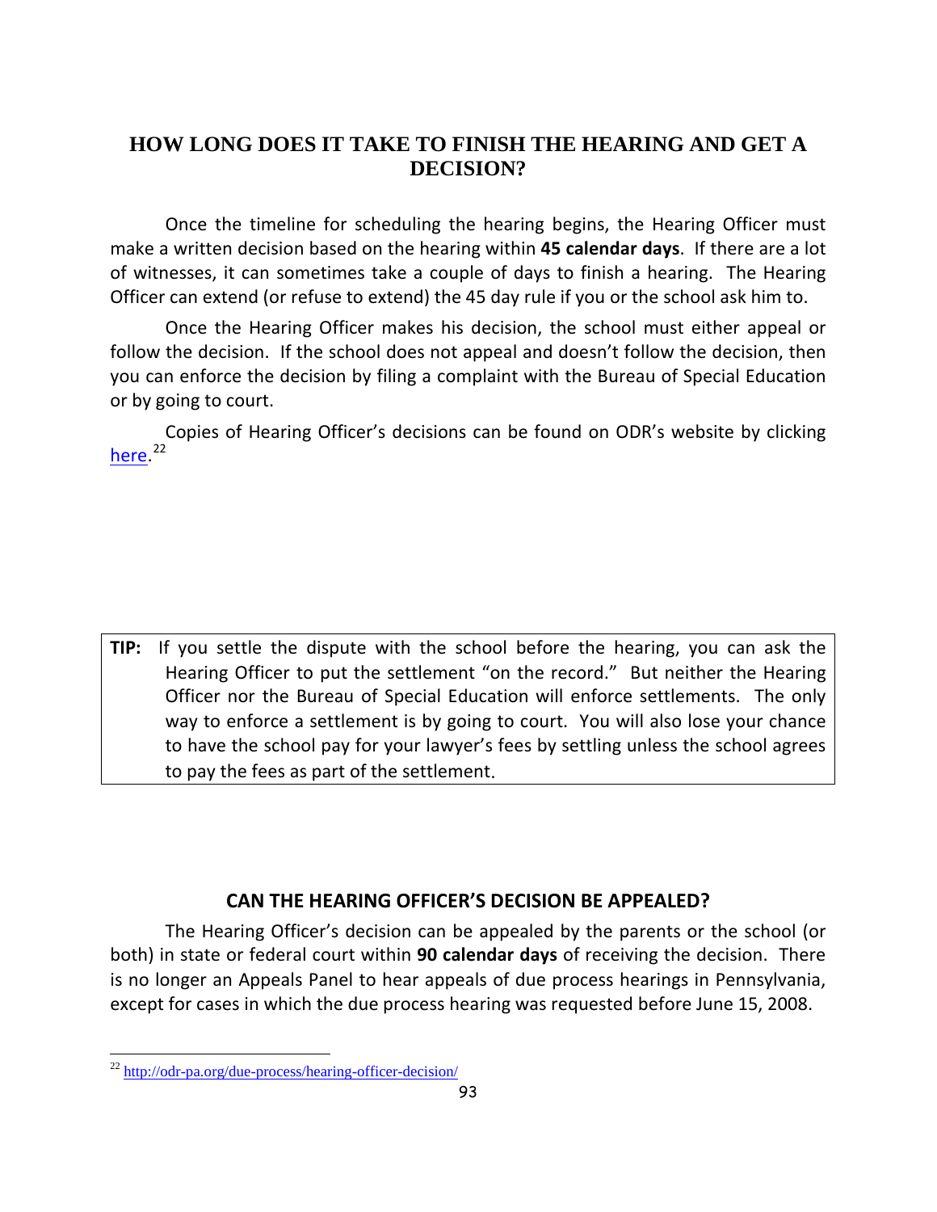## HOW LONG DOES IT TAKE TO FINISH THE HEARING AND GET A DECISION?

Once the timeline for scheduling the hearing begins, the Hearing Officer must make a written decision based on the hearing within **45 calendar days**. If there are a lot of witnesses, it can sometimes take a couple of days to finish a hearing. The Hearing Officer can extend (or refuse to extend) the 45 day rule if you or the school ask him to.

Once the Hearing Officer makes his decision, the school must either appeal or follow the decision. If the school does not appeal and doesn't follow the decision, then you can enforce the decision by filing a complaint with the Bureau of Special Education or by going to court.

Copies of Hearing Officer's decisions can be found on ODR's website by clicking here.[22]

> **TIP:** If you settle the dispute with the school before the hearing, you can ask the Hearing Officer to put the settlement "on the record." But neither the Hearing Officer nor the Bureau of Special Education will enforce settlements. The only way to enforce a settlement is by going to court. You will also lose your chance to have the school pay for your lawyer's fees by settling unless the school agrees to pay the fees as part of the settlement.

## CAN THE HEARING OFFICER'S DECISION BE APPEALED?

The Hearing Officer's decision can be appealed by the parents or the school (or both) in state or federal court within **90 calendar days** of receiving the decision. There is no longer an Appeals Panel to hear appeals of due process hearings in Pennsylvania, except for cases in which the due process hearing was requested before June 15, 2008.

---

[22] http://odr-pa.org/due-process/hearing-officer-decision/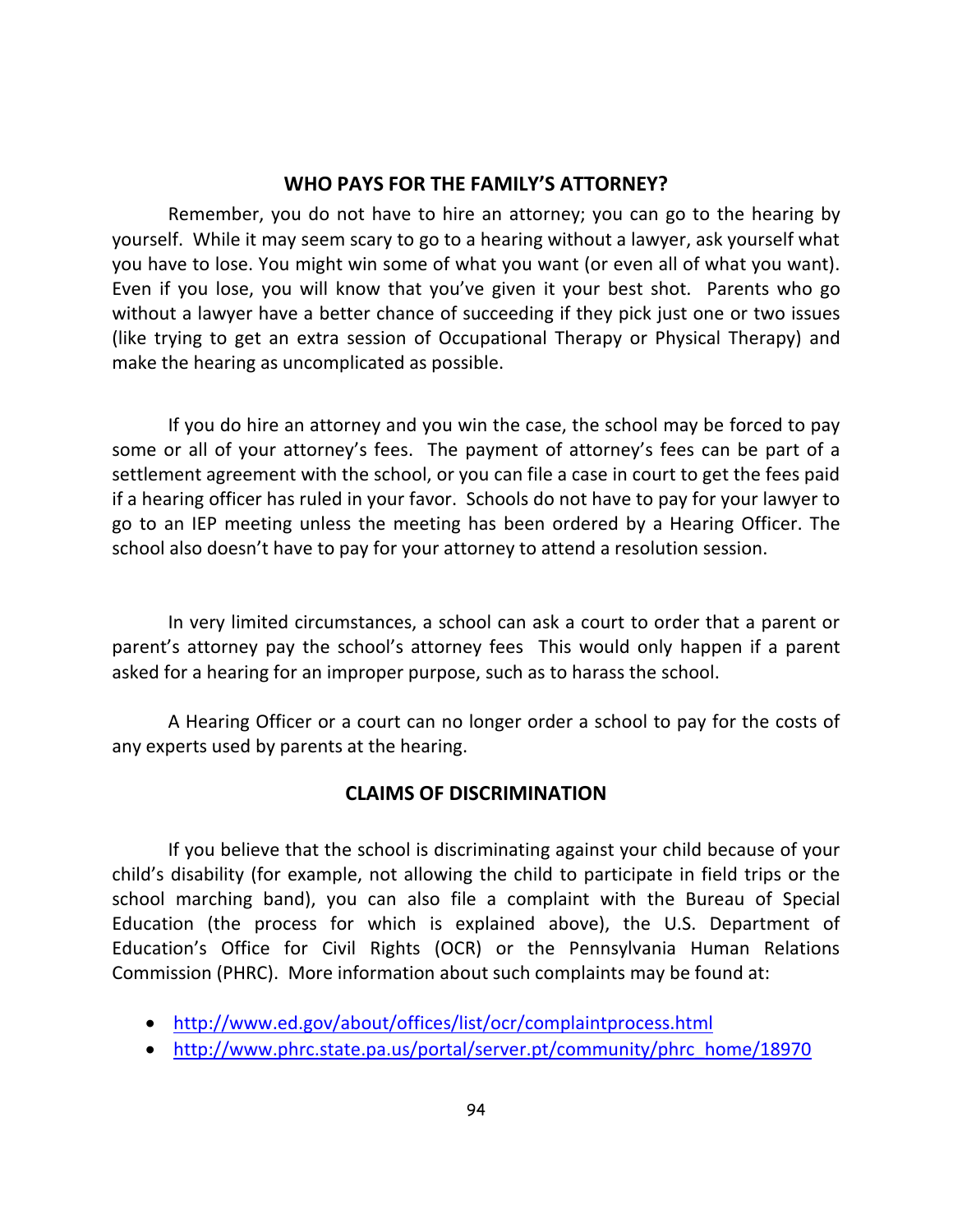## WHO PAYS FOR THE FAMILY'S ATTORNEY?

Remember, you do not have to hire an attorney; you can go to the hearing by yourself. While it may seem scary to go to a hearing without a lawyer, ask yourself what you have to lose. You might win some of what you want (or even all of what you want). Even if you lose, you will know that you've given it your best shot. Parents who go without a lawyer have a better chance of succeeding if they pick just one or two issues (like trying to get an extra session of Occupational Therapy or Physical Therapy) and make the hearing as uncomplicated as possible.

If you do hire an attorney and you win the case, the school may be forced to pay some or all of your attorney's fees. The payment of attorney's fees can be part of a settlement agreement with the school, or you can file a case in court to get the fees paid if a hearing officer has ruled in your favor. Schools do not have to pay for your lawyer to go to an IEP meeting unless the meeting has been ordered by a Hearing Officer. The school also doesn't have to pay for your attorney to attend a resolution session.

In very limited circumstances, a school can ask a court to order that a parent or parent's attorney pay the school's attorney fees This would only happen if a parent asked for a hearing for an improper purpose, such as to harass the school.

A Hearing Officer or a court can no longer order a school to pay for the costs of any experts used by parents at the hearing.

## CLAIMS OF DISCRIMINATION

If you believe that the school is discriminating against your child because of your child's disability (for example, not allowing the child to participate in field trips or the school marching band), you can also file a complaint with the Bureau of Special Education (the process for which is explained above), the U.S. Department of Education's Office for Civil Rights (OCR) or the Pennsylvania Human Relations Commission (PHRC). More information about such complaints may be found at:

- http://www.ed.gov/about/offices/list/ocr/complaintprocess.html
- http://www.phrc.state.pa.us/portal/server.pt/community/phrc_home/18970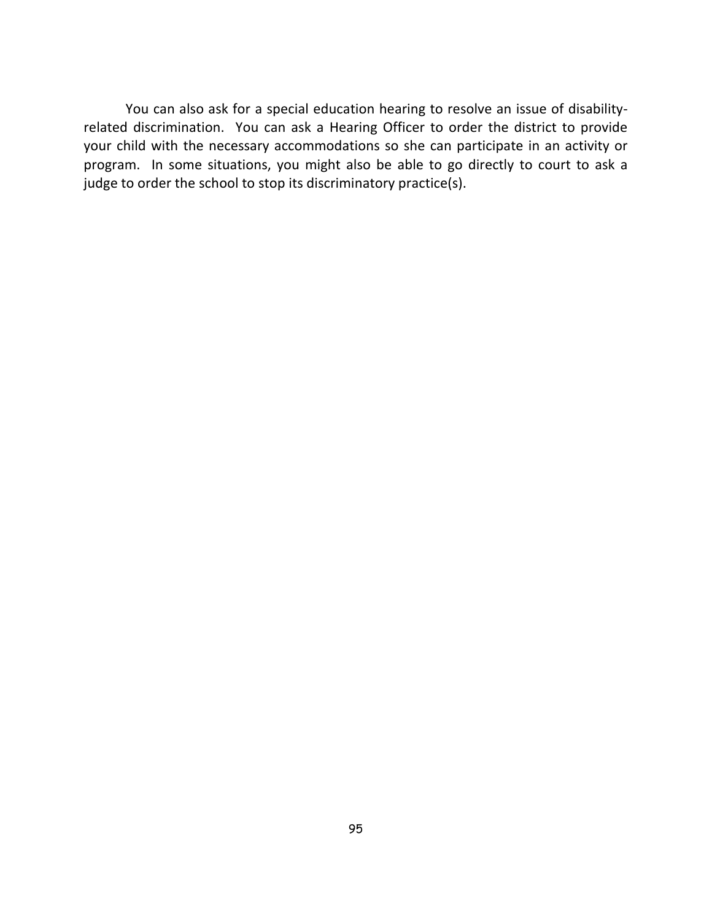You can also ask for a special education hearing to resolve an issue of disability-related discrimination. You can ask a Hearing Officer to order the district to provide your child with the necessary accommodations so she can participate in an activity or program. In some situations, you might also be able to go directly to court to ask a judge to order the school to stop its discriminatory practice(s).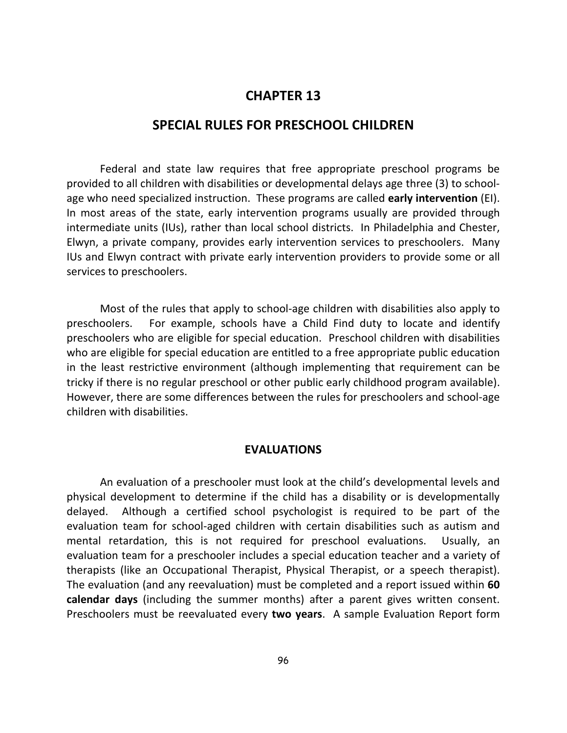# CHAPTER 13

# SPECIAL RULES FOR PRESCHOOL CHILDREN

Federal and state law requires that free appropriate preschool programs be provided to all children with disabilities or developmental delays age three (3) to school-age who need specialized instruction. These programs are called **early intervention** (EI). In most areas of the state, early intervention programs usually are provided through intermediate units (IUs), rather than local school districts. In Philadelphia and Chester, Elwyn, a private company, provides early intervention services to preschoolers. Many IUs and Elwyn contract with private early intervention providers to provide some or all services to preschoolers.

Most of the rules that apply to school-age children with disabilities also apply to preschoolers. For example, schools have a Child Find duty to locate and identify preschoolers who are eligible for special education. Preschool children with disabilities who are eligible for special education are entitled to a free appropriate public education in the least restrictive environment (although implementing that requirement can be tricky if there is no regular preschool or other public early childhood program available). However, there are some differences between the rules for preschoolers and school-age children with disabilities.

## EVALUATIONS

An evaluation of a preschooler must look at the child's developmental levels and physical development to determine if the child has a disability or is developmentally delayed. Although a certified school psychologist is required to be part of the evaluation team for school-aged children with certain disabilities such as autism and mental retardation, this is not required for preschool evaluations. Usually, an evaluation team for a preschooler includes a special education teacher and a variety of therapists (like an Occupational Therapist, Physical Therapist, or a speech therapist). The evaluation (and any reevaluation) must be completed and a report issued within **60 calendar days** (including the summer months) after a parent gives written consent. Preschoolers must be reevaluated every **two years**. A sample Evaluation Report form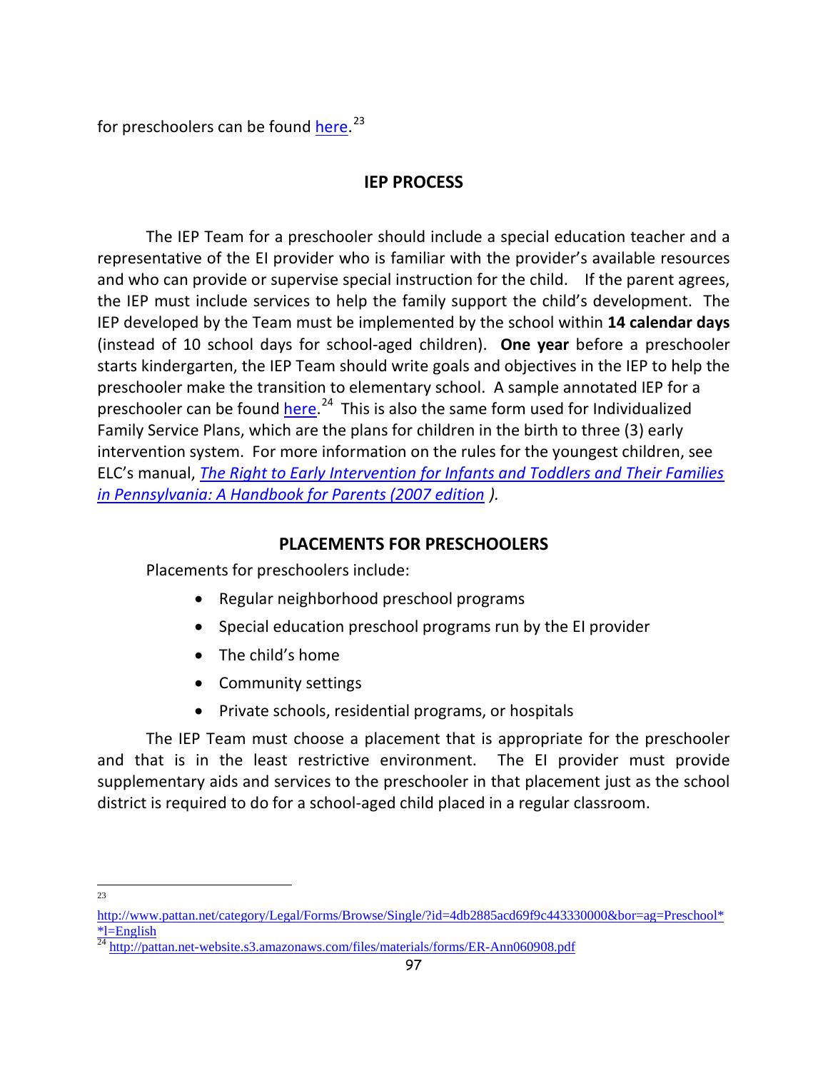for preschoolers can be found here.[23]

## IEP PROCESS

The IEP Team for a preschooler should include a special education teacher and a representative of the EI provider who is familiar with the provider's available resources and who can provide or supervise special instruction for the child. If the parent agrees, the IEP must include services to help the family support the child's development. The IEP developed by the Team must be implemented by the school within **14 calendar days** (instead of 10 school days for school-aged children). **One year** before a preschooler starts kindergarten, the IEP Team should write goals and objectives in the IEP to help the preschooler make the transition to elementary school. A sample annotated IEP for a preschooler can be found here.[24] This is also the same form used for Individualized Family Service Plans, which are the plans for children in the birth to three (3) early intervention system. For more information on the rules for the youngest children, see ELC's manual, *The Right to Early Intervention for Infants and Toddlers and Their Families in Pennsylvania: A Handbook for Parents (2007 edition* ).

## PLACEMENTS FOR PRESCHOOLERS

Placements for preschoolers include:

- Regular neighborhood preschool programs
- Special education preschool programs run by the EI provider
- The child's home
- Community settings
- Private schools, residential programs, or hospitals

The IEP Team must choose a placement that is appropriate for the preschooler and that is in the least restrictive environment. The EI provider must provide supplementary aids and services to the preschooler in that placement just as the school district is required to do for a school-aged child placed in a regular classroom.

---

[23] http://www.pattan.net/category/Legal/Forms/Browse/Single/?id=4db2885acd69f9c443330000&bor=ag=Preschool**l=English

[24] http://pattan.net-website.s3.amazonaws.com/files/materials/forms/ER-Ann060908.pdf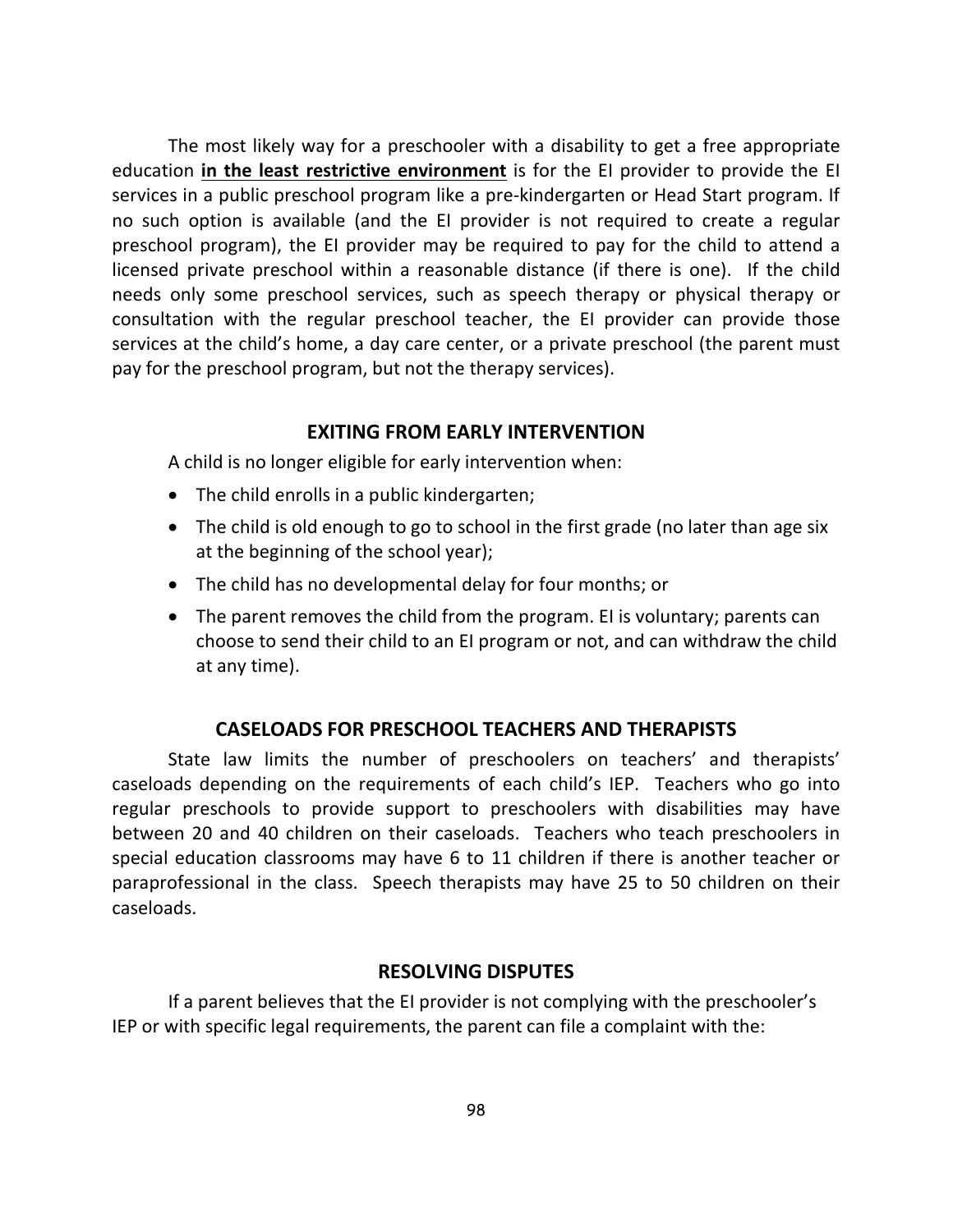The most likely way for a preschooler with a disability to get a free appropriate education **<u>in the least restrictive environment</u>** is for the EI provider to provide the EI services in a public preschool program like a pre-kindergarten or Head Start program. If no such option is available (and the EI provider is not required to create a regular preschool program), the EI provider may be required to pay for the child to attend a licensed private preschool within a reasonable distance (if there is one). If the child needs only some preschool services, such as speech therapy or physical therapy or consultation with the regular preschool teacher, the EI provider can provide those services at the child's home, a day care center, or a private preschool (the parent must pay for the preschool program, but not the therapy services).

## EXITING FROM EARLY INTERVENTION

A child is no longer eligible for early intervention when:

- The child enrolls in a public kindergarten;
- The child is old enough to go to school in the first grade (no later than age six at the beginning of the school year);
- The child has no developmental delay for four months; or
- The parent removes the child from the program. EI is voluntary; parents can choose to send their child to an EI program or not, and can withdraw the child at any time).

## CASELOADS FOR PRESCHOOL TEACHERS AND THERAPISTS

State law limits the number of preschoolers on teachers' and therapists' caseloads depending on the requirements of each child's IEP. Teachers who go into regular preschools to provide support to preschoolers with disabilities may have between 20 and 40 children on their caseloads. Teachers who teach preschoolers in special education classrooms may have 6 to 11 children if there is another teacher or paraprofessional in the class. Speech therapists may have 25 to 50 children on their caseloads.

## RESOLVING DISPUTES

If a parent believes that the EI provider is not complying with the preschooler's IEP or with specific legal requirements, the parent can file a complaint with the: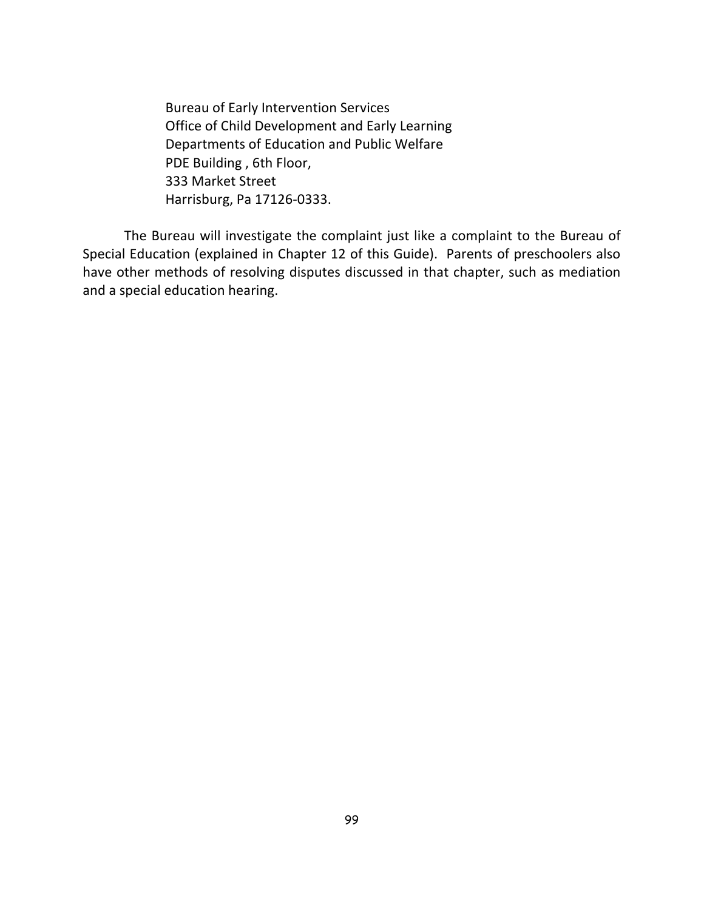Bureau of Early Intervention Services
Office of Child Development and Early Learning
Departments of Education and Public Welfare
PDE Building , 6th Floor,
333 Market Street
Harrisburg, Pa 17126-0333.

The Bureau will investigate the complaint just like a complaint to the Bureau of Special Education (explained in Chapter 12 of this Guide). Parents of preschoolers also have other methods of resolving disputes discussed in that chapter, such as mediation and a special education hearing.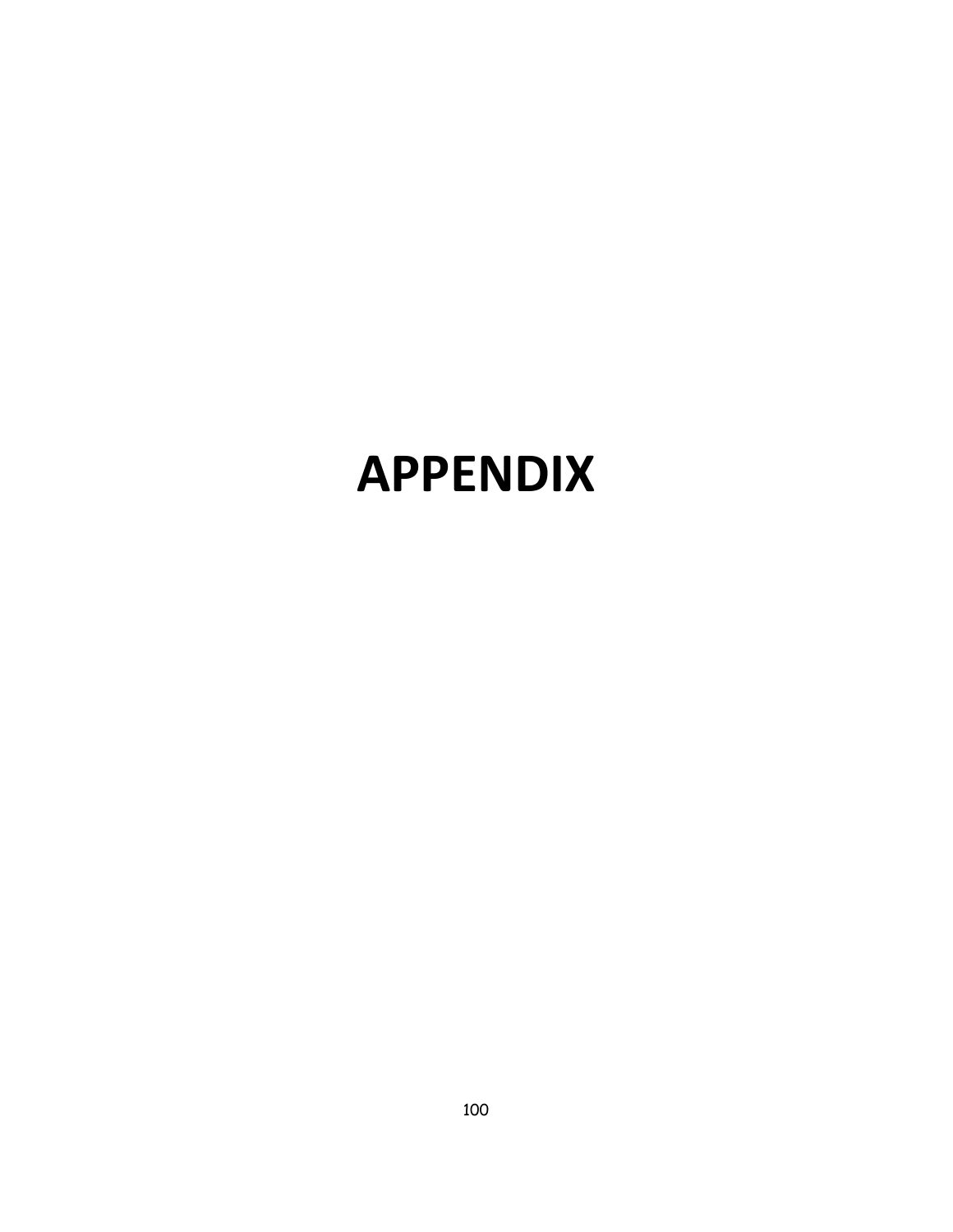# APPENDIX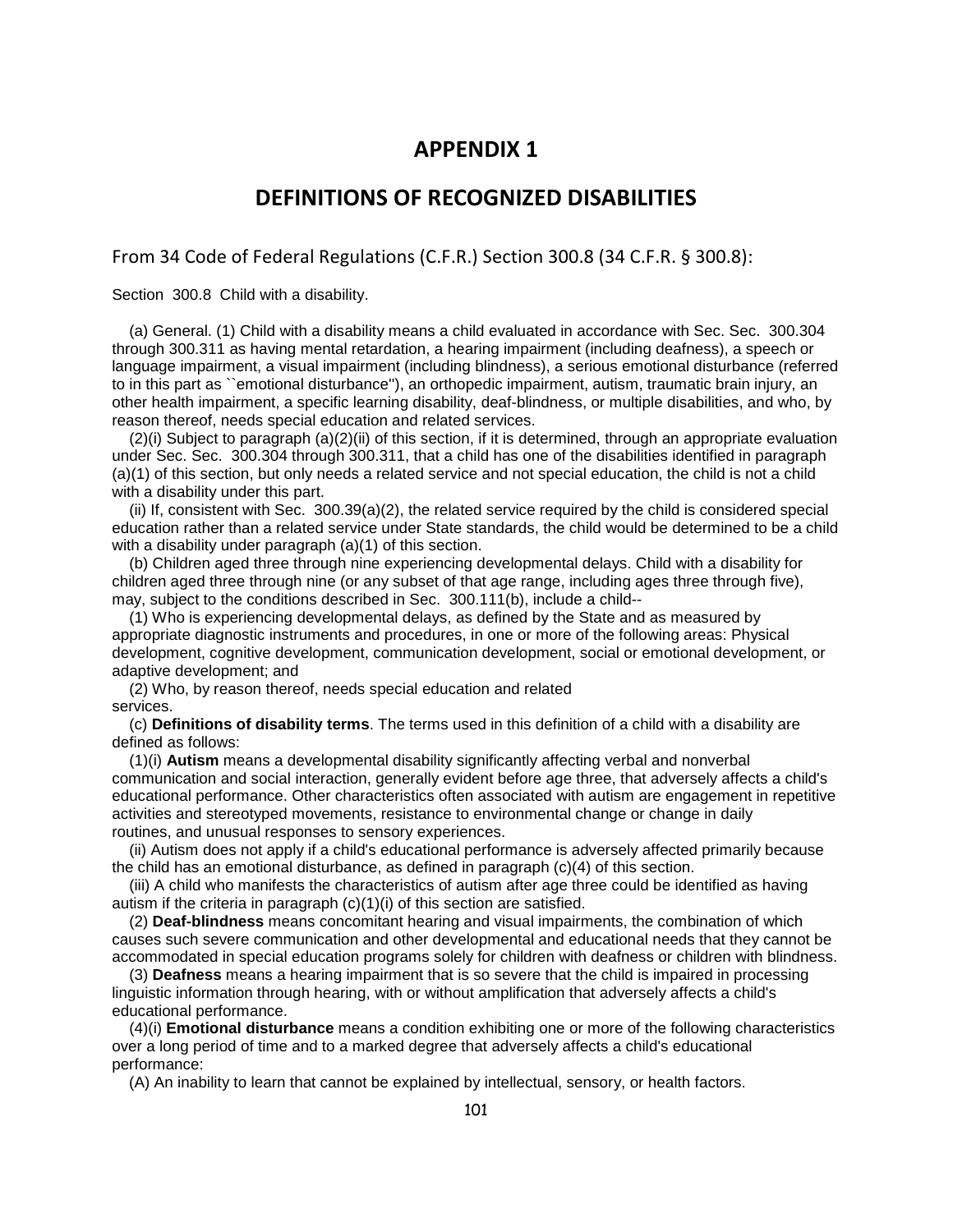# APPENDIX 1

## DEFINITIONS OF RECOGNIZED DISABILITIES

### From 34 Code of Federal Regulations (C.F.R.) Section 300.8 (34 C.F.R. § 300.8):

Section 300.8 Child with a disability.

(a) General. (1) Child with a disability means a child evaluated in accordance with Sec. Sec. 300.304 through 300.311 as having mental retardation, a hearing impairment (including deafness), a speech or language impairment, a visual impairment (including blindness), a serious emotional disturbance (referred to in this part as ``emotional disturbance''), an orthopedic impairment, autism, traumatic brain injury, an other health impairment, a specific learning disability, deaf-blindness, or multiple disabilities, and who, by reason thereof, needs special education and related services.

(2)(i) Subject to paragraph (a)(2)(ii) of this section, if it is determined, through an appropriate evaluation under Sec. Sec. 300.304 through 300.311, that a child has one of the disabilities identified in paragraph (a)(1) of this section, but only needs a related service and not special education, the child is not a child with a disability under this part.

(ii) If, consistent with Sec. 300.39(a)(2), the related service required by the child is considered special education rather than a related service under State standards, the child would be determined to be a child with a disability under paragraph (a)(1) of this section.

(b) Children aged three through nine experiencing developmental delays. Child with a disability for children aged three through nine (or any subset of that age range, including ages three through five), may, subject to the conditions described in Sec. 300.111(b), include a child--

(1) Who is experiencing developmental delays, as defined by the State and as measured by appropriate diagnostic instruments and procedures, in one or more of the following areas: Physical development, cognitive development, communication development, social or emotional development, or adaptive development; and

(2) Who, by reason thereof, needs special education and related services.

(c) **Definitions of disability terms**. The terms used in this definition of a child with a disability are defined as follows:

(1)(i) **Autism** means a developmental disability significantly affecting verbal and nonverbal communication and social interaction, generally evident before age three, that adversely affects a child's educational performance. Other characteristics often associated with autism are engagement in repetitive activities and stereotyped movements, resistance to environmental change or change in daily routines, and unusual responses to sensory experiences.

(ii) Autism does not apply if a child's educational performance is adversely affected primarily because the child has an emotional disturbance, as defined in paragraph (c)(4) of this section.

(iii) A child who manifests the characteristics of autism after age three could be identified as having autism if the criteria in paragraph (c)(1)(i) of this section are satisfied.

(2) **Deaf-blindness** means concomitant hearing and visual impairments, the combination of which causes such severe communication and other developmental and educational needs that they cannot be accommodated in special education programs solely for children with deafness or children with blindness.

(3) **Deafness** means a hearing impairment that is so severe that the child is impaired in processing linguistic information through hearing, with or without amplification that adversely affects a child's educational performance.

(4)(i) **Emotional disturbance** means a condition exhibiting one or more of the following characteristics over a long period of time and to a marked degree that adversely affects a child's educational performance:

(A) An inability to learn that cannot be explained by intellectual, sensory, or health factors.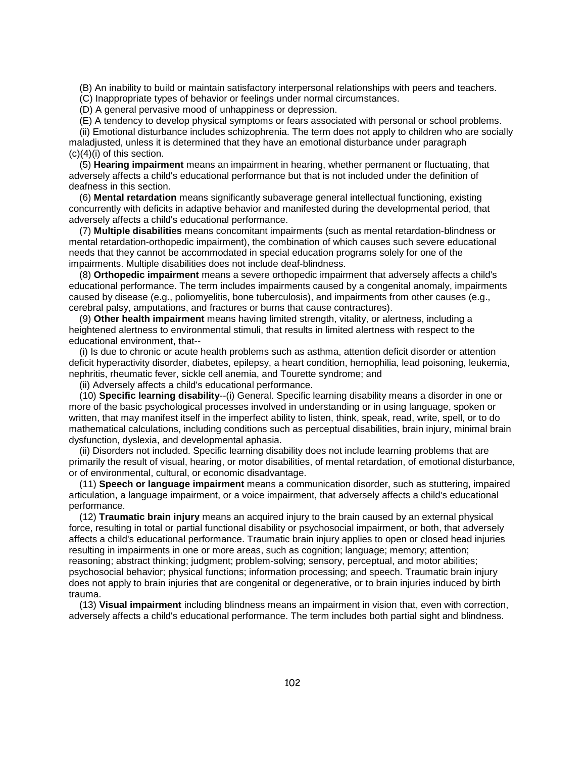(B) An inability to build or maintain satisfactory interpersonal relationships with peers and teachers.

(C) Inappropriate types of behavior or feelings under normal circumstances.

(D) A general pervasive mood of unhappiness or depression.

(E) A tendency to develop physical symptoms or fears associated with personal or school problems.

(ii) Emotional disturbance includes schizophrenia. The term does not apply to children who are socially maladjusted, unless it is determined that they have an emotional disturbance under paragraph (c)(4)(i) of this section.

(5) **Hearing impairment** means an impairment in hearing, whether permanent or fluctuating, that adversely affects a child's educational performance but that is not included under the definition of deafness in this section.

(6) **Mental retardation** means significantly subaverage general intellectual functioning, existing concurrently with deficits in adaptive behavior and manifested during the developmental period, that adversely affects a child's educational performance.

(7) **Multiple disabilities** means concomitant impairments (such as mental retardation-blindness or mental retardation-orthopedic impairment), the combination of which causes such severe educational needs that they cannot be accommodated in special education programs solely for one of the impairments. Multiple disabilities does not include deaf-blindness.

(8) **Orthopedic impairment** means a severe orthopedic impairment that adversely affects a child's educational performance. The term includes impairments caused by a congenital anomaly, impairments caused by disease (e.g., poliomyelitis, bone tuberculosis), and impairments from other causes (e.g., cerebral palsy, amputations, and fractures or burns that cause contractures).

(9) **Other health impairment** means having limited strength, vitality, or alertness, including a heightened alertness to environmental stimuli, that results in limited alertness with respect to the educational environment, that--

(i) Is due to chronic or acute health problems such as asthma, attention deficit disorder or attention deficit hyperactivity disorder, diabetes, epilepsy, a heart condition, hemophilia, lead poisoning, leukemia, nephritis, rheumatic fever, sickle cell anemia, and Tourette syndrome; and

(ii) Adversely affects a child's educational performance.

(10) **Specific learning disability**--(i) General. Specific learning disability means a disorder in one or more of the basic psychological processes involved in understanding or in using language, spoken or written, that may manifest itself in the imperfect ability to listen, think, speak, read, write, spell, or to do mathematical calculations, including conditions such as perceptual disabilities, brain injury, minimal brain dysfunction, dyslexia, and developmental aphasia.

(ii) Disorders not included. Specific learning disability does not include learning problems that are primarily the result of visual, hearing, or motor disabilities, of mental retardation, of emotional disturbance, or of environmental, cultural, or economic disadvantage.

(11) **Speech or language impairment** means a communication disorder, such as stuttering, impaired articulation, a language impairment, or a voice impairment, that adversely affects a child's educational performance.

(12) **Traumatic brain injury** means an acquired injury to the brain caused by an external physical force, resulting in total or partial functional disability or psychosocial impairment, or both, that adversely affects a child's educational performance. Traumatic brain injury applies to open or closed head injuries resulting in impairments in one or more areas, such as cognition; language; memory; attention; reasoning; abstract thinking; judgment; problem-solving; sensory, perceptual, and motor abilities; psychosocial behavior; physical functions; information processing; and speech. Traumatic brain injury does not apply to brain injuries that are congenital or degenerative, or to brain injuries induced by birth trauma.

(13) **Visual impairment** including blindness means an impairment in vision that, even with correction, adversely affects a child's educational performance. The term includes both partial sight and blindness.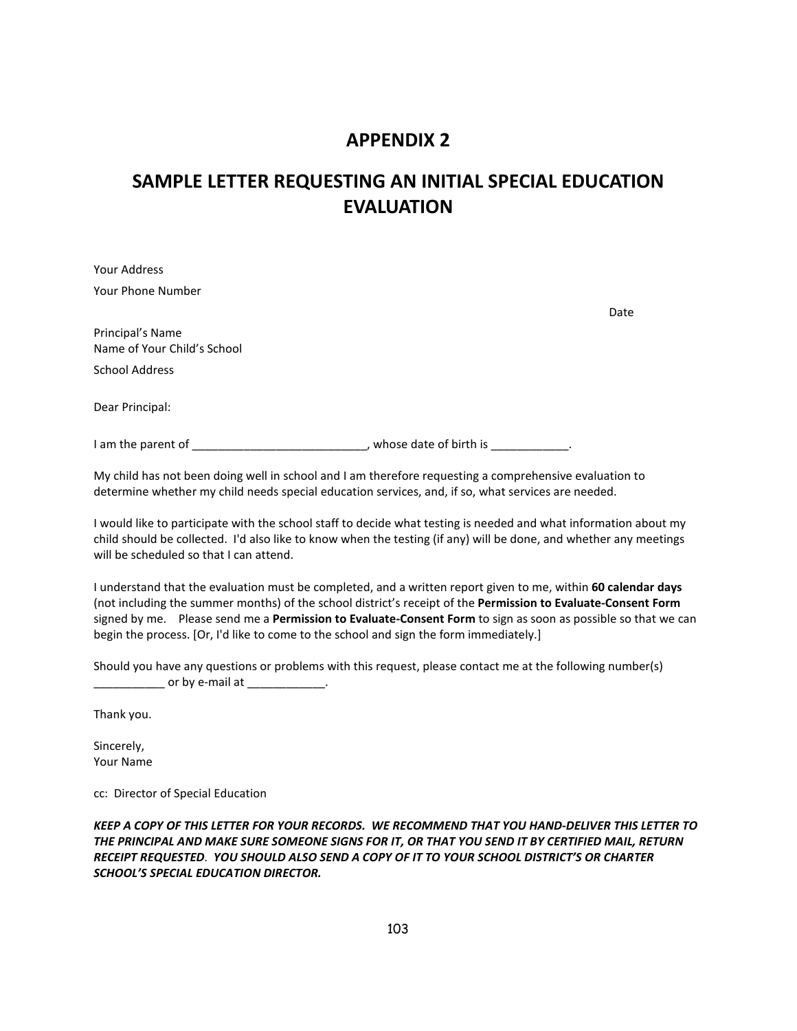# APPENDIX 2

# SAMPLE LETTER REQUESTING AN INITIAL SPECIAL EDUCATION EVALUATION

Your Address

Your Phone Number

Date

Principal's Name
Name of Your Child's School

School Address

Dear Principal:

I am the parent of ___________________________, whose date of birth is ____________.

My child has not been doing well in school and I am therefore requesting a comprehensive evaluation to determine whether my child needs special education services, and, if so, what services are needed.

I would like to participate with the school staff to decide what testing is needed and what information about my child should be collected. I'd also like to know when the testing (if any) will be done, and whether any meetings will be scheduled so that I can attend.

I understand that the evaluation must be completed, and a written report given to me, within **60 calendar days** (not including the summer months) of the school district's receipt of the **Permission to Evaluate-Consent Form** signed by me. Please send me a **Permission to Evaluate-Consent Form** to sign as soon as possible so that we can begin the process. [Or, I'd like to come to the school and sign the form immediately.]

Should you have any questions or problems with this request, please contact me at the following number(s) ___________ or by e-mail at ____________.

Thank you.

Sincerely,
Your Name

cc: Director of Special Education

***KEEP A COPY OF THIS LETTER FOR YOUR RECORDS. WE RECOMMEND THAT YOU HAND-DELIVER THIS LETTER TO THE PRINCIPAL AND MAKE SURE SOMEONE SIGNS FOR IT, OR THAT YOU SEND IT BY CERTIFIED MAIL, RETURN RECEIPT REQUESTED. YOU SHOULD ALSO SEND A COPY OF IT TO YOUR SCHOOL DISTRICT'S OR CHARTER SCHOOL'S SPECIAL EDUCATION DIRECTOR.***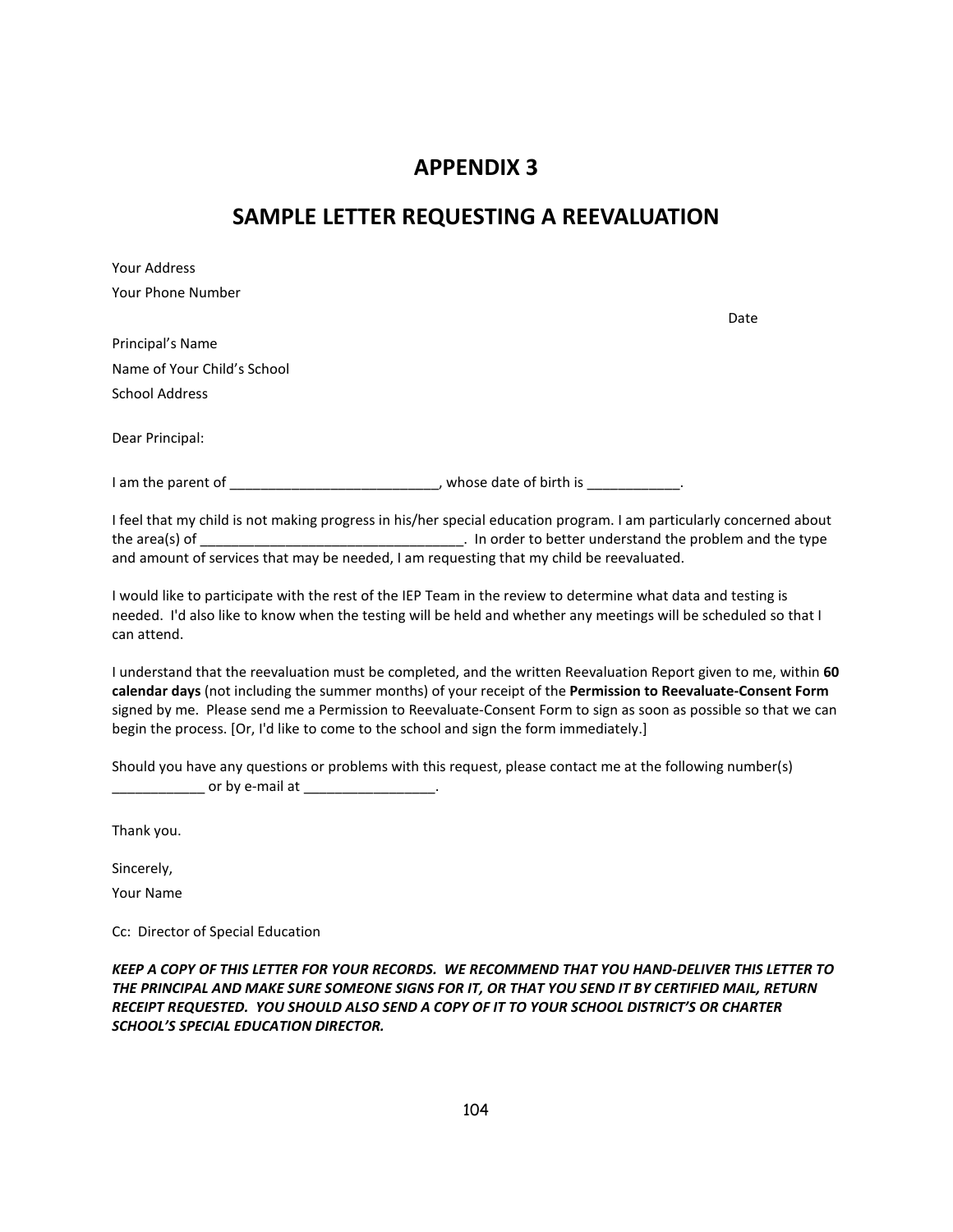# APPENDIX 3

## SAMPLE LETTER REQUESTING A REEVALUATION

Your Address

Your Phone Number

Date

Principal's Name

Name of Your Child's School

School Address

Dear Principal:

I am the parent of ___________________________, whose date of birth is ____________.

I feel that my child is not making progress in his/her special education program. I am particularly concerned about the area(s) of __________________________________. In order to better understand the problem and the type and amount of services that may be needed, I am requesting that my child be reevaluated.

I would like to participate with the rest of the IEP Team in the review to determine what data and testing is needed. I'd also like to know when the testing will be held and whether any meetings will be scheduled so that I can attend.

I understand that the reevaluation must be completed, and the written Reevaluation Report given to me, within **60 calendar days** (not including the summer months) of your receipt of the **Permission to Reevaluate-Consent Form** signed by me. Please send me a Permission to Reevaluate-Consent Form to sign as soon as possible so that we can begin the process. [Or, I'd like to come to the school and sign the form immediately.]

Should you have any questions or problems with this request, please contact me at the following number(s) ____________ or by e-mail at _________________.

Thank you.

Sincerely,

Your Name

Cc: Director of Special Education

***KEEP A COPY OF THIS LETTER FOR YOUR RECORDS. WE RECOMMEND THAT YOU HAND-DELIVER THIS LETTER TO THE PRINCIPAL AND MAKE SURE SOMEONE SIGNS FOR IT, OR THAT YOU SEND IT BY CERTIFIED MAIL, RETURN RECEIPT REQUESTED. YOU SHOULD ALSO SEND A COPY OF IT TO YOUR SCHOOL DISTRICT'S OR CHARTER SCHOOL'S SPECIAL EDUCATION DIRECTOR.***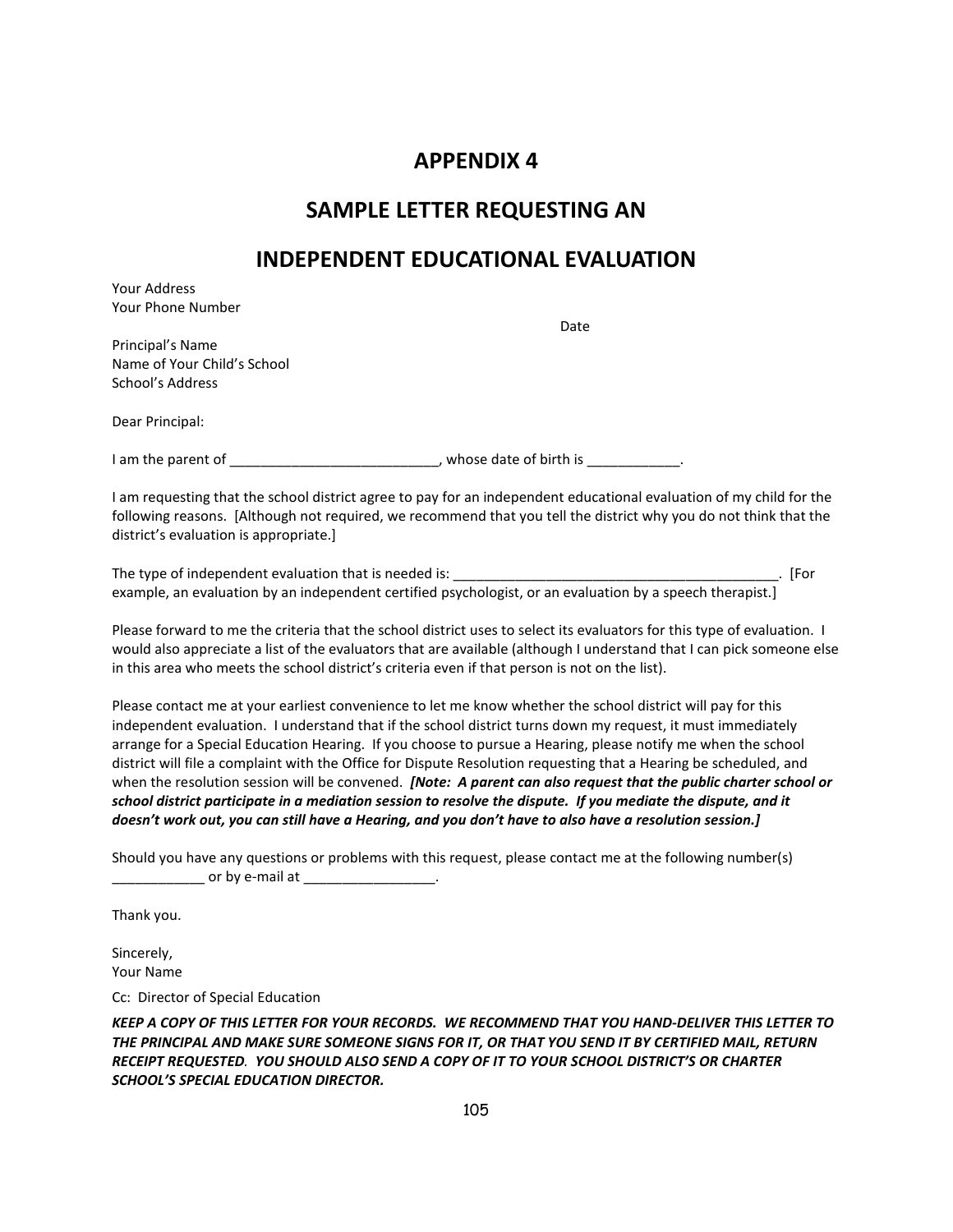# APPENDIX 4

## SAMPLE LETTER REQUESTING AN

## INDEPENDENT EDUCATIONAL EVALUATION

Your Address
Your Phone Number

Date

Principal's Name
Name of Your Child's School
School's Address

Dear Principal:

I am the parent of ___________________________, whose date of birth is ____________.

I am requesting that the school district agree to pay for an independent educational evaluation of my child for the following reasons. [Although not required, we recommend that you tell the district why you do not think that the district's evaluation is appropriate.]

The type of independent evaluation that is needed is: ___________________________________________. [For example, an evaluation by an independent certified psychologist, or an evaluation by a speech therapist.]

Please forward to me the criteria that the school district uses to select its evaluators for this type of evaluation. I would also appreciate a list of the evaluators that are available (although I understand that I can pick someone else in this area who meets the school district's criteria even if that person is not on the list).

Please contact me at your earliest convenience to let me know whether the school district will pay for this independent evaluation. I understand that if the school district turns down my request, it must immediately arrange for a Special Education Hearing. If you choose to pursue a Hearing, please notify me when the school district will file a complaint with the Office for Dispute Resolution requesting that a Hearing be scheduled, and when the resolution session will be convened. ***[Note: A parent can also request that the public charter school or school district participate in a mediation session to resolve the dispute. If you mediate the dispute, and it doesn't work out, you can still have a Hearing, and you don't have to also have a resolution session.]***

Should you have any questions or problems with this request, please contact me at the following number(s) ____________ or by e-mail at _________________.

Thank you.

Sincerely,
Your Name

Cc: Director of Special Education

***KEEP A COPY OF THIS LETTER FOR YOUR RECORDS. WE RECOMMEND THAT YOU HAND-DELIVER THIS LETTER TO THE PRINCIPAL AND MAKE SURE SOMEONE SIGNS FOR IT, OR THAT YOU SEND IT BY CERTIFIED MAIL, RETURN RECEIPT REQUESTED. YOU SHOULD ALSO SEND A COPY OF IT TO YOUR SCHOOL DISTRICT'S OR CHARTER SCHOOL'S SPECIAL EDUCATION DIRECTOR.***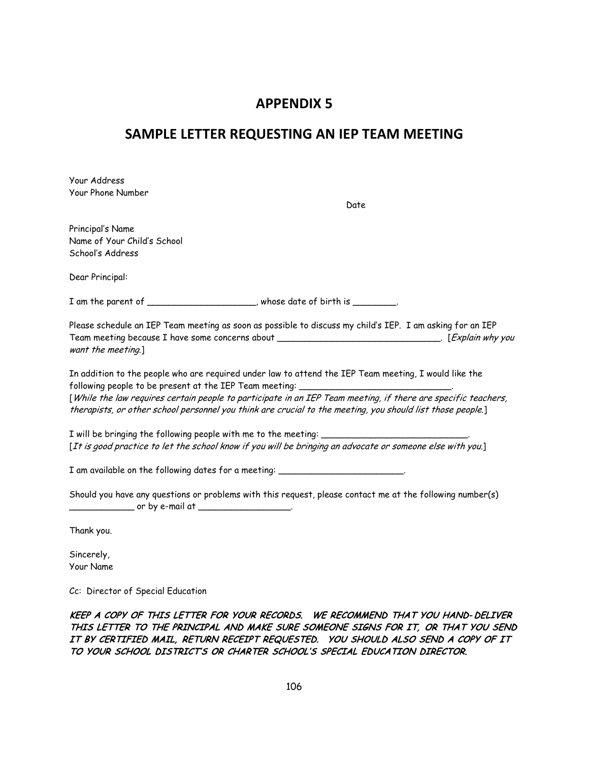# APPENDIX 5

## SAMPLE LETTER REQUESTING AN IEP TEAM MEETING

Your Address
Your Phone Number

Date

Principal's Name
Name of Your Child's School
School's Address

Dear Principal:

I am the parent of ____________________, whose date of birth is ________.

Please schedule an IEP Team meeting as soon as possible to discuss my child's IEP. I am asking for an IEP Team meeting because I have some concerns about ______________________________. [*Explain why you want the meeting.*]

In addition to the people who are required under law to attend the IEP Team meeting, I would like the following people to be present at the IEP Team meeting: ____________________________.
[*While the law requires certain people to participate in an IEP Team meeting, if there are specific teachers, therapists, or other school personnel you think are crucial to the meeting, you should list those people.*]

I will be bringing the following people with me to the meeting: ___________________________.
[*It is good practice to let the school know if you will be bringing an advocate or someone else with you.*]

I am available on the following dates for a meeting: _______________________.

Should you have any questions or problems with this request, please contact me at the following number(s) ____________ or by e-mail at _________________.

Thank you.

Sincerely,
Your Name

Cc: Director of Special Education

***KEEP A COPY OF THIS LETTER FOR YOUR RECORDS. WE RECOMMEND THAT YOU HAND-DELIVER THIS LETTER TO THE PRINCIPAL AND MAKE SURE SOMEONE SIGNS FOR IT, OR THAT YOU SEND IT BY CERTIFIED MAIL, RETURN RECEIPT REQUESTED. YOU SHOULD ALSO SEND A COPY OF IT TO YOUR SCHOOL DISTRICT'S OR CHARTER SCHOOL'S SPECIAL EDUCATION DIRECTOR.***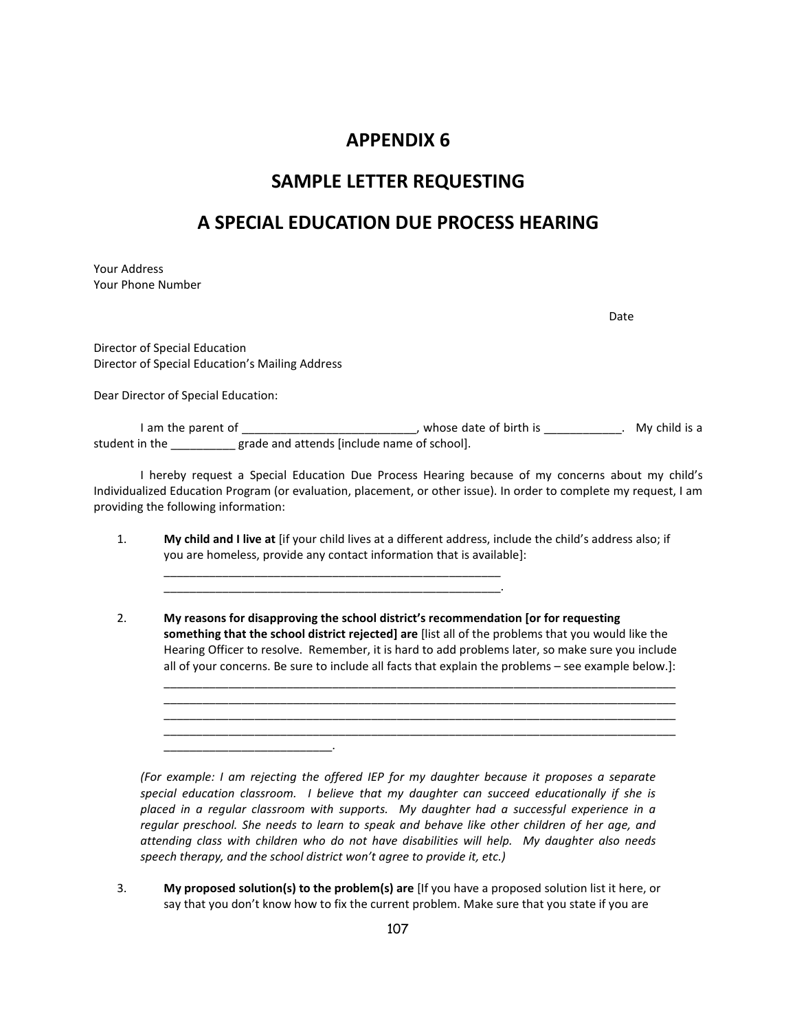# APPENDIX 6

## SAMPLE LETTER REQUESTING

## A SPECIAL EDUCATION DUE PROCESS HEARING

Your Address
Your Phone Number

Date

Director of Special Education
Director of Special Education's Mailing Address

Dear Director of Special Education:

I am the parent of ___________________________, whose date of birth is ____________. My child is a student in the __________ grade and attends [include name of school].

I hereby request a Special Education Due Process Hearing because of my concerns about my child's Individualized Education Program (or evaluation, placement, or other issue). In order to complete my request, I am providing the following information:

1. **My child and I live at** [if your child lives at a different address, include the child's address also; if you are homeless, provide any contact information that is available]:
   ______________________________________________________
   ______________________________________________________.

2. **My reasons for disapproving the school district's recommendation [or for requesting something that the school district rejected] are** [list all of the problems that you would like the Hearing Officer to resolve. Remember, it is hard to add problems later, so make sure you include all of your concerns. Be sure to include all facts that explain the problems – see example below.]:
   ____________________________________________________________________________________
   ____________________________________________________________________________________
   ____________________________________________________________________________________
   ____________________________________________________________________________________
   __________________________.

   *(For example: I am rejecting the offered IEP for my daughter because it proposes a separate special education classroom. I believe that my daughter can succeed educationally if she is placed in a regular classroom with supports. My daughter had a successful experience in a regular preschool. She needs to learn to speak and behave like other children of her age, and attending class with children who do not have disabilities will help. My daughter also needs speech therapy, and the school district won't agree to provide it, etc.)*

3. **My proposed solution(s) to the problem(s) are** [If you have a proposed solution list it here, or say that you don't know how to fix the current problem. Make sure that you state if you are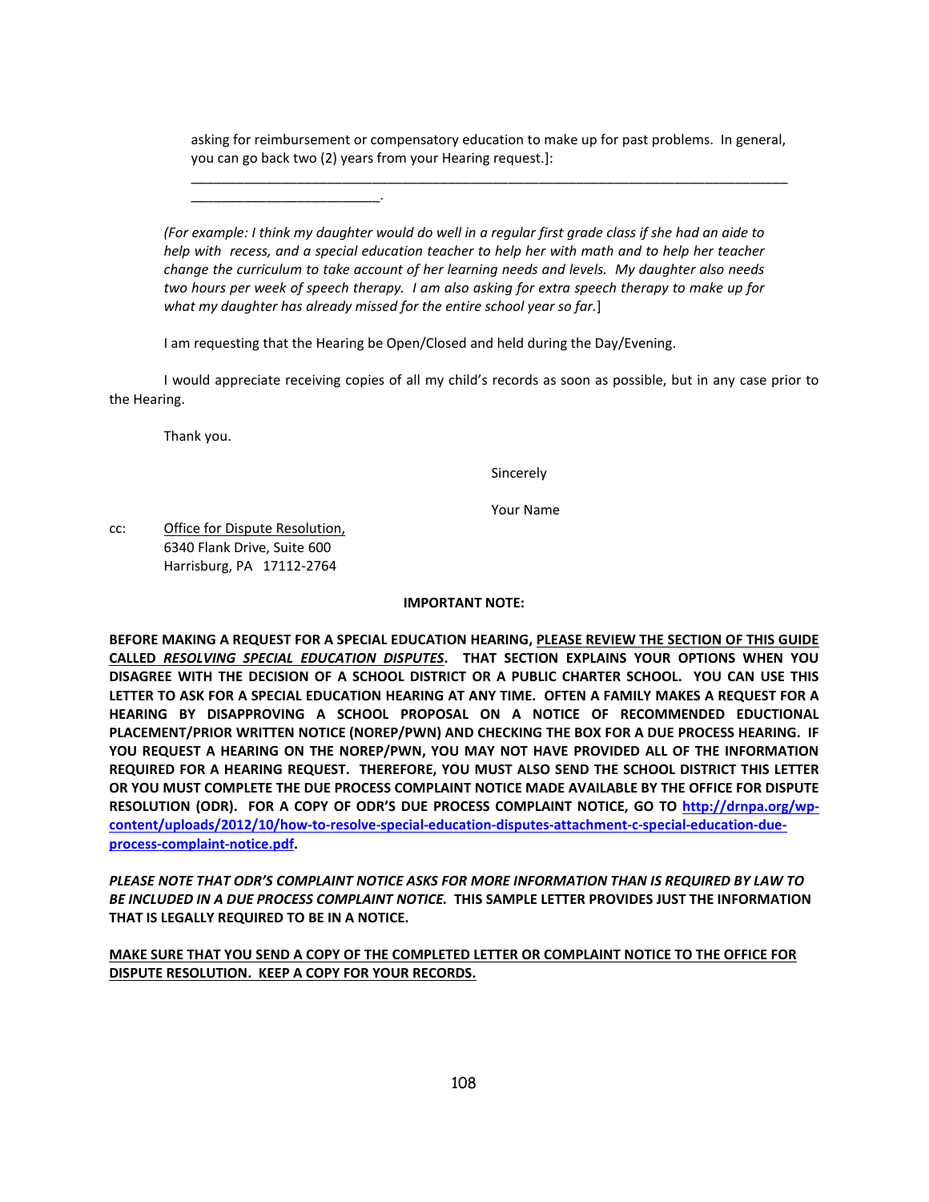asking for reimbursement or compensatory education to make up for past problems. In general, you can go back two (2) years from your Hearing request.]:

______________________________________________________________________________
_________________________.

*(For example: I think my daughter would do well in a regular first grade class if she had an aide to help with recess, and a special education teacher to help her with math and to help her teacher change the curriculum to take account of her learning needs and levels. My daughter also needs two hours per week of speech therapy. I am also asking for extra speech therapy to make up for what my daughter has already missed for the entire school year so far.*]

I am requesting that the Hearing be Open/Closed and held during the Day/Evening.

I would appreciate receiving copies of all my child's records as soon as possible, but in any case prior to the Hearing.

Thank you.

Sincerely

Your Name

cc: Office for Dispute Resolution,
6340 Flank Drive, Suite 600
Harrisburg, PA 17112-2764

**IMPORTANT NOTE:**

**BEFORE MAKING A REQUEST FOR A SPECIAL EDUCATION HEARING, PLEASE REVIEW THE SECTION OF THIS GUIDE CALLED *RESOLVING SPECIAL EDUCATION DISPUTES*. THAT SECTION EXPLAINS YOUR OPTIONS WHEN YOU DISAGREE WITH THE DECISION OF A SCHOOL DISTRICT OR A PUBLIC CHARTER SCHOOL. YOU CAN USE THIS LETTER TO ASK FOR A SPECIAL EDUCATION HEARING AT ANY TIME. OFTEN A FAMILY MAKES A REQUEST FOR A HEARING BY DISAPPROVING A SCHOOL PROPOSAL ON A NOTICE OF RECOMMENDED EDUCTIONAL PLACEMENT/PRIOR WRITTEN NOTICE (NOREP/PWN) AND CHECKING THE BOX FOR A DUE PROCESS HEARING. IF YOU REQUEST A HEARING ON THE NOREP/PWN, YOU MAY NOT HAVE PROVIDED ALL OF THE INFORMATION REQUIRED FOR A HEARING REQUEST. THEREFORE, YOU MUST ALSO SEND THE SCHOOL DISTRICT THIS LETTER OR YOU MUST COMPLETE THE DUE PROCESS COMPLAINT NOTICE MADE AVAILABLE BY THE OFFICE FOR DISPUTE RESOLUTION (ODR). FOR A COPY OF ODR'S DUE PROCESS COMPLAINT NOTICE, GO TO http://drnpa.org/wp-content/uploads/2012/10/how-to-resolve-special-education-disputes-attachment-c-special-education-due-process-complaint-notice.pdf.**

***PLEASE NOTE THAT ODR'S COMPLAINT NOTICE ASKS FOR MORE INFORMATION THAN IS REQUIRED BY LAW TO BE INCLUDED IN A DUE PROCESS COMPLAINT NOTICE.*** **THIS SAMPLE LETTER PROVIDES JUST THE INFORMATION THAT IS LEGALLY REQUIRED TO BE IN A NOTICE.**

**MAKE SURE THAT YOU SEND A COPY OF THE COMPLETED LETTER OR COMPLAINT NOTICE TO THE OFFICE FOR DISPUTE RESOLUTION. KEEP A COPY FOR YOUR RECORDS.**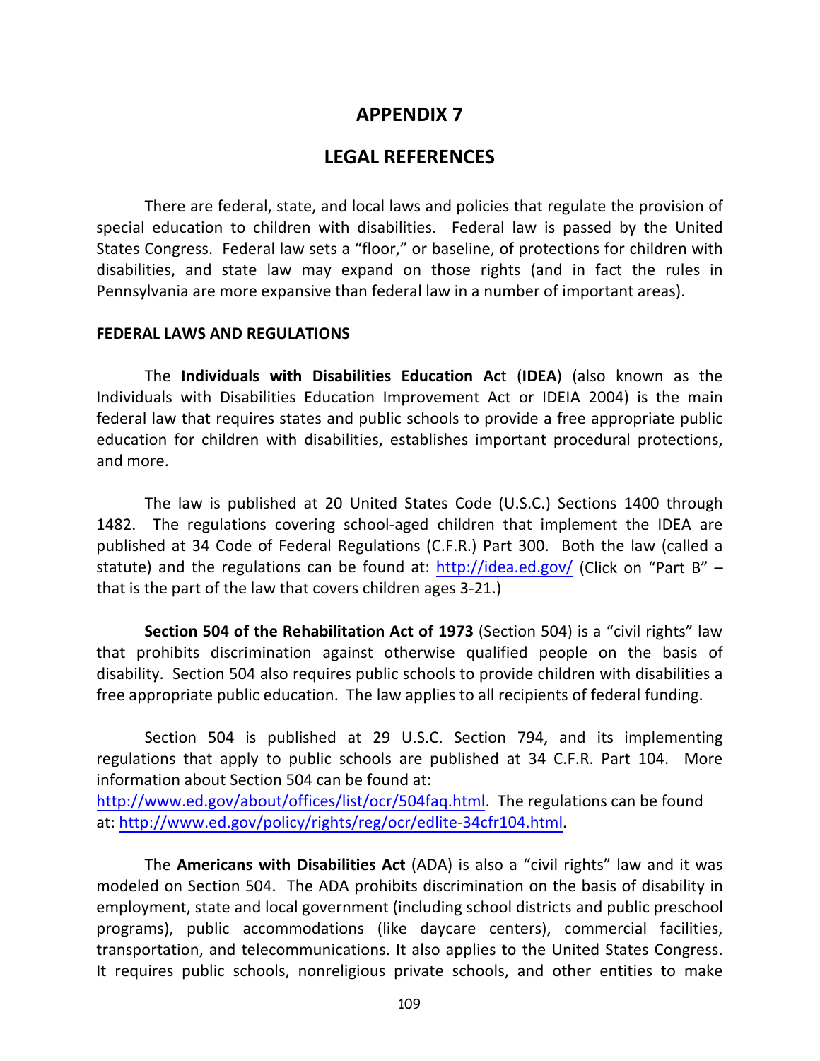# APPENDIX 7

## LEGAL REFERENCES

There are federal, state, and local laws and policies that regulate the provision of special education to children with disabilities. Federal law is passed by the United States Congress. Federal law sets a "floor," or baseline, of protections for children with disabilities, and state law may expand on those rights (and in fact the rules in Pennsylvania are more expansive than federal law in a number of important areas).

### FEDERAL LAWS AND REGULATIONS

The **Individuals with Disabilities Education Act** (**IDEA**) (also known as the Individuals with Disabilities Education Improvement Act or IDEIA 2004) is the main federal law that requires states and public schools to provide a free appropriate public education for children with disabilities, establishes important procedural protections, and more.

The law is published at 20 United States Code (U.S.C.) Sections 1400 through 1482. The regulations covering school-aged children that implement the IDEA are published at 34 Code of Federal Regulations (C.F.R.) Part 300. Both the law (called a statute) and the regulations can be found at: http://idea.ed.gov/ (Click on "Part B" – that is the part of the law that covers children ages 3-21.)

**Section 504 of the Rehabilitation Act of 1973** (Section 504) is a "civil rights" law that prohibits discrimination against otherwise qualified people on the basis of disability. Section 504 also requires public schools to provide children with disabilities a free appropriate public education. The law applies to all recipients of federal funding.

Section 504 is published at 29 U.S.C. Section 794, and its implementing regulations that apply to public schools are published at 34 C.F.R. Part 104. More information about Section 504 can be found at: http://www.ed.gov/about/offices/list/ocr/504faq.html. The regulations can be found at: http://www.ed.gov/policy/rights/reg/ocr/edlite-34cfr104.html.

The **Americans with Disabilities Act** (ADA) is also a "civil rights" law and it was modeled on Section 504. The ADA prohibits discrimination on the basis of disability in employment, state and local government (including school districts and public preschool programs), public accommodations (like daycare centers), commercial facilities, transportation, and telecommunications. It also applies to the United States Congress. It requires public schools, nonreligious private schools, and other entities to make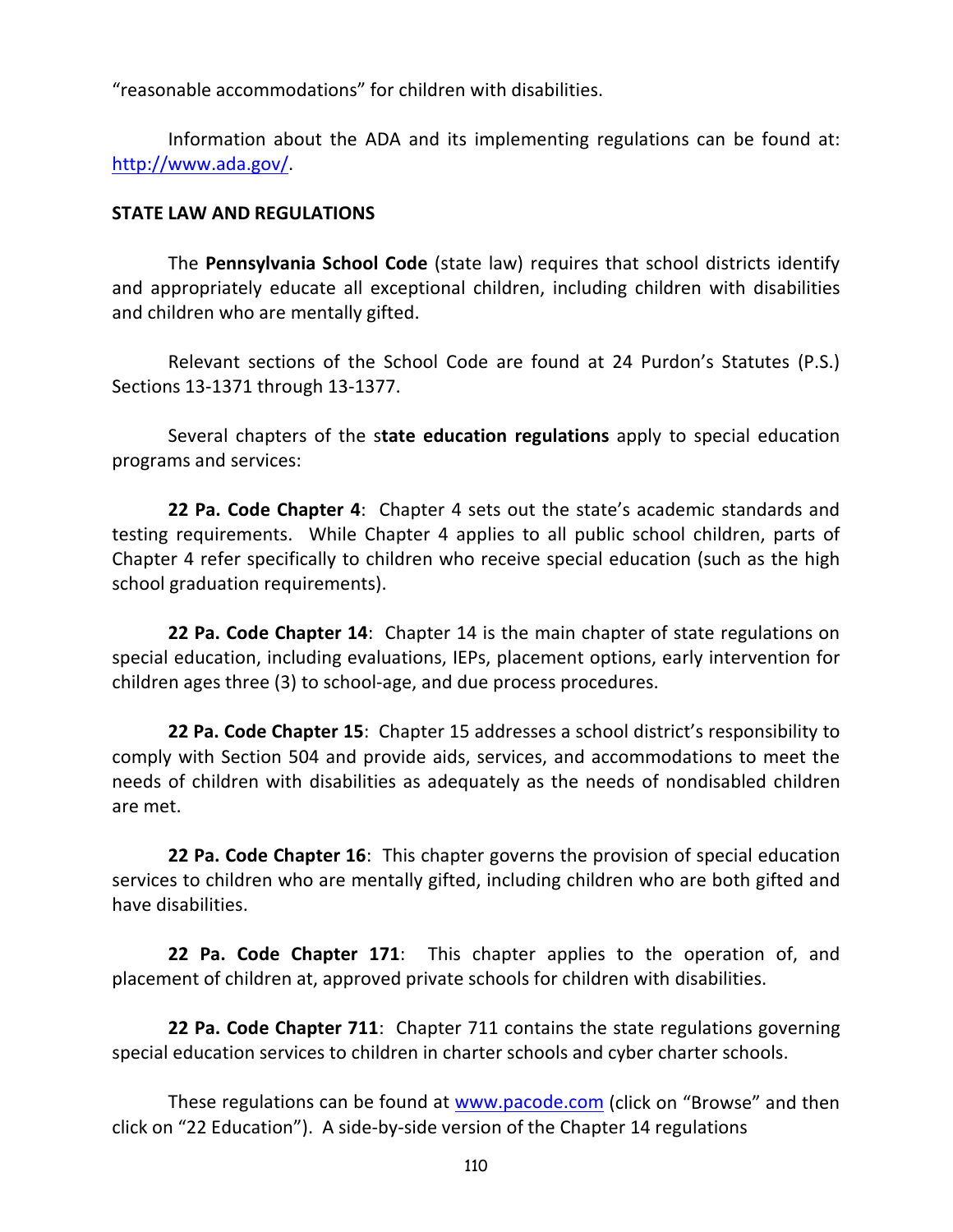"reasonable accommodations" for children with disabilities.

Information about the ADA and its implementing regulations can be found at: http://www.ada.gov/.

**STATE LAW AND REGULATIONS**

The **Pennsylvania School Code** (state law) requires that school districts identify and appropriately educate all exceptional children, including children with disabilities and children who are mentally gifted.

Relevant sections of the School Code are found at 24 Purdon's Statutes (P.S.) Sections 13-1371 through 13-1377.

Several chapters of the s**tate education regulations** apply to special education programs and services:

**22 Pa. Code Chapter 4**: Chapter 4 sets out the state's academic standards and testing requirements. While Chapter 4 applies to all public school children, parts of Chapter 4 refer specifically to children who receive special education (such as the high school graduation requirements).

**22 Pa. Code Chapter 14**: Chapter 14 is the main chapter of state regulations on special education, including evaluations, IEPs, placement options, early intervention for children ages three (3) to school-age, and due process procedures.

**22 Pa. Code Chapter 15**: Chapter 15 addresses a school district's responsibility to comply with Section 504 and provide aids, services, and accommodations to meet the needs of children with disabilities as adequately as the needs of nondisabled children are met.

**22 Pa. Code Chapter 16**: This chapter governs the provision of special education services to children who are mentally gifted, including children who are both gifted and have disabilities.

**22 Pa. Code Chapter 171**: This chapter applies to the operation of, and placement of children at, approved private schools for children with disabilities.

**22 Pa. Code Chapter 711**: Chapter 711 contains the state regulations governing special education services to children in charter schools and cyber charter schools.

These regulations can be found at www.pacode.com (click on "Browse" and then click on "22 Education"). A side-by-side version of the Chapter 14 regulations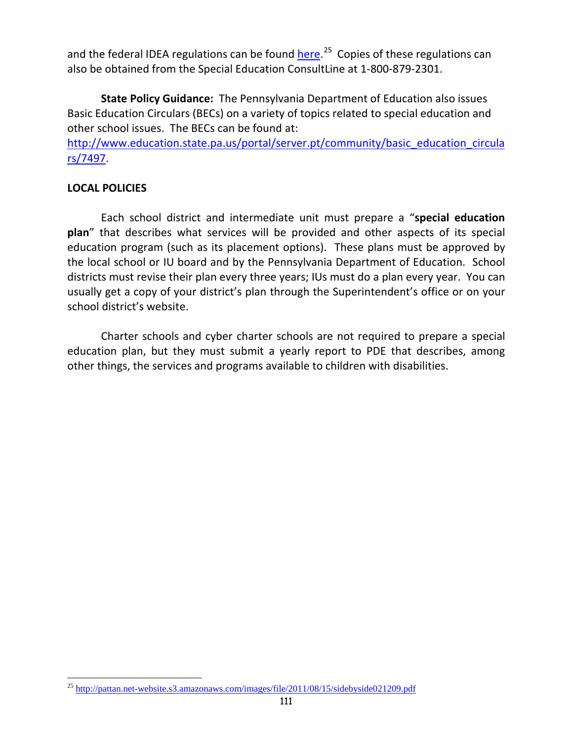and the federal IDEA regulations can be found [here](http://pattan.net-website.s3.amazonaws.com/images/file/2011/08/15/sidebyside021209.pdf).[25] Copies of these regulations can also be obtained from the Special Education ConsultLine at 1-800-879-2301.

**State Policy Guidance:** The Pennsylvania Department of Education also issues Basic Education Circulars (BECs) on a variety of topics related to special education and other school issues. The BECs can be found at: http://www.education.state.pa.us/portal/server.pt/community/basic_education_circulars/7497.

**LOCAL POLICIES**

Each school district and intermediate unit must prepare a "**special education plan**" that describes what services will be provided and other aspects of its special education program (such as its placement options). These plans must be approved by the local school or IU board and by the Pennsylvania Department of Education. School districts must revise their plan every three years; IUs must do a plan every year. You can usually get a copy of your district's plan through the Superintendent's office or on your school district's website.

Charter schools and cyber charter schools are not required to prepare a special education plan, but they must submit a yearly report to PDE that describes, among other things, the services and programs available to children with disabilities.

---

[25] http://pattan.net-website.s3.amazonaws.com/images/file/2011/08/15/sidebyside021209.pdf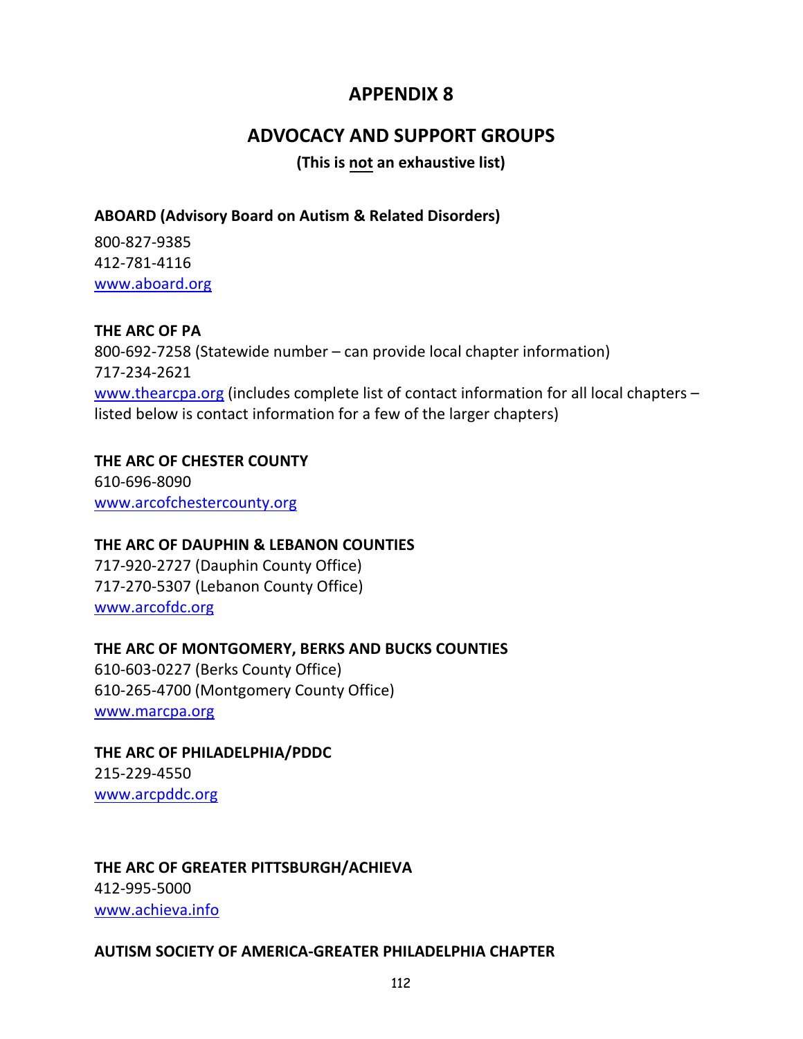# APPENDIX 8

## ADVOCACY AND SUPPORT GROUPS

**(This is not an exhaustive list)**

**ABOARD (Advisory Board on Autism & Related Disorders)**

800-827-9385
412-781-4116
www.aboard.org

**THE ARC OF PA**

800-692-7258 (Statewide number – can provide local chapter information)
717-234-2621
www.thearcpa.org (includes complete list of contact information for all local chapters – listed below is contact information for a few of the larger chapters)

**THE ARC OF CHESTER COUNTY**

610-696-8090
www.arcofchestercounty.org

**THE ARC OF DAUPHIN & LEBANON COUNTIES**

717-920-2727 (Dauphin County Office)
717-270-5307 (Lebanon County Office)
www.arcofdc.org

**THE ARC OF MONTGOMERY, BERKS AND BUCKS COUNTIES**

610-603-0227 (Berks County Office)
610-265-4700 (Montgomery County Office)
www.marcpa.org

**THE ARC OF PHILADELPHIA/PDDC**

215-229-4550
www.arcpddc.org

**THE ARC OF GREATER PITTSBURGH/ACHIEVA**

412-995-5000
www.achieva.info

**AUTISM SOCIETY OF AMERICA-GREATER PHILADELPHIA CHAPTER**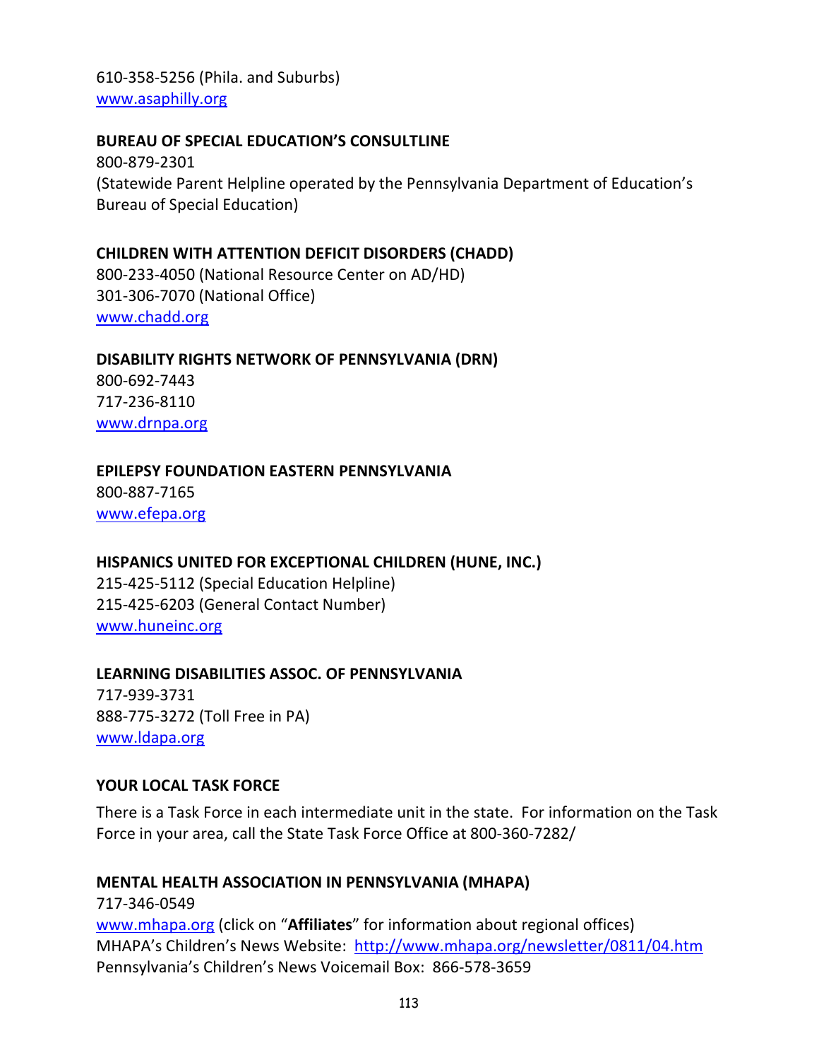610-358-5256 (Phila. and Suburbs)
[www.asaphilly.org](http://www.asaphilly.org)

**BUREAU OF SPECIAL EDUCATION'S CONSULTLINE**
800-879-2301
(Statewide Parent Helpline operated by the Pennsylvania Department of Education's Bureau of Special Education)

**CHILDREN WITH ATTENTION DEFICIT DISORDERS (CHADD)**
800-233-4050 (National Resource Center on AD/HD)
301-306-7070 (National Office)
[www.chadd.org](http://www.chadd.org)

**DISABILITY RIGHTS NETWORK OF PENNSYLVANIA (DRN)**
800-692-7443
717-236-8110
[www.drnpa.org](http://www.drnpa.org)

**EPILEPSY FOUNDATION EASTERN PENNSYLVANIA**
800-887-7165
[www.efepa.org](http://www.efepa.org)

**HISPANICS UNITED FOR EXCEPTIONAL CHILDREN (HUNE, INC.)**
215-425-5112 (Special Education Helpline)
215-425-6203 (General Contact Number)
[www.huneinc.org](http://www.huneinc.org)

**LEARNING DISABILITIES ASSOC. OF PENNSYLVANIA**
717-939-3731
888-775-3272 (Toll Free in PA)
[www.ldapa.org](http://www.ldapa.org)

**YOUR LOCAL TASK FORCE**

There is a Task Force in each intermediate unit in the state. For information on the Task Force in your area, call the State Task Force Office at 800-360-7282/

**MENTAL HEALTH ASSOCIATION IN PENNSYLVANIA (MHAPA)**
717-346-0549
[www.mhapa.org](http://www.mhapa.org) (click on "**Affiliates**" for information about regional offices)
MHAPA's Children's News Website: [http://www.mhapa.org/newsletter/0811/04.htm](http://www.mhapa.org/newsletter/0811/04.htm)
Pennsylvania's Children's News Voicemail Box: 866-578-3659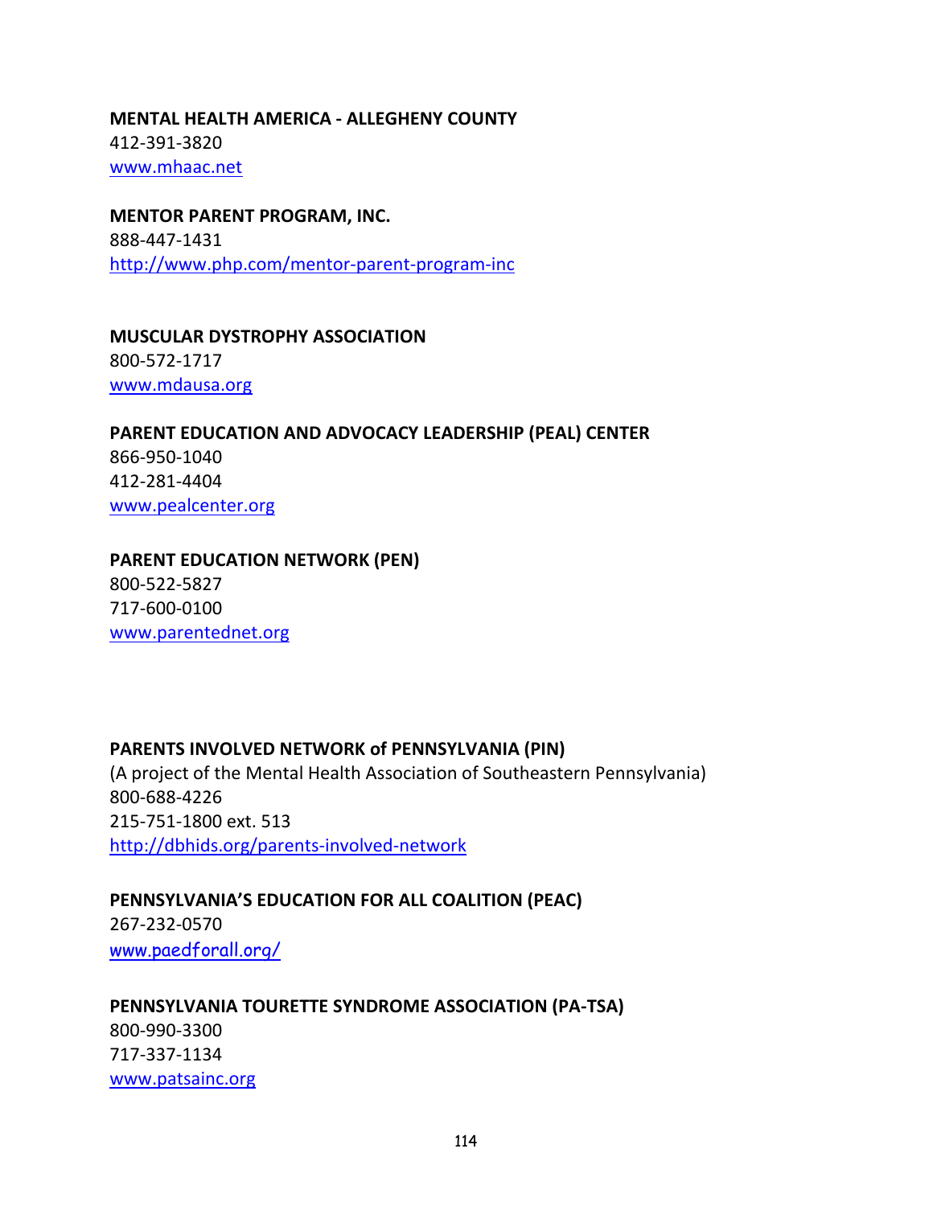**MENTAL HEALTH AMERICA - ALLEGHENY COUNTY**
412-391-3820
www.mhaac.net

**MENTOR PARENT PROGRAM, INC.**
888-447-1431
http://www.php.com/mentor-parent-program-inc

**MUSCULAR DYSTROPHY ASSOCIATION**
800-572-1717
www.mdausa.org

**PARENT EDUCATION AND ADVOCACY LEADERSHIP (PEAL) CENTER**
866-950-1040
412-281-4404
www.pealcenter.org

**PARENT EDUCATION NETWORK (PEN)**
800-522-5827
717-600-0100
www.parentednet.org

**PARENTS INVOLVED NETWORK of PENNSYLVANIA (PIN)**
(A project of the Mental Health Association of Southeastern Pennsylvania)
800-688-4226
215-751-1800 ext. 513
http://dbhids.org/parents-involved-network

**PENNSYLVANIA'S EDUCATION FOR ALL COALITION (PEAC)**
267-232-0570
www.paedforall.org/

**PENNSYLVANIA TOURETTE SYNDROME ASSOCIATION (PA-TSA)**
800-990-3300
717-337-1134
www.patsainc.org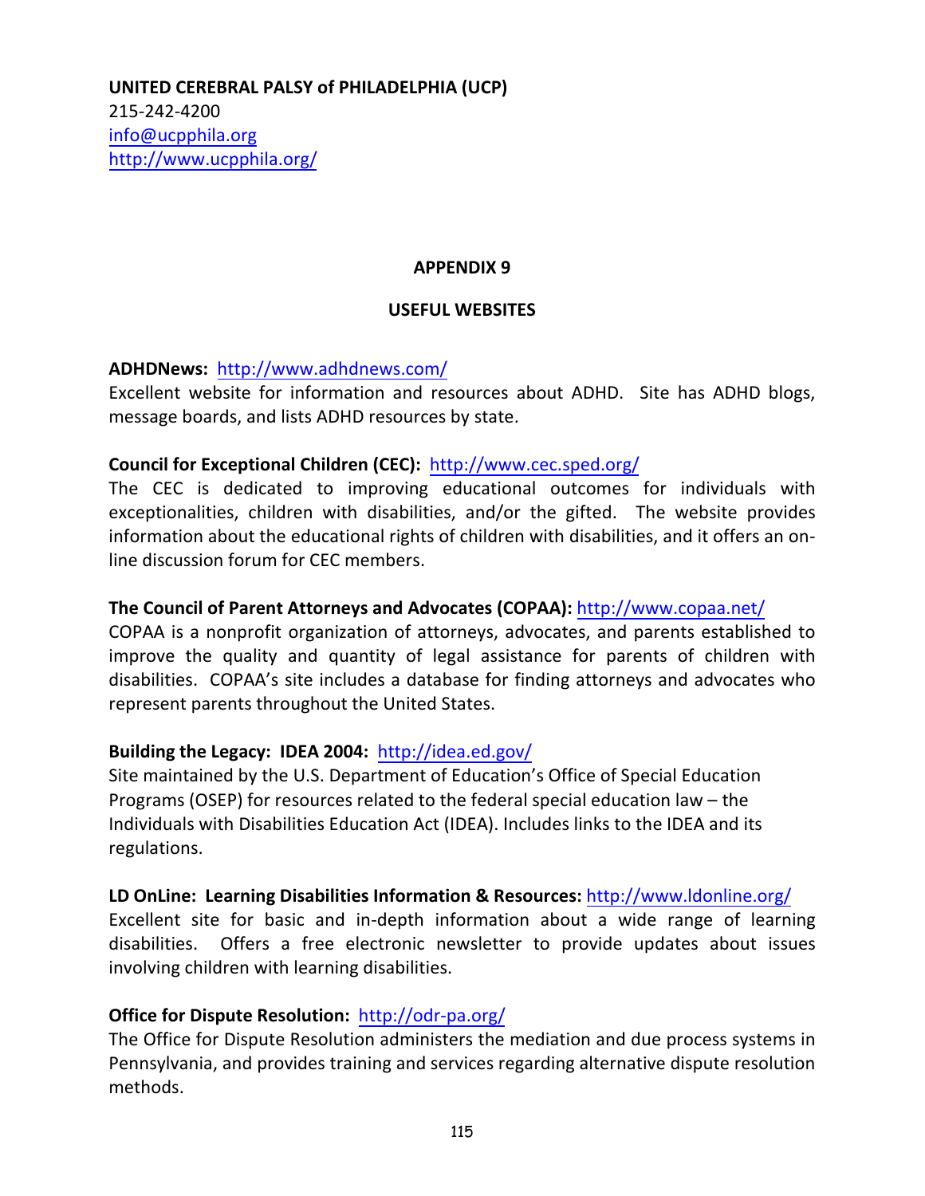**UNITED CEREBRAL PALSY of PHILADELPHIA (UCP)**
215-242-4200
info@ucpphila.org
http://www.ucpphila.org/

## APPENDIX 9

## USEFUL WEBSITES

**ADHDNews:** http://www.adhdnews.com/
Excellent website for information and resources about ADHD. Site has ADHD blogs, message boards, and lists ADHD resources by state.

**Council for Exceptional Children (CEC):** http://www.cec.sped.org/
The CEC is dedicated to improving educational outcomes for individuals with exceptionalities, children with disabilities, and/or the gifted. The website provides information about the educational rights of children with disabilities, and it offers an on-line discussion forum for CEC members.

**The Council of Parent Attorneys and Advocates (COPAA):** http://www.copaa.net/
COPAA is a nonprofit organization of attorneys, advocates, and parents established to improve the quality and quantity of legal assistance for parents of children with disabilities. COPAA's site includes a database for finding attorneys and advocates who represent parents throughout the United States.

**Building the Legacy: IDEA 2004:** http://idea.ed.gov/
Site maintained by the U.S. Department of Education's Office of Special Education Programs (OSEP) for resources related to the federal special education law – the Individuals with Disabilities Education Act (IDEA). Includes links to the IDEA and its regulations.

**LD OnLine: Learning Disabilities Information & Resources:** http://www.ldonline.org/
Excellent site for basic and in-depth information about a wide range of learning disabilities. Offers a free electronic newsletter to provide updates about issues involving children with learning disabilities.

**Office for Dispute Resolution:** http://odr-pa.org/
The Office for Dispute Resolution administers the mediation and due process systems in Pennsylvania, and provides training and services regarding alternative dispute resolution methods.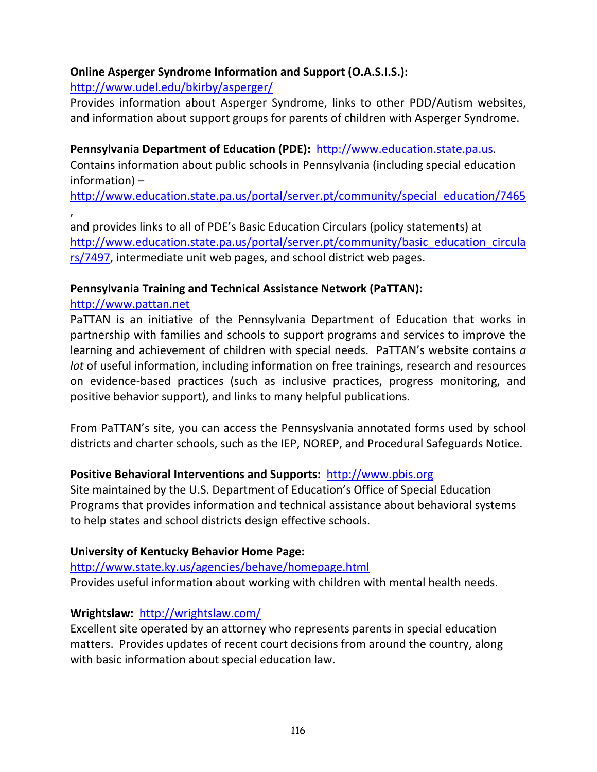**Online Asperger Syndrome Information and Support (O.A.S.I.S.):**
http://www.udel.edu/bkirby/asperger/
Provides information about Asperger Syndrome, links to other PDD/Autism websites, and information about support groups for parents of children with Asperger Syndrome.

**Pennsylvania Department of Education (PDE):** http://www.education.state.pa.us.
Contains information about public schools in Pennsylvania (including special education information) –
http://www.education.state.pa.us/portal/server.pt/community/special_education/7465
,
and provides links to all of PDE's Basic Education Circulars (policy statements) at http://www.education.state.pa.us/portal/server.pt/community/basic_education_circulars/7497, intermediate unit web pages, and school district web pages.

**Pennsylvania Training and Technical Assistance Network (PaTTAN):**
http://www.pattan.net
PaTTAN is an initiative of the Pennsylvania Department of Education that works in partnership with families and schools to support programs and services to improve the learning and achievement of children with special needs. PaTTAN's website contains *a lot* of useful information, including information on free trainings, research and resources on evidence-based practices (such as inclusive practices, progress monitoring, and positive behavior support), and links to many helpful publications.

From PaTTAN's site, you can access the Pennsyslvania annotated forms used by school districts and charter schools, such as the IEP, NOREP, and Procedural Safeguards Notice.

**Positive Behavioral Interventions and Supports:** http://www.pbis.org
Site maintained by the U.S. Department of Education's Office of Special Education Programs that provides information and technical assistance about behavioral systems to help states and school districts design effective schools.

**University of Kentucky Behavior Home Page:**
http://www.state.ky.us/agencies/behave/homepage.html
Provides useful information about working with children with mental health needs.

**Wrightslaw:** http://wrightslaw.com/
Excellent site operated by an attorney who represents parents in special education matters. Provides updates of recent court decisions from around the country, along with basic information about special education law.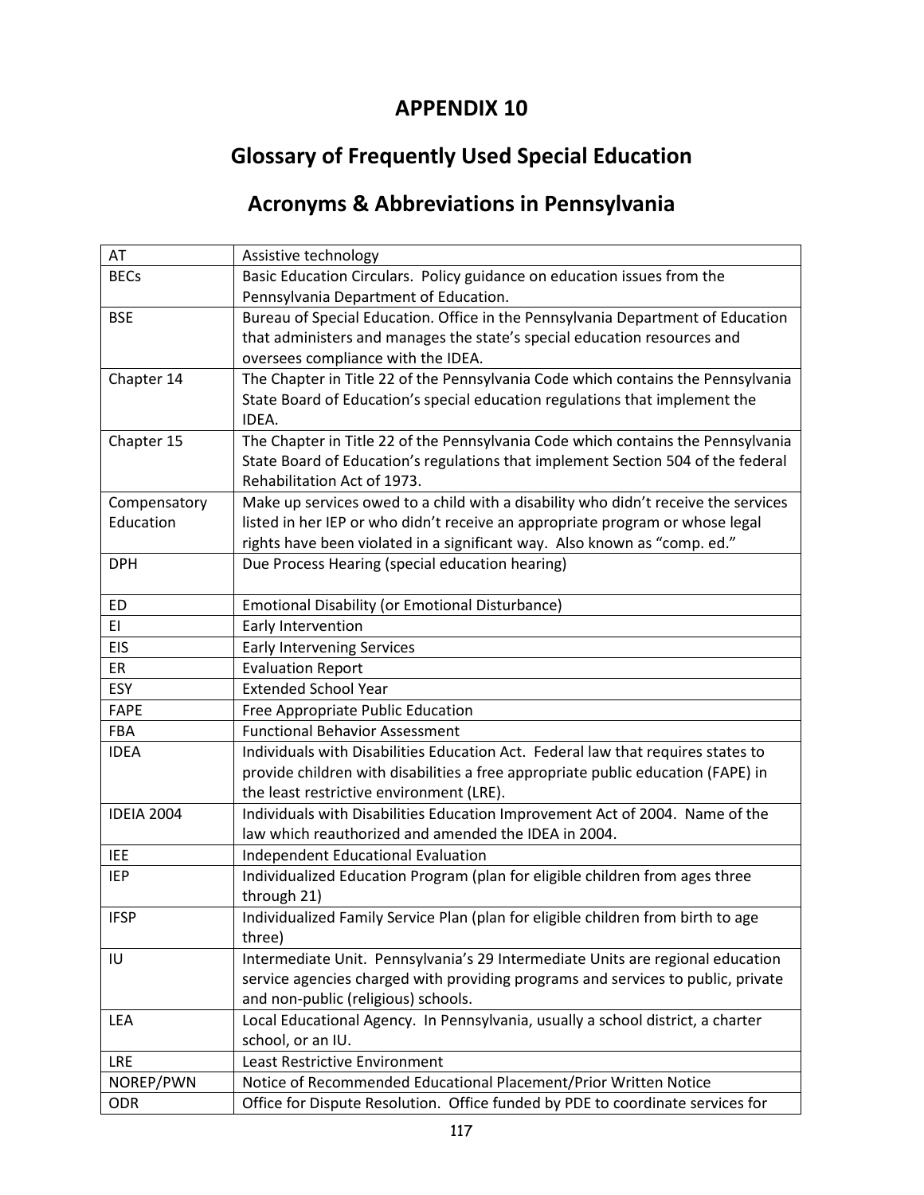# APPENDIX 10

## Glossary of Frequently Used Special Education

## Acronyms & Abbreviations in Pennsylvania

| | |
|---|---|
| AT | Assistive technology |
| BECs | Basic Education Circulars. Policy guidance on education issues from the Pennsylvania Department of Education. |
| BSE | Bureau of Special Education. Office in the Pennsylvania Department of Education that administers and manages the state's special education resources and oversees compliance with the IDEA. |
| Chapter 14 | The Chapter in Title 22 of the Pennsylvania Code which contains the Pennsylvania State Board of Education's special education regulations that implement the IDEA. |
| Chapter 15 | The Chapter in Title 22 of the Pennsylvania Code which contains the Pennsylvania State Board of Education's regulations that implement Section 504 of the federal Rehabilitation Act of 1973. |
| Compensatory Education | Make up services owed to a child with a disability who didn't receive the services listed in her IEP or who didn't receive an appropriate program or whose legal rights have been violated in a significant way. Also known as "comp. ed." |
| DPH | Due Process Hearing (special education hearing) |
| ED | Emotional Disability (or Emotional Disturbance) |
| EI | Early Intervention |
| EIS | Early Intervening Services |
| ER | Evaluation Report |
| ESY | Extended School Year |
| FAPE | Free Appropriate Public Education |
| FBA | Functional Behavior Assessment |
| IDEA | Individuals with Disabilities Education Act. Federal law that requires states to provide children with disabilities a free appropriate public education (FAPE) in the least restrictive environment (LRE). |
| IDEIA 2004 | Individuals with Disabilities Education Improvement Act of 2004. Name of the law which reauthorized and amended the IDEA in 2004. |
| IEE | Independent Educational Evaluation |
| IEP | Individualized Education Program (plan for eligible children from ages three through 21) |
| IFSP | Individualized Family Service Plan (plan for eligible children from birth to age three) |
| IU | Intermediate Unit. Pennsylvania's 29 Intermediate Units are regional education service agencies charged with providing programs and services to public, private and non-public (religious) schools. |
| LEA | Local Educational Agency. In Pennsylvania, usually a school district, a charter school, or an IU. |
| LRE | Least Restrictive Environment |
| NOREP/PWN | Notice of Recommended Educational Placement/Prior Written Notice |
| ODR | Office for Dispute Resolution. Office funded by PDE to coordinate services for |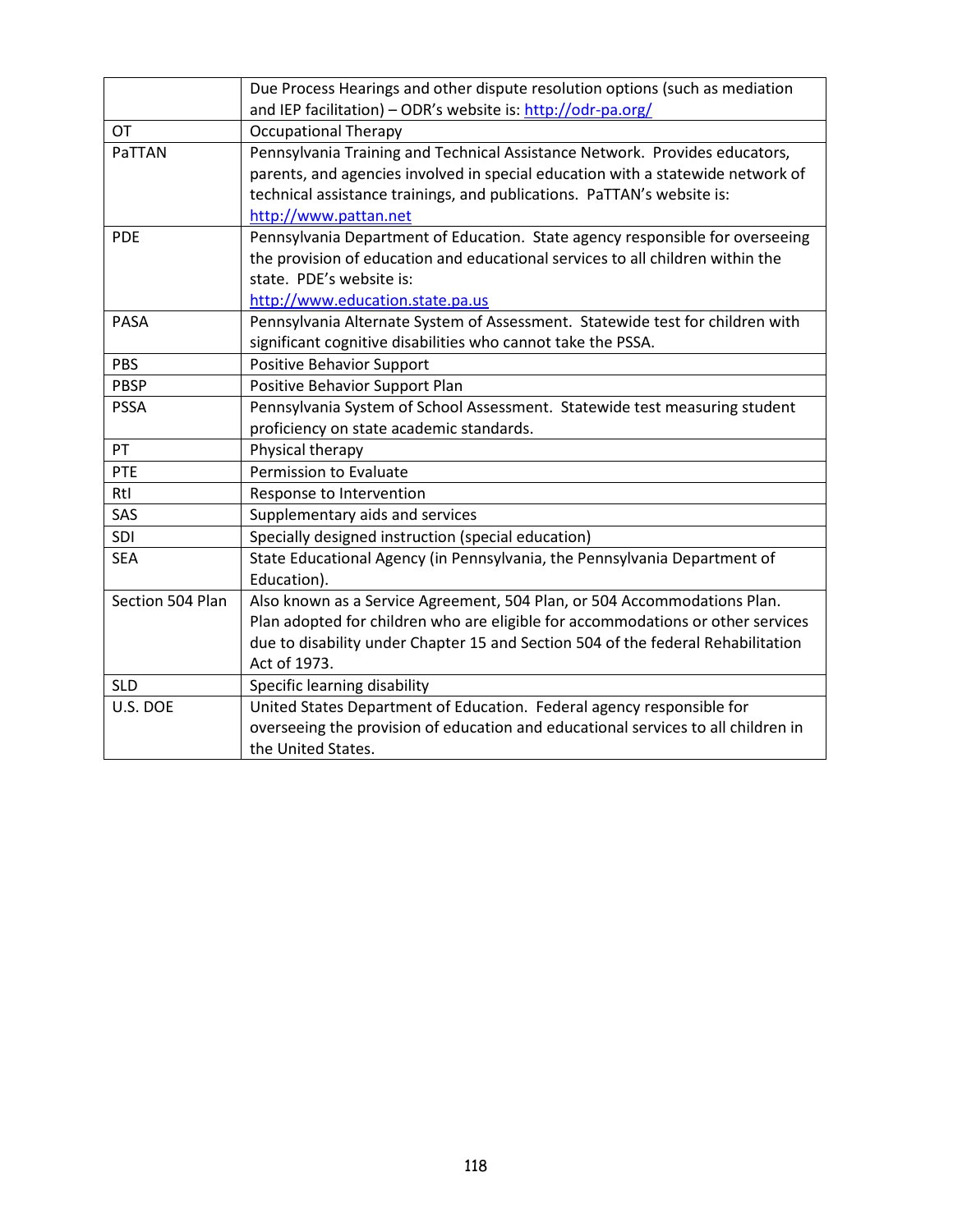| | |
|---|---|
| | Due Process Hearings and other dispute resolution options (such as mediation and IEP facilitation) – ODR's website is: http://odr-pa.org/ |
| OT | Occupational Therapy |
| PaTTAN | Pennsylvania Training and Technical Assistance Network. Provides educators, parents, and agencies involved in special education with a statewide network of technical assistance trainings, and publications. PaTTAN's website is: http://www.pattan.net |
| PDE | Pennsylvania Department of Education. State agency responsible for overseeing the provision of education and educational services to all children within the state. PDE's website is: http://www.education.state.pa.us |
| PASA | Pennsylvania Alternate System of Assessment. Statewide test for children with significant cognitive disabilities who cannot take the PSSA. |
| PBS | Positive Behavior Support |
| PBSP | Positive Behavior Support Plan |
| PSSA | Pennsylvania System of School Assessment. Statewide test measuring student proficiency on state academic standards. |
| PT | Physical therapy |
| PTE | Permission to Evaluate |
| RtI | Response to Intervention |
| SAS | Supplementary aids and services |
| SDI | Specially designed instruction (special education) |
| SEA | State Educational Agency (in Pennsylvania, the Pennsylvania Department of Education). |
| Section 504 Plan | Also known as a Service Agreement, 504 Plan, or 504 Accommodations Plan. Plan adopted for children who are eligible for accommodations or other services due to disability under Chapter 15 and Section 504 of the federal Rehabilitation Act of 1973. |
| SLD | Specific learning disability |
| U.S. DOE | United States Department of Education. Federal agency responsible for overseeing the provision of education and educational services to all children in the United States. |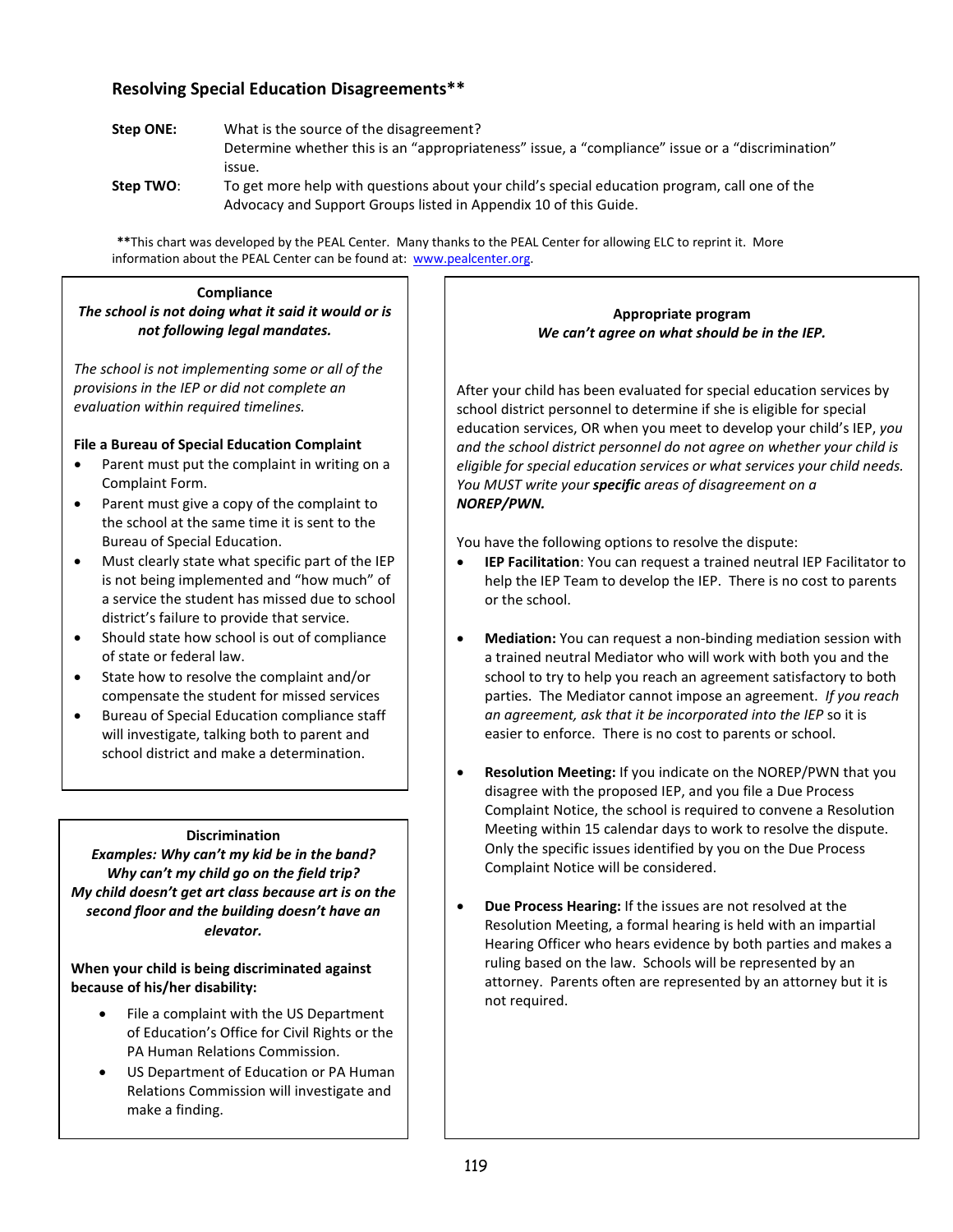## Resolving Special Education Disagreements**

**Step ONE:** What is the source of the disagreement?
Determine whether this is an "appropriateness" issue, a "compliance" issue or a "discrimination" issue.

**Step TWO:** To get more help with questions about your child's special education program, call one of the Advocacy and Support Groups listed in Appendix 10 of this Guide.

**This chart was developed by the PEAL Center. Many thanks to the PEAL Center for allowing ELC to reprint it. More information about the PEAL Center can be found at: [www.pealcenter.org](http://www.pealcenter.org).

### Compliance

***The school is not doing what it said it would or is not following legal mandates.***

*The school is not implementing some or all of the provisions in the IEP or did not complete an evaluation within required timelines.*

**File a Bureau of Special Education Complaint**

- Parent must put the complaint in writing on a Complaint Form.
- Parent must give a copy of the complaint to the school at the same time it is sent to the Bureau of Special Education.
- Must clearly state what specific part of the IEP is not being implemented and "how much" of a service the student has missed due to school district's failure to provide that service.
- Should state how school is out of compliance of state or federal law.
- State how to resolve the complaint and/or compensate the student for missed services
- Bureau of Special Education compliance staff will investigate, talking both to parent and school district and make a determination.

### Discrimination

***Examples: Why can't my kid be in the band? Why can't my child go on the field trip? My child doesn't get art class because art is on the second floor and the building doesn't have an elevator.***

**When your child is being discriminated against because of his/her disability:**

- File a complaint with the US Department of Education's Office for Civil Rights or the PA Human Relations Commission.
- US Department of Education or PA Human Relations Commission will investigate and make a finding.

### Appropriate program

***We can't agree on what should be in the IEP.***

After your child has been evaluated for special education services by school district personnel to determine if she is eligible for special education services, OR when you meet to develop your child's IEP, *you and the school district personnel do not agree on whether your child is eligible for special education services or what services your child needs. You MUST write your **specific** areas of disagreement on a **NOREP/PWN.***

You have the following options to resolve the dispute:

- **IEP Facilitation**: You can request a trained neutral IEP Facilitator to help the IEP Team to develop the IEP. There is no cost to parents or the school.
- **Mediation:** You can request a non-binding mediation session with a trained neutral Mediator who will work with both you and the school to try to help you reach an agreement satisfactory to both parties. The Mediator cannot impose an agreement. *If you reach an agreement, ask that it be incorporated into the IEP* so it is easier to enforce. There is no cost to parents or school.
- **Resolution Meeting:** If you indicate on the NOREP/PWN that you disagree with the proposed IEP, and you file a Due Process Complaint Notice, the school is required to convene a Resolution Meeting within 15 calendar days to work to resolve the dispute. Only the specific issues identified by you on the Due Process Complaint Notice will be considered.
- **Due Process Hearing:** If the issues are not resolved at the Resolution Meeting, a formal hearing is held with an impartial Hearing Officer who hears evidence by both parties and makes a ruling based on the law. Schools will be represented by an attorney. Parents often are represented by an attorney but it is not required.